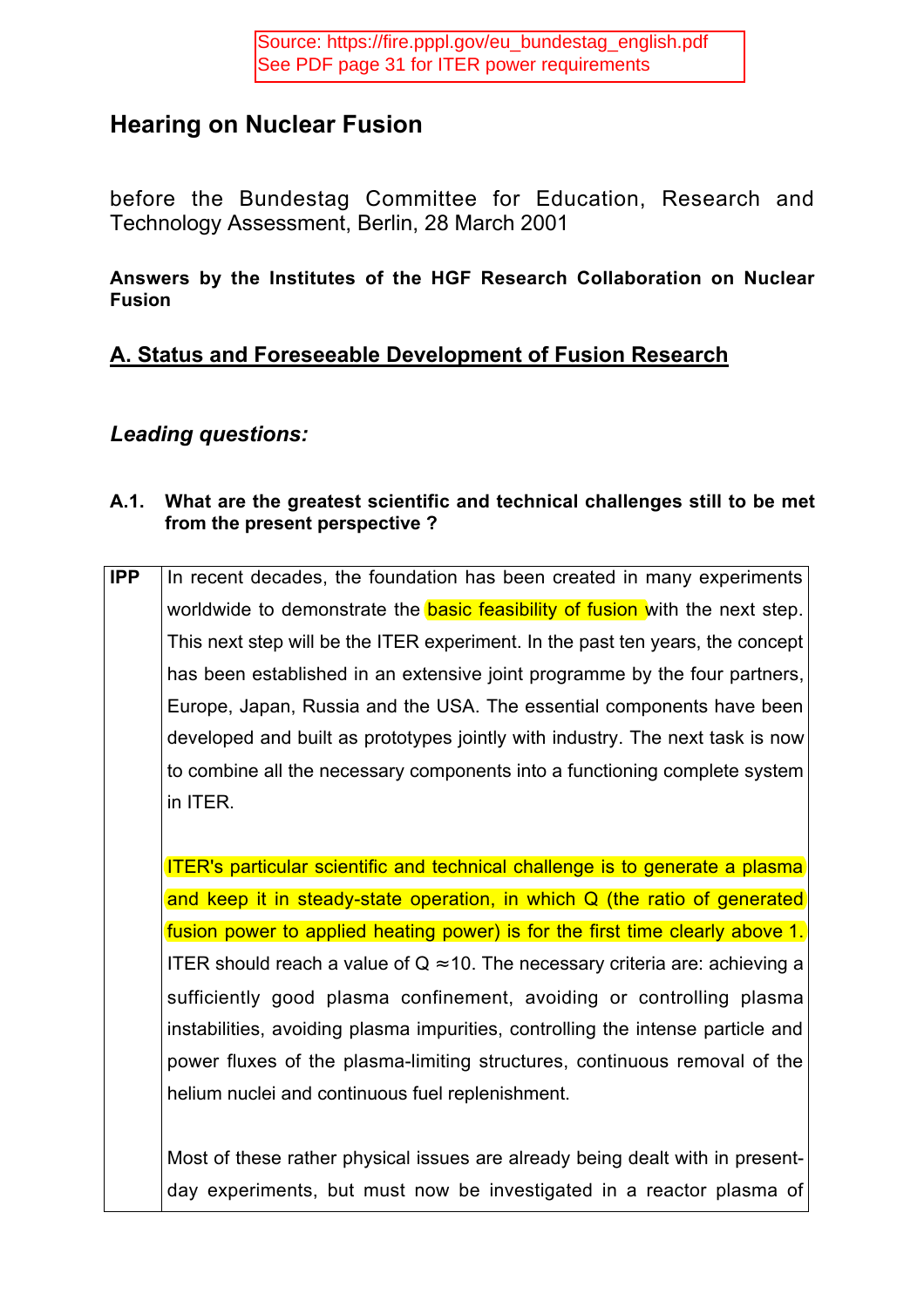Source: https://fire.pppl.gov/eu_bundestag_english.pdf
See PDF page 31 for ITER power requirements

# Hearing on Nuclear Fusion

before the Bundestag Committee for Education, Research and Technology Assessment, Berlin, 28 March 2001

**Answers by the Institutes of the HGF Research Collaboration on Nuclear Fusion**

## A. Status and Foreseeable Development of Fusion Research

### *Leading questions:*

**A.1. What are the greatest scientific and technical challenges still to be met from the present perspective ?**

| | |
|---|---|
| **IPP** | In recent decades, the foundation has been created in many experiments worldwide to demonstrate the basic feasibility of fusion with the next step. This next step will be the ITER experiment. In the past ten years, the concept has been established in an extensive joint programme by the four partners, Europe, Japan, Russia and the USA. The essential components have been developed and built as prototypes jointly with industry. The next task is now to combine all the necessary components into a functioning complete system in ITER.<br><br>ITER's particular scientific and technical challenge is to generate a plasma and keep it in steady-state operation, in which Q (the ratio of generated fusion power to applied heating power) is for the first time clearly above 1. ITER should reach a value of Q ≈10. The necessary criteria are: achieving a sufficiently good plasma confinement, avoiding or controlling plasma instabilities, avoiding plasma impurities, controlling the intense particle and power fluxes of the plasma-limiting structures, continuous removal of the helium nuclei and continuous fuel replenishment.<br><br>Most of these rather physical issues are already being dealt with in present-day experiments, but must now be investigated in a reactor plasma of |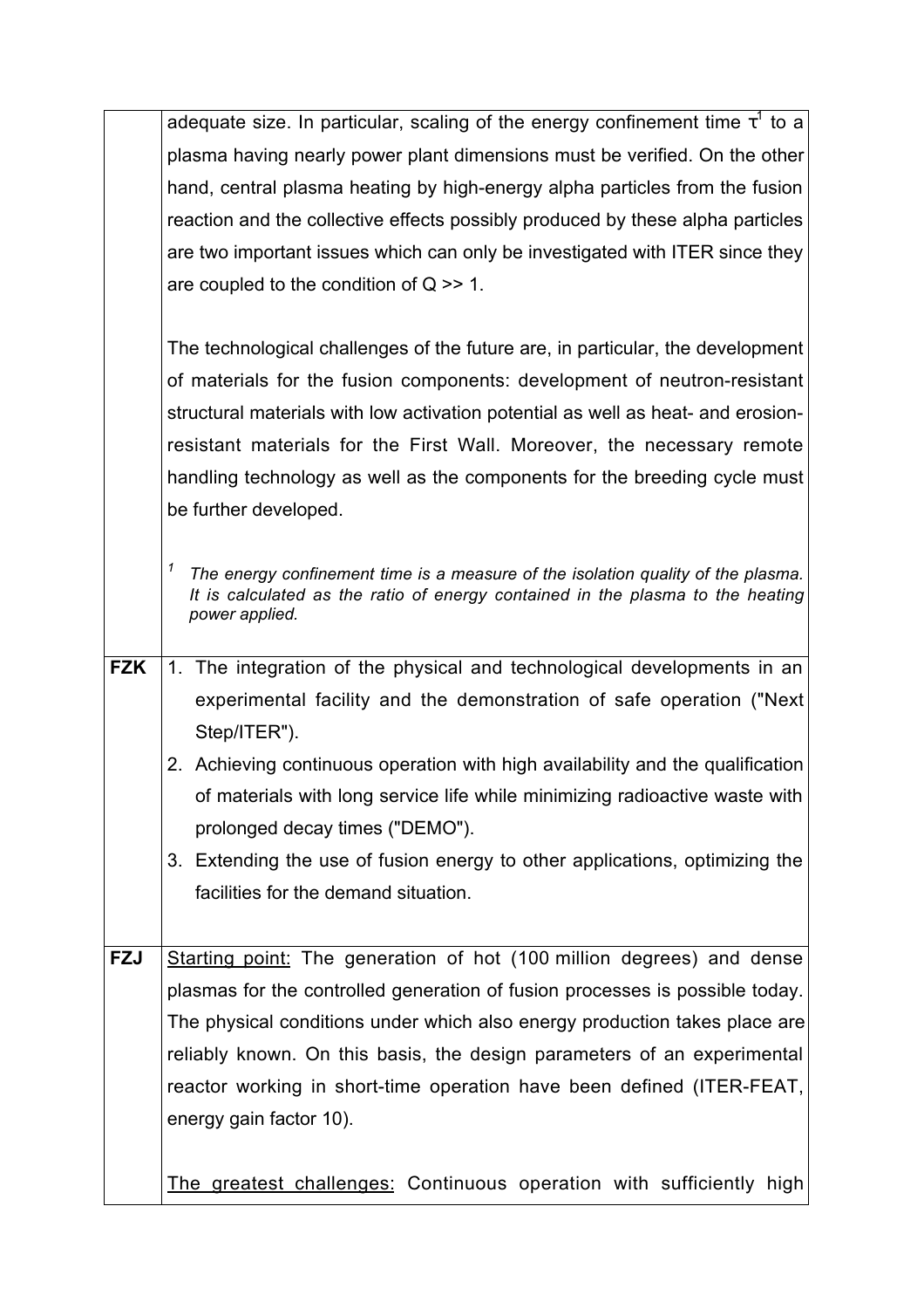| | |
|---|---|
| | adequate size. In particular, scaling of the energy confinement time $\tau$[1] to a plasma having nearly power plant dimensions must be verified. On the other hand, central plasma heating by high-energy alpha particles from the fusion reaction and the collective effects possibly produced by these alpha particles are two important issues which can only be investigated with ITER since they are coupled to the condition of Q >> 1.<br><br>The technological challenges of the future are, in particular, the development of materials for the fusion components: development of neutron-resistant structural materials with low activation potential as well as heat- and erosion-resistant materials for the First Wall. Moreover, the necessary remote handling technology as well as the components for the breeding cycle must be further developed.<br><br>*[1] The energy confinement time is a measure of the isolation quality of the plasma. It is calculated as the ratio of energy contained in the plasma to the heating power applied.* |
| **FZK** | 1. The integration of the physical and technological developments in an experimental facility and the demonstration of safe operation ("Next Step/ITER").<br>2. Achieving continuous operation with high availability and the qualification of materials with long service life while minimizing radioactive waste with prolonged decay times ("DEMO").<br>3. Extending the use of fusion energy to other applications, optimizing the facilities for the demand situation. |
| **FZJ** | <u>Starting point:</u> The generation of hot (100 million degrees) and dense plasmas for the controlled generation of fusion processes is possible today. The physical conditions under which also energy production takes place are reliably known. On this basis, the design parameters of an experimental reactor working in short-time operation have been defined (ITER-FEAT, energy gain factor 10).<br><br><u>The greatest challenges:</u> Continuous operation with sufficiently high |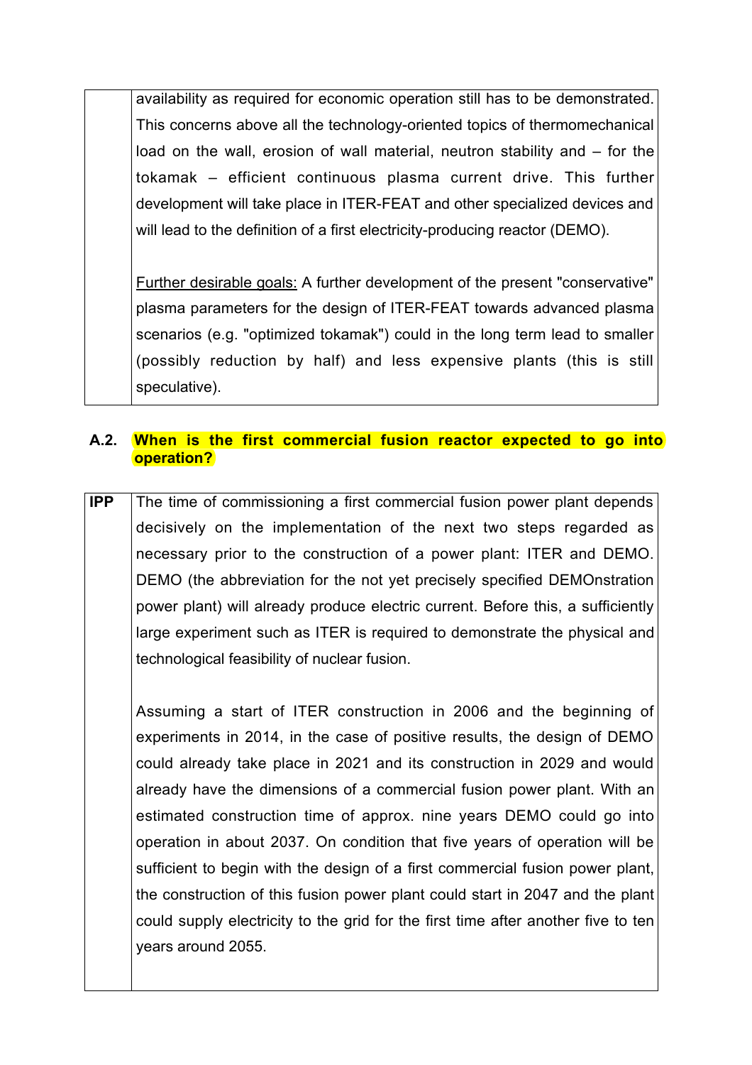| | |
|---|---|
| | availability as required for economic operation still has to be demonstrated. This concerns above all the technology-oriented topics of thermomechanical load on the wall, erosion of wall material, neutron stability and – for the tokamak – efficient continuous plasma current drive. This further development will take place in ITER-FEAT and other specialized devices and will lead to the definition of a first electricity-producing reactor (DEMO).<br><br>Further desirable goals: A further development of the present "conservative" plasma parameters for the design of ITER-FEAT towards advanced plasma scenarios (e.g. "optimized tokamak") could in the long term lead to smaller (possibly reduction by half) and less expensive plants (this is still speculative). |

### A.2. **When is the first commercial fusion reactor expected to go into operation?**

| | |
|---|---|
| **IPP** | The time of commissioning a first commercial fusion power plant depends decisively on the implementation of the next two steps regarded as necessary prior to the construction of a power plant: ITER and DEMO. DEMO (the abbreviation for the not yet precisely specified DEMOnstration power plant) will already produce electric current. Before this, a sufficiently large experiment such as ITER is required to demonstrate the physical and technological feasibility of nuclear fusion.<br><br>Assuming a start of ITER construction in 2006 and the beginning of experiments in 2014, in the case of positive results, the design of DEMO could already take place in 2021 and its construction in 2029 and would already have the dimensions of a commercial fusion power plant. With an estimated construction time of approx. nine years DEMO could go into operation in about 2037. On condition that five years of operation will be sufficient to begin with the design of a first commercial fusion power plant, the construction of this fusion power plant could start in 2047 and the plant could supply electricity to the grid for the first time after another five to ten years around 2055. |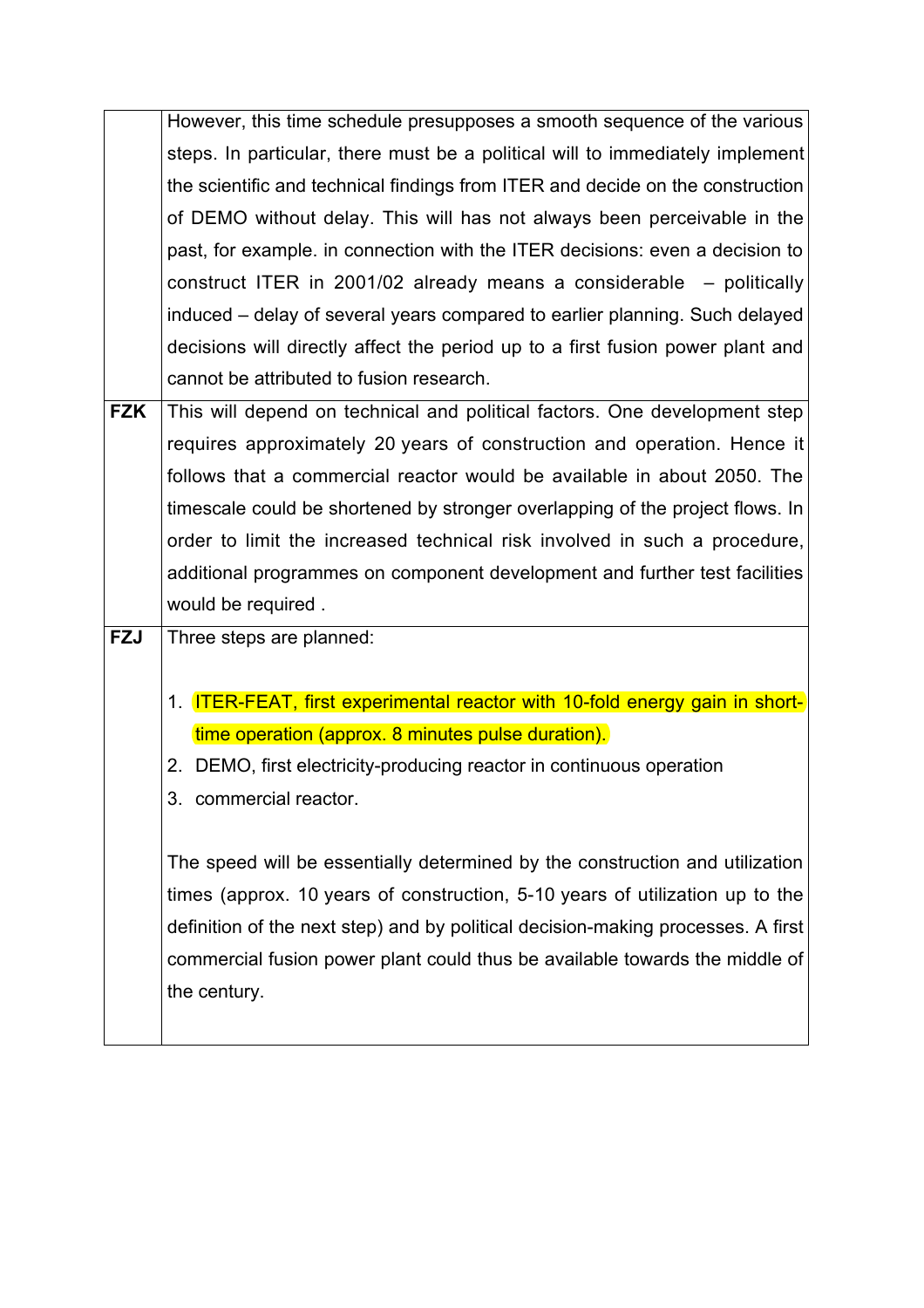|  |  |
|---|---|
|  | However, this time schedule presupposes a smooth sequence of the various steps. In particular, there must be a political will to immediately implement the scientific and technical findings from ITER and decide on the construction of DEMO without delay. This will has not always been perceivable in the past, for example. in connection with the ITER decisions: even a decision to construct ITER in 2001/02 already means a considerable – politically induced – delay of several years compared to earlier planning. Such delayed decisions will directly affect the period up to a first fusion power plant and cannot be attributed to fusion research. |
| **FZK** | This will depend on technical and political factors. One development step requires approximately 20 years of construction and operation. Hence it follows that a commercial reactor would be available in about 2050. The timescale could be shortened by stronger overlapping of the project flows. In order to limit the increased technical risk involved in such a procedure, additional programmes on component development and further test facilities would be required . |
| **FZJ** | Three steps are planned:<br><br>1. ITER-FEAT, first experimental reactor with 10-fold energy gain in short-time operation (approx. 8 minutes pulse duration).<br>2. DEMO, first electricity-producing reactor in continuous operation<br>3. commercial reactor.<br><br>The speed will be essentially determined by the construction and utilization times (approx. 10 years of construction, 5-10 years of utilization up to the definition of the next step) and by political decision-making processes. A first commercial fusion power plant could thus be available towards the middle of the century. |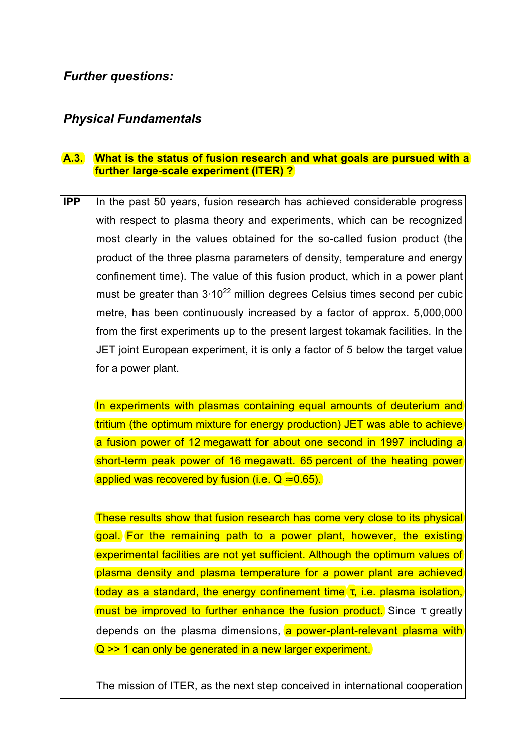## *Further questions:*

### *Physical Fundamentals*

#### A.3. What is the status of fusion research and what goals are pursued with a further large-scale experiment (ITER) ?

| IPP | In the past 50 years, fusion research has achieved considerable progress with respect to plasma theory and experiments, which can be recognized most clearly in the values obtained for the so-called fusion product (the product of the three plasma parameters of density, temperature and energy confinement time). The value of this fusion product, which in a power plant must be greater than $3 \cdot 10^{22}$ million degrees Celsius times second per cubic metre, has been continuously increased by a factor of approx. 5,000,000 from the first experiments up to the present largest tokamak facilities. In the JET joint European experiment, it is only a factor of 5 below the target value for a power plant.<br><br>In experiments with plasmas containing equal amounts of deuterium and tritium (the optimum mixture for energy production) JET was able to achieve a fusion power of 12 megawatt for about one second in 1997 including a short-term peak power of 16 megawatt. 65 percent of the heating power applied was recovered by fusion (i.e. $Q \approx 0.65$).<br><br>These results show that fusion research has come very close to its physical goal. For the remaining path to a power plant, however, the existing experimental facilities are not yet sufficient. Although the optimum values of plasma density and plasma temperature for a power plant are achieved today as a standard, the energy confinement time $\tau$, i.e. plasma isolation, must be improved to further enhance the fusion product. Since $\tau$ greatly depends on the plasma dimensions, a power-plant-relevant plasma with $Q >> 1$ can only be generated in a new larger experiment.<br><br>The mission of ITER, as the next step conceived in international cooperation |
|---|---|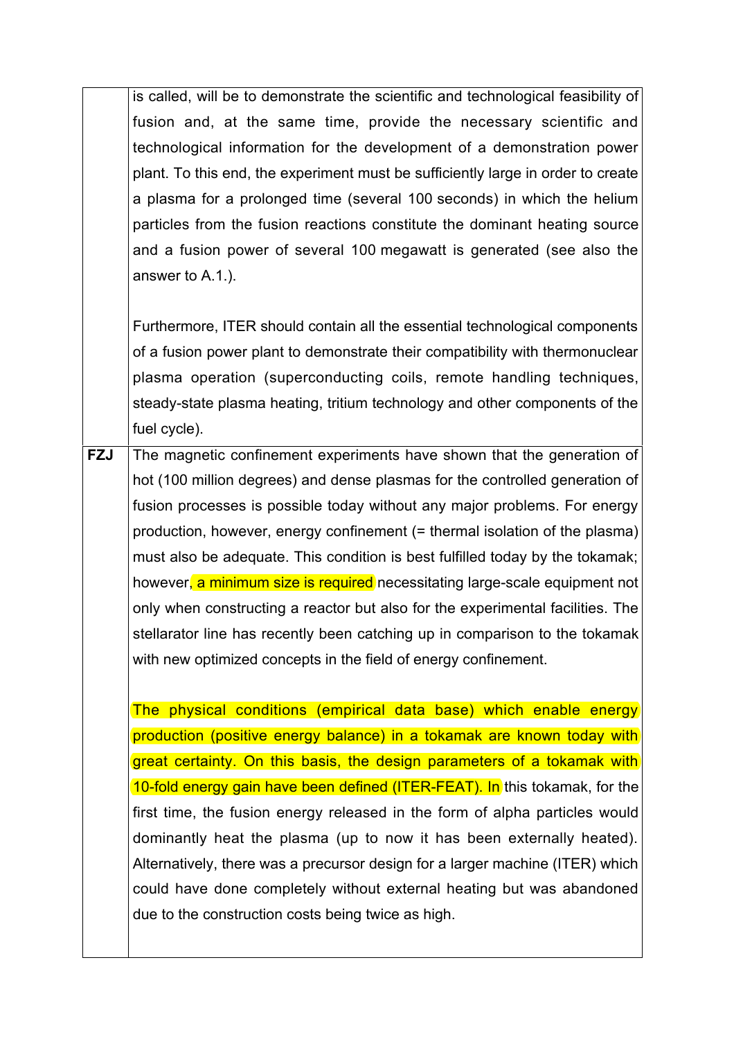| | |
|---|---|
| | is called, will be to demonstrate the scientific and technological feasibility of fusion and, at the same time, provide the necessary scientific and technological information for the development of a demonstration power plant. To this end, the experiment must be sufficiently large in order to create a plasma for a prolonged time (several 100 seconds) in which the helium particles from the fusion reactions constitute the dominant heating source and a fusion power of several 100 megawatt is generated (see also the answer to A.1.).<br><br>Furthermore, ITER should contain all the essential technological components of a fusion power plant to demonstrate their compatibility with thermonuclear plasma operation (superconducting coils, remote handling techniques, steady-state plasma heating, tritium technology and other components of the fuel cycle). |
| **FZJ** | The magnetic confinement experiments have shown that the generation of hot (100 million degrees) and dense plasmas for the controlled generation of fusion processes is possible today without any major problems. For energy production, however, energy confinement (= thermal isolation of the plasma) must also be adequate. This condition is best fulfilled today by the tokamak; however, a minimum size is required necessitating large-scale equipment not only when constructing a reactor but also for the experimental facilities. The stellarator line has recently been catching up in comparison to the tokamak with new optimized concepts in the field of energy confinement.<br><br>The physical conditions (empirical data base) which enable energy production (positive energy balance) in a tokamak are known today with great certainty. On this basis, the design parameters of a tokamak with 10-fold energy gain have been defined (ITER-FEAT). In this tokamak, for the first time, the fusion energy released in the form of alpha particles would dominantly heat the plasma (up to now it has been externally heated). Alternatively, there was a precursor design for a larger machine (ITER) which could have done completely without external heating but was abandoned due to the construction costs being twice as high. |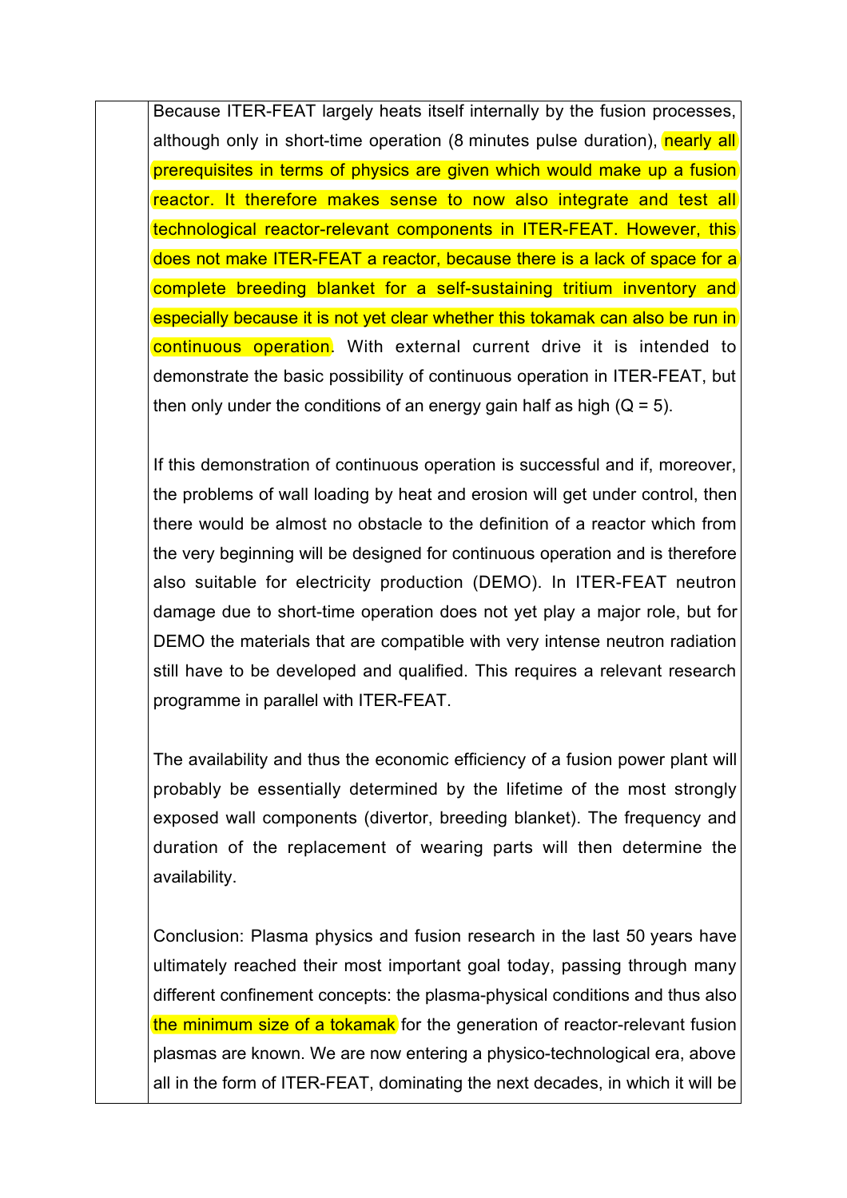Because ITER-FEAT largely heats itself internally by the fusion processes, although only in short-time operation (8 minutes pulse duration), nearly all prerequisites in terms of physics are given which would make up a fusion reactor. It therefore makes sense to now also integrate and test all technological reactor-relevant components in ITER-FEAT. However, this does not make ITER-FEAT a reactor, because there is a lack of space for a complete breeding blanket for a self-sustaining tritium inventory and especially because it is not yet clear whether this tokamak can also be run in continuous operation. With external current drive it is intended to demonstrate the basic possibility of continuous operation in ITER-FEAT, but then only under the conditions of an energy gain half as high (Q = 5).

If this demonstration of continuous operation is successful and if, moreover, the problems of wall loading by heat and erosion will get under control, then there would be almost no obstacle to the definition of a reactor which from the very beginning will be designed for continuous operation and is therefore also suitable for electricity production (DEMO). In ITER-FEAT neutron damage due to short-time operation does not yet play a major role, but for DEMO the materials that are compatible with very intense neutron radiation still have to be developed and qualified. This requires a relevant research programme in parallel with ITER-FEAT.

The availability and thus the economic efficiency of a fusion power plant will probably be essentially determined by the lifetime of the most strongly exposed wall components (divertor, breeding blanket). The frequency and duration of the replacement of wearing parts will then determine the availability.

Conclusion: Plasma physics and fusion research in the last 50 years have ultimately reached their most important goal today, passing through many different confinement concepts: the plasma-physical conditions and thus also the minimum size of a tokamak for the generation of reactor-relevant fusion plasmas are known. We are now entering a physico-technological era, above all in the form of ITER-FEAT, dominating the next decades, in which it will be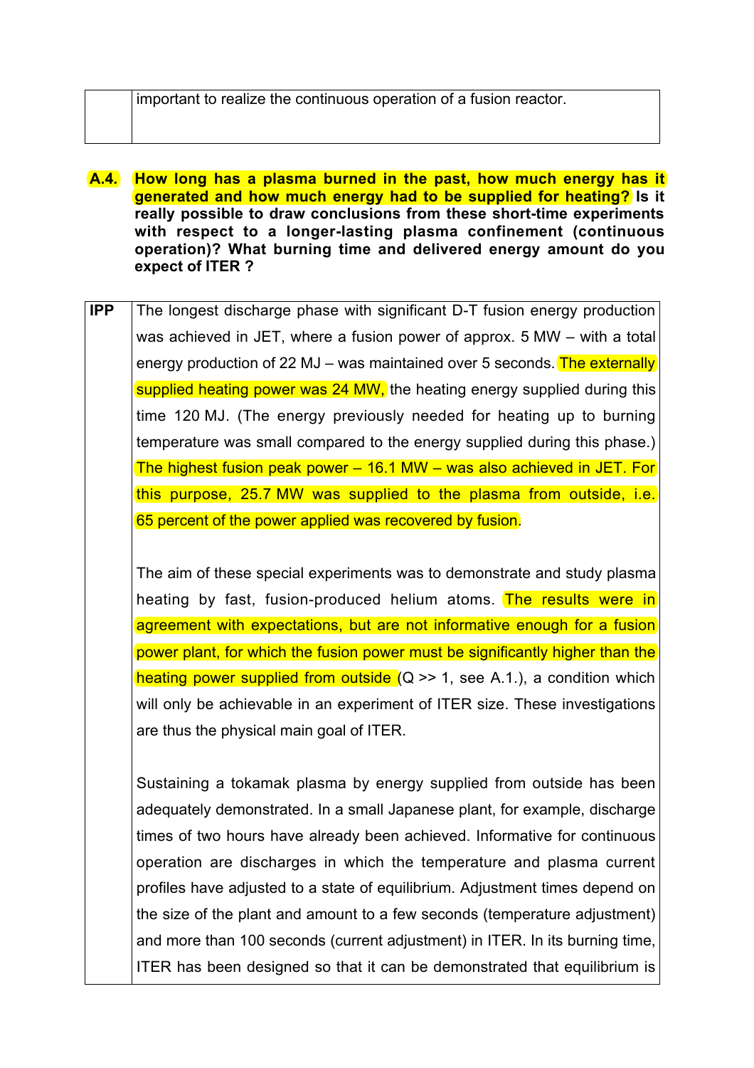| | important to realize the continuous operation of a fusion reactor. |
|---|---|

**A.4. How long has a plasma burned in the past, how much energy has it generated and how much energy had to be supplied for heating? Is it really possible to draw conclusions from these short-time experiments with respect to a longer-lasting plasma confinement (continuous operation)? What burning time and delivered energy amount do you expect of ITER ?**

| | |
|---|---|
| **IPP** | The longest discharge phase with significant D-T fusion energy production was achieved in JET, where a fusion power of approx. 5 MW – with a total energy production of 22 MJ – was maintained over 5 seconds. The externally supplied heating power was 24 MW, the heating energy supplied during this time 120 MJ. (The energy previously needed for heating up to burning temperature was small compared to the energy supplied during this phase.) The highest fusion peak power – 16.1 MW – was also achieved in JET. For this purpose, 25.7 MW was supplied to the plasma from outside, i.e. 65 percent of the power applied was recovered by fusion.<br><br>The aim of these special experiments was to demonstrate and study plasma heating by fast, fusion-produced helium atoms. The results were in agreement with expectations, but are not informative enough for a fusion power plant, for which the fusion power must be significantly higher than the heating power supplied from outside ($Q >> 1$, see A.1.), a condition which will only be achievable in an experiment of ITER size. These investigations are thus the physical main goal of ITER.<br><br>Sustaining a tokamak plasma by energy supplied from outside has been adequately demonstrated. In a small Japanese plant, for example, discharge times of two hours have already been achieved. Informative for continuous operation are discharges in which the temperature and plasma current profiles have adjusted to a state of equilibrium. Adjustment times depend on the size of the plant and amount to a few seconds (temperature adjustment) and more than 100 seconds (current adjustment) in ITER. In its burning time, ITER has been designed so that it can be demonstrated that equilibrium is |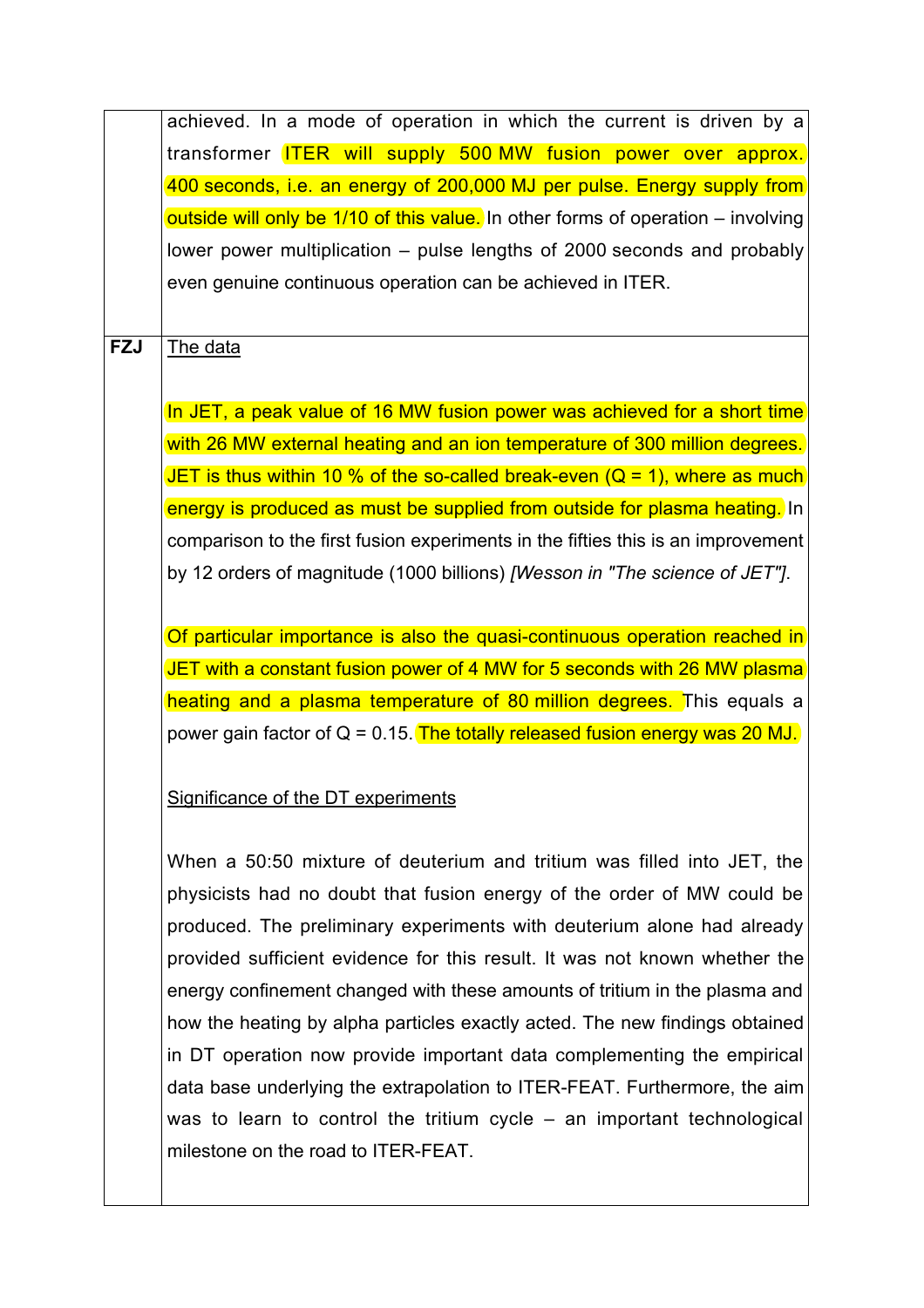| | |
|---|---|
| | achieved. In a mode of operation in which the current is driven by a transformer ITER will supply 500 MW fusion power over approx. 400 seconds, i.e. an energy of 200,000 MJ per pulse. Energy supply from outside will only be 1/10 of this value. In other forms of operation – involving lower power multiplication – pulse lengths of 2000 seconds and probably even genuine continuous operation can be achieved in ITER. |
| **FZJ** | The data<br><br>In JET, a peak value of 16 MW fusion power was achieved for a short time with 26 MW external heating and an ion temperature of 300 million degrees. JET is thus within 10 % of the so-called break-even (Q = 1), where as much energy is produced as must be supplied from outside for plasma heating. In comparison to the first fusion experiments in the fifties this is an improvement by 12 orders of magnitude (1000 billions) *[Wesson in "The science of JET"]*.<br><br>Of particular importance is also the quasi-continuous operation reached in JET with a constant fusion power of 4 MW for 5 seconds with 26 MW plasma heating and a plasma temperature of 80 million degrees. This equals a power gain factor of Q = 0.15. The totally released fusion energy was 20 MJ.<br><br>Significance of the DT experiments<br><br>When a 50:50 mixture of deuterium and tritium was filled into JET, the physicists had no doubt that fusion energy of the order of MW could be produced. The preliminary experiments with deuterium alone had already provided sufficient evidence for this result. It was not known whether the energy confinement changed with these amounts of tritium in the plasma and how the heating by alpha particles exactly acted. The new findings obtained in DT operation now provide important data complementing the empirical data base underlying the extrapolation to ITER-FEAT. Furthermore, the aim was to learn to control the tritium cycle – an important technological milestone on the road to ITER-FEAT. |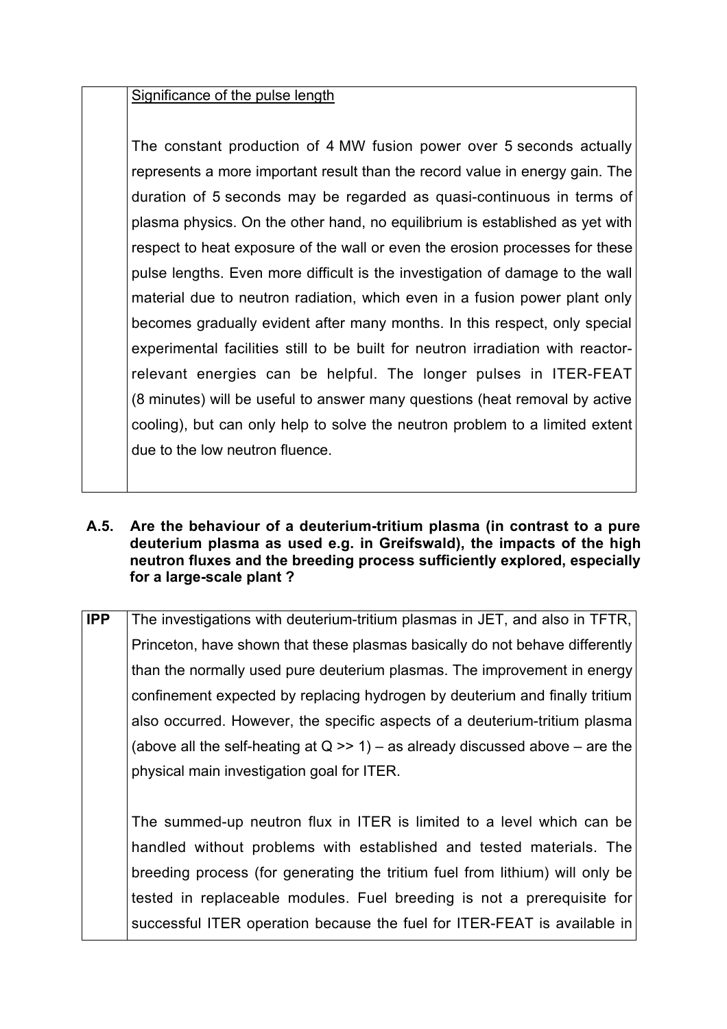| | Significance of the pulse length<br><br>The constant production of 4 MW fusion power over 5 seconds actually represents a more important result than the record value in energy gain. The duration of 5 seconds may be regarded as quasi-continuous in terms of plasma physics. On the other hand, no equilibrium is established as yet with respect to heat exposure of the wall or even the erosion processes for these pulse lengths. Even more difficult is the investigation of damage to the wall material due to neutron radiation, which even in a fusion power plant only becomes gradually evident after many months. In this respect, only special experimental facilities still to be built for neutron irradiation with reactor-relevant energies can be helpful. The longer pulses in ITER-FEAT (8 minutes) will be useful to answer many questions (heat removal by active cooling), but can only help to solve the neutron problem to a limited extent due to the low neutron fluence. |
|---|---|

**A.5. Are the behaviour of a deuterium-tritium plasma (in contrast to a pure deuterium plasma as used e.g. in Greifswald), the impacts of the high neutron fluxes and the breeding process sufficiently explored, especially for a large-scale plant ?**

| IPP | The investigations with deuterium-tritium plasmas in JET, and also in TFTR, Princeton, have shown that these plasmas basically do not behave differently than the normally used pure deuterium plasmas. The improvement in energy confinement expected by replacing hydrogen by deuterium and finally tritium also occurred. However, the specific aspects of a deuterium-tritium plasma (above all the self-heating at $Q >> 1$) – as already discussed above – are the physical main investigation goal for ITER.<br><br>The summed-up neutron flux in ITER is limited to a level which can be handled without problems with established and tested materials. The breeding process (for generating the tritium fuel from lithium) will only be tested in replaceable modules. Fuel breeding is not a prerequisite for successful ITER operation because the fuel for ITER-FEAT is available in |
|---|---|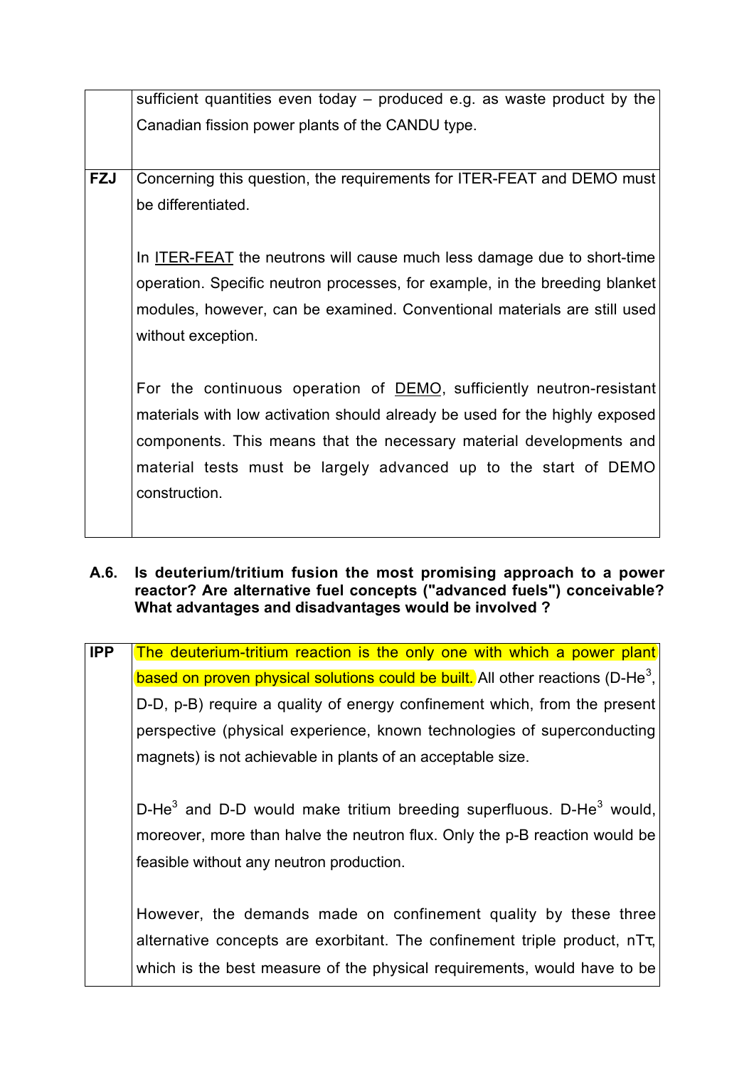| | |
|---|---|
| | sufficient quantities even today – produced e.g. as waste product by the Canadian fission power plants of the CANDU type. |
| **FZJ** | Concerning this question, the requirements for ITER-FEAT and DEMO must be differentiated.<br><br>In ITER-FEAT the neutrons will cause much less damage due to short-time operation. Specific neutron processes, for example, in the breeding blanket modules, however, can be examined. Conventional materials are still used without exception.<br><br>For the continuous operation of DEMO, sufficiently neutron-resistant materials with low activation should already be used for the highly exposed components. This means that the necessary material developments and material tests must be largely advanced up to the start of DEMO construction. |

**A.6. Is deuterium/tritium fusion the most promising approach to a power reactor? Are alternative fuel concepts ("advanced fuels") conceivable? What advantages and disadvantages would be involved ?**

| | |
|---|---|
| **IPP** | The deuterium-tritium reaction is the only one with which a power plant based on proven physical solutions could be built. All other reactions (D-$He^3$, D-D, p-B) require a quality of energy confinement which, from the present perspective (physical experience, known technologies of superconducting magnets) is not achievable in plants of an acceptable size.<br><br>D-$He^3$ and D-D would make tritium breeding superfluous. D-$He^3$ would, moreover, more than halve the neutron flux. Only the p-B reaction would be feasible without any neutron production.<br><br>However, the demands made on confinement quality by these three alternative concepts are exorbitant. The confinement triple product, $nT\tau$, which is the best measure of the physical requirements, would have to be |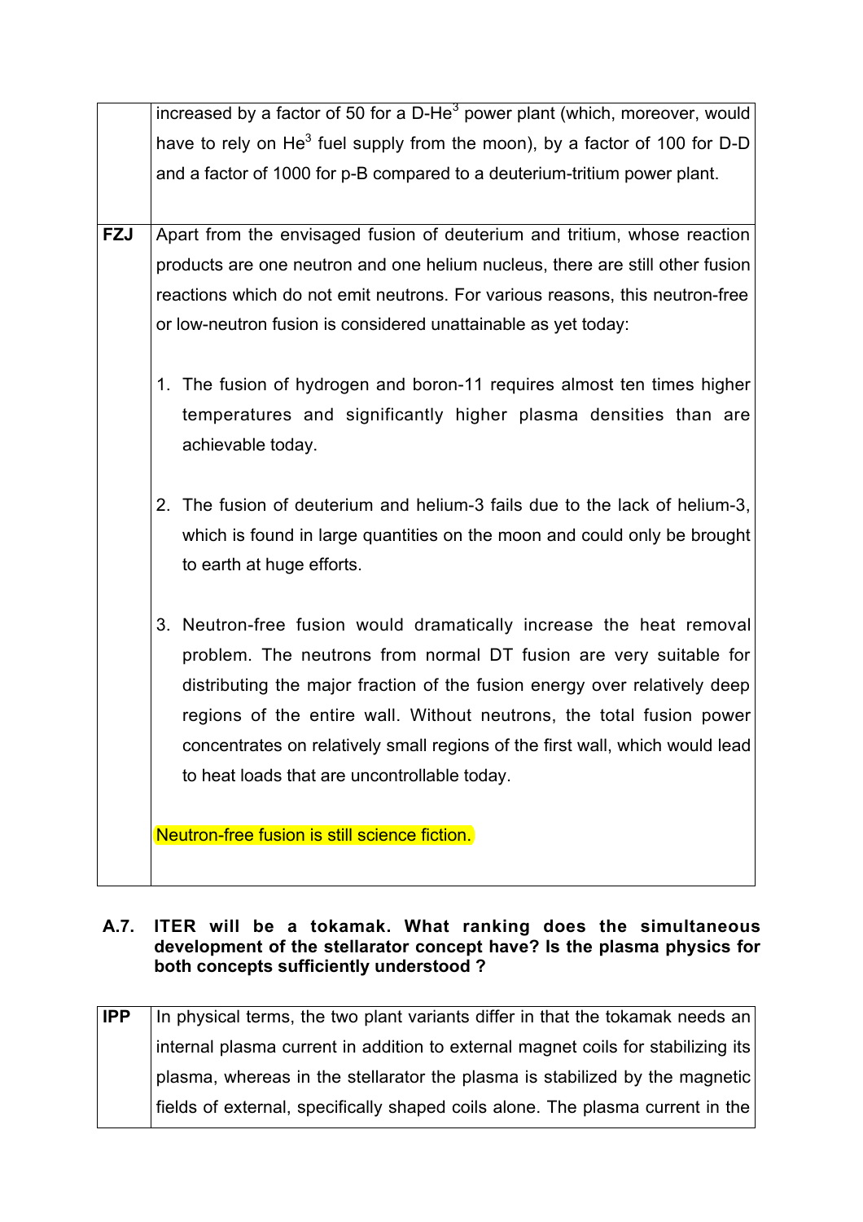| | |
|---|---|
| | increased by a factor of 50 for a D-$He^3$ power plant (which, moreover, would have to rely on $He^3$ fuel supply from the moon), by a factor of 100 for D-D and a factor of 1000 for p-B compared to a deuterium-tritium power plant. |
| **FZJ** | Apart from the envisaged fusion of deuterium and tritium, whose reaction products are one neutron and one helium nucleus, there are still other fusion reactions which do not emit neutrons. For various reasons, this neutron-free or low-neutron fusion is considered unattainable as yet today:<br><br>1. The fusion of hydrogen and boron-11 requires almost ten times higher temperatures and significantly higher plasma densities than are achievable today.<br><br>2. The fusion of deuterium and helium-3 fails due to the lack of helium-3, which is found in large quantities on the moon and could only be brought to earth at huge efforts.<br><br>3. Neutron-free fusion would dramatically increase the heat removal problem. The neutrons from normal DT fusion are very suitable for distributing the major fraction of the fusion energy over relatively deep regions of the entire wall. Without neutrons, the total fusion power concentrates on relatively small regions of the first wall, which would lead to heat loads that are uncontrollable today.<br><br>Neutron-free fusion is still science fiction. |

### A.7. ITER will be a tokamak. What ranking does the simultaneous development of the stellarator concept have? Is the plasma physics for both concepts sufficiently understood ?

| | |
|---|---|
| **IPP** | In physical terms, the two plant variants differ in that the tokamak needs an internal plasma current in addition to external magnet coils for stabilizing its plasma, whereas in the stellarator the plasma is stabilized by the magnetic fields of external, specifically shaped coils alone. The plasma current in the |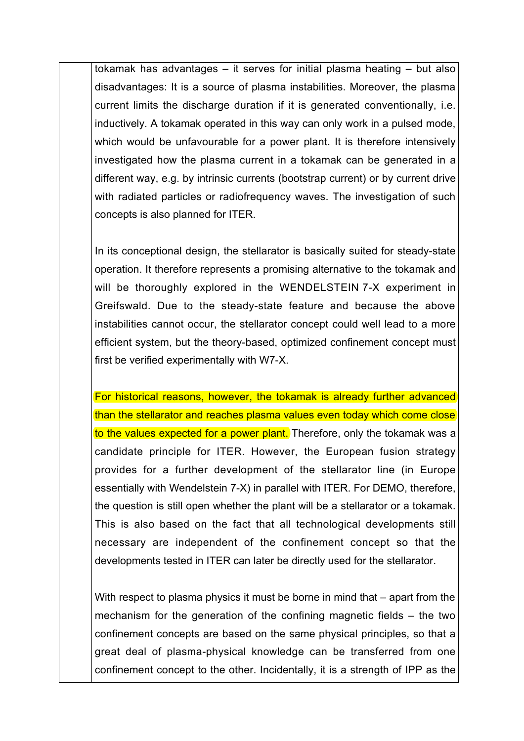tokamak has advantages – it serves for initial plasma heating – but also disadvantages: It is a source of plasma instabilities. Moreover, the plasma current limits the discharge duration if it is generated conventionally, i.e. inductively. A tokamak operated in this way can only work in a pulsed mode, which would be unfavourable for a power plant. It is therefore intensively investigated how the plasma current in a tokamak can be generated in a different way, e.g. by intrinsic currents (bootstrap current) or by current drive with radiated particles or radiofrequency waves. The investigation of such concepts is also planned for ITER.

In its conceptional design, the stellarator is basically suited for steady-state operation. It therefore represents a promising alternative to the tokamak and will be thoroughly explored in the WENDELSTEIN 7-X experiment in Greifswald. Due to the steady-state feature and because the above instabilities cannot occur, the stellarator concept could well lead to a more efficient system, but the theory-based, optimized confinement concept must first be verified experimentally with W7-X.

For historical reasons, however, the tokamak is already further advanced than the stellarator and reaches plasma values even today which come close to the values expected for a power plant. Therefore, only the tokamak was a candidate principle for ITER. However, the European fusion strategy provides for a further development of the stellarator line (in Europe essentially with Wendelstein 7-X) in parallel with ITER. For DEMO, therefore, the question is still open whether the plant will be a stellarator or a tokamak. This is also based on the fact that all technological developments still necessary are independent of the confinement concept so that the developments tested in ITER can later be directly used for the stellarator.

With respect to plasma physics it must be borne in mind that – apart from the mechanism for the generation of the confining magnetic fields – the two confinement concepts are based on the same physical principles, so that a great deal of plasma-physical knowledge can be transferred from one confinement concept to the other. Incidentally, it is a strength of IPP as the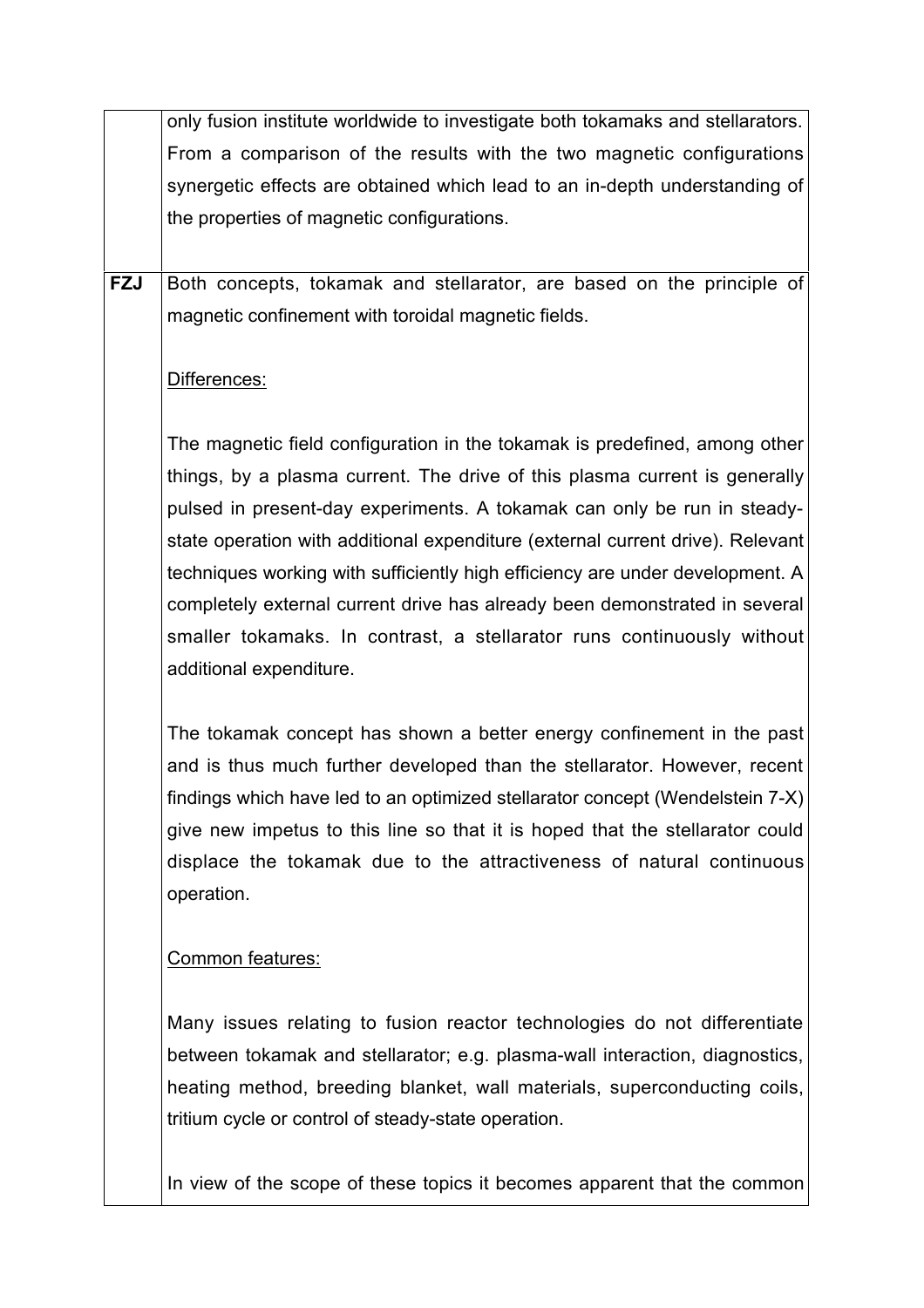|  | only fusion institute worldwide to investigate both tokamaks and stellarators. From a comparison of the results with the two magnetic configurations synergetic effects are obtained which lead to an in-depth understanding of the properties of magnetic configurations. |
|---|---|
| **FZJ** | Both concepts, tokamak and stellarator, are based on the principle of magnetic confinement with toroidal magnetic fields.<br><br><u>Differences:</u><br><br>The magnetic field configuration in the tokamak is predefined, among other things, by a plasma current. The drive of this plasma current is generally pulsed in present-day experiments. A tokamak can only be run in steady-state operation with additional expenditure (external current drive). Relevant techniques working with sufficiently high efficiency are under development. A completely external current drive has already been demonstrated in several smaller tokamaks. In contrast, a stellarator runs continuously without additional expenditure.<br><br>The tokamak concept has shown a better energy confinement in the past and is thus much further developed than the stellarator. However, recent findings which have led to an optimized stellarator concept (Wendelstein 7-X) give new impetus to this line so that it is hoped that the stellarator could displace the tokamak due to the attractiveness of natural continuous operation.<br><br><u>Common features:</u><br><br>Many issues relating to fusion reactor technologies do not differentiate between tokamak and stellarator; e.g. plasma-wall interaction, diagnostics, heating method, breeding blanket, wall materials, superconducting coils, tritium cycle or control of steady-state operation.<br><br>In view of the scope of these topics it becomes apparent that the common |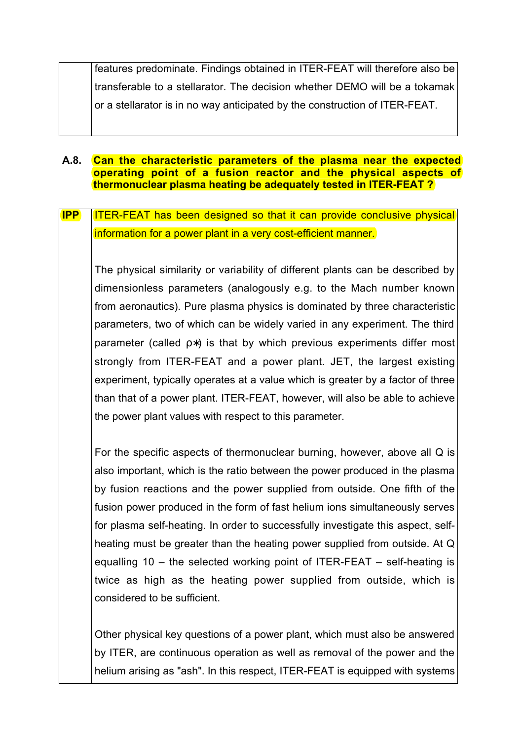| | |
|---|---|
| | features predominate. Findings obtained in ITER-FEAT will therefore also be transferable to a stellarator. The decision whether DEMO will be a tokamak or a stellarator is in no way anticipated by the construction of ITER-FEAT. |

**A.8. Can the characteristic parameters of the plasma near the expected operating point of a fusion reactor and the physical aspects of thermonuclear plasma heating be adequately tested in ITER-FEAT ?**

| | |
|---|---|
| **IPP** | ITER-FEAT has been designed so that it can provide conclusive physical information for a power plant in a very cost-efficient manner.<br><br>The physical similarity or variability of different plants can be described by dimensionless parameters (analogously e.g. to the Mach number known from aeronautics). Pure plasma physics is dominated by three characteristic parameters, two of which can be widely varied in any experiment. The third parameter (called $\rho*$) is that by which previous experiments differ most strongly from ITER-FEAT and a power plant. JET, the largest existing experiment, typically operates at a value which is greater by a factor of three than that of a power plant. ITER-FEAT, however, will also be able to achieve the power plant values with respect to this parameter.<br><br>For the specific aspects of thermonuclear burning, however, above all Q is also important, which is the ratio between the power produced in the plasma by fusion reactions and the power supplied from outside. One fifth of the fusion power produced in the form of fast helium ions simultaneously serves for plasma self-heating. In order to successfully investigate this aspect, self-heating must be greater than the heating power supplied from outside. At Q equalling 10 – the selected working point of ITER-FEAT – self-heating is twice as high as the heating power supplied from outside, which is considered to be sufficient.<br><br>Other physical key questions of a power plant, which must also be answered by ITER, are continuous operation as well as removal of the power and the helium arising as "ash". In this respect, ITER-FEAT is equipped with systems |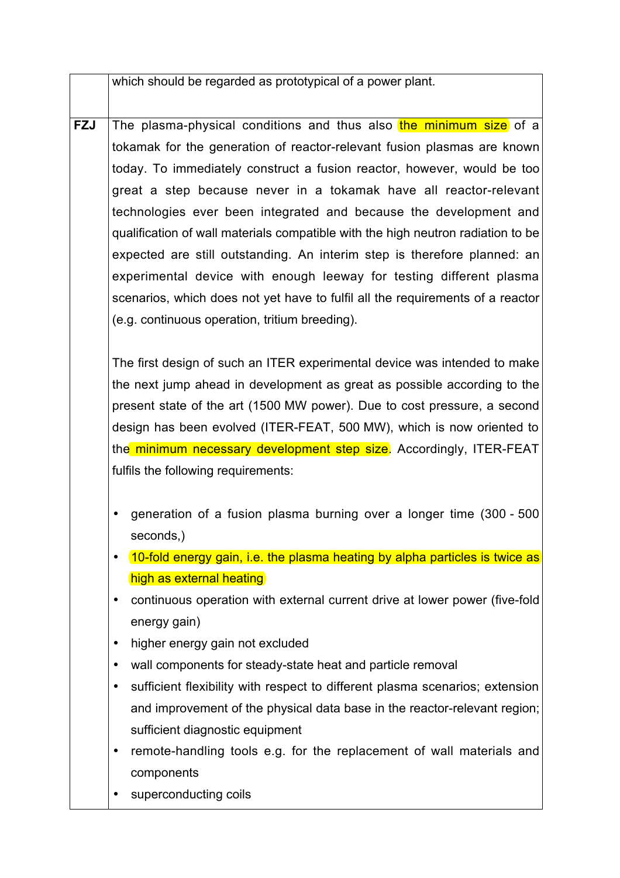| | |
|---|---|
| | which should be regarded as prototypical of a power plant. |
| **FZJ** | The plasma-physical conditions and thus also the minimum size of a tokamak for the generation of reactor-relevant fusion plasmas are known today. To immediately construct a fusion reactor, however, would be too great a step because never in a tokamak have all reactor-relevant technologies ever been integrated and because the development and qualification of wall materials compatible with the high neutron radiation to be expected are still outstanding. An interim step is therefore planned: an experimental device with enough leeway for testing different plasma scenarios, which does not yet have to fulfil all the requirements of a reactor (e.g. continuous operation, tritium breeding).<br><br>The first design of such an ITER experimental device was intended to make the next jump ahead in development as great as possible according to the present state of the art (1500 MW power). Due to cost pressure, a second design has been evolved (ITER-FEAT, 500 MW), which is now oriented to the minimum necessary development step size. Accordingly, ITER-FEAT fulfils the following requirements:<br><br>• generation of a fusion plasma burning over a longer time (300 - 500 seconds,)<br>• 10-fold energy gain, i.e. the plasma heating by alpha particles is twice as high as external heating<br>• continuous operation with external current drive at lower power (five-fold energy gain)<br>• higher energy gain not excluded<br>• wall components for steady-state heat and particle removal<br>• sufficient flexibility with respect to different plasma scenarios; extension and improvement of the physical data base in the reactor-relevant region; sufficient diagnostic equipment<br>• remote-handling tools e.g. for the replacement of wall materials and components<br>• superconducting coils |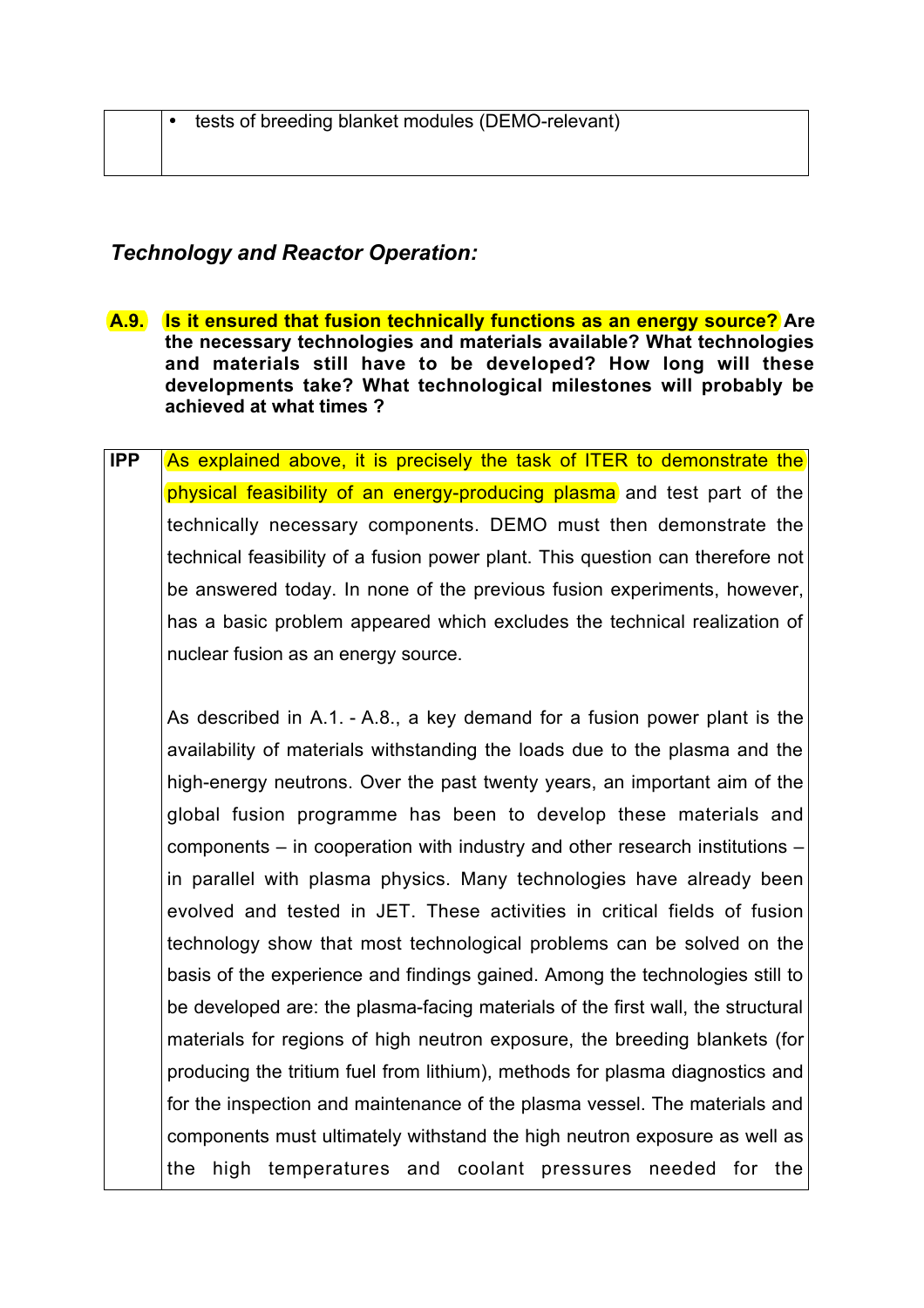| | • tests of breeding blanket modules (DEMO-relevant) |
|---|---|

*Technology and Reactor Operation:*

**A.9. Is it ensured that fusion technically functions as an energy source? Are the necessary technologies and materials available? What technologies and materials still have to be developed? How long will these developments take? What technological milestones will probably be achieved at what times ?**

| | |
|---|---|
| **IPP** | As explained above, it is precisely the task of ITER to demonstrate the physical feasibility of an energy-producing plasma and test part of the technically necessary components. DEMO must then demonstrate the technical feasibility of a fusion power plant. This question can therefore not be answered today. In none of the previous fusion experiments, however, has a basic problem appeared which excludes the technical realization of nuclear fusion as an energy source.<br><br>As described in A.1. - A.8., a key demand for a fusion power plant is the availability of materials withstanding the loads due to the plasma and the high-energy neutrons. Over the past twenty years, an important aim of the global fusion programme has been to develop these materials and components – in cooperation with industry and other research institutions – in parallel with plasma physics. Many technologies have already been evolved and tested in JET. These activities in critical fields of fusion technology show that most technological problems can be solved on the basis of the experience and findings gained. Among the technologies still to be developed are: the plasma-facing materials of the first wall, the structural materials for regions of high neutron exposure, the breeding blankets (for producing the tritium fuel from lithium), methods for plasma diagnostics and for the inspection and maintenance of the plasma vessel. The materials and components must ultimately withstand the high neutron exposure as well as the high temperatures and coolant pressures needed for the |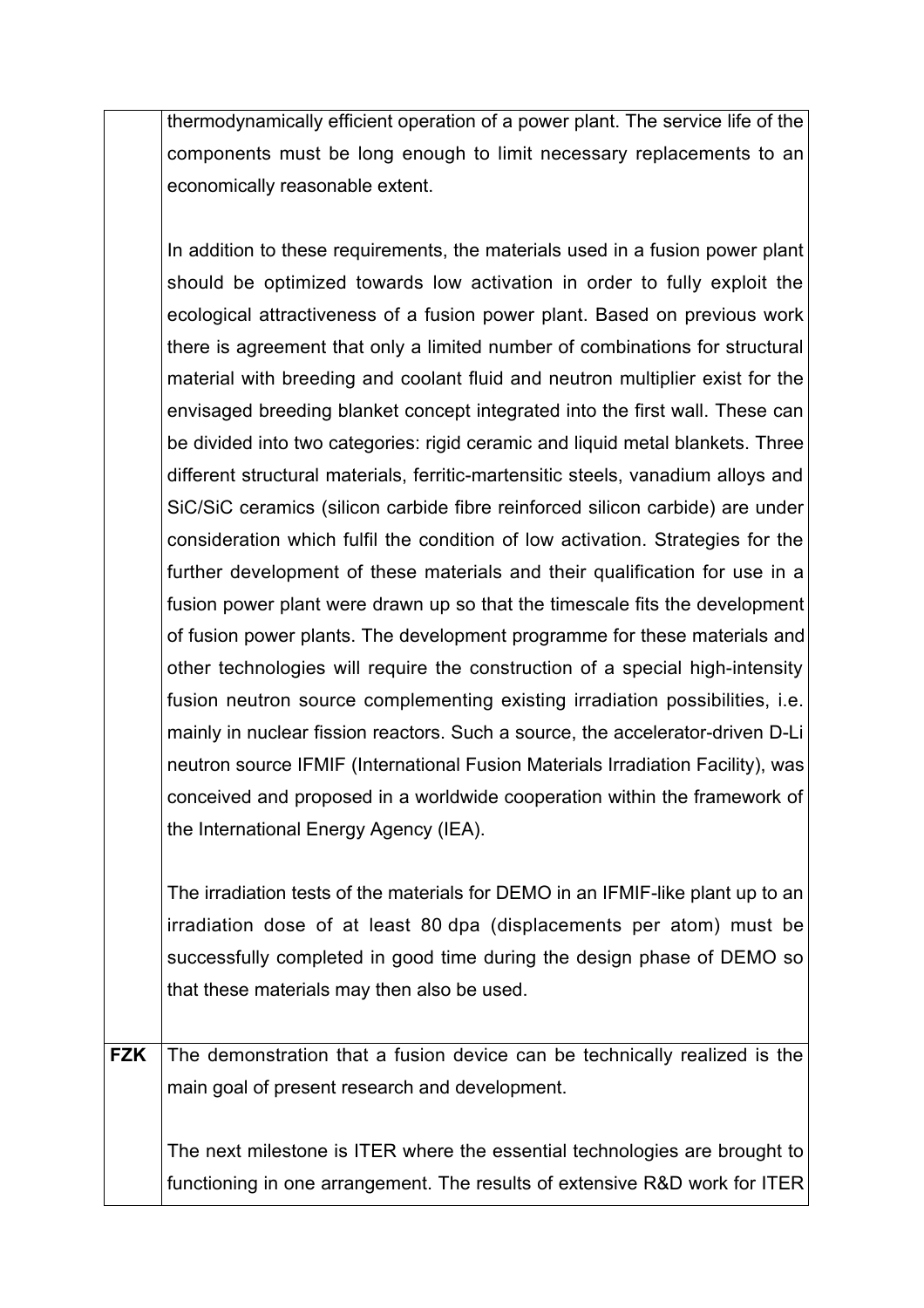| | |
|---|---|
| | thermodynamically efficient operation of a power plant. The service life of the components must be long enough to limit necessary replacements to an economically reasonable extent.<br><br>In addition to these requirements, the materials used in a fusion power plant should be optimized towards low activation in order to fully exploit the ecological attractiveness of a fusion power plant. Based on previous work there is agreement that only a limited number of combinations for structural material with breeding and coolant fluid and neutron multiplier exist for the envisaged breeding blanket concept integrated into the first wall. These can be divided into two categories: rigid ceramic and liquid metal blankets. Three different structural materials, ferritic-martensitic steels, vanadium alloys and SiC/SiC ceramics (silicon carbide fibre reinforced silicon carbide) are under consideration which fulfil the condition of low activation. Strategies for the further development of these materials and their qualification for use in a fusion power plant were drawn up so that the timescale fits the development of fusion power plants. The development programme for these materials and other technologies will require the construction of a special high-intensity fusion neutron source complementing existing irradiation possibilities, i.e. mainly in nuclear fission reactors. Such a source, the accelerator-driven D-Li neutron source IFMIF (International Fusion Materials Irradiation Facility), was conceived and proposed in a worldwide cooperation within the framework of the International Energy Agency (IEA).<br><br>The irradiation tests of the materials for DEMO in an IFMIF-like plant up to an irradiation dose of at least 80 dpa (displacements per atom) must be successfully completed in good time during the design phase of DEMO so that these materials may then also be used. |
| **FZK** | The demonstration that a fusion device can be technically realized is the main goal of present research and development.<br><br>The next milestone is ITER where the essential technologies are brought to functioning in one arrangement. The results of extensive R&D work for ITER |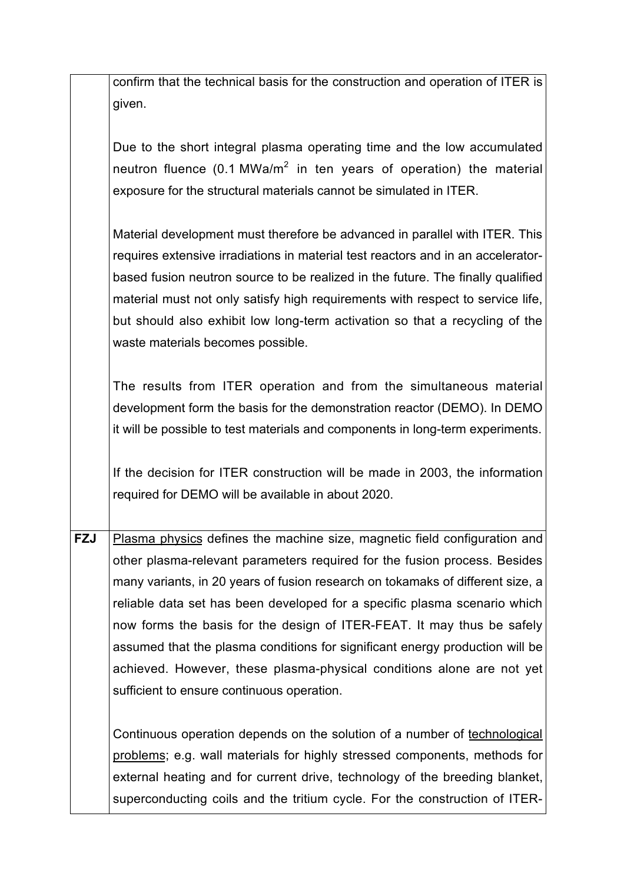| | |
|---|---|
| | confirm that the technical basis for the construction and operation of ITER is given.<br><br>Due to the short integral plasma operating time and the low accumulated neutron fluence (0.1 MWa/m$^2$ in ten years of operation) the material exposure for the structural materials cannot be simulated in ITER.<br><br>Material development must therefore be advanced in parallel with ITER. This requires extensive irradiations in material test reactors and in an accelerator-based fusion neutron source to be realized in the future. The finally qualified material must not only satisfy high requirements with respect to service life, but should also exhibit low long-term activation so that a recycling of the waste materials becomes possible.<br><br>The results from ITER operation and from the simultaneous material development form the basis for the demonstration reactor (DEMO). In DEMO it will be possible to test materials and components in long-term experiments.<br><br>If the decision for ITER construction will be made in 2003, the information required for DEMO will be available in about 2020. |
| **FZJ** | <u>Plasma physics</u> defines the machine size, magnetic field configuration and other plasma-relevant parameters required for the fusion process. Besides many variants, in 20 years of fusion research on tokamaks of different size, a reliable data set has been developed for a specific plasma scenario which now forms the basis for the design of ITER-FEAT. It may thus be safely assumed that the plasma conditions for significant energy production will be achieved. However, these plasma-physical conditions alone are not yet sufficient to ensure continuous operation.<br><br>Continuous operation depends on the solution of a number of <u>technological problems</u>; e.g. wall materials for highly stressed components, methods for external heating and for current drive, technology of the breeding blanket, superconducting coils and the tritium cycle. For the construction of ITER- |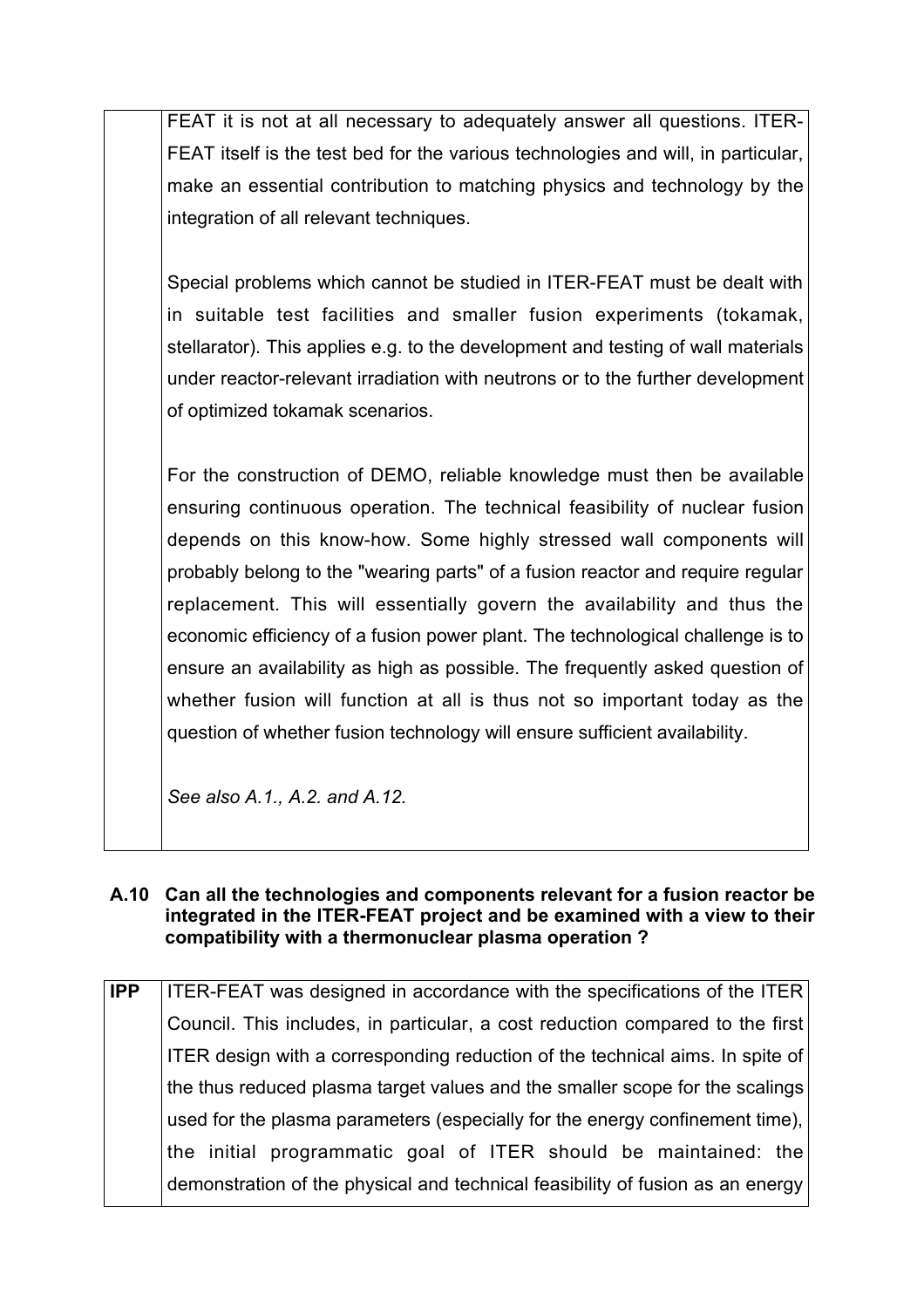| | |
|---|---|
| | FEAT it is not at all necessary to adequately answer all questions. ITER-FEAT itself is the test bed for the various technologies and will, in particular, make an essential contribution to matching physics and technology by the integration of all relevant techniques.<br><br>Special problems which cannot be studied in ITER-FEAT must be dealt with in suitable test facilities and smaller fusion experiments (tokamak, stellarator). This applies e.g. to the development and testing of wall materials under reactor-relevant irradiation with neutrons or to the further development of optimized tokamak scenarios.<br><br>For the construction of DEMO, reliable knowledge must then be available ensuring continuous operation. The technical feasibility of nuclear fusion depends on this know-how. Some highly stressed wall components will probably belong to the "wearing parts" of a fusion reactor and require regular replacement. This will essentially govern the availability and thus the economic efficiency of a fusion power plant. The technological challenge is to ensure an availability as high as possible. The frequently asked question of whether fusion will function at all is thus not so important today as the question of whether fusion technology will ensure sufficient availability.<br><br>*See also A.1., A.2. and A.12.* |

**A.10 Can all the technologies and components relevant for a fusion reactor be integrated in the ITER-FEAT project and be examined with a view to their compatibility with a thermonuclear plasma operation ?**

| | |
|---|---|
| **IPP** | ITER-FEAT was designed in accordance with the specifications of the ITER Council. This includes, in particular, a cost reduction compared to the first ITER design with a corresponding reduction of the technical aims. In spite of the thus reduced plasma target values and the smaller scope for the scalings used for the plasma parameters (especially for the energy confinement time), the initial programmatic goal of ITER should be maintained: the demonstration of the physical and technical feasibility of fusion as an energy |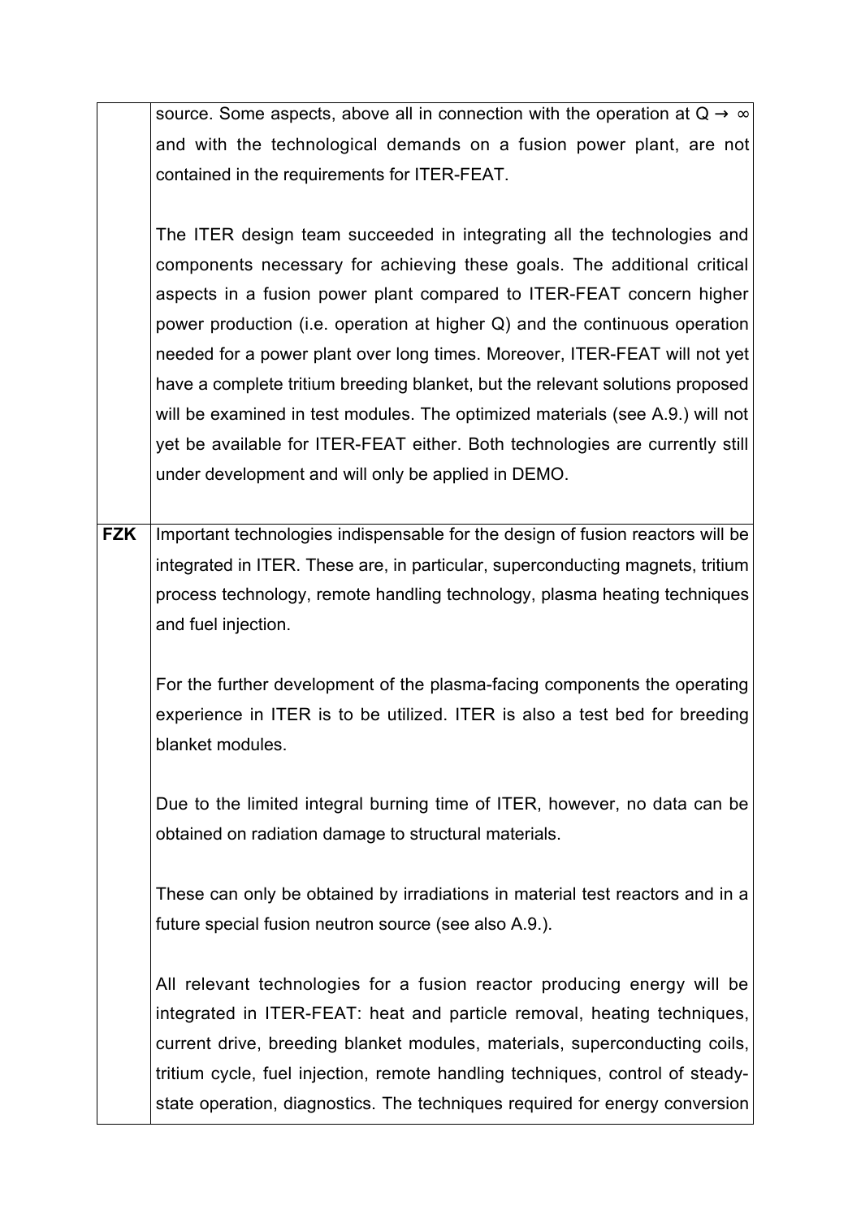| | |
|---|---|
| | source. Some aspects, above all in connection with the operation at $Q \rightarrow \infty$ and with the technological demands on a fusion power plant, are not contained in the requirements for ITER-FEAT.<br><br>The ITER design team succeeded in integrating all the technologies and components necessary for achieving these goals. The additional critical aspects in a fusion power plant compared to ITER-FEAT concern higher power production (i.e. operation at higher Q) and the continuous operation needed for a power plant over long times. Moreover, ITER-FEAT will not yet have a complete tritium breeding blanket, but the relevant solutions proposed will be examined in test modules. The optimized materials (see A.9.) will not yet be available for ITER-FEAT either. Both technologies are currently still under development and will only be applied in DEMO. |
| **FZK** | Important technologies indispensable for the design of fusion reactors will be integrated in ITER. These are, in particular, superconducting magnets, tritium process technology, remote handling technology, plasma heating techniques and fuel injection.<br><br>For the further development of the plasma-facing components the operating experience in ITER is to be utilized. ITER is also a test bed for breeding blanket modules.<br><br>Due to the limited integral burning time of ITER, however, no data can be obtained on radiation damage to structural materials.<br><br>These can only be obtained by irradiations in material test reactors and in a future special fusion neutron source (see also A.9.).<br><br>All relevant technologies for a fusion reactor producing energy will be integrated in ITER-FEAT: heat and particle removal, heating techniques, current drive, breeding blanket modules, materials, superconducting coils, tritium cycle, fuel injection, remote handling techniques, control of steady-state operation, diagnostics. The techniques required for energy conversion |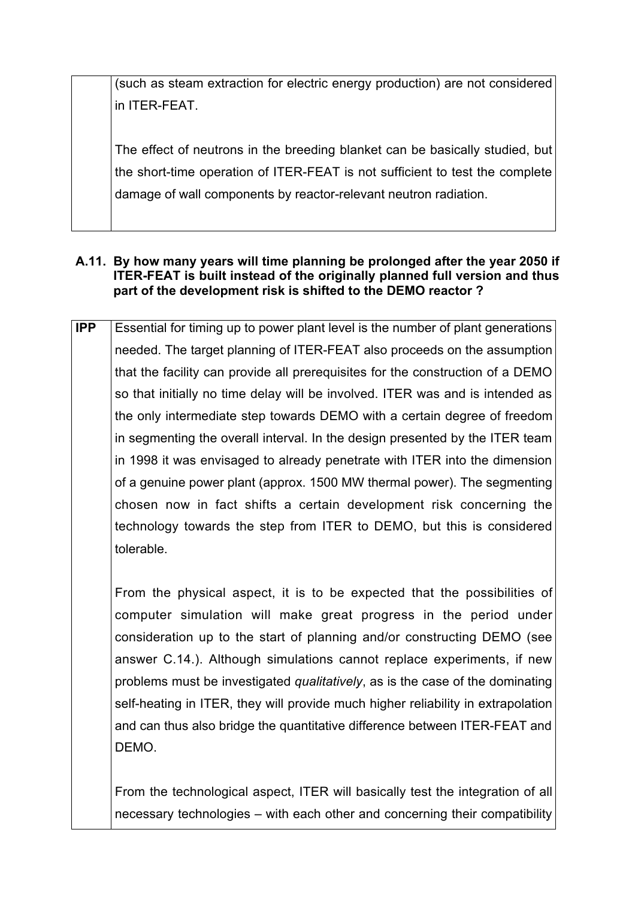| | |
|---|---|
| | (such as steam extraction for electric energy production) are not considered in ITER-FEAT.<br><br>The effect of neutrons in the breeding blanket can be basically studied, but the short-time operation of ITER-FEAT is not sufficient to test the complete damage of wall components by reactor-relevant neutron radiation. |

**A.11. By how many years will time planning be prolonged after the year 2050 if ITER-FEAT is built instead of the originally planned full version and thus part of the development risk is shifted to the DEMO reactor ?**

| | |
|---|---|
| **IPP** | Essential for timing up to power plant level is the number of plant generations needed. The target planning of ITER-FEAT also proceeds on the assumption that the facility can provide all prerequisites for the construction of a DEMO so that initially no time delay will be involved. ITER was and is intended as the only intermediate step towards DEMO with a certain degree of freedom in segmenting the overall interval. In the design presented by the ITER team in 1998 it was envisaged to already penetrate with ITER into the dimension of a genuine power plant (approx. 1500 MW thermal power). The segmenting chosen now in fact shifts a certain development risk concerning the technology towards the step from ITER to DEMO, but this is considered tolerable.<br><br>From the physical aspect, it is to be expected that the possibilities of computer simulation will make great progress in the period under consideration up to the start of planning and/or constructing DEMO (see answer C.14.). Although simulations cannot replace experiments, if new problems must be investigated *qualitatively*, as is the case of the dominating self-heating in ITER, they will provide much higher reliability in extrapolation and can thus also bridge the quantitative difference between ITER-FEAT and DEMO.<br><br>From the technological aspect, ITER will basically test the integration of all necessary technologies – with each other and concerning their compatibility |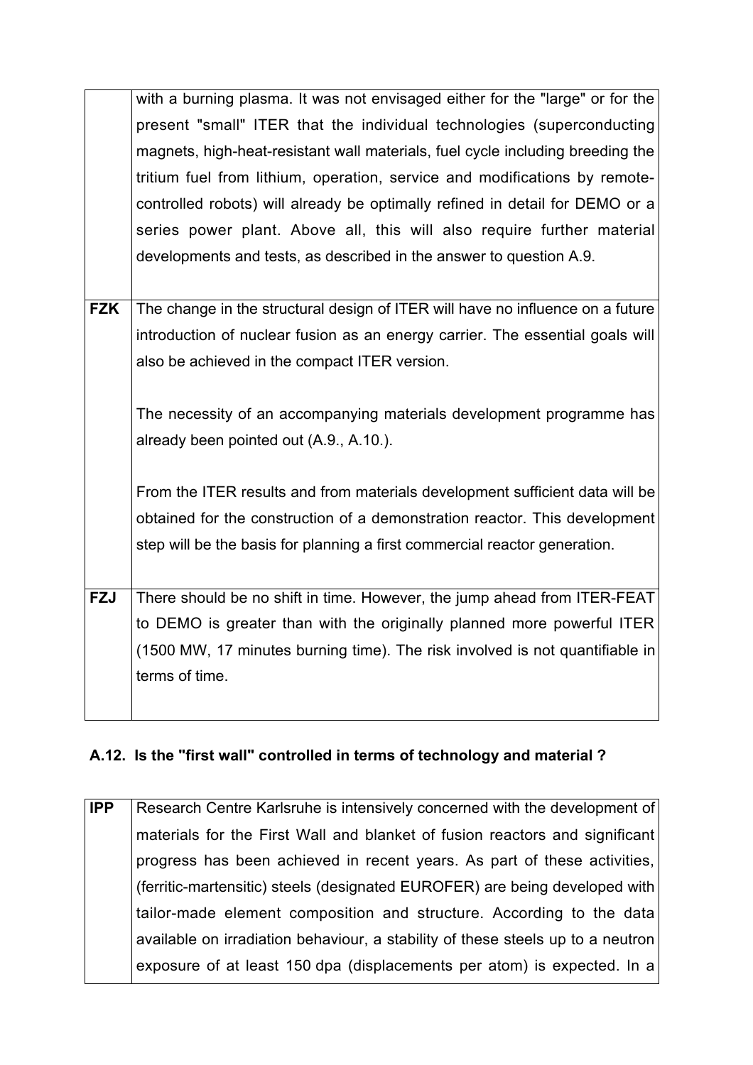|  |  |
|---|---|
|  | with a burning plasma. It was not envisaged either for the "large" or for the present "small" ITER that the individual technologies (superconducting magnets, high-heat-resistant wall materials, fuel cycle including breeding the tritium fuel from lithium, operation, service and modifications by remote-controlled robots) will already be optimally refined in detail for DEMO or a series power plant. Above all, this will also require further material developments and tests, as described in the answer to question A.9. |
| **FZK** | The change in the structural design of ITER will have no influence on a future introduction of nuclear fusion as an energy carrier. The essential goals will also be achieved in the compact ITER version.<br><br>The necessity of an accompanying materials development programme has already been pointed out (A.9., A.10.).<br><br>From the ITER results and from materials development sufficient data will be obtained for the construction of a demonstration reactor. This development step will be the basis for planning a first commercial reactor generation. |
| **FZJ** | There should be no shift in time. However, the jump ahead from ITER-FEAT to DEMO is greater than with the originally planned more powerful ITER (1500 MW, 17 minutes burning time). The risk involved is not quantifiable in terms of time. |

### A.12. Is the "first wall" controlled in terms of technology and material ?

|  |  |
|---|---|
| **IPP** | Research Centre Karlsruhe is intensively concerned with the development of materials for the First Wall and blanket of fusion reactors and significant progress has been achieved in recent years. As part of these activities, (ferritic-martensitic) steels (designated EUROFER) are being developed with tailor-made element composition and structure. According to the data available on irradiation behaviour, a stability of these steels up to a neutron exposure of at least 150 dpa (displacements per atom) is expected. In a |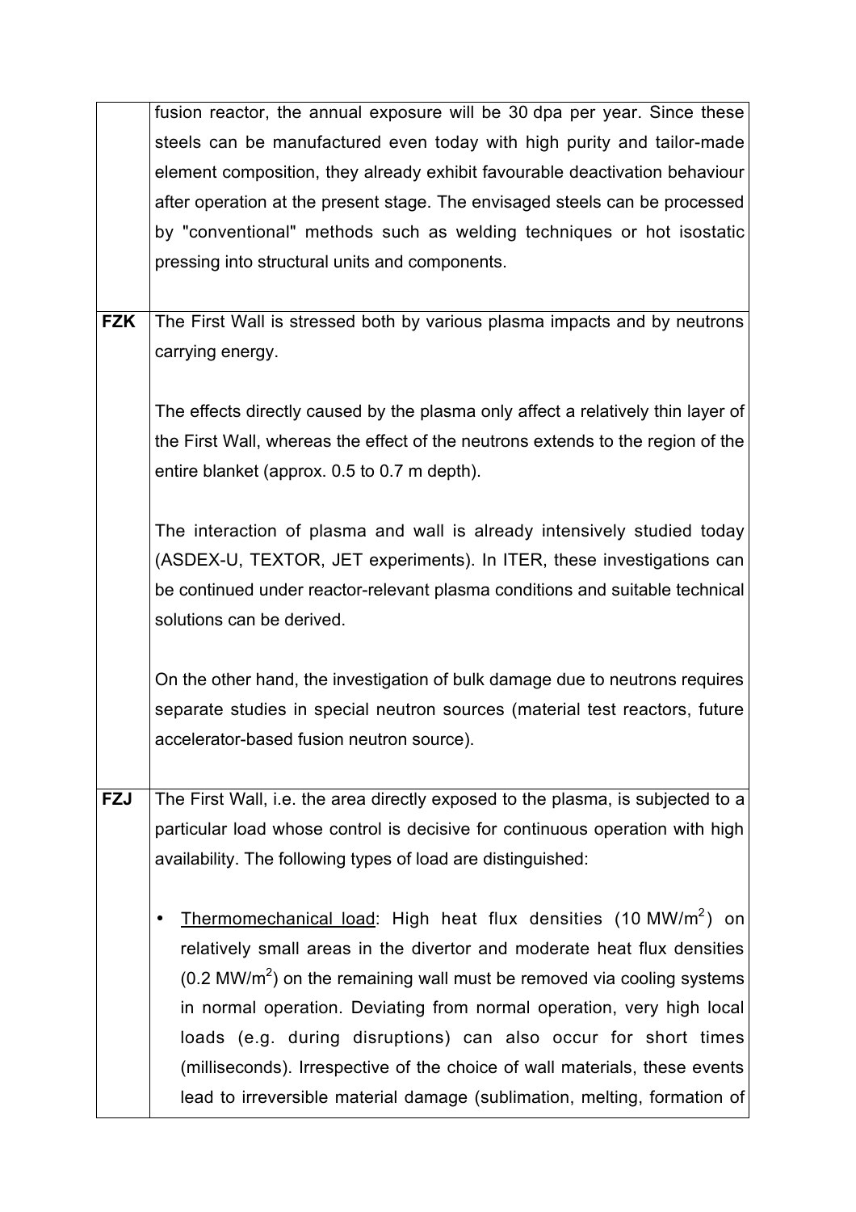| | |
|---|---|
| | fusion reactor, the annual exposure will be 30 dpa per year. Since these steels can be manufactured even today with high purity and tailor-made element composition, they already exhibit favourable deactivation behaviour after operation at the present stage. The envisaged steels can be processed by "conventional" methods such as welding techniques or hot isostatic pressing into structural units and components. |
| **FZK** | The First Wall is stressed both by various plasma impacts and by neutrons carrying energy.<br><br>The effects directly caused by the plasma only affect a relatively thin layer of the First Wall, whereas the effect of the neutrons extends to the region of the entire blanket (approx. 0.5 to 0.7 m depth).<br><br>The interaction of plasma and wall is already intensively studied today (ASDEX-U, TEXTOR, JET experiments). In ITER, these investigations can be continued under reactor-relevant plasma conditions and suitable technical solutions can be derived.<br><br>On the other hand, the investigation of bulk damage due to neutrons requires separate studies in special neutron sources (material test reactors, future accelerator-based fusion neutron source). |
| **FZJ** | The First Wall, i.e. the area directly exposed to the plasma, is subjected to a particular load whose control is decisive for continuous operation with high availability. The following types of load are distinguished:<br><br>• <u>Thermomechanical load</u>: High heat flux densities (10 MW/m$^2$) on relatively small areas in the divertor and moderate heat flux densities (0.2 MW/m$^2$) on the remaining wall must be removed via cooling systems in normal operation. Deviating from normal operation, very high local loads (e.g. during disruptions) can also occur for short times (milliseconds). Irrespective of the choice of wall materials, these events lead to irreversible material damage (sublimation, melting, formation of |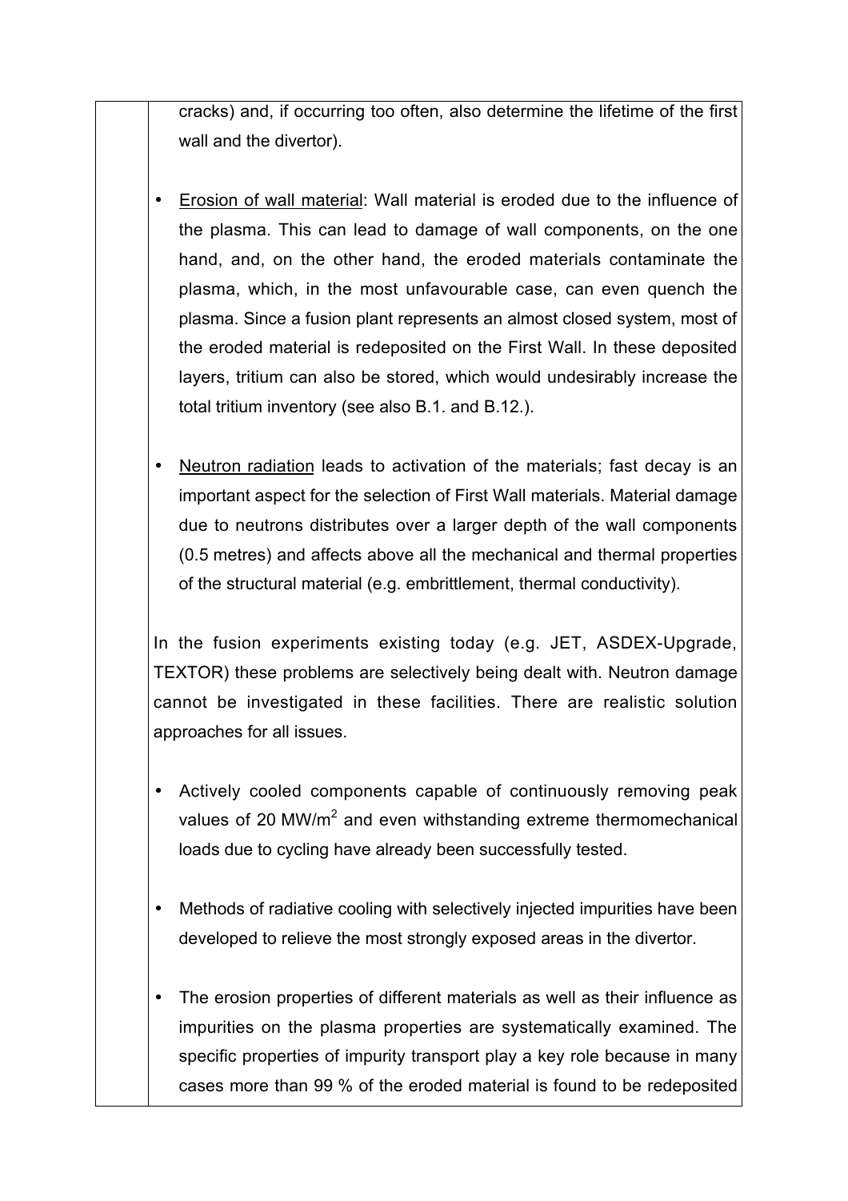cracks) and, if occurring too often, also determine the lifetime of the first wall and the divertor).

- Erosion of wall material: Wall material is eroded due to the influence of the plasma. This can lead to damage of wall components, on the one hand, and, on the other hand, the eroded materials contaminate the plasma, which, in the most unfavourable case, can even quench the plasma. Since a fusion plant represents an almost closed system, most of the eroded material is redeposited on the First Wall. In these deposited layers, tritium can also be stored, which would undesirably increase the total tritium inventory (see also B.1. and B.12.).

- Neutron radiation leads to activation of the materials; fast decay is an important aspect for the selection of First Wall materials. Material damage due to neutrons distributes over a larger depth of the wall components (0.5 metres) and affects above all the mechanical and thermal properties of the structural material (e.g. embrittlement, thermal conductivity).

In the fusion experiments existing today (e.g. JET, ASDEX-Upgrade, TEXTOR) these problems are selectively being dealt with. Neutron damage cannot be investigated in these facilities. There are realistic solution approaches for all issues.

- Actively cooled components capable of continuously removing peak values of 20 MW/m$^2$ and even withstanding extreme thermomechanical loads due to cycling have already been successfully tested.

- Methods of radiative cooling with selectively injected impurities have been developed to relieve the most strongly exposed areas in the divertor.

- The erosion properties of different materials as well as their influence as impurities on the plasma properties are systematically examined. The specific properties of impurity transport play a key role because in many cases more than 99 % of the eroded material is found to be redeposited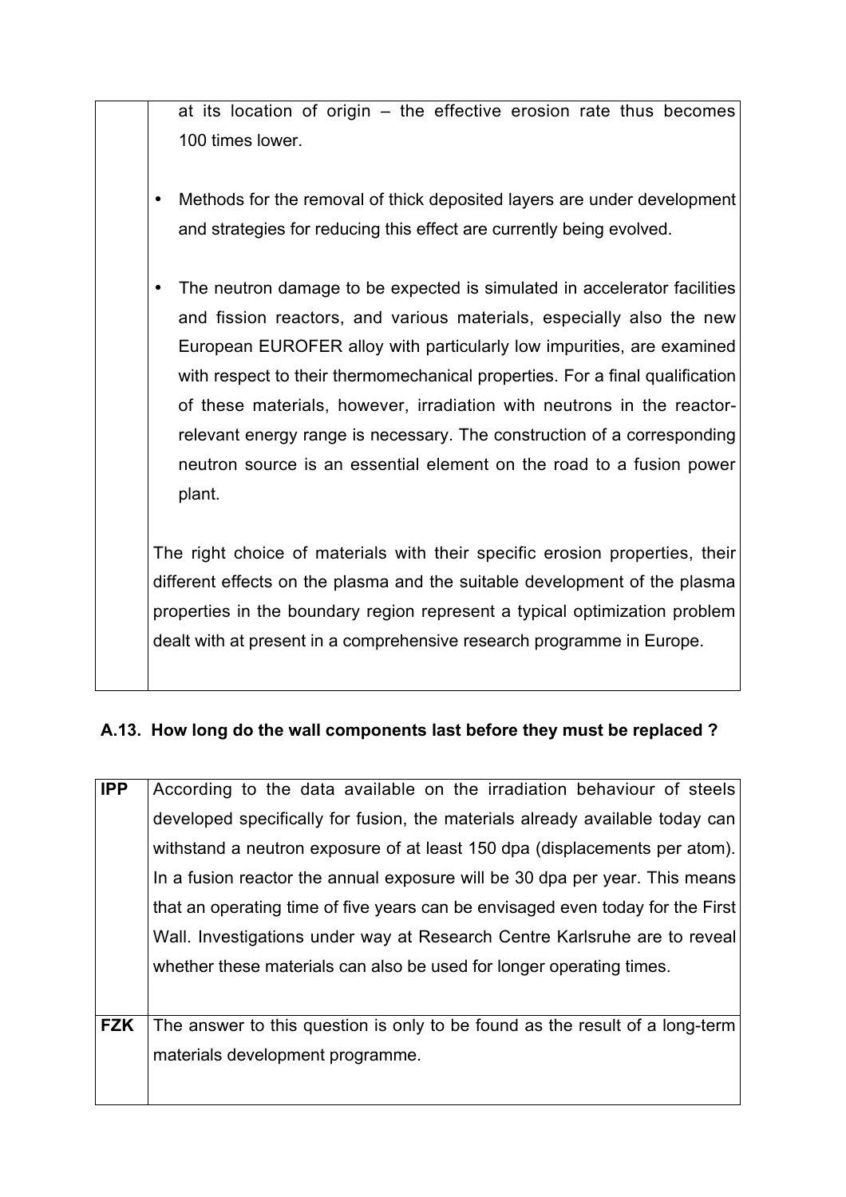| | at its location of origin – the effective erosion rate thus becomes 100 times lower.<br><br>• Methods for the removal of thick deposited layers are under development and strategies for reducing this effect are currently being evolved.<br><br>• The neutron damage to be expected is simulated in accelerator facilities and fission reactors, and various materials, especially also the new European EUROFER alloy with particularly low impurities, are examined with respect to their thermomechanical properties. For a final qualification of these materials, however, irradiation with neutrons in the reactor-relevant energy range is necessary. The construction of a corresponding neutron source is an essential element on the road to a fusion power plant.<br><br>The right choice of materials with their specific erosion properties, their different effects on the plasma and the suitable development of the plasma properties in the boundary region represent a typical optimization problem dealt with at present in a comprehensive research programme in Europe. |
|---|---|

### A.13. How long do the wall components last before they must be replaced ?

| | |
|---|---|
| **IPP** | According to the data available on the irradiation behaviour of steels developed specifically for fusion, the materials already available today can withstand a neutron exposure of at least 150 dpa (displacements per atom). In a fusion reactor the annual exposure will be 30 dpa per year. This means that an operating time of five years can be envisaged even today for the First Wall. Investigations under way at Research Centre Karlsruhe are to reveal whether these materials can also be used for longer operating times. |
| **FZK** | The answer to this question is only to be found as the result of a long-term materials development programme. |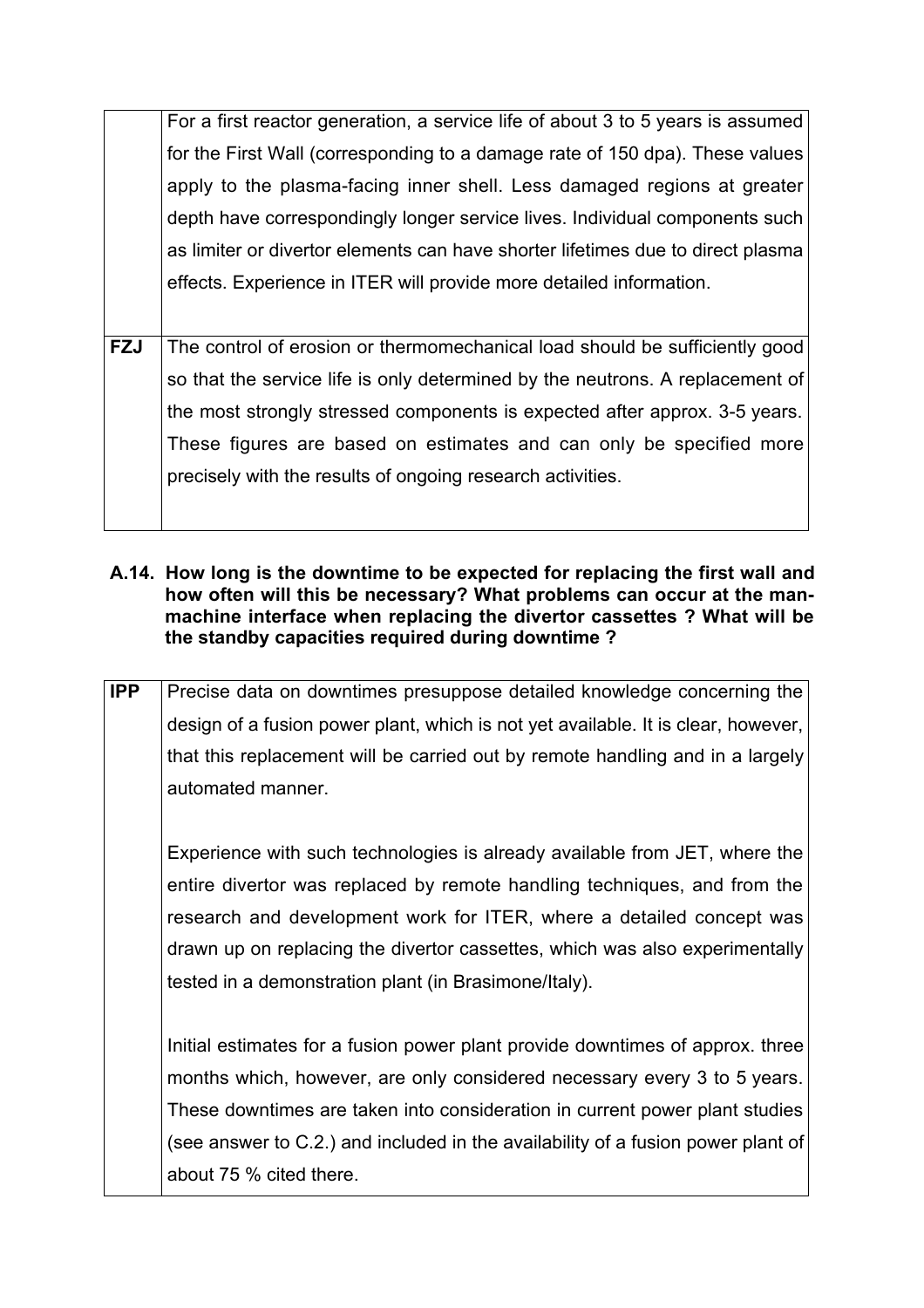| | |
|---|---|
| | For a first reactor generation, a service life of about 3 to 5 years is assumed for the First Wall (corresponding to a damage rate of 150 dpa). These values apply to the plasma-facing inner shell. Less damaged regions at greater depth have correspondingly longer service lives. Individual components such as limiter or divertor elements can have shorter lifetimes due to direct plasma effects. Experience in ITER will provide more detailed information. |
| **FZJ** | The control of erosion or thermomechanical load should be sufficiently good so that the service life is only determined by the neutrons. A replacement of the most strongly stressed components is expected after approx. 3-5 years. These figures are based on estimates and can only be specified more precisely with the results of ongoing research activities. |

**A.14. How long is the downtime to be expected for replacing the first wall and how often will this be necessary? What problems can occur at the man-machine interface when replacing the divertor cassettes ? What will be the standby capacities required during downtime ?**

| | |
|---|---|
| **IPP** | Precise data on downtimes presuppose detailed knowledge concerning the design of a fusion power plant, which is not yet available. It is clear, however, that this replacement will be carried out by remote handling and in a largely automated manner.<br><br>Experience with such technologies is already available from JET, where the entire divertor was replaced by remote handling techniques, and from the research and development work for ITER, where a detailed concept was drawn up on replacing the divertor cassettes, which was also experimentally tested in a demonstration plant (in Brasimone/Italy).<br><br>Initial estimates for a fusion power plant provide downtimes of approx. three months which, however, are only considered necessary every 3 to 5 years. These downtimes are taken into consideration in current power plant studies (see answer to C.2.) and included in the availability of a fusion power plant of about 75 % cited there. |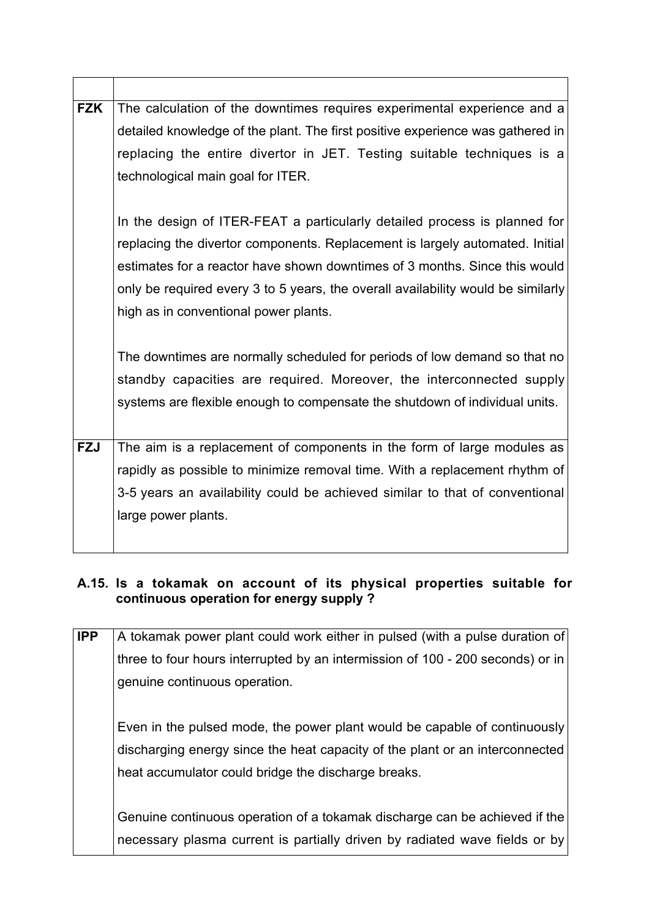| | |
|---|---|
| **FZK** | The calculation of the downtimes requires experimental experience and a detailed knowledge of the plant. The first positive experience was gathered in replacing the entire divertor in JET. Testing suitable techniques is a technological main goal for ITER.<br><br>In the design of ITER-FEAT a particularly detailed process is planned for replacing the divertor components. Replacement is largely automated. Initial estimates for a reactor have shown downtimes of 3 months. Since this would only be required every 3 to 5 years, the overall availability would be similarly high as in conventional power plants.<br><br>The downtimes are normally scheduled for periods of low demand so that no standby capacities are required. Moreover, the interconnected supply systems are flexible enough to compensate the shutdown of individual units. |
| **FZJ** | The aim is a replacement of components in the form of large modules as rapidly as possible to minimize removal time. With a replacement rhythm of 3-5 years an availability could be achieved similar to that of conventional large power plants. |

### A.15. Is a tokamak on account of its physical properties suitable for continuous operation for energy supply ?

| | |
|---|---|
| **IPP** | A tokamak power plant could work either in pulsed (with a pulse duration of three to four hours interrupted by an intermission of 100 - 200 seconds) or in genuine continuous operation.<br><br>Even in the pulsed mode, the power plant would be capable of continuously discharging energy since the heat capacity of the plant or an interconnected heat accumulator could bridge the discharge breaks.<br><br>Genuine continuous operation of a tokamak discharge can be achieved if the necessary plasma current is partially driven by radiated wave fields or by |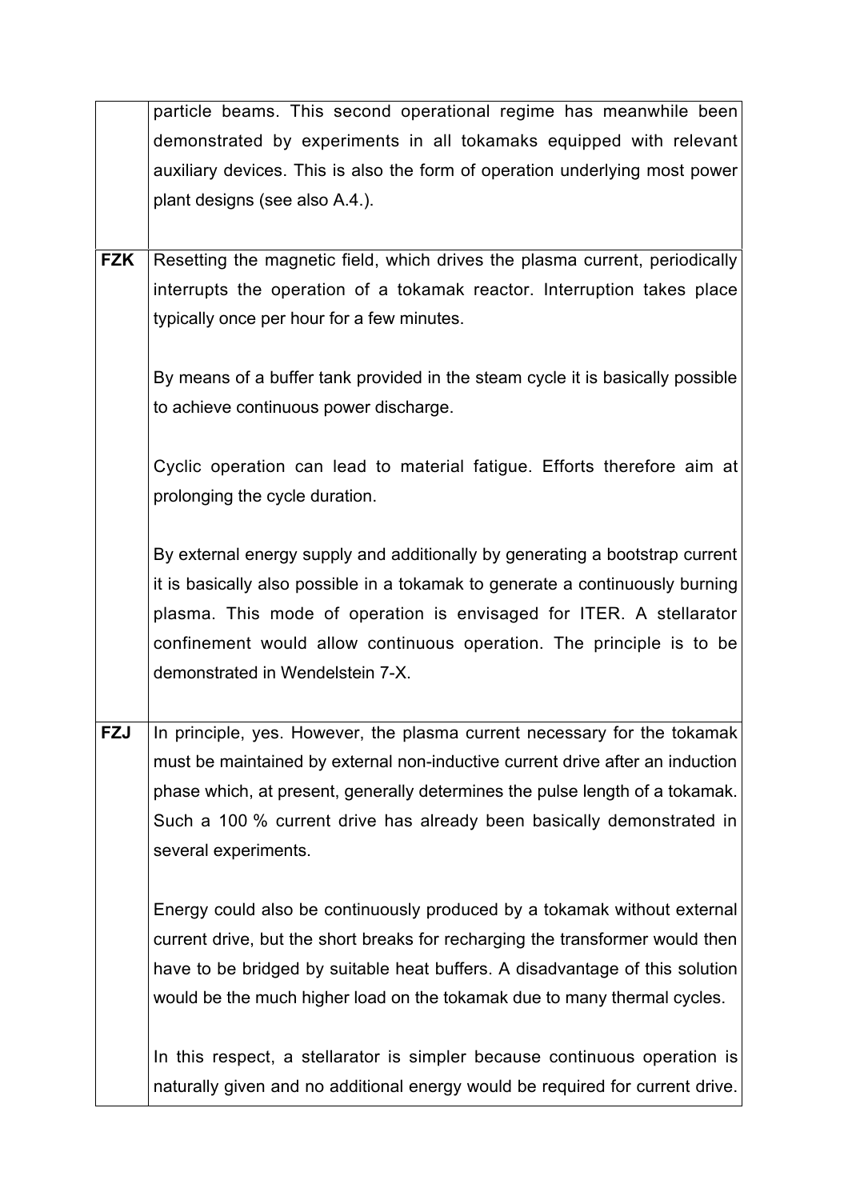|  |  |
| --- | --- |
|  | particle beams. This second operational regime has meanwhile been demonstrated by experiments in all tokamaks equipped with relevant auxiliary devices. This is also the form of operation underlying most power plant designs (see also A.4.). |
| **FZK** | Resetting the magnetic field, which drives the plasma current, periodically interrupts the operation of a tokamak reactor. Interruption takes place typically once per hour for a few minutes.<br><br>By means of a buffer tank provided in the steam cycle it is basically possible to achieve continuous power discharge.<br><br>Cyclic operation can lead to material fatigue. Efforts therefore aim at prolonging the cycle duration.<br><br>By external energy supply and additionally by generating a bootstrap current it is basically also possible in a tokamak to generate a continuously burning plasma. This mode of operation is envisaged for ITER. A stellarator confinement would allow continuous operation. The principle is to be demonstrated in Wendelstein 7-X. |
| **FZJ** | In principle, yes. However, the plasma current necessary for the tokamak must be maintained by external non-inductive current drive after an induction phase which, at present, generally determines the pulse length of a tokamak. Such a 100 % current drive has already been basically demonstrated in several experiments.<br><br>Energy could also be continuously produced by a tokamak without external current drive, but the short breaks for recharging the transformer would then have to be bridged by suitable heat buffers. A disadvantage of this solution would be the much higher load on the tokamak due to many thermal cycles.<br><br>In this respect, a stellarator is simpler because continuous operation is naturally given and no additional energy would be required for current drive. |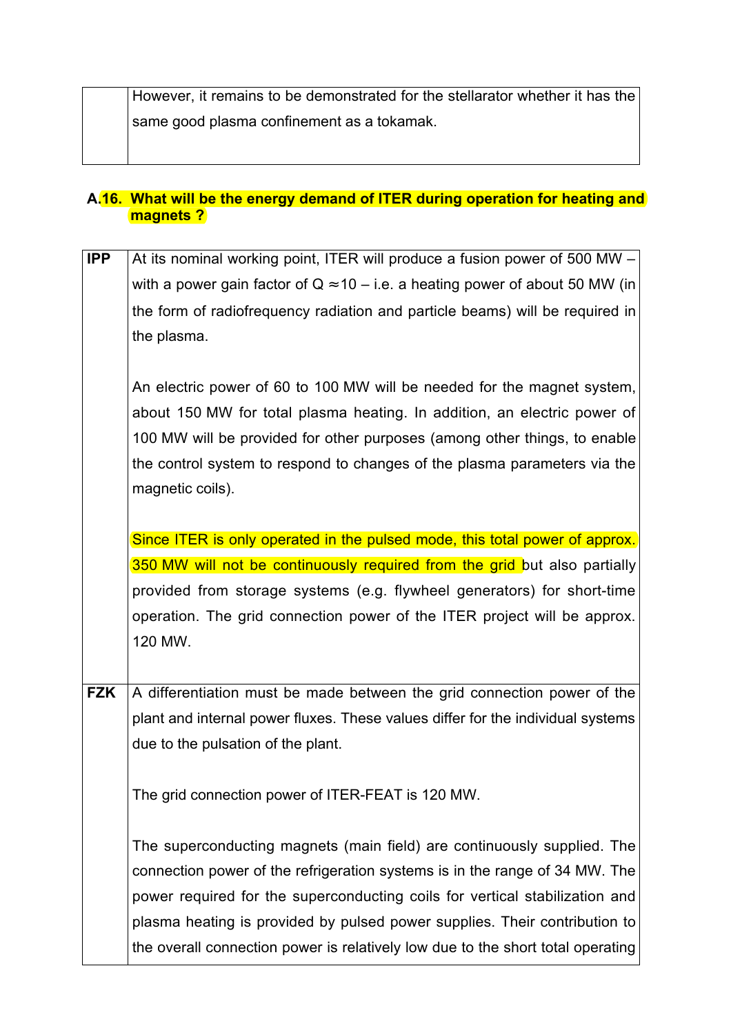| | |
|---|---|
| | However, it remains to be demonstrated for the stellarator whether it has the same good plasma confinement as a tokamak. |

**A.16. What will be the energy demand of ITER during operation for heating and magnets ?**

| | |
|---|---|
| **IPP** | At its nominal working point, ITER will produce a fusion power of 500 MW – with a power gain factor of Q ≈10 – i.e. a heating power of about 50 MW (in the form of radiofrequency radiation and particle beams) will be required in the plasma.<br><br>An electric power of 60 to 100 MW will be needed for the magnet system, about 150 MW for total plasma heating. In addition, an electric power of 100 MW will be provided for other purposes (among other things, to enable the control system to respond to changes of the plasma parameters via the magnetic coils).<br><br>Since ITER is only operated in the pulsed mode, this total power of approx. 350 MW will not be continuously required from the grid but also partially provided from storage systems (e.g. flywheel generators) for short-time operation. The grid connection power of the ITER project will be approx. 120 MW. |
| **FZK** | A differentiation must be made between the grid connection power of the plant and internal power fluxes. These values differ for the individual systems due to the pulsation of the plant.<br><br>The grid connection power of ITER-FEAT is 120 MW.<br><br>The superconducting magnets (main field) are continuously supplied. The connection power of the refrigeration systems is in the range of 34 MW. The power required for the superconducting coils for vertical stabilization and plasma heating is provided by pulsed power supplies. Their contribution to the overall connection power is relatively low due to the short total operating |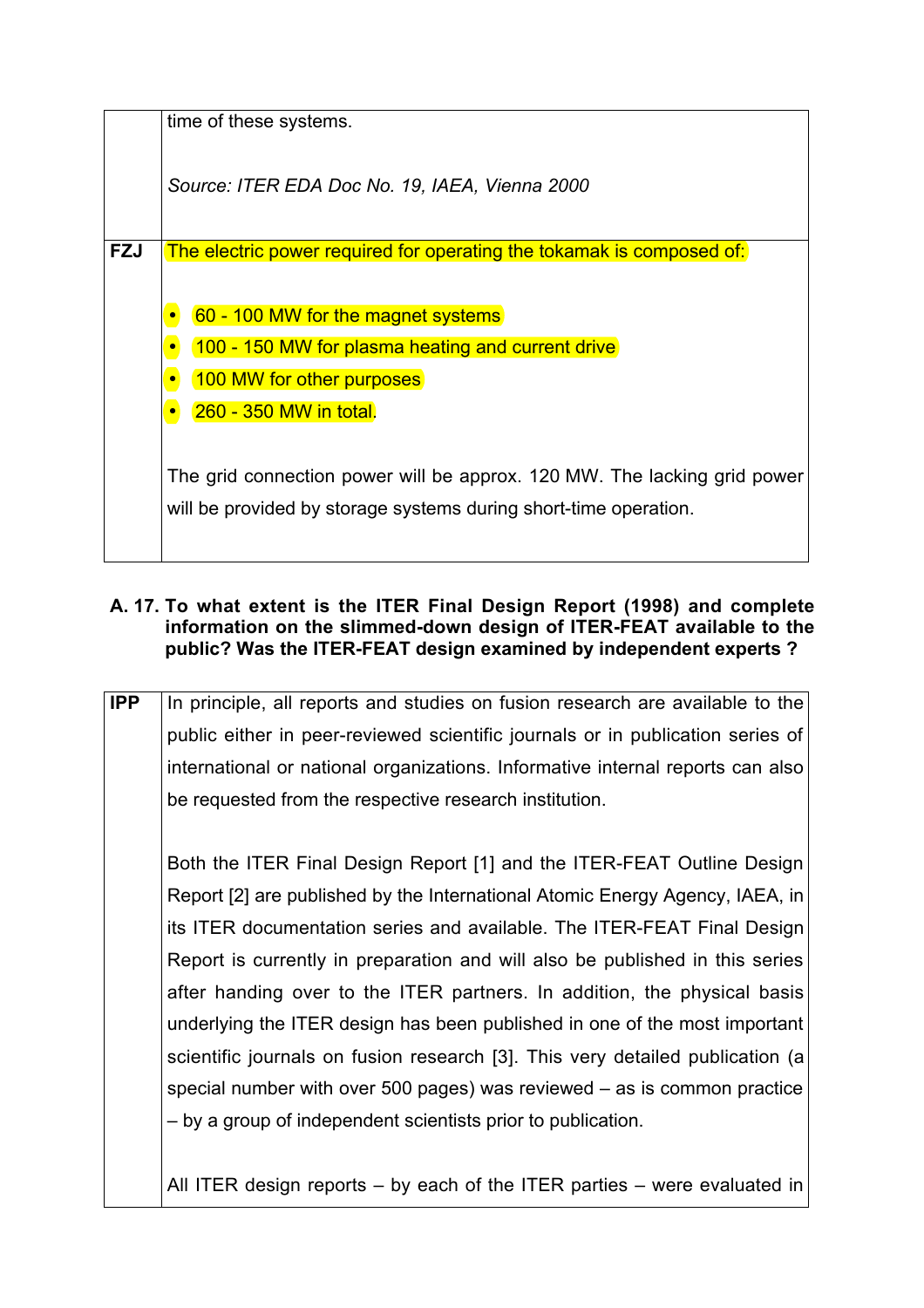| | |
|---|---|
| | time of these systems.<br><br>*Source: ITER EDA Doc No. 19, IAEA, Vienna 2000* |
| **FZJ** | The electric power required for operating the tokamak is composed of:<br><br>• 60 - 100 MW for the magnet systems<br>• 100 - 150 MW for plasma heating and current drive<br>• 100 MW for other purposes<br>• 260 - 350 MW in total.<br><br>The grid connection power will be approx. 120 MW. The lacking grid power will be provided by storage systems during short-time operation. |

**A. 17. To what extent is the ITER Final Design Report (1998) and complete information on the slimmed-down design of ITER-FEAT available to the public? Was the ITER-FEAT design examined by independent experts ?**

| | |
|---|---|
| **IPP** | In principle, all reports and studies on fusion research are available to the public either in peer-reviewed scientific journals or in publication series of international or national organizations. Informative internal reports can also be requested from the respective research institution.<br><br>Both the ITER Final Design Report [1] and the ITER-FEAT Outline Design Report [2] are published by the International Atomic Energy Agency, IAEA, in its ITER documentation series and available. The ITER-FEAT Final Design Report is currently in preparation and will also be published in this series after handing over to the ITER partners. In addition, the physical basis underlying the ITER design has been published in one of the most important scientific journals on fusion research [3]. This very detailed publication (a special number with over 500 pages) was reviewed – as is common practice – by a group of independent scientists prior to publication.<br><br>All ITER design reports – by each of the ITER parties – were evaluated in |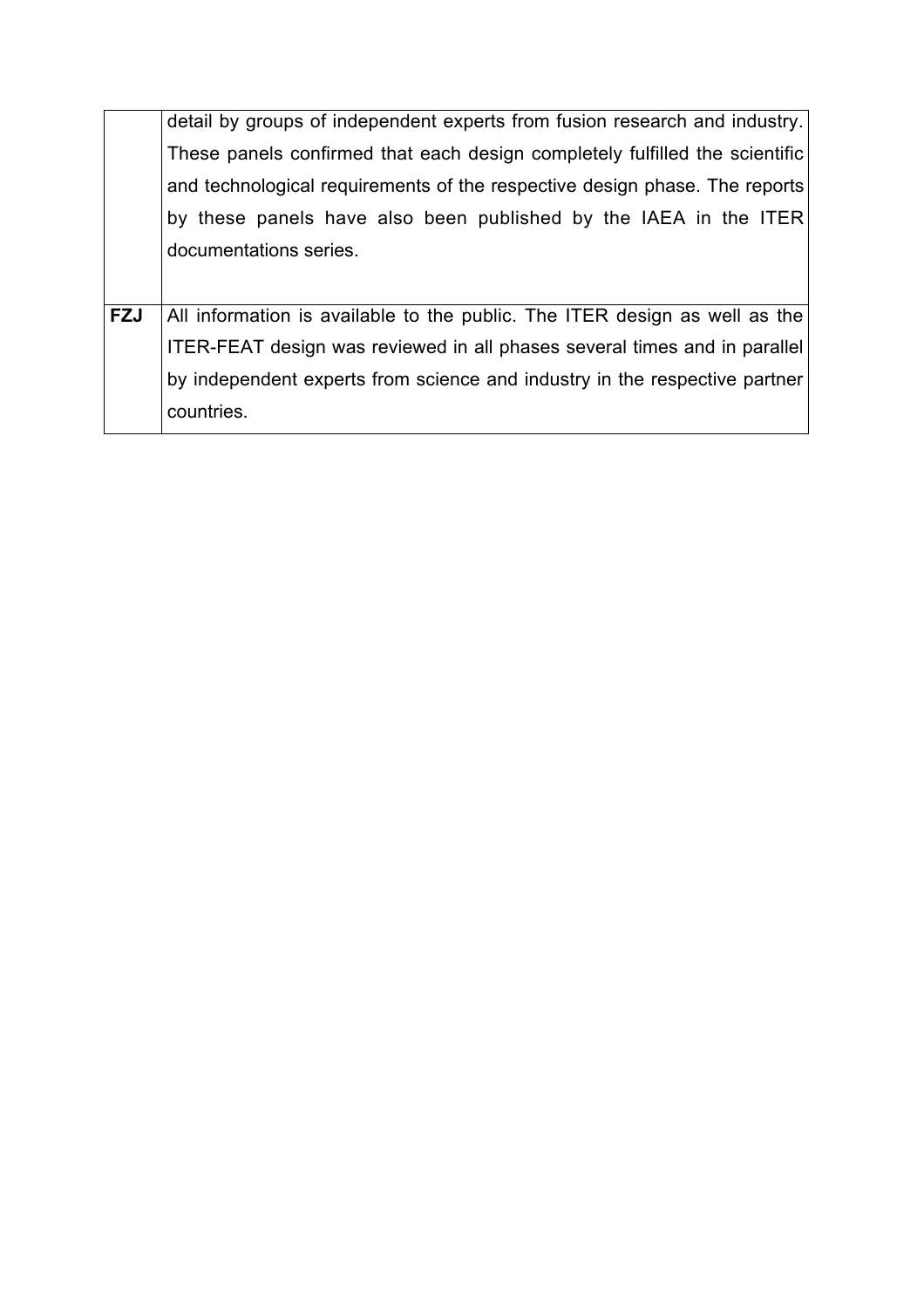| | |
|---|---|
| | detail by groups of independent experts from fusion research and industry. These panels confirmed that each design completely fulfilled the scientific and technological requirements of the respective design phase. The reports by these panels have also been published by the IAEA in the ITER documentations series. |
| **FZJ** | All information is available to the public. The ITER design as well as the ITER-FEAT design was reviewed in all phases several times and in parallel by independent experts from science and industry in the respective partner countries. |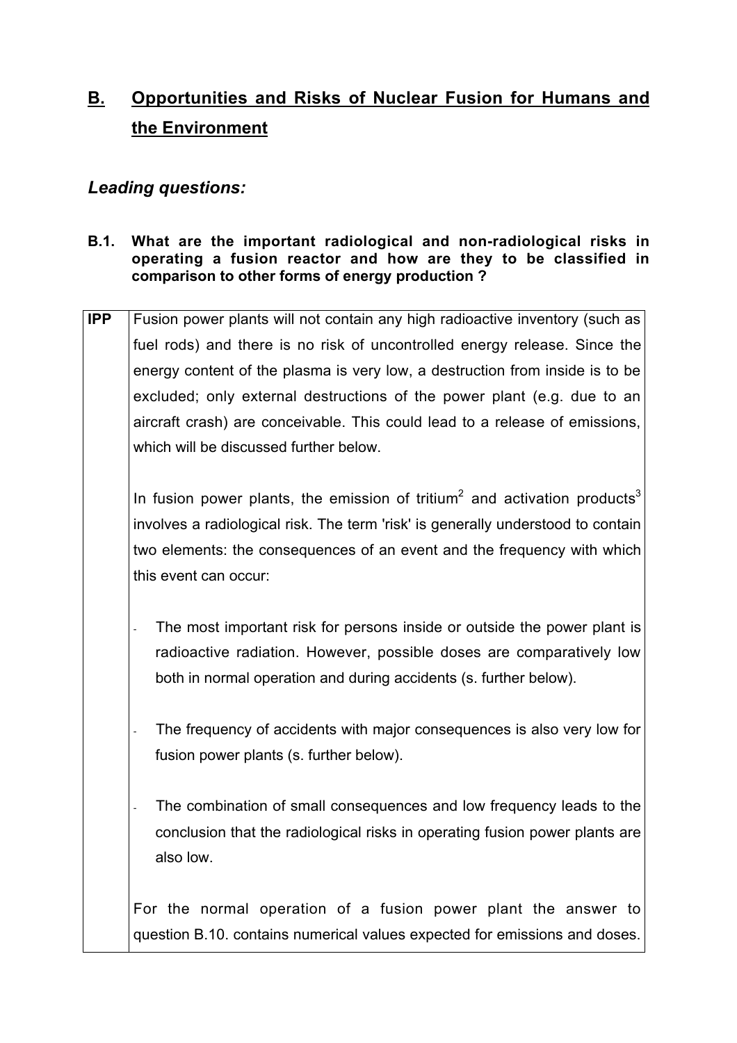# B. Opportunities and Risks of Nuclear Fusion for Humans and the Environment

## *Leading questions:*

**B.1. What are the important radiological and non-radiological risks in operating a fusion reactor and how are they to be classified in comparison to other forms of energy production ?**

| | |
|---|---|
| **IPP** | Fusion power plants will not contain any high radioactive inventory (such as fuel rods) and there is no risk of uncontrolled energy release. Since the energy content of the plasma is very low, a destruction from inside is to be excluded; only external destructions of the power plant (e.g. due to an aircraft crash) are conceivable. This could lead to a release of emissions, which will be discussed further below.<br><br>In fusion power plants, the emission of tritium[2] and activation products[3] involves a radiological risk. The term 'risk' is generally understood to contain two elements: the consequences of an event and the frequency with which this event can occur:<br><br>- The most important risk for persons inside or outside the power plant is radioactive radiation. However, possible doses are comparatively low both in normal operation and during accidents (s. further below).<br><br>- The frequency of accidents with major consequences is also very low for fusion power plants (s. further below).<br><br>- The combination of small consequences and low frequency leads to the conclusion that the radiological risks in operating fusion power plants are also low.<br><br>For the normal operation of a fusion power plant the answer to question B.10. contains numerical values expected for emissions and doses. |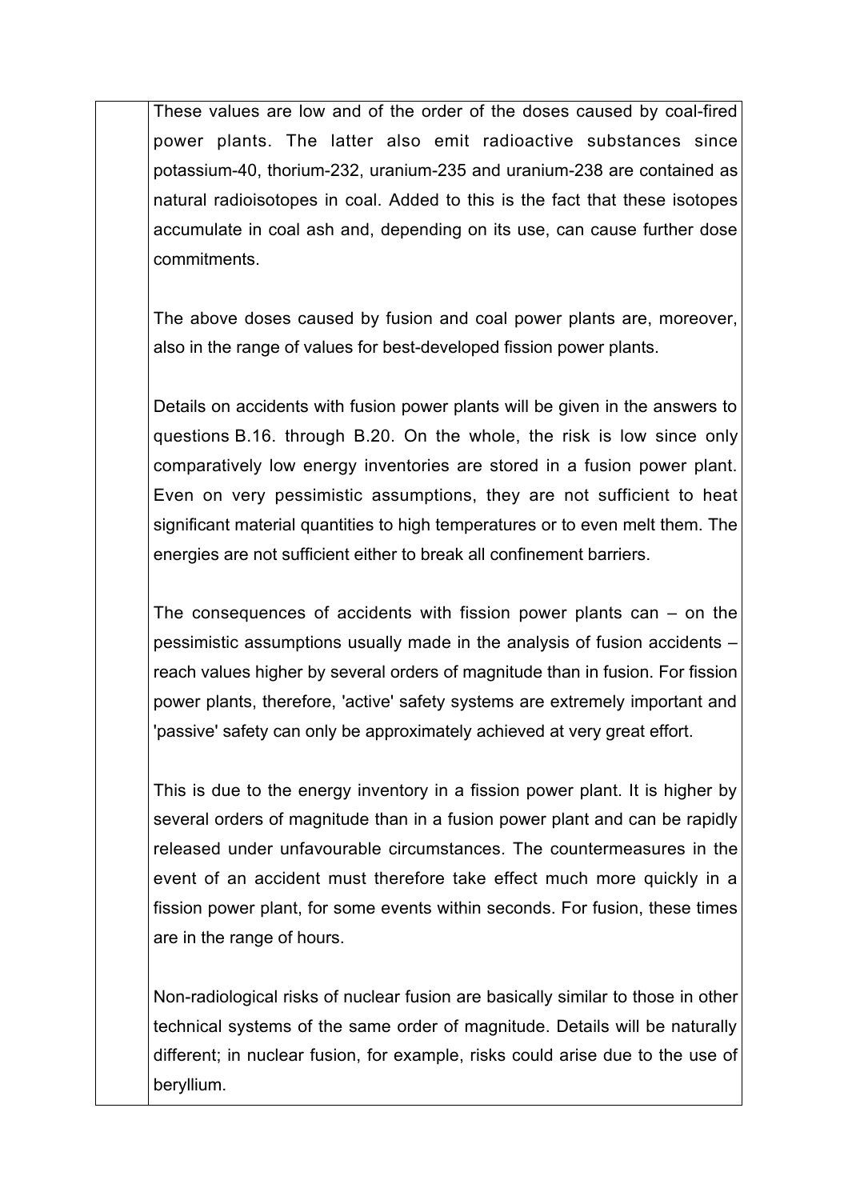These values are low and of the order of the doses caused by coal-fired power plants. The latter also emit radioactive substances since potassium-40, thorium-232, uranium-235 and uranium-238 are contained as natural radioisotopes in coal. Added to this is the fact that these isotopes accumulate in coal ash and, depending on its use, can cause further dose commitments.

The above doses caused by fusion and coal power plants are, moreover, also in the range of values for best-developed fission power plants.

Details on accidents with fusion power plants will be given in the answers to questions B.16. through B.20. On the whole, the risk is low since only comparatively low energy inventories are stored in a fusion power plant. Even on very pessimistic assumptions, they are not sufficient to heat significant material quantities to high temperatures or to even melt them. The energies are not sufficient either to break all confinement barriers.

The consequences of accidents with fission power plants can – on the pessimistic assumptions usually made in the analysis of fusion accidents – reach values higher by several orders of magnitude than in fusion. For fission power plants, therefore, 'active' safety systems are extremely important and 'passive' safety can only be approximately achieved at very great effort.

This is due to the energy inventory in a fission power plant. It is higher by several orders of magnitude than in a fusion power plant and can be rapidly released under unfavourable circumstances. The countermeasures in the event of an accident must therefore take effect much more quickly in a fission power plant, for some events within seconds. For fusion, these times are in the range of hours.

Non-radiological risks of nuclear fusion are basically similar to those in other technical systems of the same order of magnitude. Details will be naturally different; in nuclear fusion, for example, risks could arise due to the use of beryllium.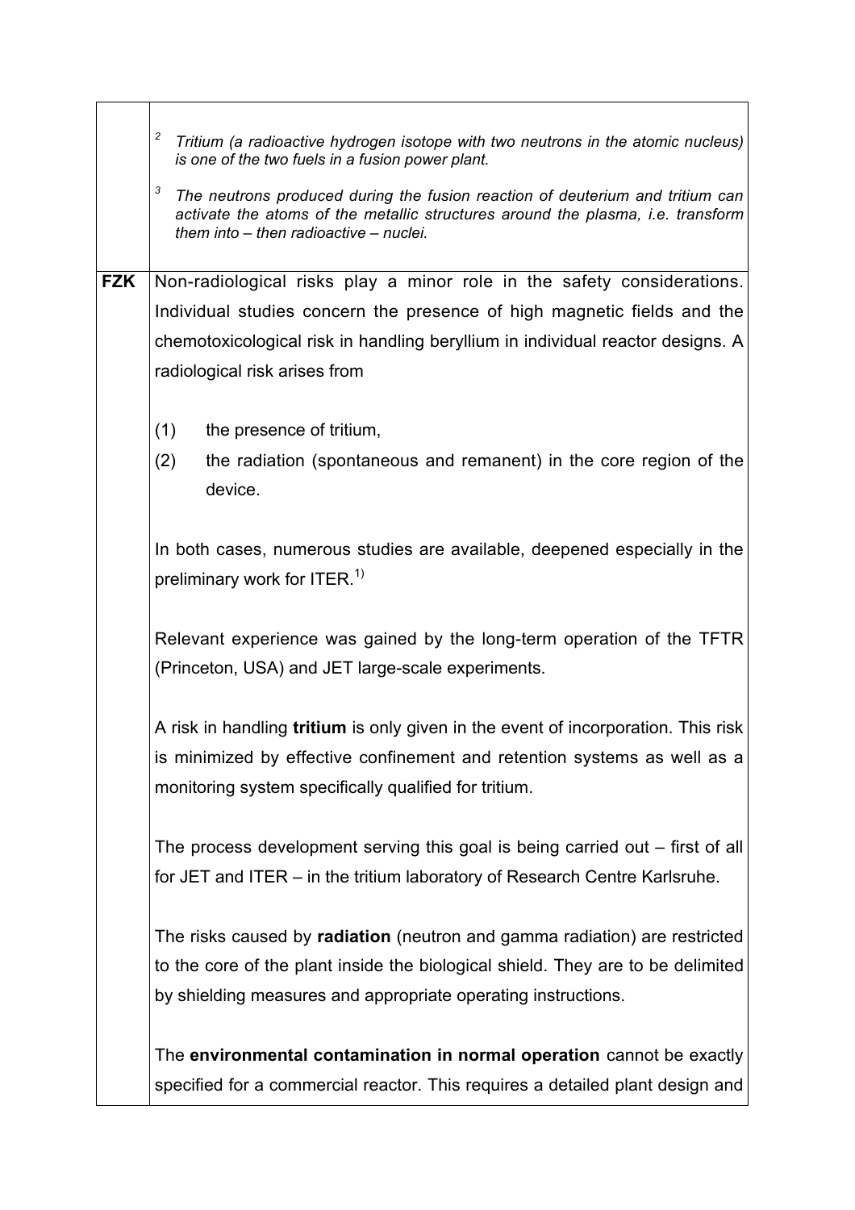|  |  |
|---|---|
|  | [2] *Tritium (a radioactive hydrogen isotope with two neutrons in the atomic nucleus) is one of the two fuels in a fusion power plant.*<br><br>[3] *The neutrons produced during the fusion reaction of deuterium and tritium can activate the atoms of the metallic structures around the plasma, i.e. transform them into – then radioactive – nuclei.* |
| **FZK** | Non-radiological risks play a minor role in the safety considerations. Individual studies concern the presence of high magnetic fields and the chemotoxicological risk in handling beryllium in individual reactor designs. A radiological risk arises from<br><br>(1) the presence of tritium,<br>(2) the radiation (spontaneous and remanent) in the core region of the device.<br><br>In both cases, numerous studies are available, deepened especially in the preliminary work for ITER.[1)]<br><br>Relevant experience was gained by the long-term operation of the TFTR (Princeton, USA) and JET large-scale experiments.<br><br>A risk in handling **tritium** is only given in the event of incorporation. This risk is minimized by effective confinement and retention systems as well as a monitoring system specifically qualified for tritium.<br><br>The process development serving this goal is being carried out – first of all for JET and ITER – in the tritium laboratory of Research Centre Karlsruhe.<br><br>The risks caused by **radiation** (neutron and gamma radiation) are restricted to the core of the plant inside the biological shield. They are to be delimited by shielding measures and appropriate operating instructions.<br><br>The **environmental contamination in normal operation** cannot be exactly specified for a commercial reactor. This requires a detailed plant design and |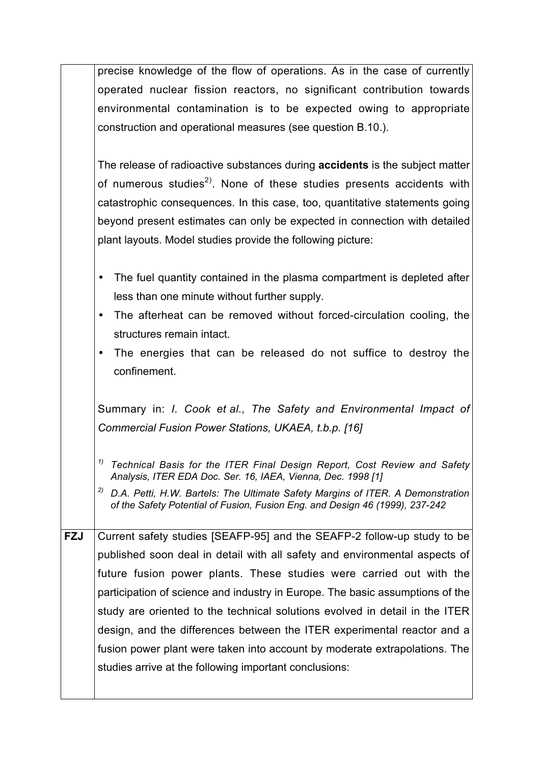| | |
|---|---|
| | precise knowledge of the flow of operations. As in the case of currently operated nuclear fission reactors, no significant contribution towards environmental contamination is to be expected owing to appropriate construction and operational measures (see question B.10.).<br><br>The release of radioactive substances during **accidents** is the subject matter of numerous studies[2)]. None of these studies presents accidents with catastrophic consequences. In this case, too, quantitative statements going beyond present estimates can only be expected in connection with detailed plant layouts. Model studies provide the following picture:<br><br>• The fuel quantity contained in the plasma compartment is depleted after less than one minute without further supply.<br>• The afterheat can be removed without forced-circulation cooling, the structures remain intact.<br>• The energies that can be released do not suffice to destroy the confinement.<br><br>Summary in: *I. Cook et al., The Safety and Environmental Impact of Commercial Fusion Power Stations, UKAEA, t.b.p. [16]*<br><br>*1) Technical Basis for the ITER Final Design Report, Cost Review and Safety Analysis, ITER EDA Doc. Ser. 16, IAEA, Vienna, Dec. 1998 [1]*<br>*2) D.A. Petti, H.W. Bartels: The Ultimate Safety Margins of ITER. A Demonstration of the Safety Potential of Fusion, Fusion Eng. and Design 46 (1999), 237-242* |
| **FZJ** | Current safety studies [SEAFP-95] and the SEAFP-2 follow-up study to be published soon deal in detail with all safety and environmental aspects of future fusion power plants. These studies were carried out with the participation of science and industry in Europe. The basic assumptions of the study are oriented to the technical solutions evolved in detail in the ITER design, and the differences between the ITER experimental reactor and a fusion power plant were taken into account by moderate extrapolations. The studies arrive at the following important conclusions: |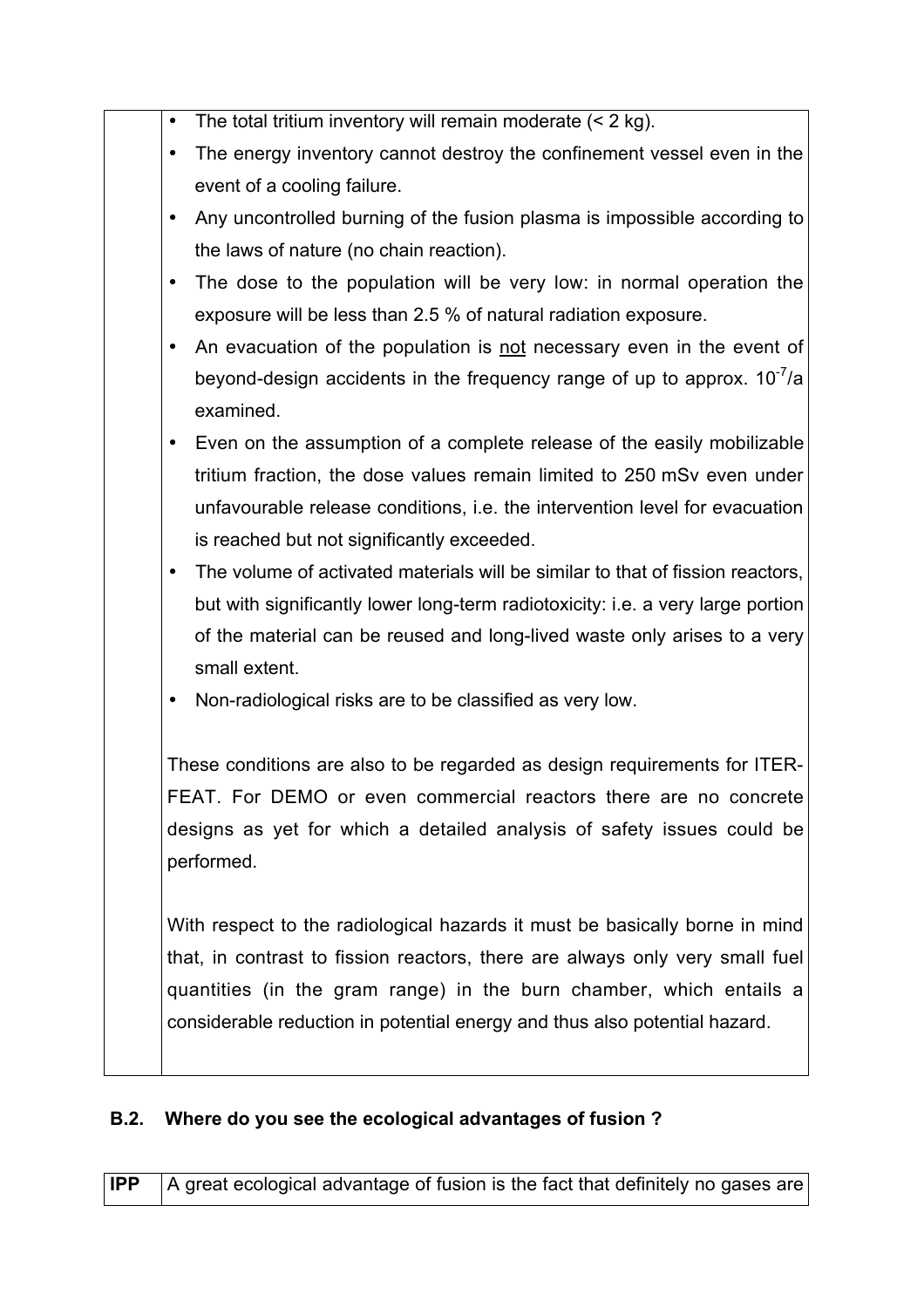|  |  |
|---|---|
|  | - The total tritium inventory will remain moderate (< 2 kg).<br>- The energy inventory cannot destroy the confinement vessel even in the event of a cooling failure.<br>- Any uncontrolled burning of the fusion plasma is impossible according to the laws of nature (no chain reaction).<br>- The dose to the population will be very low: in normal operation the exposure will be less than 2.5 % of natural radiation exposure.<br>- An evacuation of the population is <u>not</u> necessary even in the event of beyond-design accidents in the frequency range of up to approx. $10^{-7}$/a examined.<br>- Even on the assumption of a complete release of the easily mobilizable tritium fraction, the dose values remain limited to 250 mSv even under unfavourable release conditions, i.e. the intervention level for evacuation is reached but not significantly exceeded.<br>- The volume of activated materials will be similar to that of fission reactors, but with significantly lower long-term radiotoxicity: i.e. a very large portion of the material can be reused and long-lived waste only arises to a very small extent.<br>- Non-radiological risks are to be classified as very low.<br><br>These conditions are also to be regarded as design requirements for ITER-FEAT. For DEMO or even commercial reactors there are no concrete designs as yet for which a detailed analysis of safety issues could be performed.<br><br>With respect to the radiological hazards it must be basically borne in mind that, in contrast to fission reactors, there are always only very small fuel quantities (in the gram range) in the burn chamber, which entails a considerable reduction in potential energy and thus also potential hazard. |

### B.2. Where do you see the ecological advantages of fusion ?

|  |  |
|---|---|
| **IPP** | A great ecological advantage of fusion is the fact that definitely no gases are |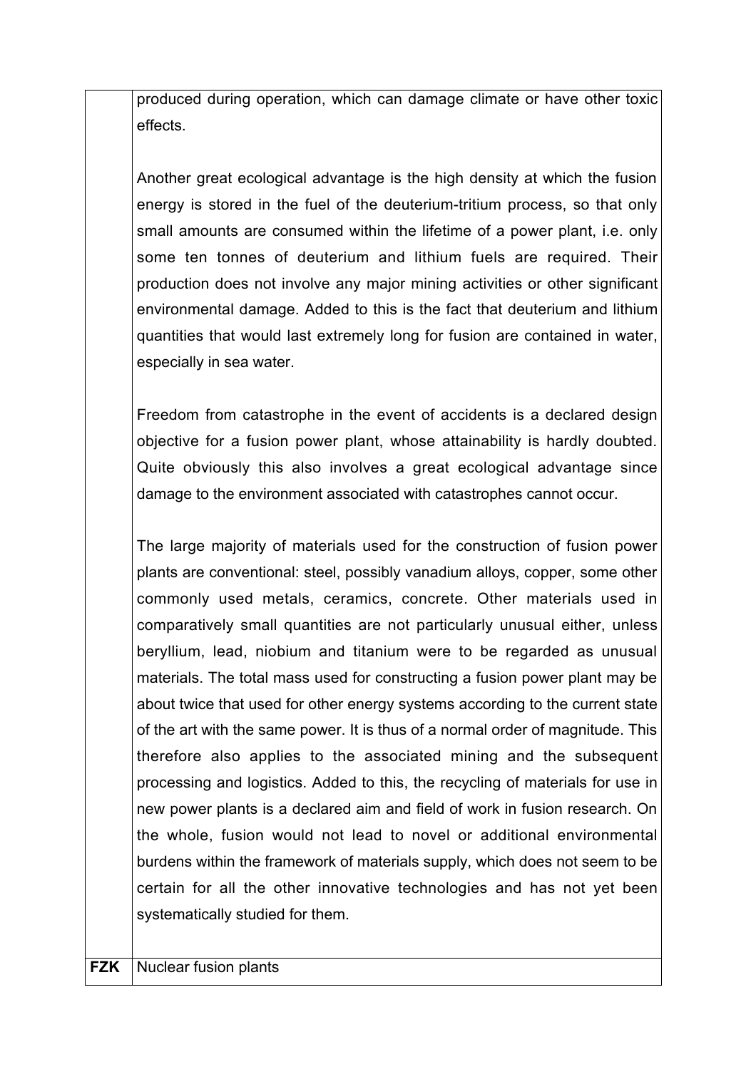produced during operation, which can damage climate or have other toxic effects.

Another great ecological advantage is the high density at which the fusion energy is stored in the fuel of the deuterium-tritium process, so that only small amounts are consumed within the lifetime of a power plant, i.e. only some ten tonnes of deuterium and lithium fuels are required. Their production does not involve any major mining activities or other significant environmental damage. Added to this is the fact that deuterium and lithium quantities that would last extremely long for fusion are contained in water, especially in sea water.

Freedom from catastrophe in the event of accidents is a declared design objective for a fusion power plant, whose attainability is hardly doubted. Quite obviously this also involves a great ecological advantage since damage to the environment associated with catastrophes cannot occur.

The large majority of materials used for the construction of fusion power plants are conventional: steel, possibly vanadium alloys, copper, some other commonly used metals, ceramics, concrete. Other materials used in comparatively small quantities are not particularly unusual either, unless beryllium, lead, niobium and titanium were to be regarded as unusual materials. The total mass used for constructing a fusion power plant may be about twice that used for other energy systems according to the current state of the art with the same power. It is thus of a normal order of magnitude. This therefore also applies to the associated mining and the subsequent processing and logistics. Added to this, the recycling of materials for use in new power plants is a declared aim and field of work in fusion research. On the whole, fusion would not lead to novel or additional environmental burdens within the framework of materials supply, which does not seem to be certain for all the other innovative technologies and has not yet been systematically studied for them.

| **FZK** | Nuclear fusion plants |
|---|---|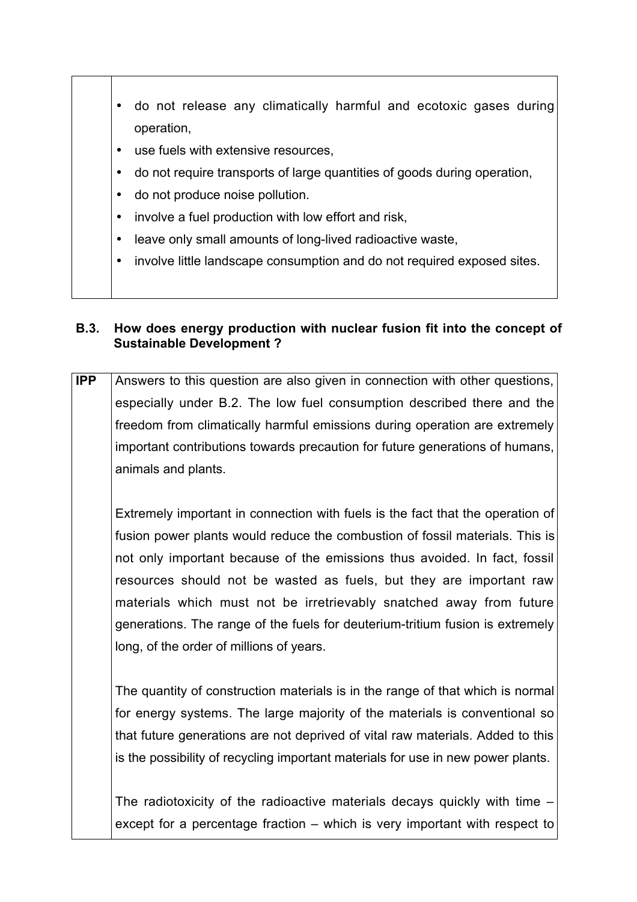- do not release any climatically harmful and ecotoxic gases during operation,
- use fuels with extensive resources,
- do not require transports of large quantities of goods during operation,
- do not produce noise pollution.
- involve a fuel production with low effort and risk,
- leave only small amounts of long-lived radioactive waste,
- involve little landscape consumption and do not required exposed sites.

### B.3. How does energy production with nuclear fusion fit into the concept of Sustainable Development ?

**IPP**

Answers to this question are also given in connection with other questions, especially under B.2. The low fuel consumption described there and the freedom from climatically harmful emissions during operation are extremely important contributions towards precaution for future generations of humans, animals and plants.

Extremely important in connection with fuels is the fact that the operation of fusion power plants would reduce the combustion of fossil materials. This is not only important because of the emissions thus avoided. In fact, fossil resources should not be wasted as fuels, but they are important raw materials which must not be irretrievably snatched away from future generations. The range of the fuels for deuterium-tritium fusion is extremely long, of the order of millions of years.

The quantity of construction materials is in the range of that which is normal for energy systems. The large majority of the materials is conventional so that future generations are not deprived of vital raw materials. Added to this is the possibility of recycling important materials for use in new power plants.

The radiotoxicity of the radioactive materials decays quickly with time – except for a percentage fraction – which is very important with respect to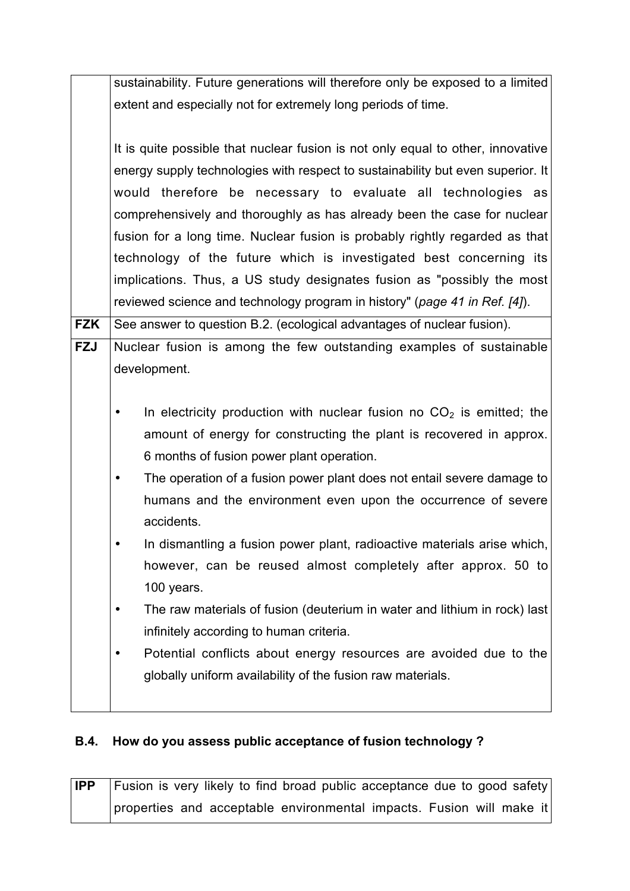| | |
|---|---|
| | sustainability. Future generations will therefore only be exposed to a limited extent and especially not for extremely long periods of time.<br><br>It is quite possible that nuclear fusion is not only equal to other, innovative energy supply technologies with respect to sustainability but even superior. It would therefore be necessary to evaluate all technologies as comprehensively and thoroughly as has already been the case for nuclear fusion for a long time. Nuclear fusion is probably rightly regarded as that technology of the future which is investigated best concerning its implications. Thus, a US study designates fusion as "possibly the most reviewed science and technology program in history" (*page 41 in Ref. [4]*). |
| **FZK** | See answer to question B.2. (ecological advantages of nuclear fusion). |
| **FZJ** | Nuclear fusion is among the few outstanding examples of sustainable development.<br><br>• In electricity production with nuclear fusion no $CO_2$ is emitted; the amount of energy for constructing the plant is recovered in approx. 6 months of fusion power plant operation.<br>• The operation of a fusion power plant does not entail severe damage to humans and the environment even upon the occurrence of severe accidents.<br>• In dismantling a fusion power plant, radioactive materials arise which, however, can be reused almost completely after approx. 50 to 100 years.<br>• The raw materials of fusion (deuterium in water and lithium in rock) last infinitely according to human criteria.<br>• Potential conflicts about energy resources are avoided due to the globally uniform availability of the fusion raw materials. |

### B.4. How do you assess public acceptance of fusion technology ?

| | |
|---|---|
| **IPP** | Fusion is very likely to find broad public acceptance due to good safety properties and acceptable environmental impacts. Fusion will make it |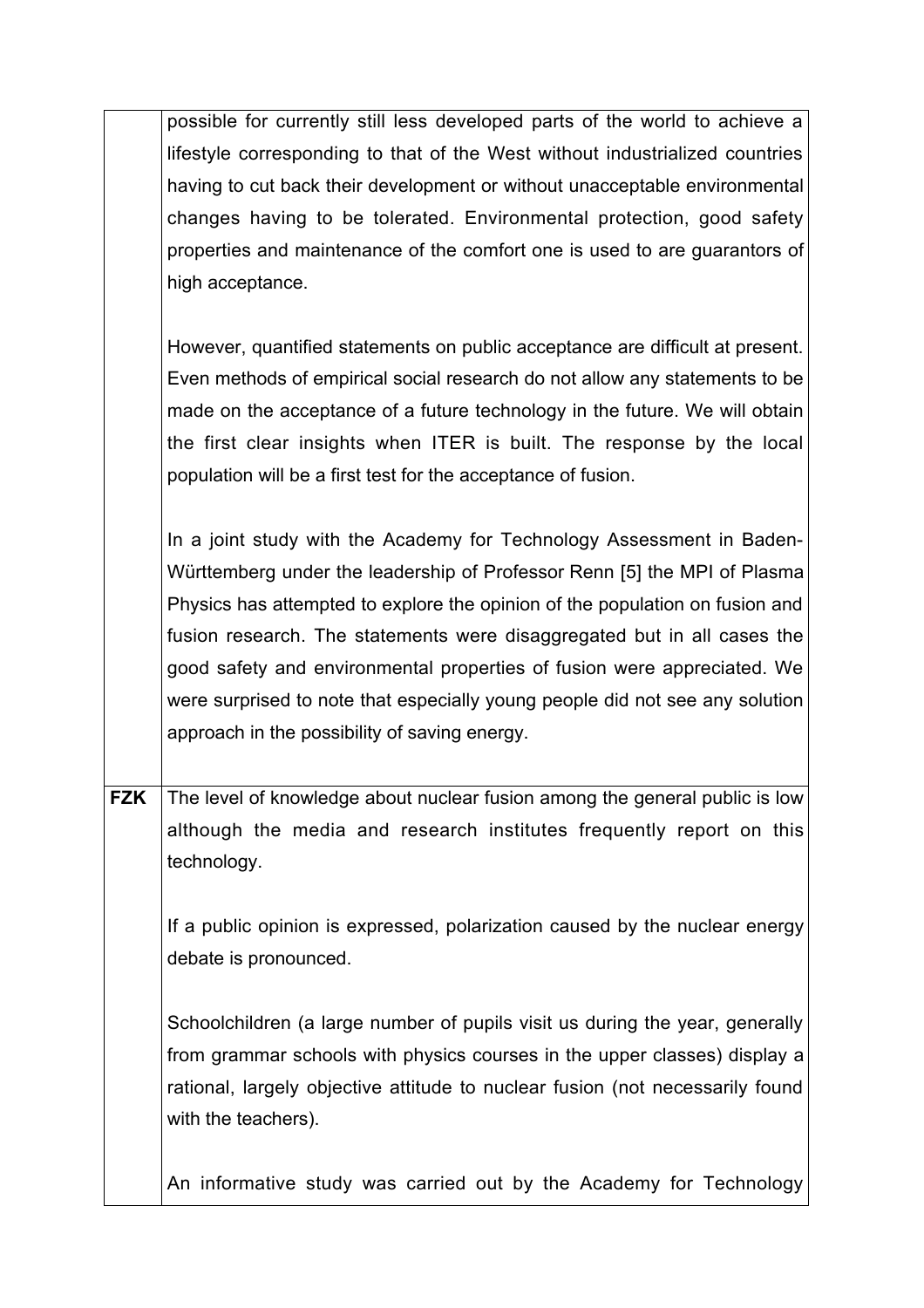|  |  |
| --- | --- |
|  | possible for currently still less developed parts of the world to achieve a lifestyle corresponding to that of the West without industrialized countries having to cut back their development or without unacceptable environmental changes having to be tolerated. Environmental protection, good safety properties and maintenance of the comfort one is used to are guarantors of high acceptance.<br><br>However, quantified statements on public acceptance are difficult at present. Even methods of empirical social research do not allow any statements to be made on the acceptance of a future technology in the future. We will obtain the first clear insights when ITER is built. The response by the local population will be a first test for the acceptance of fusion.<br><br>In a joint study with the Academy for Technology Assessment in Baden-Württemberg under the leadership of Professor Renn [5] the MPI of Plasma Physics has attempted to explore the opinion of the population on fusion and fusion research. The statements were disaggregated but in all cases the good safety and environmental properties of fusion were appreciated. We were surprised to note that especially young people did not see any solution approach in the possibility of saving energy. |
| **FZK** | The level of knowledge about nuclear fusion among the general public is low although the media and research institutes frequently report on this technology.<br><br>If a public opinion is expressed, polarization caused by the nuclear energy debate is pronounced.<br><br>Schoolchildren (a large number of pupils visit us during the year, generally from grammar schools with physics courses in the upper classes) display a rational, largely objective attitude to nuclear fusion (not necessarily found with the teachers).<br><br>An informative study was carried out by the Academy for Technology |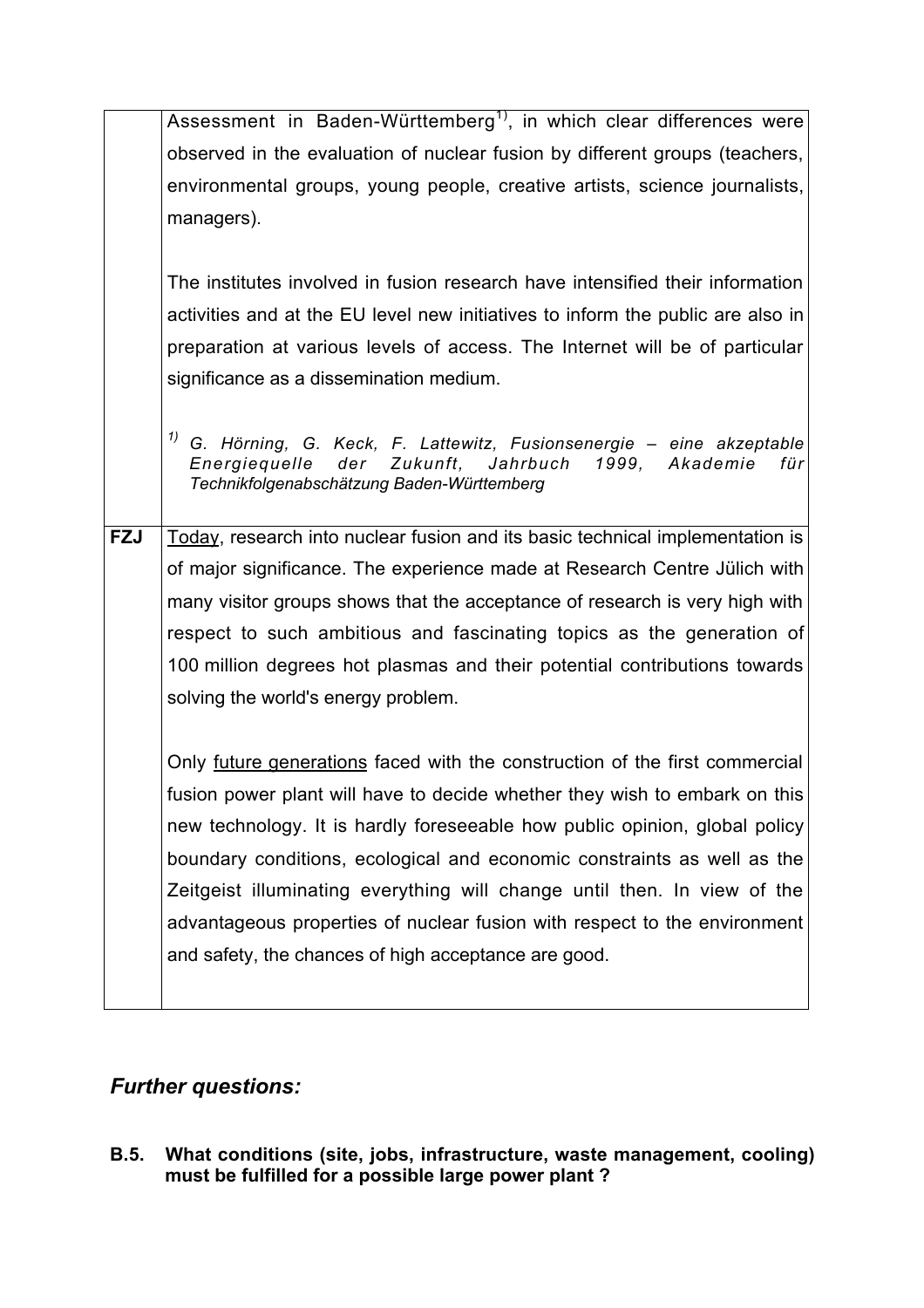| | |
|---|---|
| | Assessment in Baden-Württemberg[1)], in which clear differences were observed in the evaluation of nuclear fusion by different groups (teachers, environmental groups, young people, creative artists, science journalists, managers).<br><br>The institutes involved in fusion research have intensified their information activities and at the EU level new initiatives to inform the public are also in preparation at various levels of access. The Internet will be of particular significance as a dissemination medium.<br><br>[1)] *G. Hörning, G. Keck, F. Lattewitz, Fusionsenergie – eine akzeptable Energiequelle der Zukunft, Jahrbuch 1999, Akademie für Technikfolgenabschätzung Baden-Württemberg* |
| **FZJ** | <u>Today</u>, research into nuclear fusion and its basic technical implementation is of major significance. The experience made at Research Centre Jülich with many visitor groups shows that the acceptance of research is very high with respect to such ambitious and fascinating topics as the generation of 100 million degrees hot plasmas and their potential contributions towards solving the world's energy problem.<br><br>Only <u>future generations</u> faced with the construction of the first commercial fusion power plant will have to decide whether they wish to embark on this new technology. It is hardly foreseeable how public opinion, global policy boundary conditions, ecological and economic constraints as well as the Zeitgeist illuminating everything will change until then. In view of the advantageous properties of nuclear fusion with respect to the environment and safety, the chances of high acceptance are good. |

## *Further questions:*

**B.5. What conditions (site, jobs, infrastructure, waste management, cooling) must be fulfilled for a possible large power plant ?**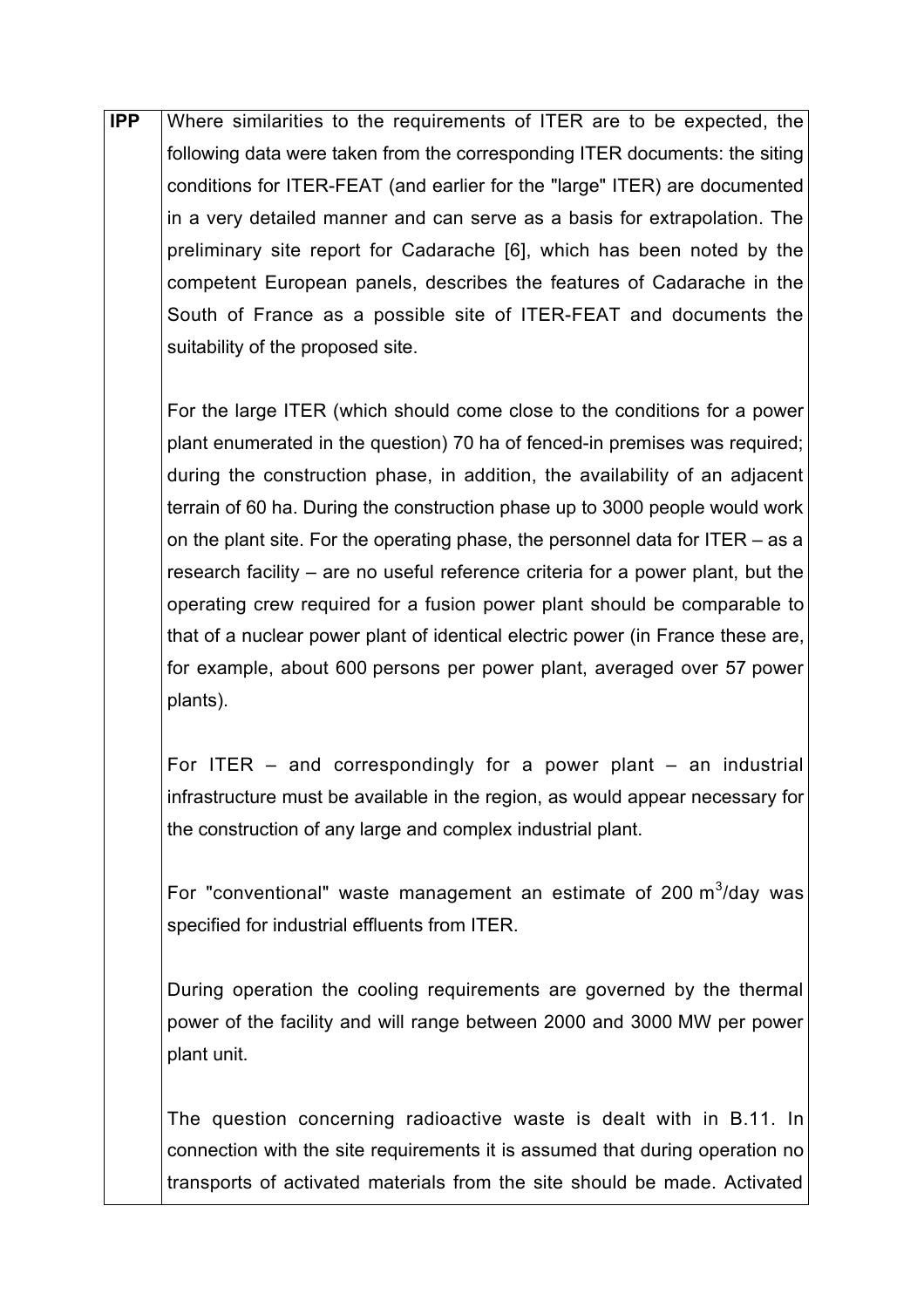| **IPP** | Where similarities to the requirements of ITER are to be expected, the following data were taken from the corresponding ITER documents: the siting conditions for ITER-FEAT (and earlier for the "large" ITER) are documented in a very detailed manner and can serve as a basis for extrapolation. The preliminary site report for Cadarache [6], which has been noted by the competent European panels, describes the features of Cadarache in the South of France as a possible site of ITER-FEAT and documents the suitability of the proposed site.<br><br>For the large ITER (which should come close to the conditions for a power plant enumerated in the question) 70 ha of fenced-in premises was required; during the construction phase, in addition, the availability of an adjacent terrain of 60 ha. During the construction phase up to 3000 people would work on the plant site. For the operating phase, the personnel data for ITER – as a research facility – are no useful reference criteria for a power plant, but the operating crew required for a fusion power plant should be comparable to that of a nuclear power plant of identical electric power (in France these are, for example, about 600 persons per power plant, averaged over 57 power plants).<br><br>For ITER – and correspondingly for a power plant – an industrial infrastructure must be available in the region, as would appear necessary for the construction of any large and complex industrial plant.<br><br>For "conventional" waste management an estimate of 200 $m^3$/day was specified for industrial effluents from ITER.<br><br>During operation the cooling requirements are governed by the thermal power of the facility and will range between 2000 and 3000 MW per power plant unit.<br><br>The question concerning radioactive waste is dealt with in B.11. In connection with the site requirements it is assumed that during operation no transports of activated materials from the site should be made. Activated |
|---|---|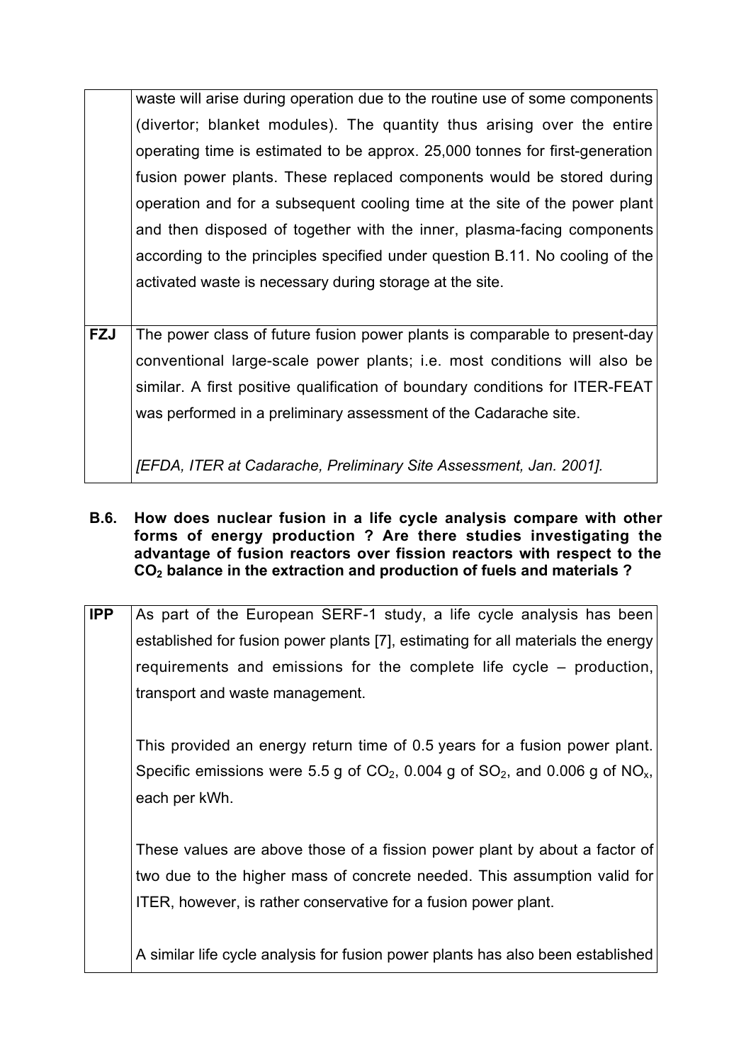|  | waste will arise during operation due to the routine use of some components (divertor; blanket modules). The quantity thus arising over the entire operating time is estimated to be approx. 25,000 tonnes for first-generation fusion power plants. These replaced components would be stored during operation and for a subsequent cooling time at the site of the power plant and then disposed of together with the inner, plasma-facing components according to the principles specified under question B.11. No cooling of the activated waste is necessary during storage at the site. |
|---|---|
| **FZJ** | The power class of future fusion power plants is comparable to present-day conventional large-scale power plants; i.e. most conditions will also be similar. A first positive qualification of boundary conditions for ITER-FEAT was performed in a preliminary assessment of the Cadarache site.<br><br>*[EFDA, ITER at Cadarache, Preliminary Site Assessment, Jan. 2001].* |

**B.6. How does nuclear fusion in a life cycle analysis compare with other forms of energy production ? Are there studies investigating the advantage of fusion reactors over fission reactors with respect to the $CO_2$ balance in the extraction and production of fuels and materials ?**

| **IPP** | As part of the European SERF-1 study, a life cycle analysis has been established for fusion power plants [7], estimating for all materials the energy requirements and emissions for the complete life cycle – production, transport and waste management.<br><br>This provided an energy return time of 0.5 years for a fusion power plant. Specific emissions were 5.5 g of $CO_2$, 0.004 g of $SO_2$, and 0.006 g of $NO_x$, each per kWh.<br><br>These values are above those of a fission power plant by about a factor of two due to the higher mass of concrete needed. This assumption valid for ITER, however, is rather conservative for a fusion power plant.<br><br>A similar life cycle analysis for fusion power plants has also been established |
|---|---|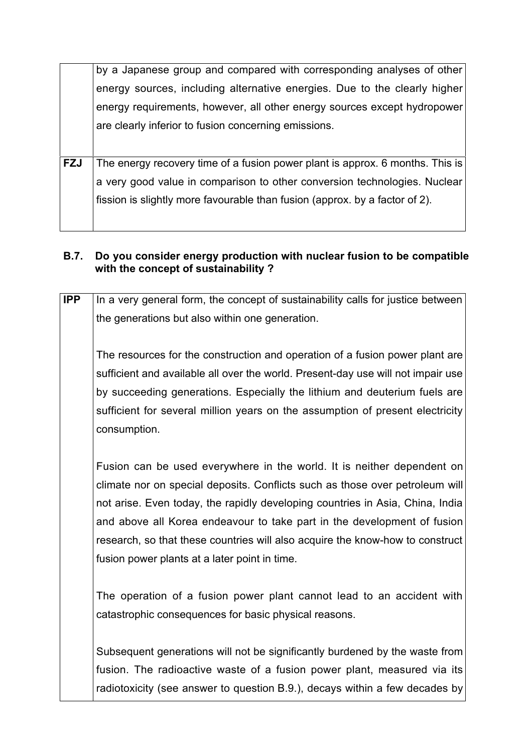| | |
|---|---|
| | by a Japanese group and compared with corresponding analyses of other energy sources, including alternative energies. Due to the clearly higher energy requirements, however, all other energy sources except hydropower are clearly inferior to fusion concerning emissions. |
| **FZJ** | The energy recovery time of a fusion power plant is approx. 6 months. This is a very good value in comparison to other conversion technologies. Nuclear fission is slightly more favourable than fusion (approx. by a factor of 2). |

### B.7. Do you consider energy production with nuclear fusion to be compatible with the concept of sustainability ?

| | |
|---|---|
| **IPP** | In a very general form, the concept of sustainability calls for justice between the generations but also within one generation.<br><br>The resources for the construction and operation of a fusion power plant are sufficient and available all over the world. Present-day use will not impair use by succeeding generations. Especially the lithium and deuterium fuels are sufficient for several million years on the assumption of present electricity consumption.<br><br>Fusion can be used everywhere in the world. It is neither dependent on climate nor on special deposits. Conflicts such as those over petroleum will not arise. Even today, the rapidly developing countries in Asia, China, India and above all Korea endeavour to take part in the development of fusion research, so that these countries will also acquire the know-how to construct fusion power plants at a later point in time.<br><br>The operation of a fusion power plant cannot lead to an accident with catastrophic consequences for basic physical reasons.<br><br>Subsequent generations will not be significantly burdened by the waste from fusion. The radioactive waste of a fusion power plant, measured via its radiotoxicity (see answer to question B.9.), decays within a few decades by |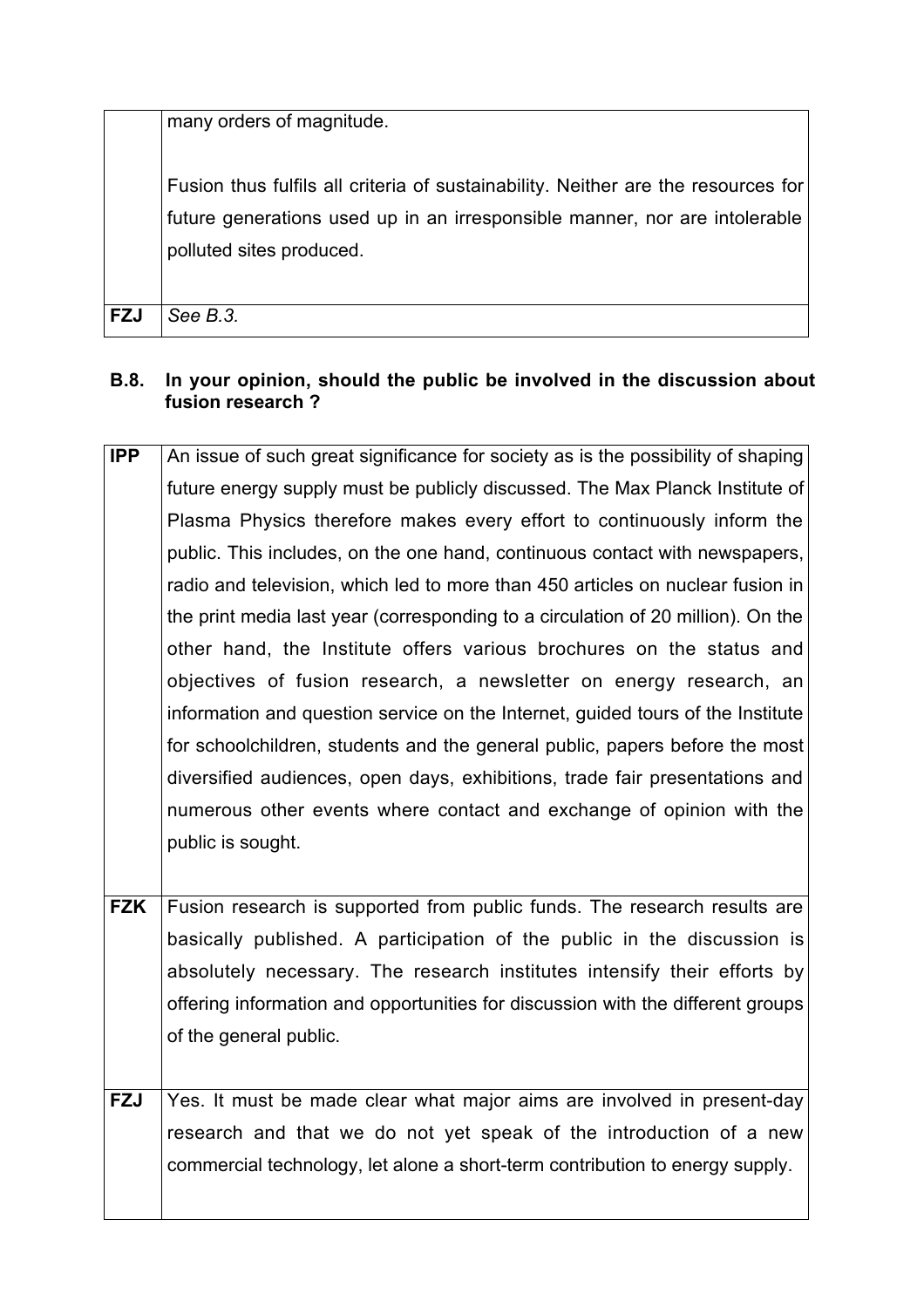|  | many orders of magnitude.<br><br>Fusion thus fulfils all criteria of sustainability. Neither are the resources for future generations used up in an irresponsible manner, nor are intolerable polluted sites produced. |
|---|---|
| **FZJ** | *See B.3.* |

**B.8. In your opinion, should the public be involved in the discussion about fusion research ?**

| **IPP** | An issue of such great significance for society as is the possibility of shaping future energy supply must be publicly discussed. The Max Planck Institute of Plasma Physics therefore makes every effort to continuously inform the public. This includes, on the one hand, continuous contact with newspapers, radio and television, which led to more than 450 articles on nuclear fusion in the print media last year (corresponding to a circulation of 20 million). On the other hand, the Institute offers various brochures on the status and objectives of fusion research, a newsletter on energy research, an information and question service on the Internet, guided tours of the Institute for schoolchildren, students and the general public, papers before the most diversified audiences, open days, exhibitions, trade fair presentations and numerous other events where contact and exchange of opinion with the public is sought. |
|---|---|
| **FZK** | Fusion research is supported from public funds. The research results are basically published. A participation of the public in the discussion is absolutely necessary. The research institutes intensify their efforts by offering information and opportunities for discussion with the different groups of the general public. |
| **FZJ** | Yes. It must be made clear what major aims are involved in present-day research and that we do not yet speak of the introduction of a new commercial technology, let alone a short-term contribution to energy supply. |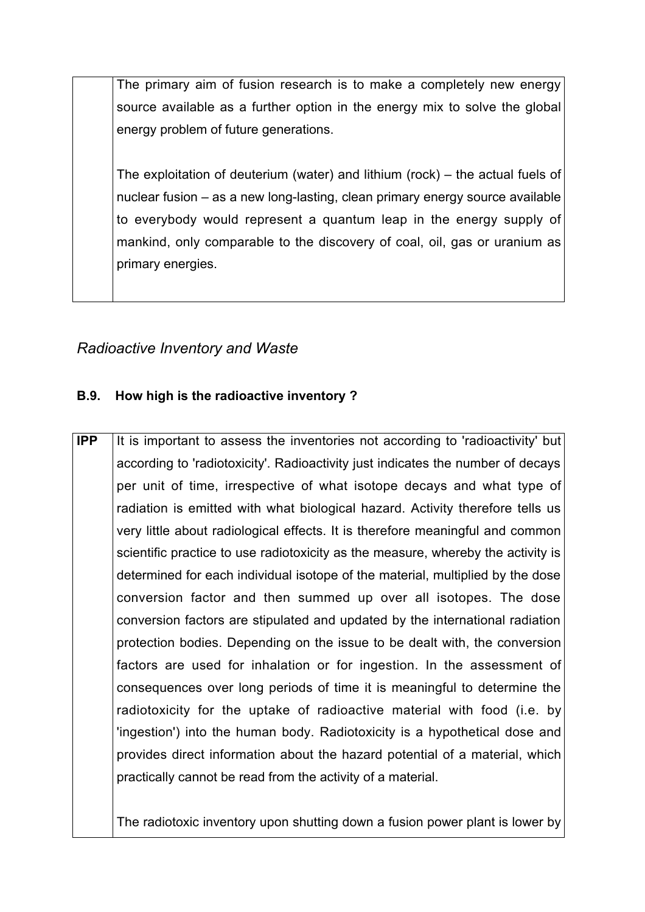| | |
|---|---|
| | The primary aim of fusion research is to make a completely new energy source available as a further option in the energy mix to solve the global energy problem of future generations.<br><br>The exploitation of deuterium (water) and lithium (rock) – the actual fuels of nuclear fusion – as a new long-lasting, clean primary energy source available to everybody would represent a quantum leap in the energy supply of mankind, only comparable to the discovery of coal, oil, gas or uranium as primary energies. |

## *Radioactive Inventory and Waste*

### B.9. How high is the radioactive inventory ?

| | |
|---|---|
| **IPP** | It is important to assess the inventories not according to 'radioactivity' but according to 'radiotoxicity'. Radioactivity just indicates the number of decays per unit of time, irrespective of what isotope decays and what type of radiation is emitted with what biological hazard. Activity therefore tells us very little about radiological effects. It is therefore meaningful and common scientific practice to use radiotoxicity as the measure, whereby the activity is determined for each individual isotope of the material, multiplied by the dose conversion factor and then summed up over all isotopes. The dose conversion factors are stipulated and updated by the international radiation protection bodies. Depending on the issue to be dealt with, the conversion factors are used for inhalation or for ingestion. In the assessment of consequences over long periods of time it is meaningful to determine the radiotoxicity for the uptake of radioactive material with food (i.e. by 'ingestion') into the human body. Radiotoxicity is a hypothetical dose and provides direct information about the hazard potential of a material, which practically cannot be read from the activity of a material.<br><br>The radiotoxic inventory upon shutting down a fusion power plant is lower by |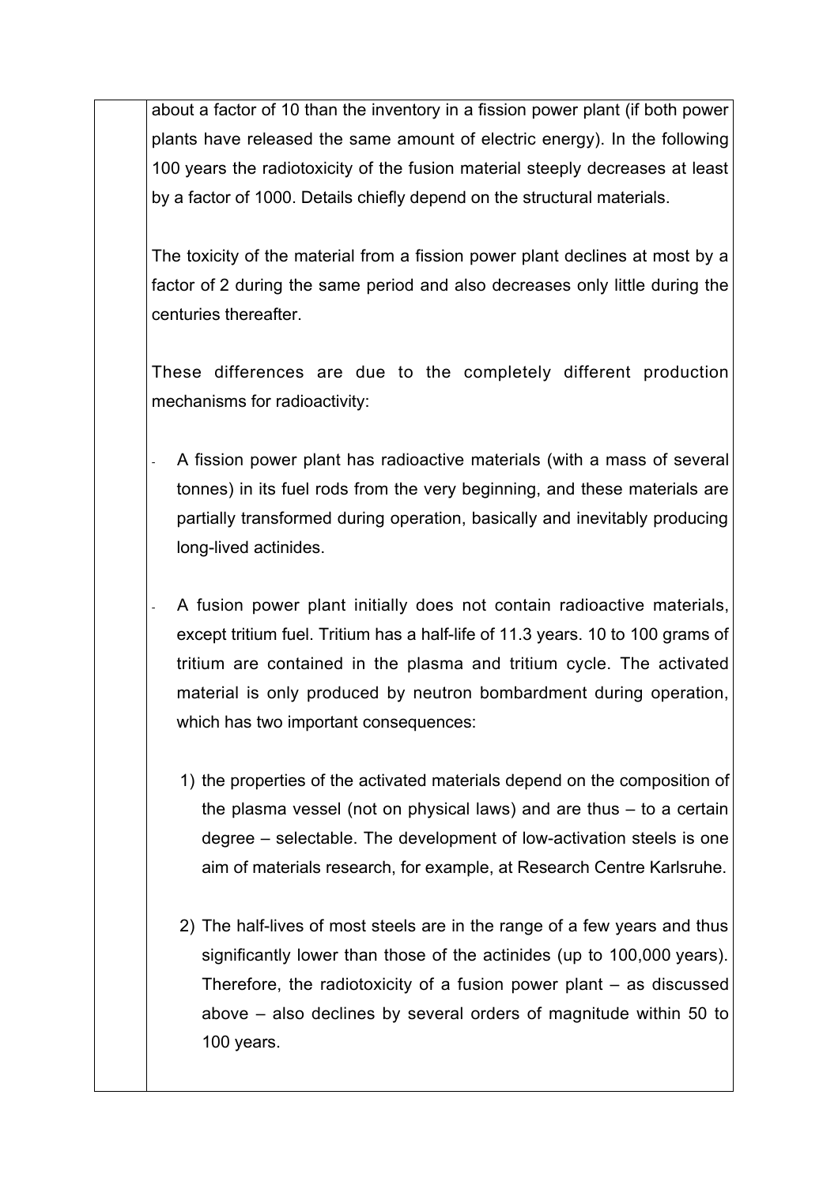about a factor of 10 than the inventory in a fission power plant (if both power plants have released the same amount of electric energy). In the following 100 years the radiotoxicity of the fusion material steeply decreases at least by a factor of 1000. Details chiefly depend on the structural materials.

The toxicity of the material from a fission power plant declines at most by a factor of 2 during the same period and also decreases only little during the centuries thereafter.

These differences are due to the completely different production mechanisms for radioactivity:

- A fission power plant has radioactive materials (with a mass of several tonnes) in its fuel rods from the very beginning, and these materials are partially transformed during operation, basically and inevitably producing long-lived actinides.

- A fusion power plant initially does not contain radioactive materials, except tritium fuel. Tritium has a half-life of 11.3 years. 10 to 100 grams of tritium are contained in the plasma and tritium cycle. The activated material is only produced by neutron bombardment during operation, which has two important consequences:

  1) the properties of the activated materials depend on the composition of the plasma vessel (not on physical laws) and are thus – to a certain degree – selectable. The development of low-activation steels is one aim of materials research, for example, at Research Centre Karlsruhe.

  2) The half-lives of most steels are in the range of a few years and thus significantly lower than those of the actinides (up to 100,000 years). Therefore, the radiotoxicity of a fusion power plant – as discussed above – also declines by several orders of magnitude within 50 to 100 years.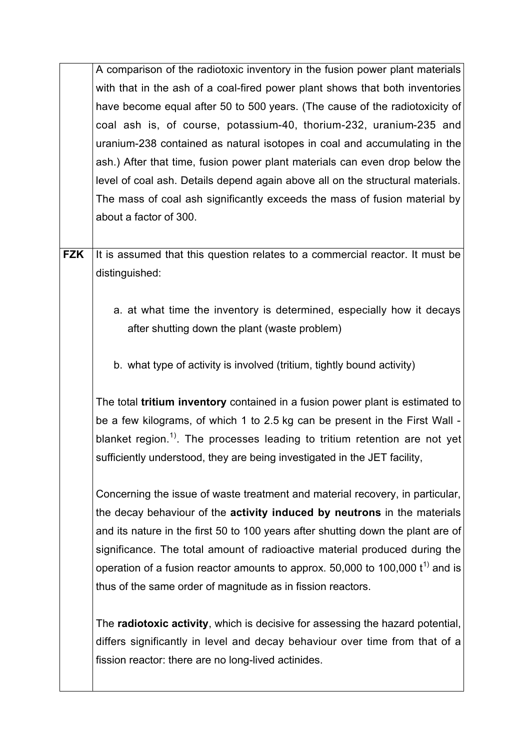| | |
|---|---|
| | A comparison of the radiotoxic inventory in the fusion power plant materials with that in the ash of a coal-fired power plant shows that both inventories have become equal after 50 to 500 years. (The cause of the radiotoxicity of coal ash is, of course, potassium-40, thorium-232, uranium-235 and uranium-238 contained as natural isotopes in coal and accumulating in the ash.) After that time, fusion power plant materials can even drop below the level of coal ash. Details depend again above all on the structural materials. The mass of coal ash significantly exceeds the mass of fusion material by about a factor of 300. |
| **FZK** | It is assumed that this question relates to a commercial reactor. It must be distinguished:<br><br>a. at what time the inventory is determined, especially how it decays after shutting down the plant (waste problem)<br><br>b. what type of activity is involved (tritium, tightly bound activity)<br><br>The total **tritium inventory** contained in a fusion power plant is estimated to be a few kilograms, of which 1 to 2.5 kg can be present in the First Wall - blanket region.[1)]. The processes leading to tritium retention are not yet sufficiently understood, they are being investigated in the JET facility,<br><br>Concerning the issue of waste treatment and material recovery, in particular, the decay behaviour of the **activity induced by neutrons** in the materials and its nature in the first 50 to 100 years after shutting down the plant are of significance. The total amount of radioactive material produced during the operation of a fusion reactor amounts to approx. 50,000 to 100,000 t[1)] and is thus of the same order of magnitude as in fission reactors.<br><br>The **radiotoxic activity**, which is decisive for assessing the hazard potential, differs significantly in level and decay behaviour over time from that of a fission reactor: there are no long-lived actinides. |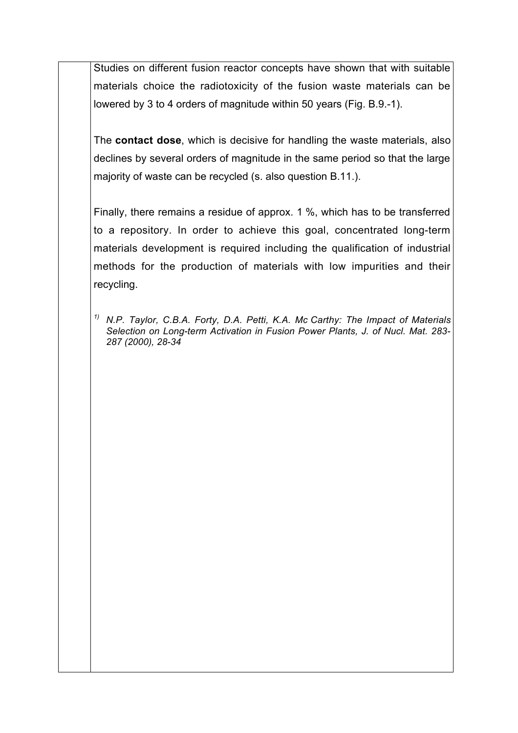Studies on different fusion reactor concepts have shown that with suitable materials choice the radiotoxicity of the fusion waste materials can be lowered by 3 to 4 orders of magnitude within 50 years (Fig. B.9.-1).

The **contact dose**, which is decisive for handling the waste materials, also declines by several orders of magnitude in the same period so that the large majority of waste can be recycled (s. also question B.11.).

Finally, there remains a residue of approx. 1 %, which has to be transferred to a repository. In order to achieve this goal, concentrated long-term materials development is required including the qualification of industrial methods for the production of materials with low impurities and their recycling.

*[1)] N.P. Taylor, C.B.A. Forty, D.A. Petti, K.A. Mc Carthy: The Impact of Materials Selection on Long-term Activation in Fusion Power Plants, J. of Nucl. Mat. 283-287 (2000), 28-34*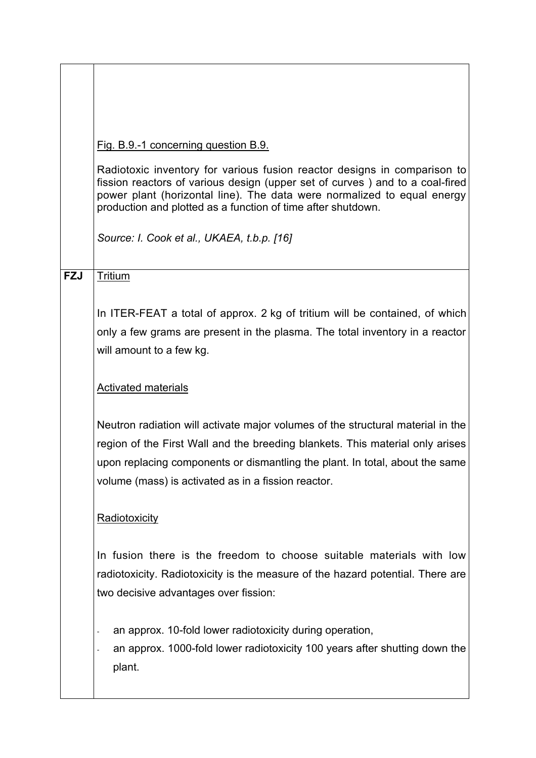| | |
|---|---|
| | Fig. B.9.-1 concerning question B.9.<br><br>Radiotoxic inventory for various fusion reactor designs in comparison to fission reactors of various design (upper set of curves ) and to a coal-fired power plant (horizontal line). The data were normalized to equal energy production and plotted as a function of time after shutdown.<br><br>*Source: I. Cook et al., UKAEA, t.b.p. [16]* |
| **FZJ** | Tritium<br><br>In ITER-FEAT a total of approx. 2 kg of tritium will be contained, of which only a few grams are present in the plasma. The total inventory in a reactor will amount to a few kg.<br><br>Activated materials<br><br>Neutron radiation will activate major volumes of the structural material in the region of the First Wall and the breeding blankets. This material only arises upon replacing components or dismantling the plant. In total, about the same volume (mass) is activated as in a fission reactor.<br><br>Radiotoxicity<br><br>In fusion there is the freedom to choose suitable materials with low radiotoxicity. Radiotoxicity is the measure of the hazard potential. There are two decisive advantages over fission:<br><br>- an approx. 10-fold lower radiotoxicity during operation,<br>- an approx. 1000-fold lower radiotoxicity 100 years after shutting down the plant. |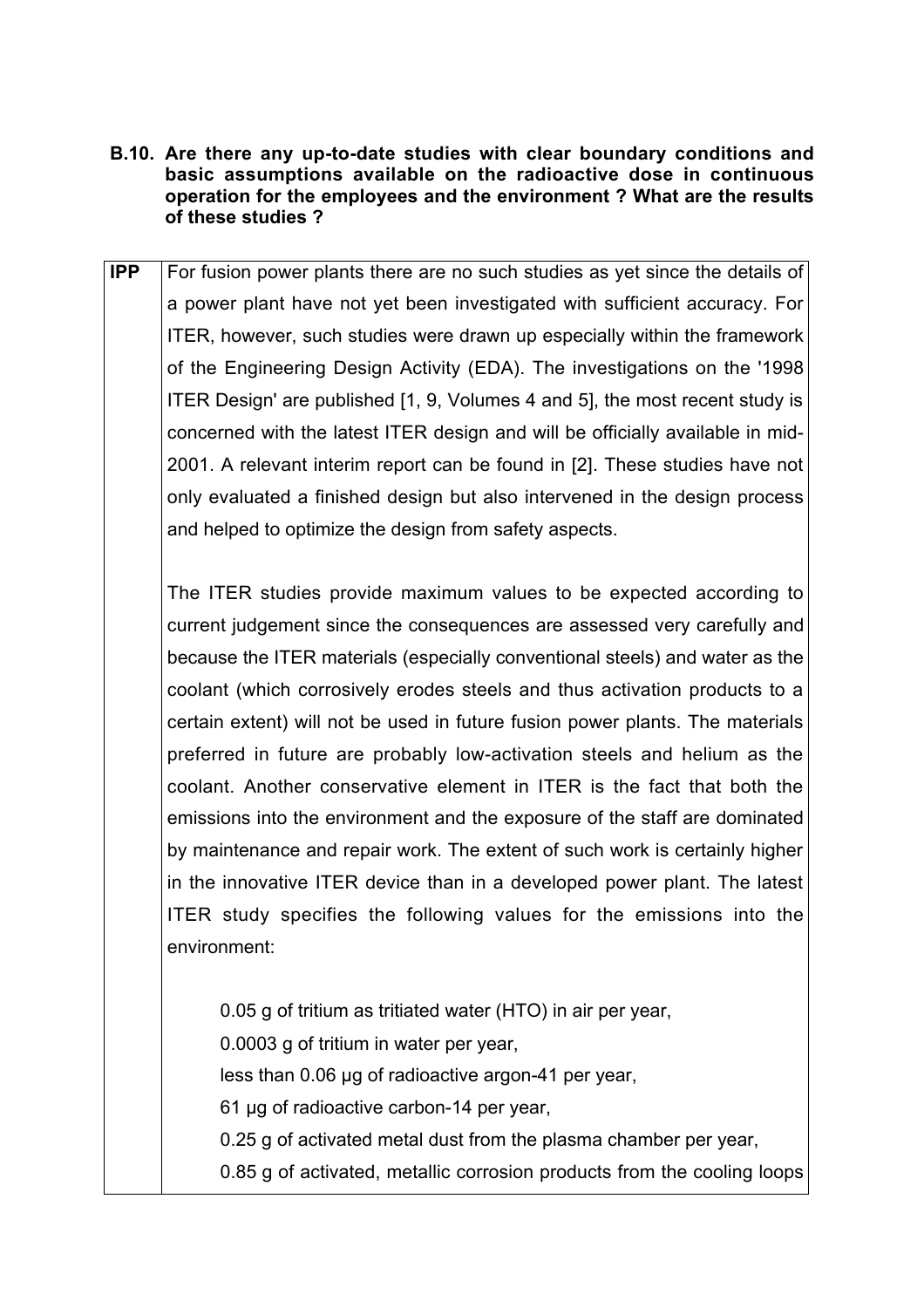**B.10. Are there any up-to-date studies with clear boundary conditions and basic assumptions available on the radioactive dose in continuous operation for the employees and the environment ? What are the results of these studies ?**

| | |
|---|---|
| **IPP** | For fusion power plants there are no such studies as yet since the details of a power plant have not yet been investigated with sufficient accuracy. For ITER, however, such studies were drawn up especially within the framework of the Engineering Design Activity (EDA). The investigations on the '1998 ITER Design' are published [1, 9, Volumes 4 and 5], the most recent study is concerned with the latest ITER design and will be officially available in mid-2001. A relevant interim report can be found in [2]. These studies have not only evaluated a finished design but also intervened in the design process and helped to optimize the design from safety aspects.<br><br>The ITER studies provide maximum values to be expected according to current judgement since the consequences are assessed very carefully and because the ITER materials (especially conventional steels) and water as the coolant (which corrosively erodes steels and thus activation products to a certain extent) will not be used in future fusion power plants. The materials preferred in future are probably low-activation steels and helium as the coolant. Another conservative element in ITER is the fact that both the emissions into the environment and the exposure of the staff are dominated by maintenance and repair work. The extent of such work is certainly higher in the innovative ITER device than in a developed power plant. The latest ITER study specifies the following values for the emissions into the environment:<br><br>0.05 g of tritium as tritiated water (HTO) in air per year,<br>0.0003 g of tritium in water per year,<br>less than 0.06 µg of radioactive argon-41 per year,<br>61 µg of radioactive carbon-14 per year,<br>0.25 g of activated metal dust from the plasma chamber per year,<br>0.85 g of activated, metallic corrosion products from the cooling loops |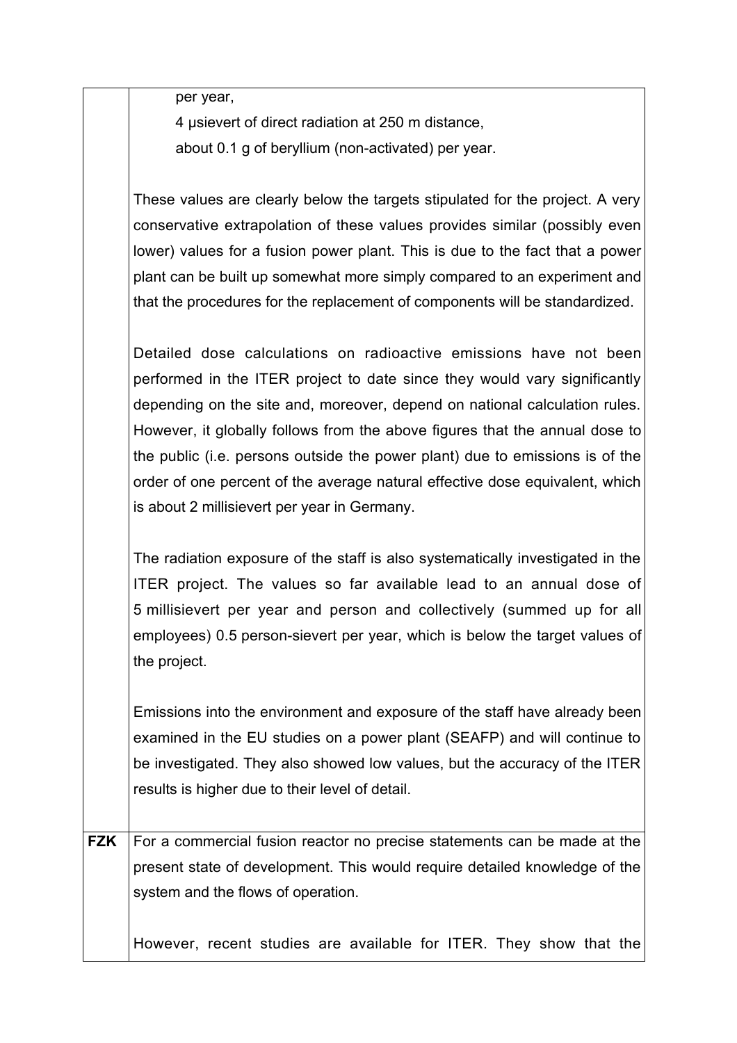| | |
|---|---|
| | per year,<br>4 µsievert of direct radiation at 250 m distance,<br>about 0.1 g of beryllium (non-activated) per year.<br><br>These values are clearly below the targets stipulated for the project. A very conservative extrapolation of these values provides similar (possibly even lower) values for a fusion power plant. This is due to the fact that a power plant can be built up somewhat more simply compared to an experiment and that the procedures for the replacement of components will be standardized.<br><br>Detailed dose calculations on radioactive emissions have not been performed in the ITER project to date since they would vary significantly depending on the site and, moreover, depend on national calculation rules. However, it globally follows from the above figures that the annual dose to the public (i.e. persons outside the power plant) due to emissions is of the order of one percent of the average natural effective dose equivalent, which is about 2 millisievert per year in Germany.<br><br>The radiation exposure of the staff is also systematically investigated in the ITER project. The values so far available lead to an annual dose of 5 millisievert per year and person and collectively (summed up for all employees) 0.5 person-sievert per year, which is below the target values of the project.<br><br>Emissions into the environment and exposure of the staff have already been examined in the EU studies on a power plant (SEAFP) and will continue to be investigated. They also showed low values, but the accuracy of the ITER results is higher due to their level of detail. |
| **FZK** | For a commercial fusion reactor no precise statements can be made at the present state of development. This would require detailed knowledge of the system and the flows of operation.<br><br>However, recent studies are available for ITER. They show that the |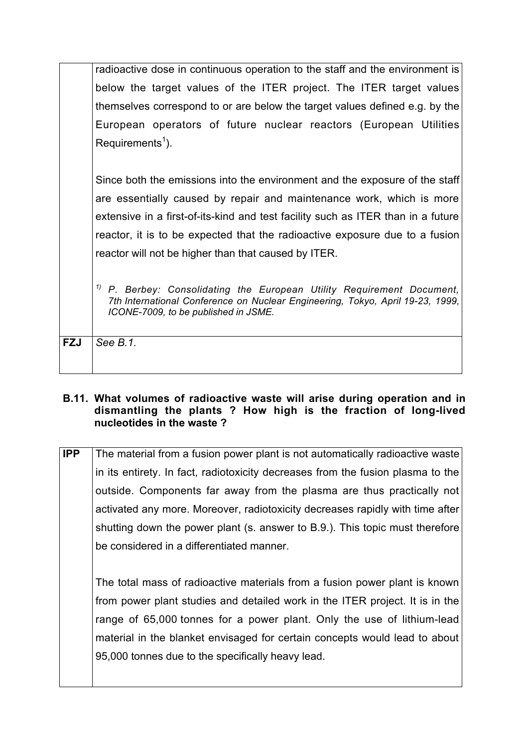| | |
|---|---|
| | radioactive dose in continuous operation to the staff and the environment is below the target values of the ITER project. The ITER target values themselves correspond to or are below the target values defined e.g. by the European operators of future nuclear reactors (European Utilities Requirements[1]).<br><br>Since both the emissions into the environment and the exposure of the staff are essentially caused by repair and maintenance work, which is more extensive in a first-of-its-kind and test facility such as ITER than in a future reactor, it is to be expected that the radioactive exposure due to a fusion reactor will not be higher than that caused by ITER.<br><br>*[1)] P. Berbey: Consolidating the European Utility Requirement Document, 7th International Conference on Nuclear Engineering, Tokyo, April 19-23, 1999, ICONE-7009, to be published in JSME.* |
| **FZJ** | *See B.1.* |

**B.11. What volumes of radioactive waste will arise during operation and in dismantling the plants ? How high is the fraction of long-lived nucleotides in the waste ?**

| | |
|---|---|
| **IPP** | The material from a fusion power plant is not automatically radioactive waste in its entirety. In fact, radiotoxicity decreases from the fusion plasma to the outside. Components far away from the plasma are thus practically not activated any more. Moreover, radiotoxicity decreases rapidly with time after shutting down the power plant (s. answer to B.9.). This topic must therefore be considered in a differentiated manner.<br><br>The total mass of radioactive materials from a fusion power plant is known from power plant studies and detailed work in the ITER project. It is in the range of 65,000 tonnes for a power plant. Only the use of lithium-lead material in the blanket envisaged for certain concepts would lead to about 95,000 tonnes due to the specifically heavy lead. |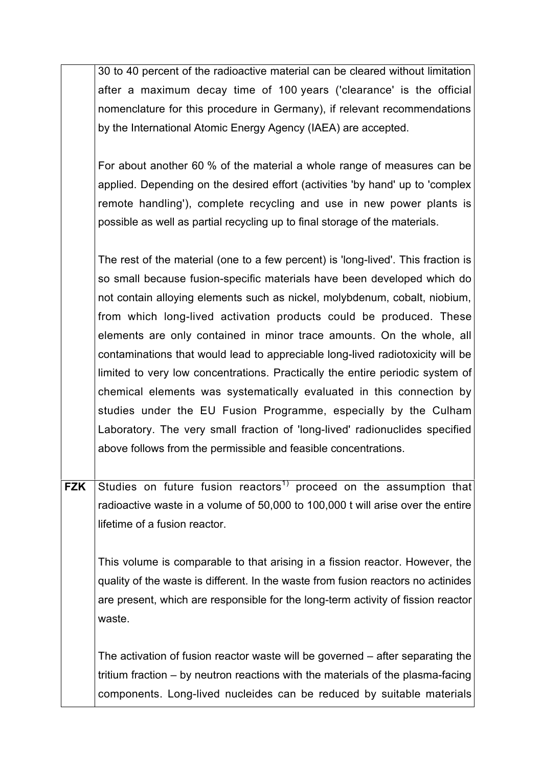| | |
|---|---|
| | 30 to 40 percent of the radioactive material can be cleared without limitation after a maximum decay time of 100 years ('clearance' is the official nomenclature for this procedure in Germany), if relevant recommendations by the International Atomic Energy Agency (IAEA) are accepted.<br><br>For about another 60 % of the material a whole range of measures can be applied. Depending on the desired effort (activities 'by hand' up to 'complex remote handling'), complete recycling and use in new power plants is possible as well as partial recycling up to final storage of the materials.<br><br>The rest of the material (one to a few percent) is 'long-lived'. This fraction is so small because fusion-specific materials have been developed which do not contain alloying elements such as nickel, molybdenum, cobalt, niobium, from which long-lived activation products could be produced. These elements are only contained in minor trace amounts. On the whole, all contaminations that would lead to appreciable long-lived radiotoxicity will be limited to very low concentrations. Practically the entire periodic system of chemical elements was systematically evaluated in this connection by studies under the EU Fusion Programme, especially by the Culham Laboratory. The very small fraction of 'long-lived' radionuclides specified above follows from the permissible and feasible concentrations. |
| **FZK** | Studies on future fusion reactors[1)] proceed on the assumption that radioactive waste in a volume of 50,000 to 100,000 t will arise over the entire lifetime of a fusion reactor.<br><br>This volume is comparable to that arising in a fission reactor. However, the quality of the waste is different. In the waste from fusion reactors no actinides are present, which are responsible for the long-term activity of fission reactor waste.<br><br>The activation of fusion reactor waste will be governed – after separating the tritium fraction – by neutron reactions with the materials of the plasma-facing components. Long-lived nucleides can be reduced by suitable materials |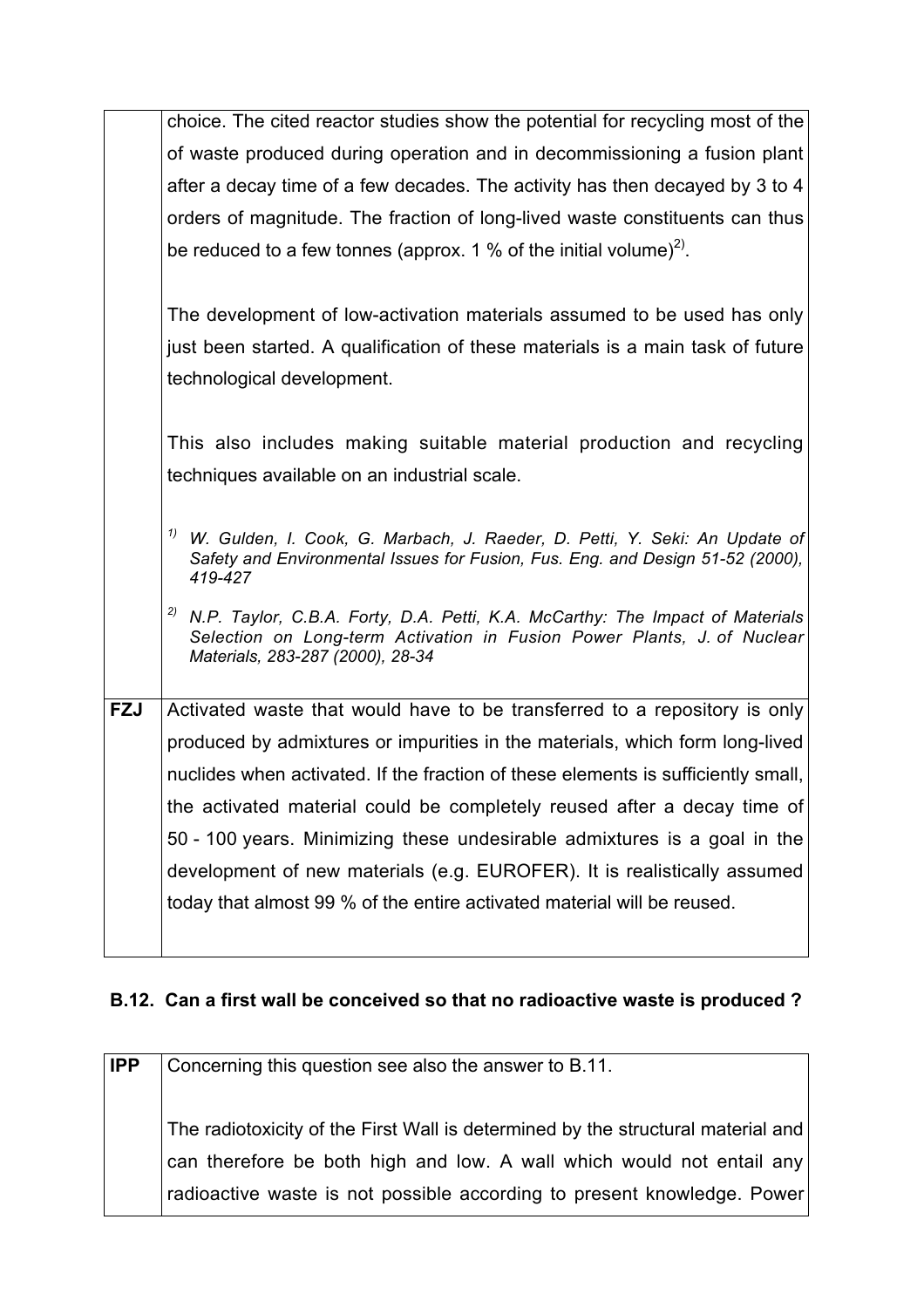| | |
|---|---|
| | choice. The cited reactor studies show the potential for recycling most of the of waste produced during operation and in decommissioning a fusion plant after a decay time of a few decades. The activity has then decayed by 3 to 4 orders of magnitude. The fraction of long-lived waste constituents can thus be reduced to a few tonnes (approx. 1 % of the initial volume)[2].<br><br>The development of low-activation materials assumed to be used has only just been started. A qualification of these materials is a main task of future technological development.<br><br>This also includes making suitable material production and recycling techniques available on an industrial scale.<br><br>[1] *W. Gulden, I. Cook, G. Marbach, J. Raeder, D. Petti, Y. Seki: An Update of Safety and Environmental Issues for Fusion, Fus. Eng. and Design 51-52 (2000), 419-427*<br><br>[2] *N.P. Taylor, C.B.A. Forty, D.A. Petti, K.A. McCarthy: The Impact of Materials Selection on Long-term Activation in Fusion Power Plants, J. of Nuclear Materials, 283-287 (2000), 28-34* |
| **FZJ** | Activated waste that would have to be transferred to a repository is only produced by admixtures or impurities in the materials, which form long-lived nuclides when activated. If the fraction of these elements is sufficiently small, the activated material could be completely reused after a decay time of 50 - 100 years. Minimizing these undesirable admixtures is a goal in the development of new materials (e.g. EUROFER). It is realistically assumed today that almost 99 % of the entire activated material will be reused. |

## B.12. Can a first wall be conceived so that no radioactive waste is produced ?

| | |
|---|---|
| **IPP** | Concerning this question see also the answer to B.11.<br><br>The radiotoxicity of the First Wall is determined by the structural material and can therefore be both high and low. A wall which would not entail any radioactive waste is not possible according to present knowledge. Power |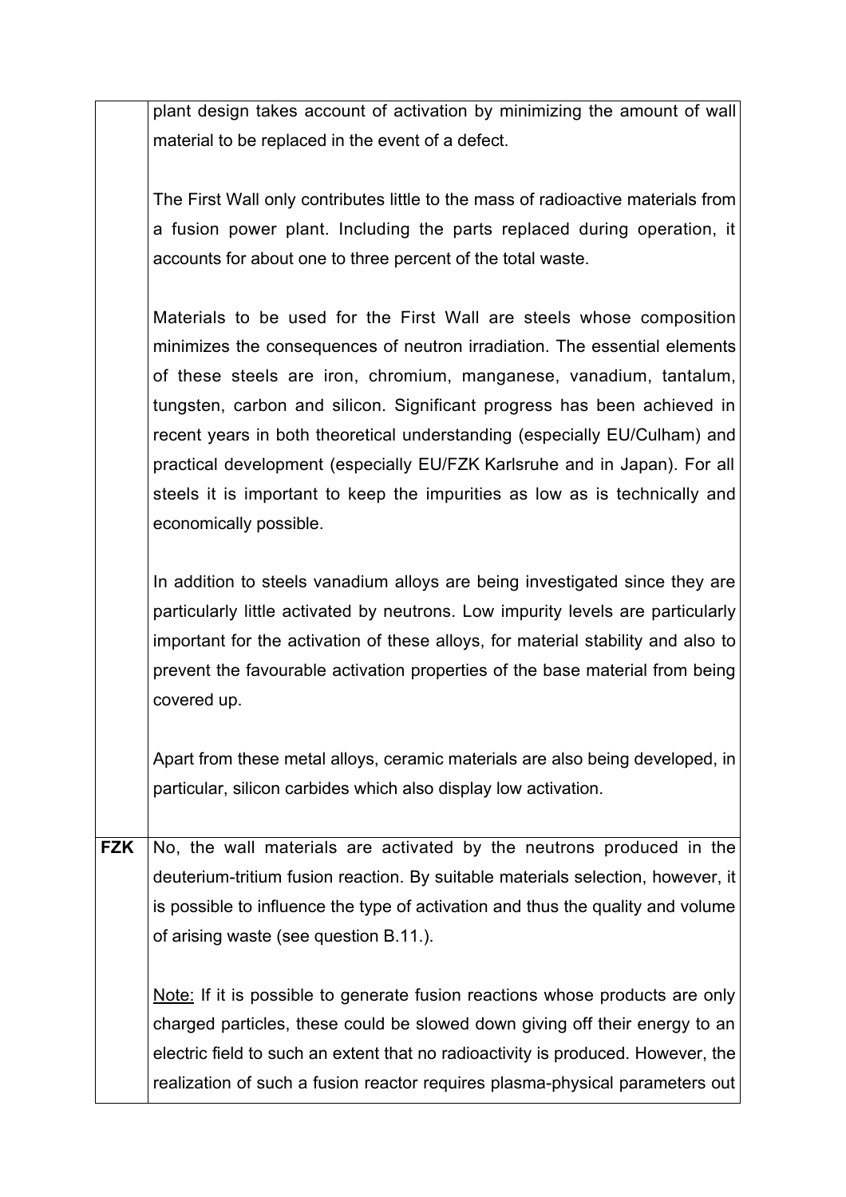| | |
|---|---|
| | plant design takes account of activation by minimizing the amount of wall material to be replaced in the event of a defect.<br><br>The First Wall only contributes little to the mass of radioactive materials from a fusion power plant. Including the parts replaced during operation, it accounts for about one to three percent of the total waste.<br><br>Materials to be used for the First Wall are steels whose composition minimizes the consequences of neutron irradiation. The essential elements of these steels are iron, chromium, manganese, vanadium, tantalum, tungsten, carbon and silicon. Significant progress has been achieved in recent years in both theoretical understanding (especially EU/Culham) and practical development (especially EU/FZK Karlsruhe and in Japan). For all steels it is important to keep the impurities as low as is technically and economically possible.<br><br>In addition to steels vanadium alloys are being investigated since they are particularly little activated by neutrons. Low impurity levels are particularly important for the activation of these alloys, for material stability and also to prevent the favourable activation properties of the base material from being covered up.<br><br>Apart from these metal alloys, ceramic materials are also being developed, in particular, silicon carbides which also display low activation. |
| **FZK** | No, the wall materials are activated by the neutrons produced in the deuterium-tritium fusion reaction. By suitable materials selection, however, it is possible to influence the type of activation and thus the quality and volume of arising waste (see question B.11.).<br><br><u>Note:</u> If it is possible to generate fusion reactions whose products are only charged particles, these could be slowed down giving off their energy to an electric field to such an extent that no radioactivity is produced. However, the realization of such a fusion reactor requires plasma-physical parameters out |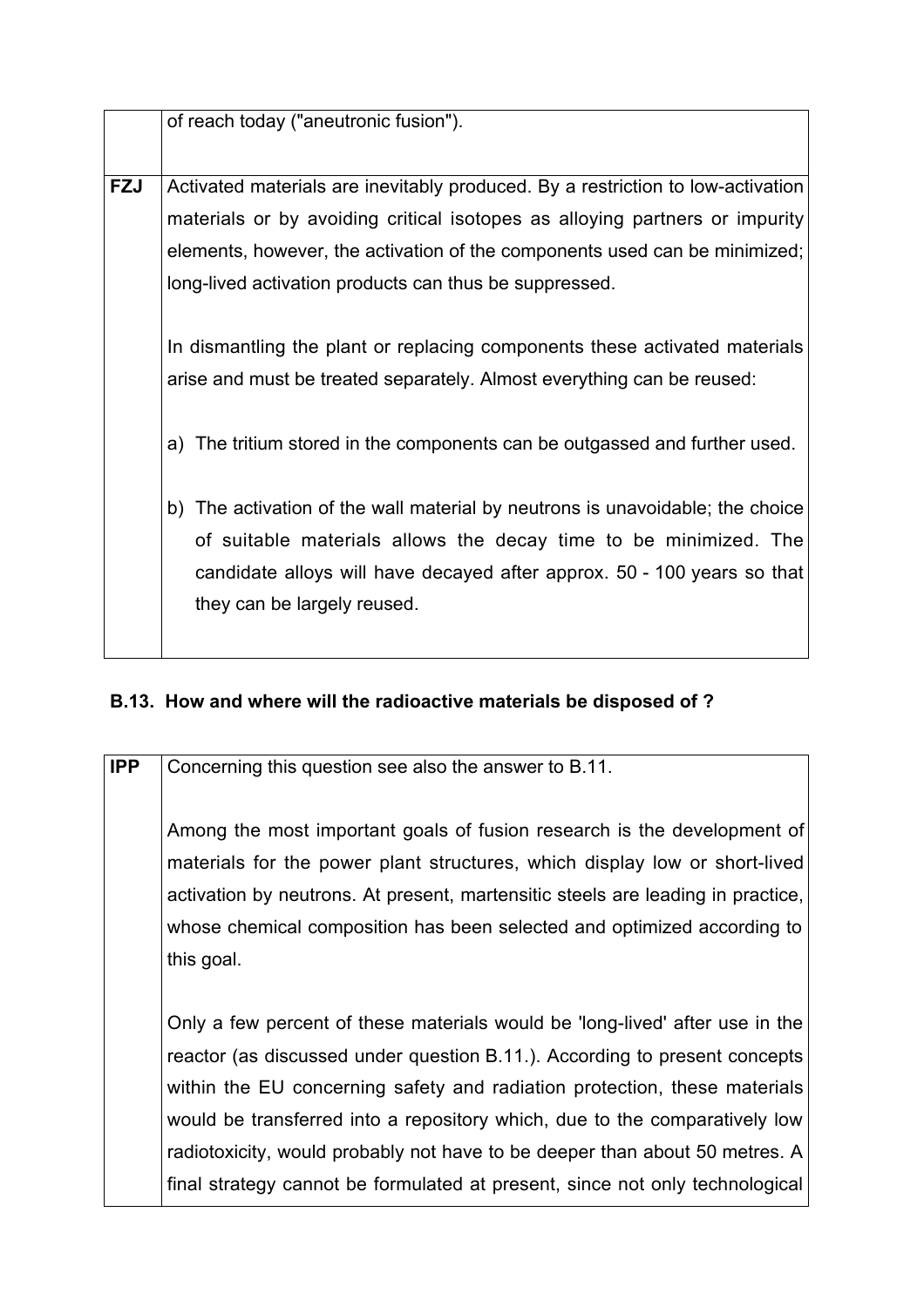| | |
|---|---|
| | of reach today ("aneutronic fusion"). |
| **FZJ** | Activated materials are inevitably produced. By a restriction to low-activation materials or by avoiding critical isotopes as alloying partners or impurity elements, however, the activation of the components used can be minimized; long-lived activation products can thus be suppressed.<br><br>In dismantling the plant or replacing components these activated materials arise and must be treated separately. Almost everything can be reused:<br><br>a) The tritium stored in the components can be outgassed and further used.<br><br>b) The activation of the wall material by neutrons is unavoidable; the choice of suitable materials allows the decay time to be minimized. The candidate alloys will have decayed after approx. 50 - 100 years so that they can be largely reused. |

### B.13. How and where will the radioactive materials be disposed of ?

| | |
|---|---|
| **IPP** | Concerning this question see also the answer to B.11.<br><br>Among the most important goals of fusion research is the development of materials for the power plant structures, which display low or short-lived activation by neutrons. At present, martensitic steels are leading in practice, whose chemical composition has been selected and optimized according to this goal.<br><br>Only a few percent of these materials would be 'long-lived' after use in the reactor (as discussed under question B.11.). According to present concepts within the EU concerning safety and radiation protection, these materials would be transferred into a repository which, due to the comparatively low radiotoxicity, would probably not have to be deeper than about 50 metres. A final strategy cannot be formulated at present, since not only technological |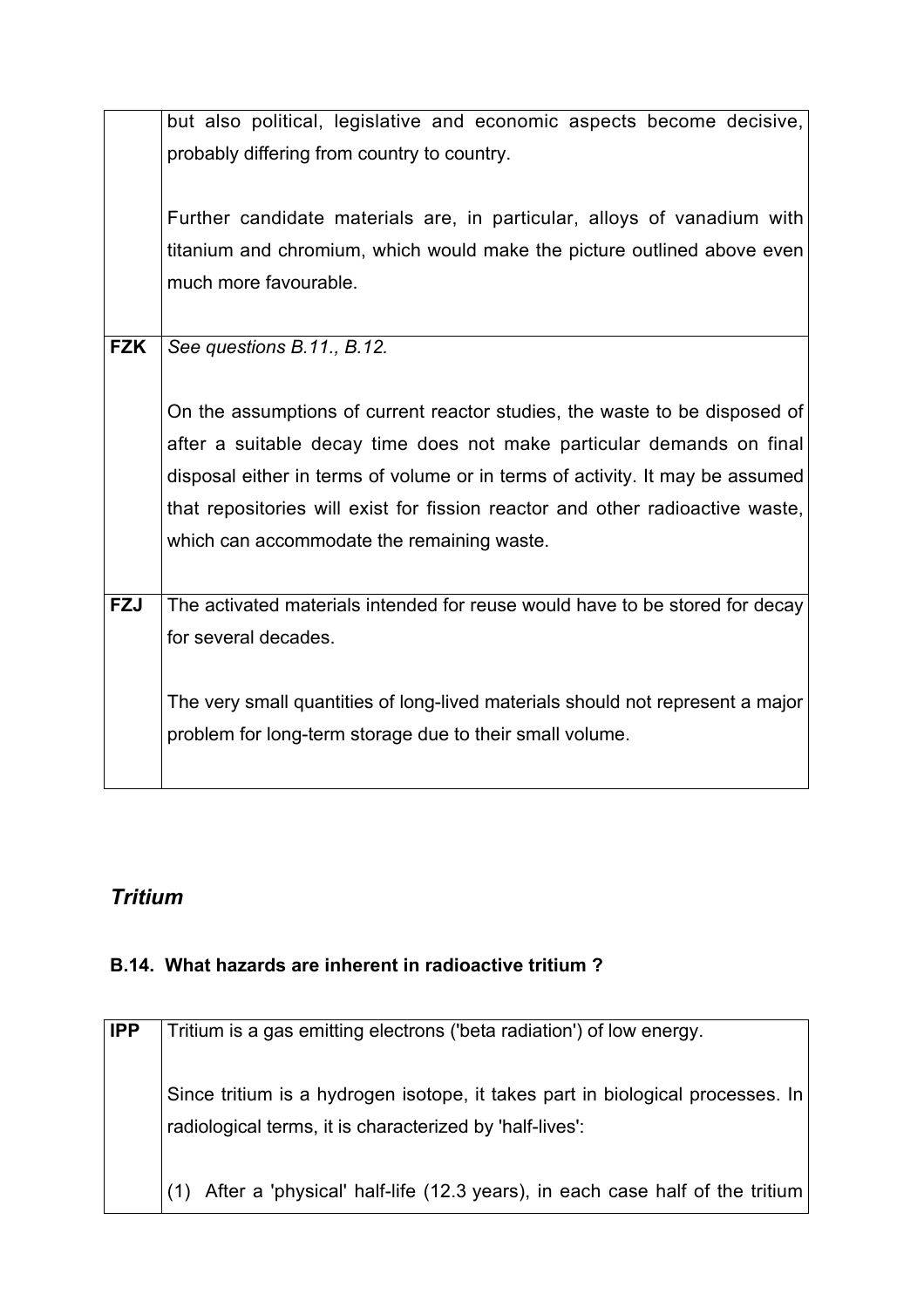| | |
|---|---|
| | but also political, legislative and economic aspects become decisive, probably differing from country to country.<br><br>Further candidate materials are, in particular, alloys of vanadium with titanium and chromium, which would make the picture outlined above even much more favourable. |
| **FZK** | *See questions B.11., B.12.*<br><br>On the assumptions of current reactor studies, the waste to be disposed of after a suitable decay time does not make particular demands on final disposal either in terms of volume or in terms of activity. It may be assumed that repositories will exist for fission reactor and other radioactive waste, which can accommodate the remaining waste. |
| **FZJ** | The activated materials intended for reuse would have to be stored for decay for several decades.<br><br>The very small quantities of long-lived materials should not represent a major problem for long-term storage due to their small volume. |

## *Tritium*

### B.14. What hazards are inherent in radioactive tritium ?

| | |
|---|---|
| **IPP** | Tritium is a gas emitting electrons ('beta radiation') of low energy.<br><br>Since tritium is a hydrogen isotope, it takes part in biological processes. In radiological terms, it is characterized by 'half-lives':<br><br>(1) After a 'physical' half-life (12.3 years), in each case half of the tritium |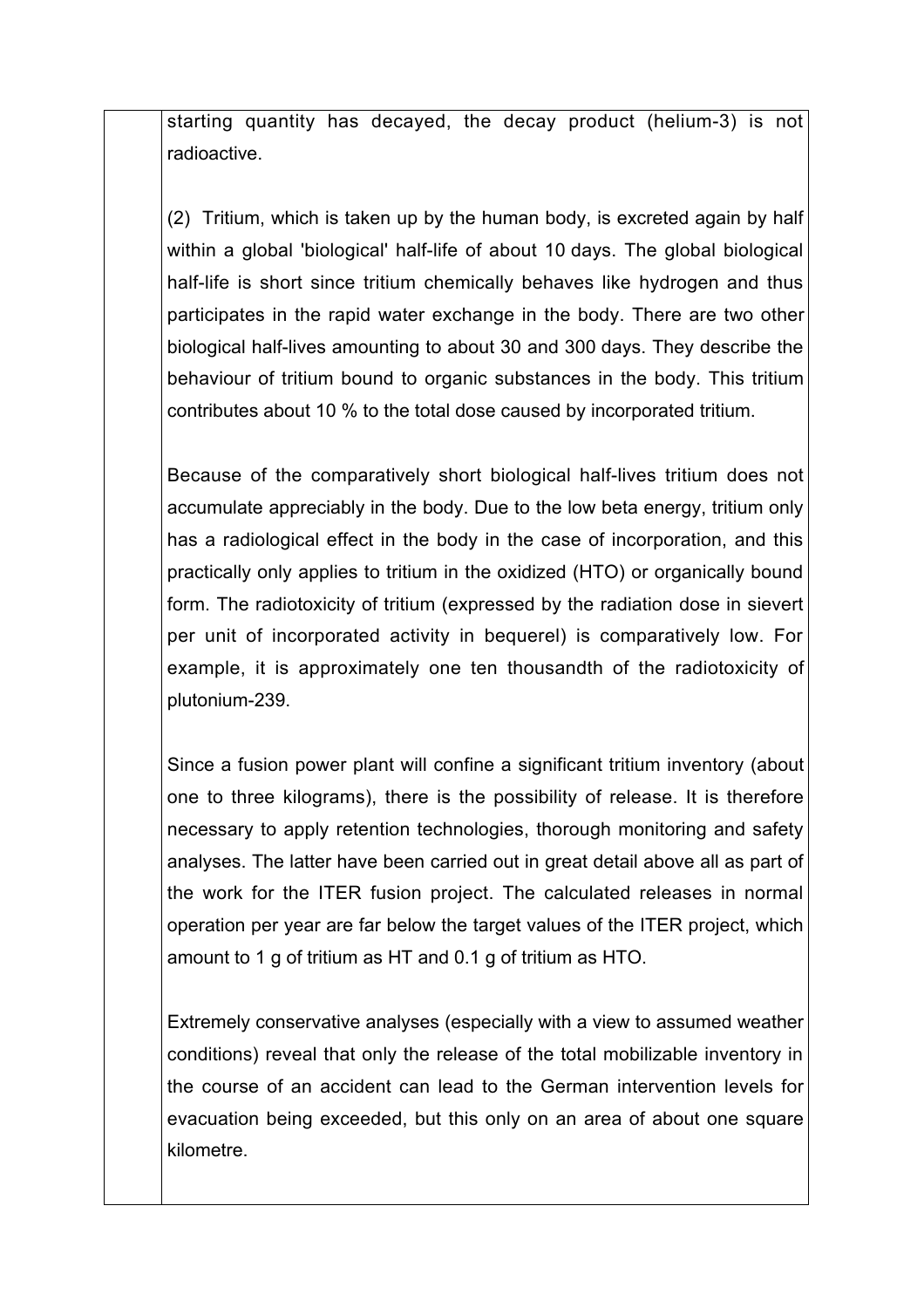starting quantity has decayed, the decay product (helium-3) is not radioactive.

(2) Tritium, which is taken up by the human body, is excreted again by half within a global 'biological' half-life of about 10 days. The global biological half-life is short since tritium chemically behaves like hydrogen and thus participates in the rapid water exchange in the body. There are two other biological half-lives amounting to about 30 and 300 days. They describe the behaviour of tritium bound to organic substances in the body. This tritium contributes about 10 % to the total dose caused by incorporated tritium.

Because of the comparatively short biological half-lives tritium does not accumulate appreciably in the body. Due to the low beta energy, tritium only has a radiological effect in the body in the case of incorporation, and this practically only applies to tritium in the oxidized (HTO) or organically bound form. The radiotoxicity of tritium (expressed by the radiation dose in sievert per unit of incorporated activity in bequerel) is comparatively low. For example, it is approximately one ten thousandth of the radiotoxicity of plutonium-239.

Since a fusion power plant will confine a significant tritium inventory (about one to three kilograms), there is the possibility of release. It is therefore necessary to apply retention technologies, thorough monitoring and safety analyses. The latter have been carried out in great detail above all as part of the work for the ITER fusion project. The calculated releases in normal operation per year are far below the target values of the ITER project, which amount to 1 g of tritium as HT and 0.1 g of tritium as HTO.

Extremely conservative analyses (especially with a view to assumed weather conditions) reveal that only the release of the total mobilizable inventory in the course of an accident can lead to the German intervention levels for evacuation being exceeded, but this only on an area of about one square kilometre.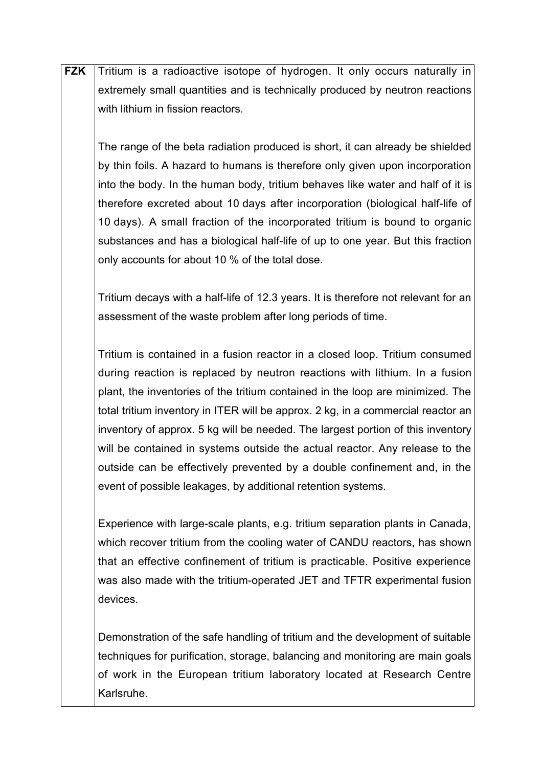| **FZK** | Tritium is a radioactive isotope of hydrogen. It only occurs naturally in extremely small quantities and is technically produced by neutron reactions with lithium in fission reactors.<br><br>The range of the beta radiation produced is short, it can already be shielded by thin foils. A hazard to humans is therefore only given upon incorporation into the body. In the human body, tritium behaves like water and half of it is therefore excreted about 10 days after incorporation (biological half-life of 10 days). A small fraction of the incorporated tritium is bound to organic substances and has a biological half-life of up to one year. But this fraction only accounts for about 10 % of the total dose.<br><br>Tritium decays with a half-life of 12.3 years. It is therefore not relevant for an assessment of the waste problem after long periods of time.<br><br>Tritium is contained in a fusion reactor in a closed loop. Tritium consumed during reaction is replaced by neutron reactions with lithium. In a fusion plant, the inventories of the tritium contained in the loop are minimized. The total tritium inventory in ITER will be approx. 2 kg, in a commercial reactor an inventory of approx. 5 kg will be needed. The largest portion of this inventory will be contained in systems outside the actual reactor. Any release to the outside can be effectively prevented by a double confinement and, in the event of possible leakages, by additional retention systems.<br><br>Experience with large-scale plants, e.g. tritium separation plants in Canada, which recover tritium from the cooling water of CANDU reactors, has shown that an effective confinement of tritium is practicable. Positive experience was also made with the tritium-operated JET and TFTR experimental fusion devices.<br><br>Demonstration of the safe handling of tritium and the development of suitable techniques for purification, storage, balancing and monitoring are main goals of work in the European tritium laboratory located at Research Centre Karlsruhe. |
|---|---|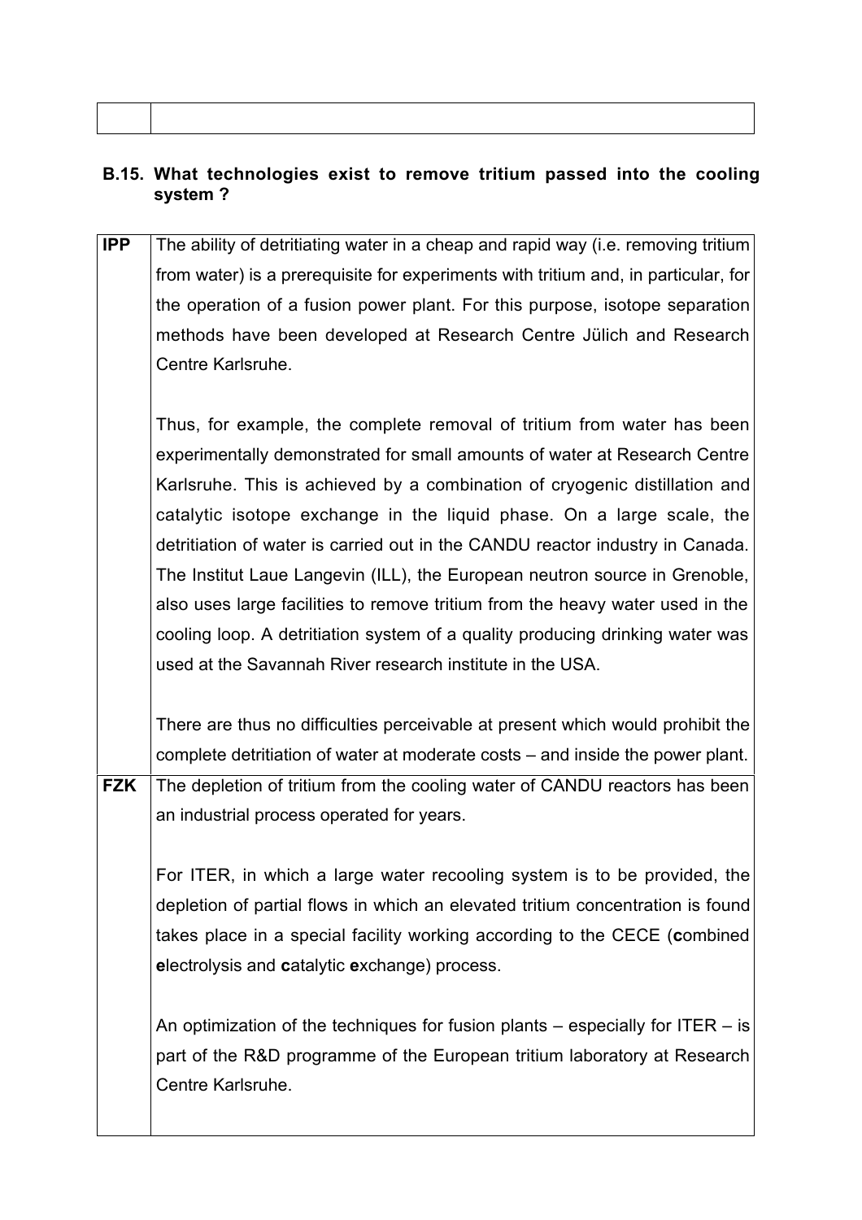| | |
|---|---|

## B.15. What technologies exist to remove tritium passed into the cooling system ?

| | |
|---|---|
| **IPP** | The ability of detritiating water in a cheap and rapid way (i.e. removing tritium from water) is a prerequisite for experiments with tritium and, in particular, for the operation of a fusion power plant. For this purpose, isotope separation methods have been developed at Research Centre Jülich and Research Centre Karlsruhe.<br><br>Thus, for example, the complete removal of tritium from water has been experimentally demonstrated for small amounts of water at Research Centre Karlsruhe. This is achieved by a combination of cryogenic distillation and catalytic isotope exchange in the liquid phase. On a large scale, the detritiation of water is carried out in the CANDU reactor industry in Canada. The Institut Laue Langevin (ILL), the European neutron source in Grenoble, also uses large facilities to remove tritium from the heavy water used in the cooling loop. A detritiation system of a quality producing drinking water was used at the Savannah River research institute in the USA.<br><br>There are thus no difficulties perceivable at present which would prohibit the complete detritiation of water at moderate costs – and inside the power plant. |
| **FZK** | The depletion of tritium from the cooling water of CANDU reactors has been an industrial process operated for years.<br><br>For ITER, in which a large water recooling system is to be provided, the depletion of partial flows in which an elevated tritium concentration is found takes place in a special facility working according to the CECE (**c**ombined **e**lectrolysis and **c**atalytic **e**xchange) process.<br><br>An optimization of the techniques for fusion plants – especially for ITER – is part of the R&D programme of the European tritium laboratory at Research Centre Karlsruhe. |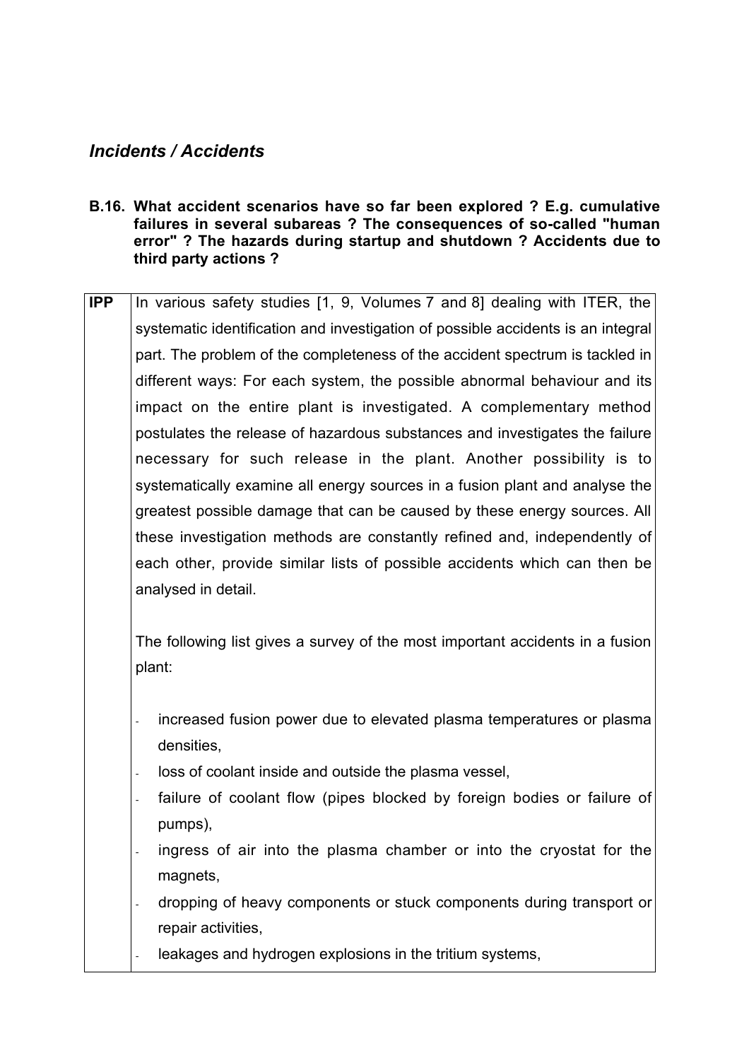## *Incidents / Accidents*

**B.16. What accident scenarios have so far been explored ? E.g. cumulative failures in several subareas ? The consequences of so-called "human error" ? The hazards during startup and shutdown ? Accidents due to third party actions ?**

| | |
|---|---|
| **IPP** | In various safety studies [1, 9, Volumes 7 and 8] dealing with ITER, the systematic identification and investigation of possible accidents is an integral part. The problem of the completeness of the accident spectrum is tackled in different ways: For each system, the possible abnormal behaviour and its impact on the entire plant is investigated. A complementary method postulates the release of hazardous substances and investigates the failure necessary for such release in the plant. Another possibility is to systematically examine all energy sources in a fusion plant and analyse the greatest possible damage that can be caused by these energy sources. All these investigation methods are constantly refined and, independently of each other, provide similar lists of possible accidents which can then be analysed in detail.<br><br>The following list gives a survey of the most important accidents in a fusion plant:<br><br>- increased fusion power due to elevated plasma temperatures or plasma densities,<br>- loss of coolant inside and outside the plasma vessel,<br>- failure of coolant flow (pipes blocked by foreign bodies or failure of pumps),<br>- ingress of air into the plasma chamber or into the cryostat for the magnets,<br>- dropping of heavy components or stuck components during transport or repair activities,<br>- leakages and hydrogen explosions in the tritium systems, |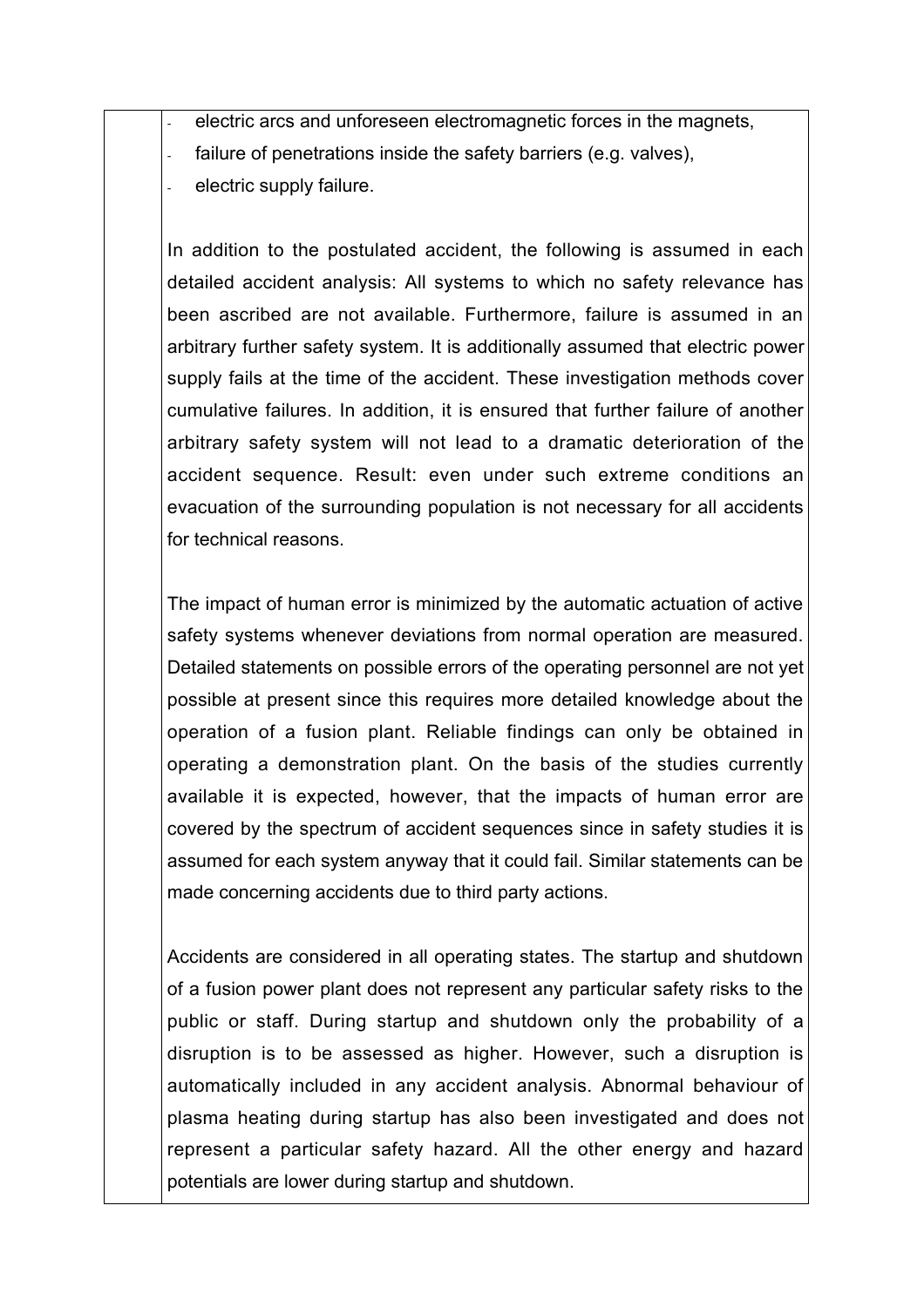- electric arcs and unforeseen electromagnetic forces in the magnets,
- failure of penetrations inside the safety barriers (e.g. valves),
- electric supply failure.

In addition to the postulated accident, the following is assumed in each detailed accident analysis: All systems to which no safety relevance has been ascribed are not available. Furthermore, failure is assumed in an arbitrary further safety system. It is additionally assumed that electric power supply fails at the time of the accident. These investigation methods cover cumulative failures. In addition, it is ensured that further failure of another arbitrary safety system will not lead to a dramatic deterioration of the accident sequence. Result: even under such extreme conditions an evacuation of the surrounding population is not necessary for all accidents for technical reasons.

The impact of human error is minimized by the automatic actuation of active safety systems whenever deviations from normal operation are measured. Detailed statements on possible errors of the operating personnel are not yet possible at present since this requires more detailed knowledge about the operation of a fusion plant. Reliable findings can only be obtained in operating a demonstration plant. On the basis of the studies currently available it is expected, however, that the impacts of human error are covered by the spectrum of accident sequences since in safety studies it is assumed for each system anyway that it could fail. Similar statements can be made concerning accidents due to third party actions.

Accidents are considered in all operating states. The startup and shutdown of a fusion power plant does not represent any particular safety risks to the public or staff. During startup and shutdown only the probability of a disruption is to be assessed as higher. However, such a disruption is automatically included in any accident analysis. Abnormal behaviour of plasma heating during startup has also been investigated and does not represent a particular safety hazard. All the other energy and hazard potentials are lower during startup and shutdown.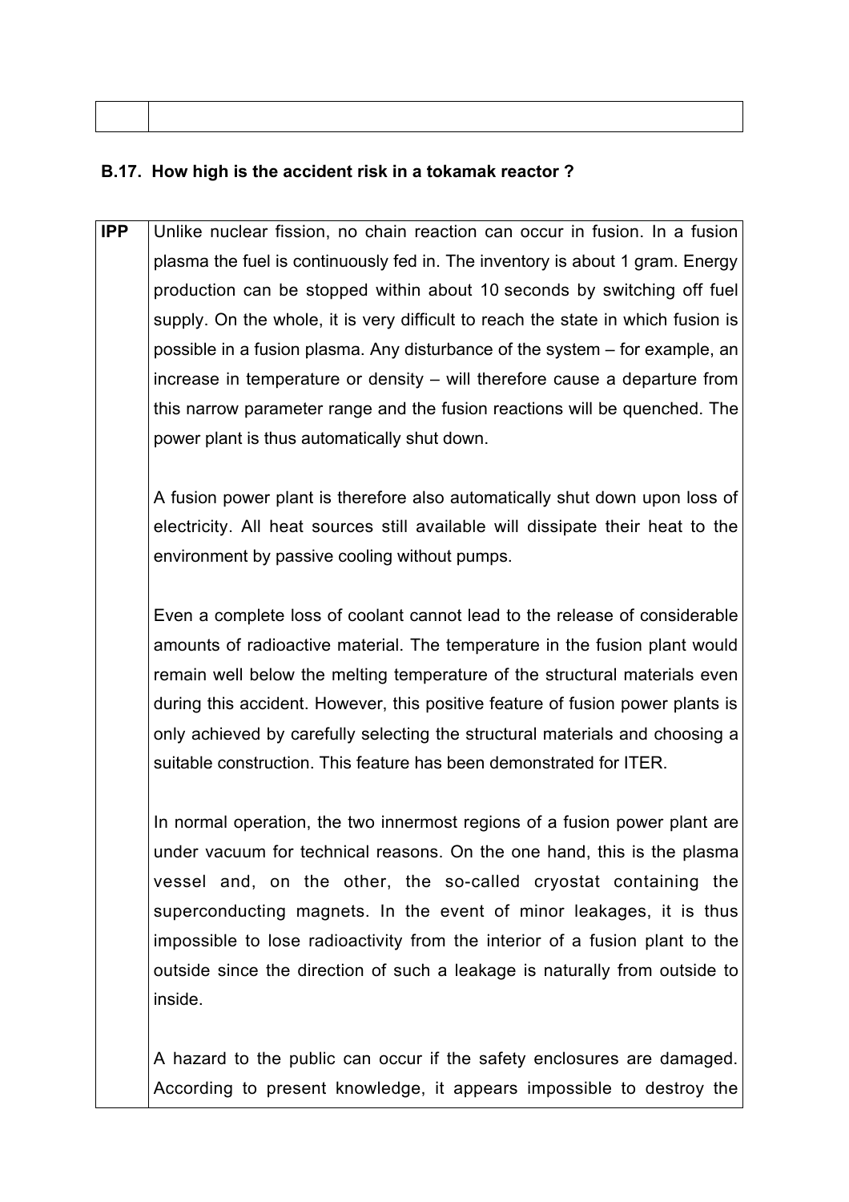| | |
|---|---|

**B.17. How high is the accident risk in a tokamak reactor ?**

| | |
|---|---|
| **IPP** | Unlike nuclear fission, no chain reaction can occur in fusion. In a fusion plasma the fuel is continuously fed in. The inventory is about 1 gram. Energy production can be stopped within about 10 seconds by switching off fuel supply. On the whole, it is very difficult to reach the state in which fusion is possible in a fusion plasma. Any disturbance of the system – for example, an increase in temperature or density – will therefore cause a departure from this narrow parameter range and the fusion reactions will be quenched. The power plant is thus automatically shut down.<br><br>A fusion power plant is therefore also automatically shut down upon loss of electricity. All heat sources still available will dissipate their heat to the environment by passive cooling without pumps.<br><br>Even a complete loss of coolant cannot lead to the release of considerable amounts of radioactive material. The temperature in the fusion plant would remain well below the melting temperature of the structural materials even during this accident. However, this positive feature of fusion power plants is only achieved by carefully selecting the structural materials and choosing a suitable construction. This feature has been demonstrated for ITER.<br><br>In normal operation, the two innermost regions of a fusion power plant are under vacuum for technical reasons. On the one hand, this is the plasma vessel and, on the other, the so-called cryostat containing the superconducting magnets. In the event of minor leakages, it is thus impossible to lose radioactivity from the interior of a fusion plant to the outside since the direction of such a leakage is naturally from outside to inside.<br><br>A hazard to the public can occur if the safety enclosures are damaged. According to present knowledge, it appears impossible to destroy the |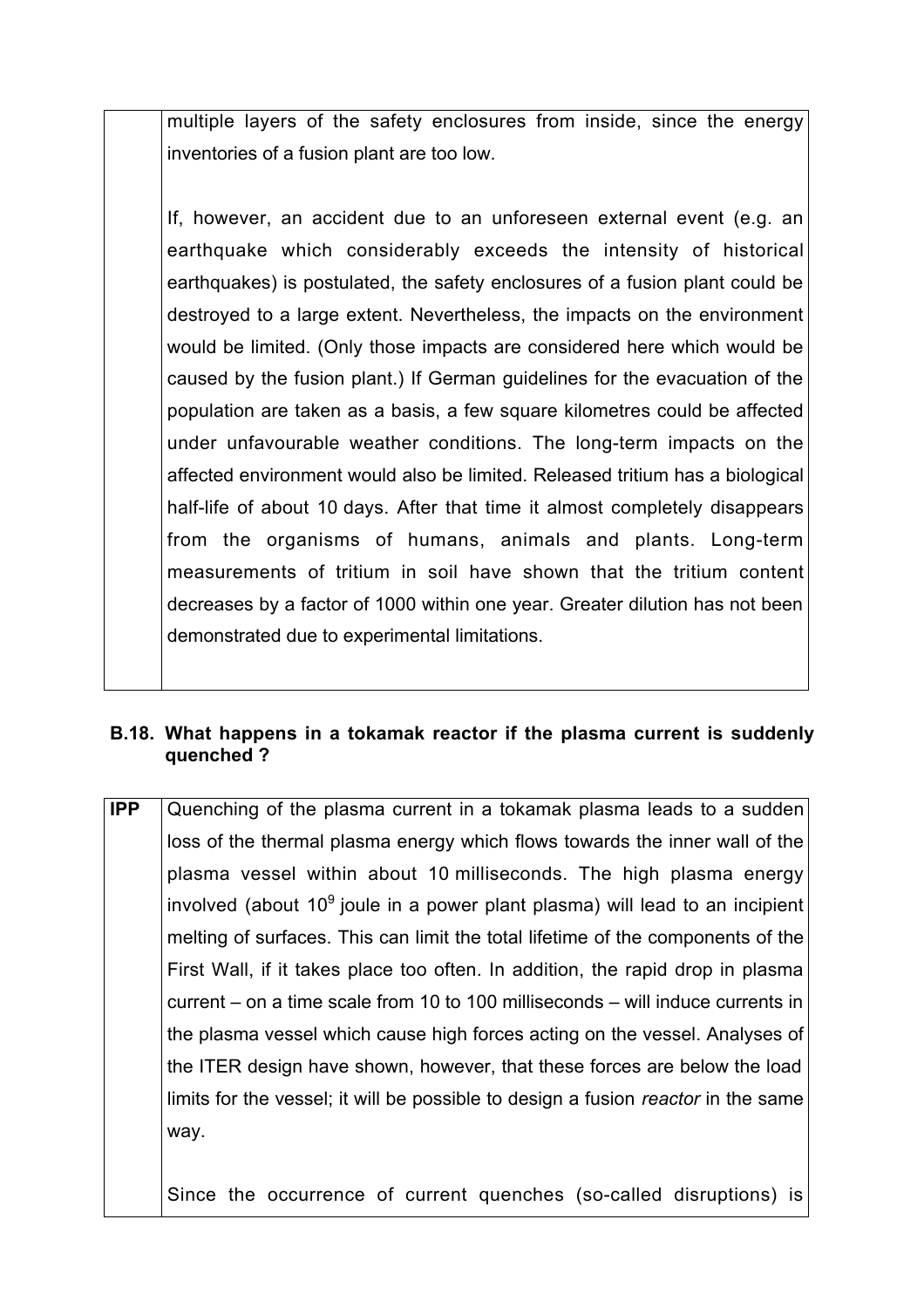| | |
|---|---|
| | multiple layers of the safety enclosures from inside, since the energy inventories of a fusion plant are too low.<br><br>If, however, an accident due to an unforeseen external event (e.g. an earthquake which considerably exceeds the intensity of historical earthquakes) is postulated, the safety enclosures of a fusion plant could be destroyed to a large extent. Nevertheless, the impacts on the environment would be limited. (Only those impacts are considered here which would be caused by the fusion plant.) If German guidelines for the evacuation of the population are taken as a basis, a few square kilometres could be affected under unfavourable weather conditions. The long-term impacts on the affected environment would also be limited. Released tritium has a biological half-life of about 10 days. After that time it almost completely disappears from the organisms of humans, animals and plants. Long-term measurements of tritium in soil have shown that the tritium content decreases by a factor of 1000 within one year. Greater dilution has not been demonstrated due to experimental limitations. |

### B.18. What happens in a tokamak reactor if the plasma current is suddenly quenched ?

| | |
|---|---|
| **IPP** | Quenching of the plasma current in a tokamak plasma leads to a sudden loss of the thermal plasma energy which flows towards the inner wall of the plasma vessel within about 10 milliseconds. The high plasma energy involved (about $10^9$ joule in a power plant plasma) will lead to an incipient melting of surfaces. This can limit the total lifetime of the components of the First Wall, if it takes place too often. In addition, the rapid drop in plasma current – on a time scale from 10 to 100 milliseconds – will induce currents in the plasma vessel which cause high forces acting on the vessel. Analyses of the ITER design have shown, however, that these forces are below the load limits for the vessel; it will be possible to design a fusion *reactor* in the same way.<br><br>Since the occurrence of current quenches (so-called disruptions) is |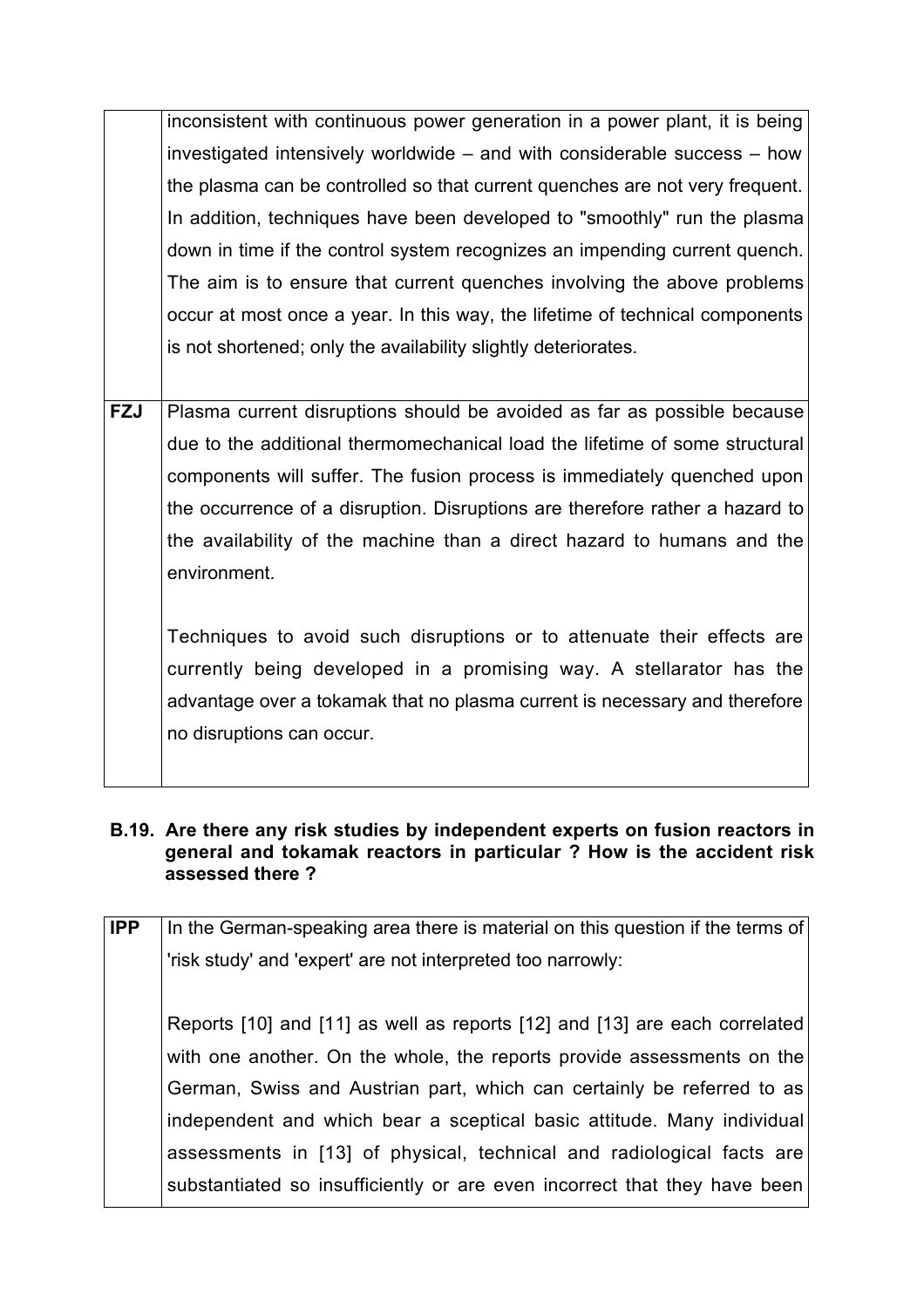| | |
|---|---|
| | inconsistent with continuous power generation in a power plant, it is being investigated intensively worldwide – and with considerable success – how the plasma can be controlled so that current quenches are not very frequent. In addition, techniques have been developed to "smoothly" run the plasma down in time if the control system recognizes an impending current quench. The aim is to ensure that current quenches involving the above problems occur at most once a year. In this way, the lifetime of technical components is not shortened; only the availability slightly deteriorates. |
| **FZJ** | Plasma current disruptions should be avoided as far as possible because due to the additional thermomechanical load the lifetime of some structural components will suffer. The fusion process is immediately quenched upon the occurrence of a disruption. Disruptions are therefore rather a hazard to the availability of the machine than a direct hazard to humans and the environment.<br><br>Techniques to avoid such disruptions or to attenuate their effects are currently being developed in a promising way. A stellarator has the advantage over a tokamak that no plasma current is necessary and therefore no disruptions can occur. |

### B.19. Are there any risk studies by independent experts on fusion reactors in general and tokamak reactors in particular ? How is the accident risk assessed there ?

| | |
|---|---|
| **IPP** | In the German-speaking area there is material on this question if the terms of 'risk study' and 'expert' are not interpreted too narrowly:<br><br>Reports [10] and [11] as well as reports [12] and [13] are each correlated with one another. On the whole, the reports provide assessments on the German, Swiss and Austrian part, which can certainly be referred to as independent and which bear a sceptical basic attitude. Many individual assessments in [13] of physical, technical and radiological facts are substantiated so insufficiently or are even incorrect that they have been |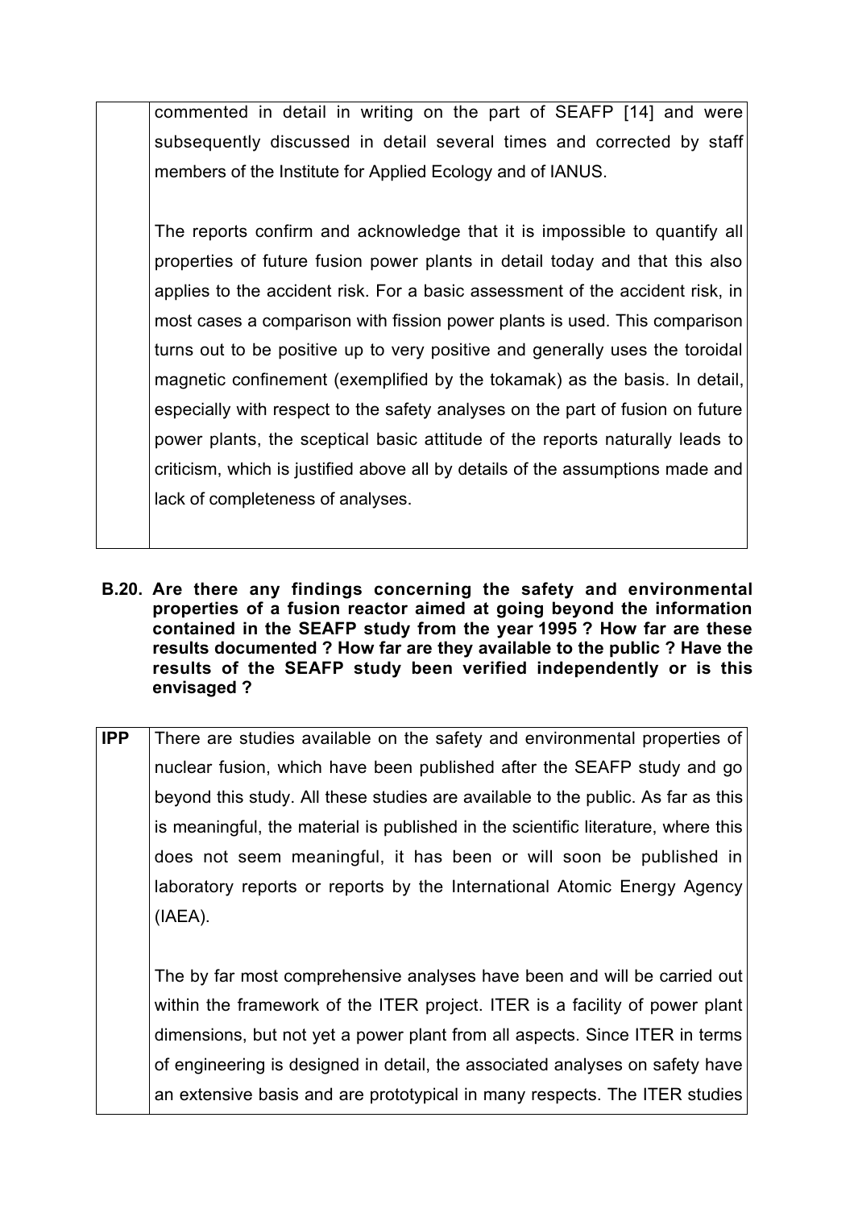| | |
|---|---|
| | commented in detail in writing on the part of SEAFP [14] and were subsequently discussed in detail several times and corrected by staff members of the Institute for Applied Ecology and of IANUS.<br><br>The reports confirm and acknowledge that it is impossible to quantify all properties of future fusion power plants in detail today and that this also applies to the accident risk. For a basic assessment of the accident risk, in most cases a comparison with fission power plants is used. This comparison turns out to be positive up to very positive and generally uses the toroidal magnetic confinement (exemplified by the tokamak) as the basis. In detail, especially with respect to the safety analyses on the part of fusion on future power plants, the sceptical basic attitude of the reports naturally leads to criticism, which is justified above all by details of the assumptions made and lack of completeness of analyses. |

**B.20. Are there any findings concerning the safety and environmental properties of a fusion reactor aimed at going beyond the information contained in the SEAFP study from the year 1995 ? How far are these results documented ? How far are they available to the public ? Have the results of the SEAFP study been verified independently or is this envisaged ?**

| | |
|---|---|
| **IPP** | There are studies available on the safety and environmental properties of nuclear fusion, which have been published after the SEAFP study and go beyond this study. All these studies are available to the public. As far as this is meaningful, the material is published in the scientific literature, where this does not seem meaningful, it has been or will soon be published in laboratory reports or reports by the International Atomic Energy Agency (IAEA).<br><br>The by far most comprehensive analyses have been and will be carried out within the framework of the ITER project. ITER is a facility of power plant dimensions, but not yet a power plant from all aspects. Since ITER in terms of engineering is designed in detail, the associated analyses on safety have an extensive basis and are prototypical in many respects. The ITER studies |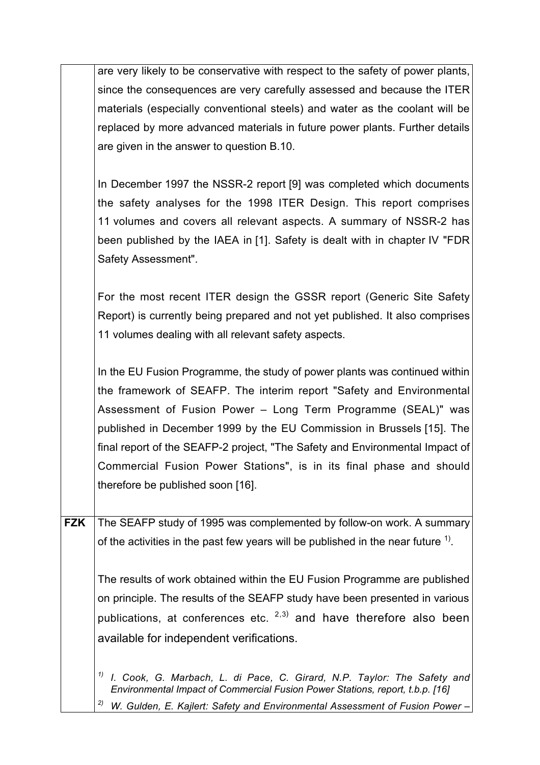| | |
|---|---|
| | are very likely to be conservative with respect to the safety of power plants, since the consequences are very carefully assessed and because the ITER materials (especially conventional steels) and water as the coolant will be replaced by more advanced materials in future power plants. Further details are given in the answer to question B.10.<br><br>In December 1997 the NSSR-2 report [9] was completed which documents the safety analyses for the 1998 ITER Design. This report comprises 11 volumes and covers all relevant aspects. A summary of NSSR-2 has been published by the IAEA in [1]. Safety is dealt with in chapter IV "FDR Safety Assessment".<br><br>For the most recent ITER design the GSSR report (Generic Site Safety Report) is currently being prepared and not yet published. It also comprises 11 volumes dealing with all relevant safety aspects.<br><br>In the EU Fusion Programme, the study of power plants was continued within the framework of SEAFP. The interim report "Safety and Environmental Assessment of Fusion Power – Long Term Programme (SEAL)" was published in December 1999 by the EU Commission in Brussels [15]. The final report of the SEAFP-2 project, "The Safety and Environmental Impact of Commercial Fusion Power Stations", is in its final phase and should therefore be published soon [16]. |
| **FZK** | The SEAFP study of 1995 was complemented by follow-on work. A summary of the activities in the past few years will be published in the near future [1)].<br><br>The results of work obtained within the EU Fusion Programme are published on principle. The results of the SEAFP study have been presented in various publications, at conferences etc. [2,3)] and have therefore also been available for independent verifications.<br><br>*[1)] I. Cook, G. Marbach, L. di Pace, C. Girard, N.P. Taylor: The Safety and Environmental Impact of Commercial Fusion Power Stations, report, t.b.p. [16]*<br>*[2)] W. Gulden, E. Kajlert: Safety and Environmental Assessment of Fusion Power –* |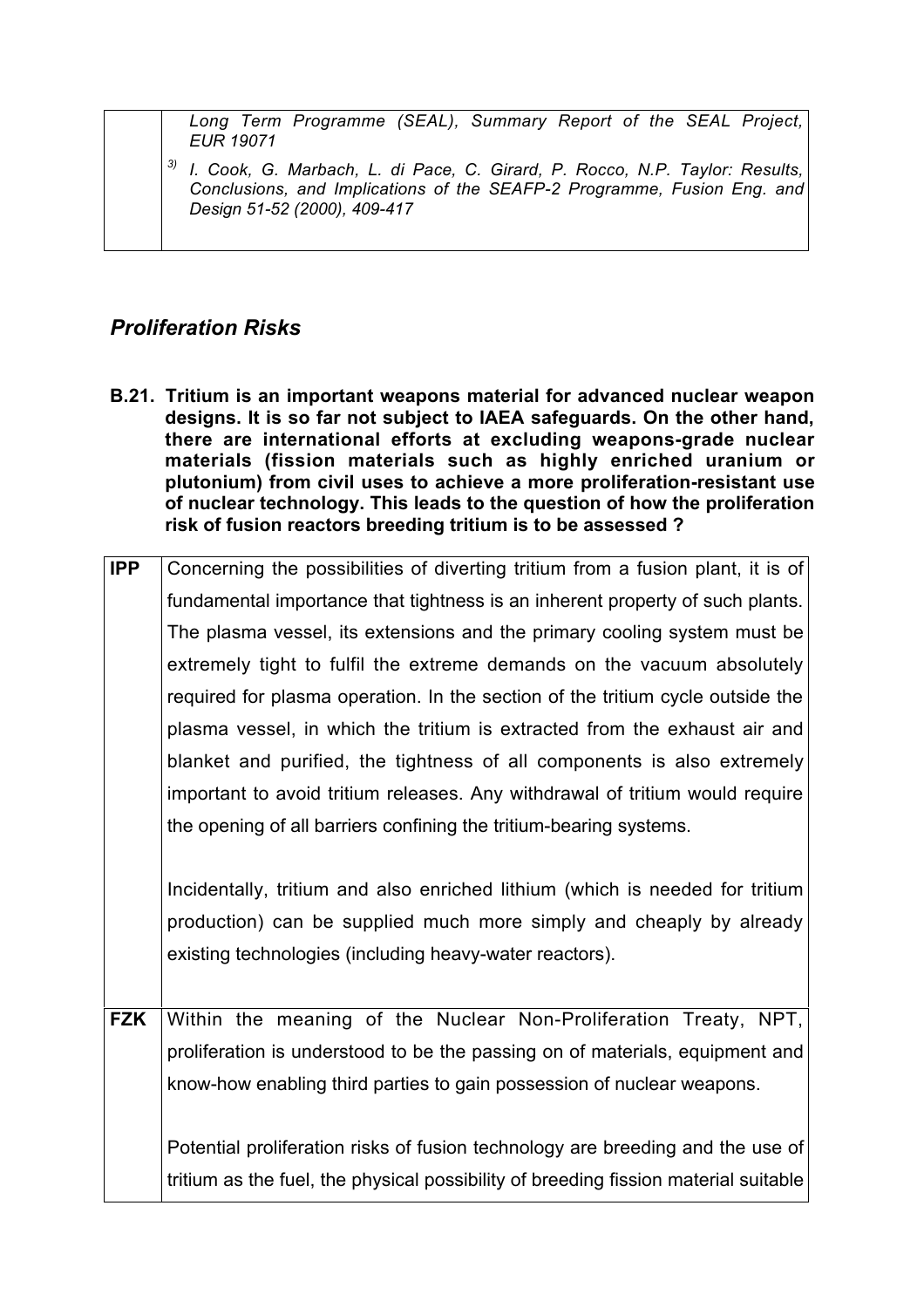| | |
|---|---|
| | *Long Term Programme (SEAL), Summary Report of the SEAL Project, EUR 19071* <br> [3] *I. Cook, G. Marbach, L. di Pace, C. Girard, P. Rocco, N.P. Taylor: Results, Conclusions, and Implications of the SEAFP-2 Programme, Fusion Eng. and Design 51-52 (2000), 409-417* |

## *Proliferation Risks*

**B.21. Tritium is an important weapons material for advanced nuclear weapon designs. It is so far not subject to IAEA safeguards. On the other hand, there are international efforts at excluding weapons-grade nuclear materials (fission materials such as highly enriched uranium or plutonium) from civil uses to achieve a more proliferation-resistant use of nuclear technology. This leads to the question of how the proliferation risk of fusion reactors breeding tritium is to be assessed ?**

| | |
|---|---|
| **IPP** | Concerning the possibilities of diverting tritium from a fusion plant, it is of fundamental importance that tightness is an inherent property of such plants. The plasma vessel, its extensions and the primary cooling system must be extremely tight to fulfil the extreme demands on the vacuum absolutely required for plasma operation. In the section of the tritium cycle outside the plasma vessel, in which the tritium is extracted from the exhaust air and blanket and purified, the tightness of all components is also extremely important to avoid tritium releases. Any withdrawal of tritium would require the opening of all barriers confining the tritium-bearing systems. <br><br> Incidentally, tritium and also enriched lithium (which is needed for tritium production) can be supplied much more simply and cheaply by already existing technologies (including heavy-water reactors). |
| **FZK** | Within the meaning of the Nuclear Non-Proliferation Treaty, NPT, proliferation is understood to be the passing on of materials, equipment and know-how enabling third parties to gain possession of nuclear weapons. <br><br> Potential proliferation risks of fusion technology are breeding and the use of tritium as the fuel, the physical possibility of breeding fission material suitable |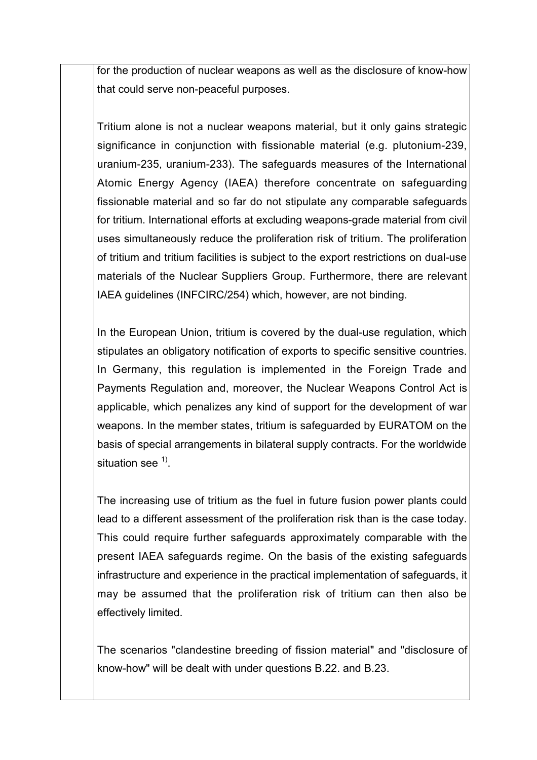for the production of nuclear weapons as well as the disclosure of know-how that could serve non-peaceful purposes.

Tritium alone is not a nuclear weapons material, but it only gains strategic significance in conjunction with fissionable material (e.g. plutonium-239, uranium-235, uranium-233). The safeguards measures of the International Atomic Energy Agency (IAEA) therefore concentrate on safeguarding fissionable material and so far do not stipulate any comparable safeguards for tritium. International efforts at excluding weapons-grade material from civil uses simultaneously reduce the proliferation risk of tritium. The proliferation of tritium and tritium facilities is subject to the export restrictions on dual-use materials of the Nuclear Suppliers Group. Furthermore, there are relevant IAEA guidelines (INFCIRC/254) which, however, are not binding.

In the European Union, tritium is covered by the dual-use regulation, which stipulates an obligatory notification of exports to specific sensitive countries. In Germany, this regulation is implemented in the Foreign Trade and Payments Regulation and, moreover, the Nuclear Weapons Control Act is applicable, which penalizes any kind of support for the development of war weapons. In the member states, tritium is safeguarded by EURATOM on the basis of special arrangements in bilateral supply contracts. For the worldwide situation see [1)].

The increasing use of tritium as the fuel in future fusion power plants could lead to a different assessment of the proliferation risk than is the case today. This could require further safeguards approximately comparable with the present IAEA safeguards regime. On the basis of the existing safeguards infrastructure and experience in the practical implementation of safeguards, it may be assumed that the proliferation risk of tritium can then also be effectively limited.

The scenarios "clandestine breeding of fission material" and "disclosure of know-how" will be dealt with under questions B.22. and B.23.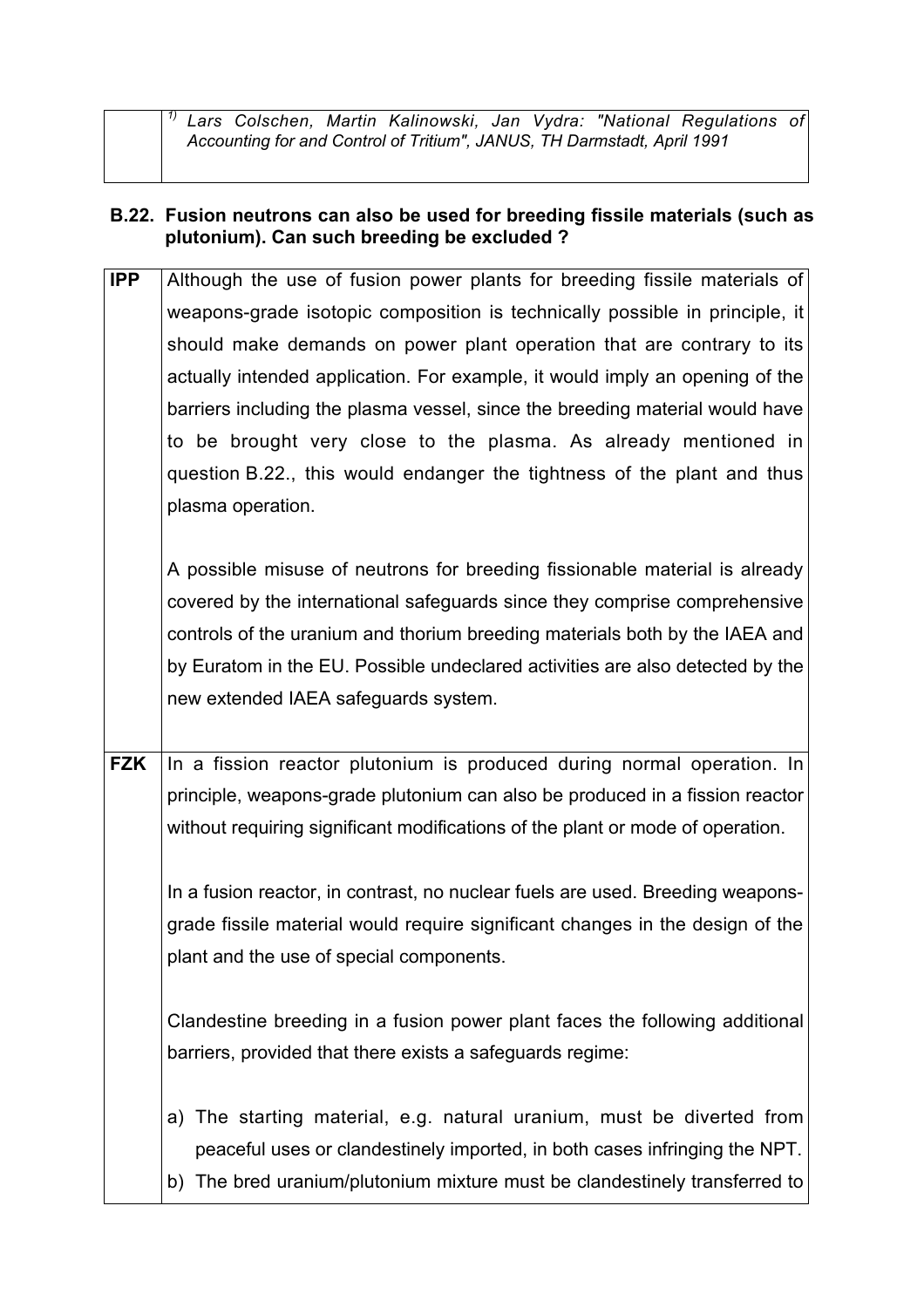| | [1)] *Lars Colschen, Martin Kalinowski, Jan Vydra: "National Regulations of Accounting for and Control of Tritium", JANUS, TH Darmstadt, April 1991* |
|---|---|

### B.22. Fusion neutrons can also be used for breeding fissile materials (such as plutonium). Can such breeding be excluded ?

| | |
|---|---|
| **IPP** | Although the use of fusion power plants for breeding fissile materials of weapons-grade isotopic composition is technically possible in principle, it should make demands on power plant operation that are contrary to its actually intended application. For example, it would imply an opening of the barriers including the plasma vessel, since the breeding material would have to be brought very close to the plasma. As already mentioned in question B.22., this would endanger the tightness of the plant and thus plasma operation.<br><br>A possible misuse of neutrons for breeding fissionable material is already covered by the international safeguards since they comprise comprehensive controls of the uranium and thorium breeding materials both by the IAEA and by Euratom in the EU. Possible undeclared activities are also detected by the new extended IAEA safeguards system. |
| **FZK** | In a fission reactor plutonium is produced during normal operation. In principle, weapons-grade plutonium can also be produced in a fission reactor without requiring significant modifications of the plant or mode of operation.<br><br>In a fusion reactor, in contrast, no nuclear fuels are used. Breeding weapons-grade fissile material would require significant changes in the design of the plant and the use of special components.<br><br>Clandestine breeding in a fusion power plant faces the following additional barriers, provided that there exists a safeguards regime:<br><br>a) The starting material, e.g. natural uranium, must be diverted from peaceful uses or clandestinely imported, in both cases infringing the NPT.<br>b) The bred uranium/plutonium mixture must be clandestinely transferred to |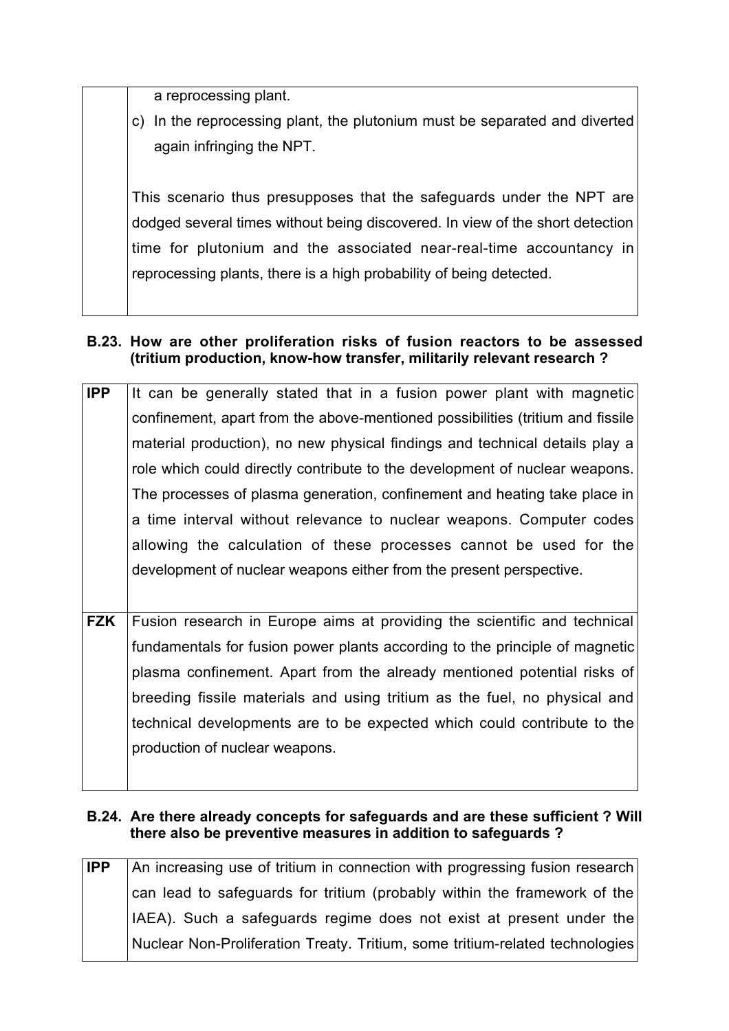| | |
|---|---|
| | a reprocessing plant.<br>c) In the reprocessing plant, the plutonium must be separated and diverted again infringing the NPT.<br><br>This scenario thus presupposes that the safeguards under the NPT are dodged several times without being discovered. In view of the short detection time for plutonium and the associated near-real-time accountancy in reprocessing plants, there is a high probability of being detected. |

**B.23. How are other proliferation risks of fusion reactors to be assessed (tritium production, know-how transfer, militarily relevant research ?**

| | |
|---|---|
| **IPP** | It can be generally stated that in a fusion power plant with magnetic confinement, apart from the above-mentioned possibilities (tritium and fissile material production), no new physical findings and technical details play a role which could directly contribute to the development of nuclear weapons. The processes of plasma generation, confinement and heating take place in a time interval without relevance to nuclear weapons. Computer codes allowing the calculation of these processes cannot be used for the development of nuclear weapons either from the present perspective. |
| **FZK** | Fusion research in Europe aims at providing the scientific and technical fundamentals for fusion power plants according to the principle of magnetic plasma confinement. Apart from the already mentioned potential risks of breeding fissile materials and using tritium as the fuel, no physical and technical developments are to be expected which could contribute to the production of nuclear weapons. |

**B.24. Are there already concepts for safeguards and are these sufficient ? Will there also be preventive measures in addition to safeguards ?**

| | |
|---|---|
| **IPP** | An increasing use of tritium in connection with progressing fusion research can lead to safeguards for tritium (probably within the framework of the IAEA). Such a safeguards regime does not exist at present under the Nuclear Non-Proliferation Treaty. Tritium, some tritium-related technologies |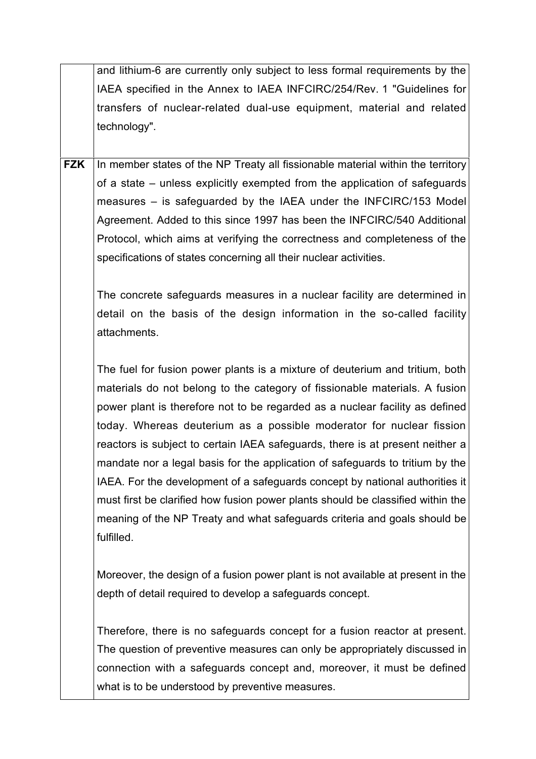|  |  |
|---|---|
|  | and lithium-6 are currently only subject to less formal requirements by the IAEA specified in the Annex to IAEA INFCIRC/254/Rev. 1 "Guidelines for transfers of nuclear-related dual-use equipment, material and related technology". |
| **FZK** | In member states of the NP Treaty all fissionable material within the territory of a state – unless explicitly exempted from the application of safeguards measures – is safeguarded by the IAEA under the INFCIRC/153 Model Agreement. Added to this since 1997 has been the INFCIRC/540 Additional Protocol, which aims at verifying the correctness and completeness of the specifications of states concerning all their nuclear activities.<br><br>The concrete safeguards measures in a nuclear facility are determined in detail on the basis of the design information in the so-called facility attachments.<br><br>The fuel for fusion power plants is a mixture of deuterium and tritium, both materials do not belong to the category of fissionable materials. A fusion power plant is therefore not to be regarded as a nuclear facility as defined today. Whereas deuterium as a possible moderator for nuclear fission reactors is subject to certain IAEA safeguards, there is at present neither a mandate nor a legal basis for the application of safeguards to tritium by the IAEA. For the development of a safeguards concept by national authorities it must first be clarified how fusion power plants should be classified within the meaning of the NP Treaty and what safeguards criteria and goals should be fulfilled.<br><br>Moreover, the design of a fusion power plant is not available at present in the depth of detail required to develop a safeguards concept.<br><br>Therefore, there is no safeguards concept for a fusion reactor at present. The question of preventive measures can only be appropriately discussed in connection with a safeguards concept and, moreover, it must be defined what is to be understood by preventive measures. |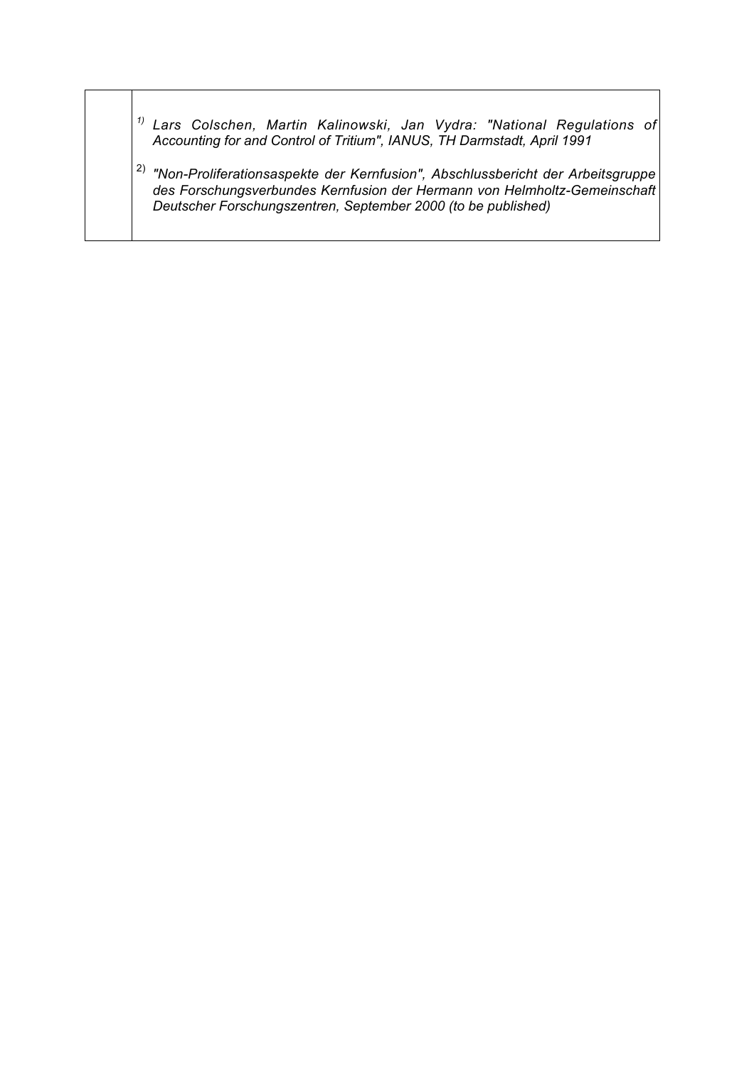[1] *Lars Colschen, Martin Kalinowski, Jan Vydra: "National Regulations of Accounting for and Control of Tritium", IANUS, TH Darmstadt, April 1991*

[2] *"Non-Proliferationsaspekte der Kernfusion", Abschlussbericht der Arbeitsgruppe des Forschungsverbundes Kernfusion der Hermann von Helmholtz-Gemeinschaft Deutscher Forschungszentren, September 2000 (to be published)*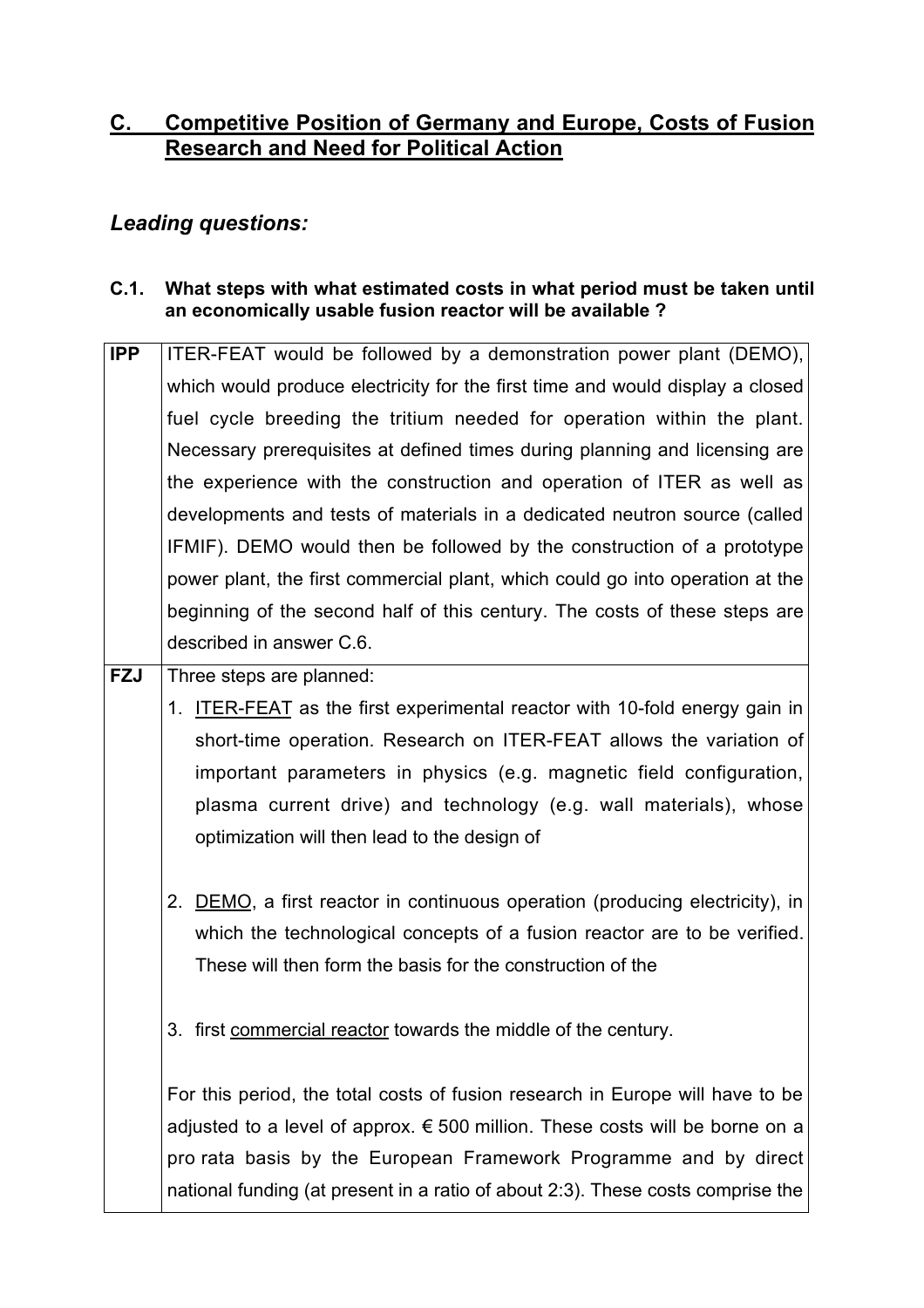## C. Competitive Position of Germany and Europe, Costs of Fusion Research and Need for Political Action

### *Leading questions:*

**C.1. What steps with what estimated costs in what period must be taken until an economically usable fusion reactor will be available ?**

| | |
|---|---|
| **IPP** | ITER-FEAT would be followed by a demonstration power plant (DEMO), which would produce electricity for the first time and would display a closed fuel cycle breeding the tritium needed for operation within the plant. Necessary prerequisites at defined times during planning and licensing are the experience with the construction and operation of ITER as well as developments and tests of materials in a dedicated neutron source (called IFMIF). DEMO would then be followed by the construction of a prototype power plant, the first commercial plant, which could go into operation at the beginning of the second half of this century. The costs of these steps are described in answer C.6. |
| **FZJ** | Three steps are planned:<br>1. <u>ITER-FEAT</u> as the first experimental reactor with 10-fold energy gain in short-time operation. Research on ITER-FEAT allows the variation of important parameters in physics (e.g. magnetic field configuration, plasma current drive) and technology (e.g. wall materials), whose optimization will then lead to the design of<br><br>2. <u>DEMO</u>, a first reactor in continuous operation (producing electricity), in which the technological concepts of a fusion reactor are to be verified. These will then form the basis for the construction of the<br><br>3. first <u>commercial reactor</u> towards the middle of the century.<br><br>For this period, the total costs of fusion research in Europe will have to be adjusted to a level of approx. € 500 million. These costs will be borne on a pro rata basis by the European Framework Programme and by direct national funding (at present in a ratio of about 2:3). These costs comprise the |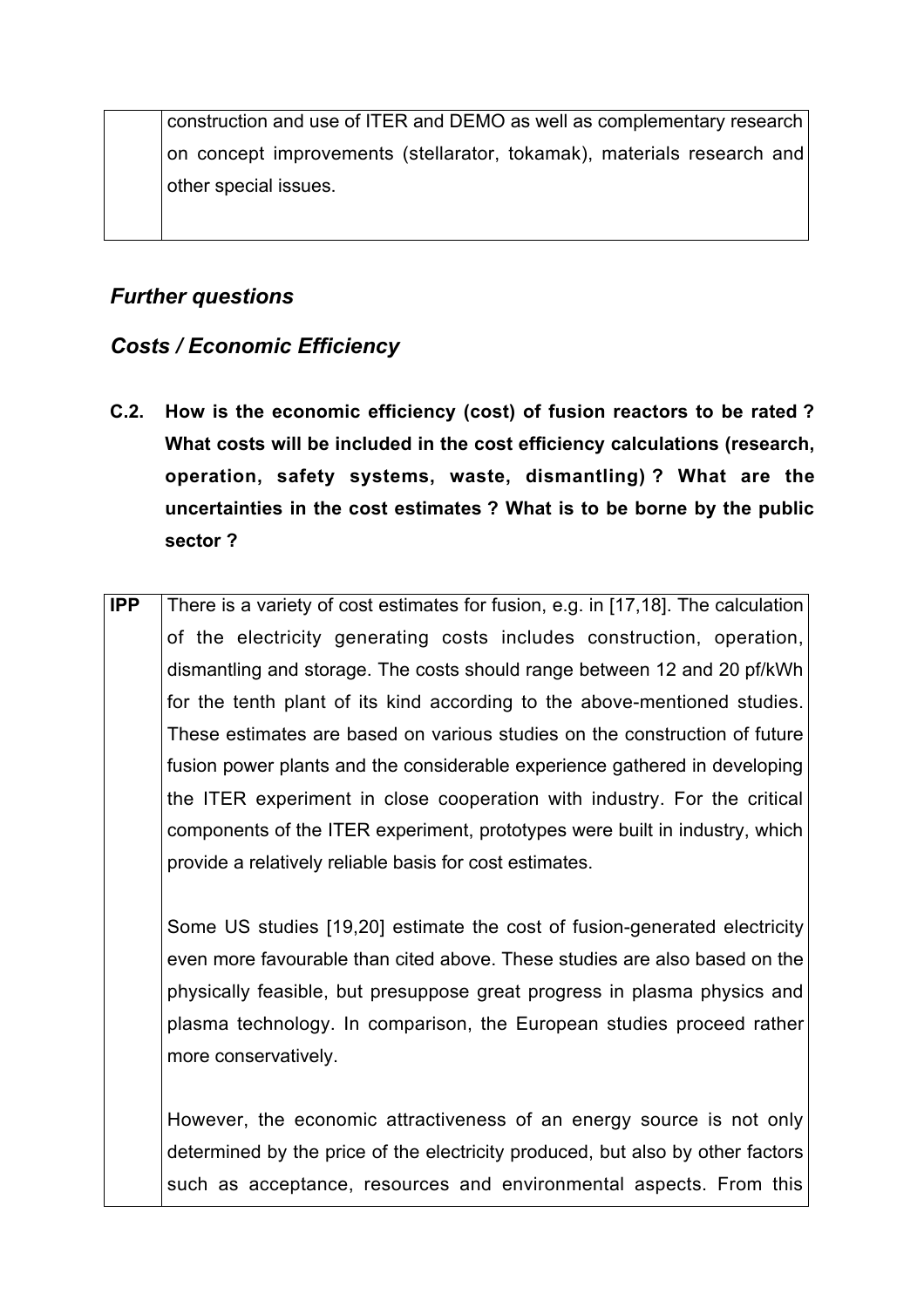| | |
|---|---|
| | construction and use of ITER and DEMO as well as complementary research on concept improvements (stellarator, tokamak), materials research and other special issues. |

## *Further questions*

## *Costs / Economic Efficiency*

**C.2. How is the economic efficiency (cost) of fusion reactors to be rated ? What costs will be included in the cost efficiency calculations (research, operation, safety systems, waste, dismantling) ? What are the uncertainties in the cost estimates ? What is to be borne by the public sector ?**

| | |
|---|---|
| **IPP** | There is a variety of cost estimates for fusion, e.g. in [17,18]. The calculation of the electricity generating costs includes construction, operation, dismantling and storage. The costs should range between 12 and 20 pf/kWh for the tenth plant of its kind according to the above-mentioned studies. These estimates are based on various studies on the construction of future fusion power plants and the considerable experience gathered in developing the ITER experiment in close cooperation with industry. For the critical components of the ITER experiment, prototypes were built in industry, which provide a relatively reliable basis for cost estimates.<br><br>Some US studies [19,20] estimate the cost of fusion-generated electricity even more favourable than cited above. These studies are also based on the physically feasible, but presuppose great progress in plasma physics and plasma technology. In comparison, the European studies proceed rather more conservatively.<br><br>However, the economic attractiveness of an energy source is not only determined by the price of the electricity produced, but also by other factors such as acceptance, resources and environmental aspects. From this |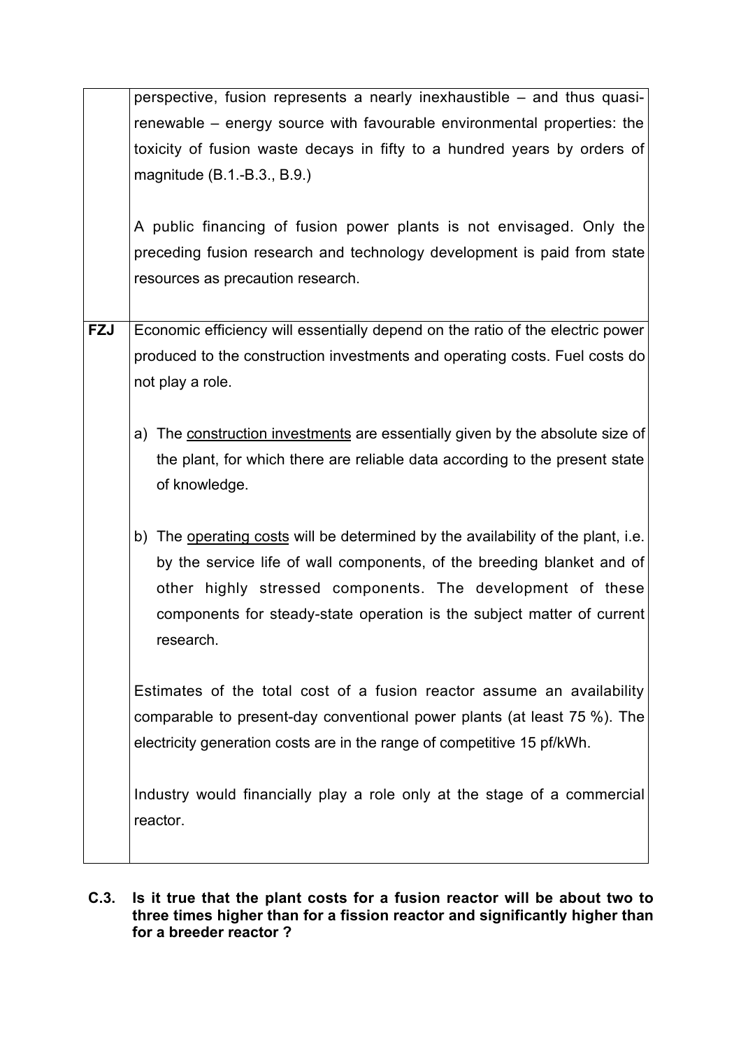| | |
|---|---|
| | perspective, fusion represents a nearly inexhaustible – and thus quasi-renewable – energy source with favourable environmental properties: the toxicity of fusion waste decays in fifty to a hundred years by orders of magnitude (B.1.-B.3., B.9.)<br><br>A public financing of fusion power plants is not envisaged. Only the preceding fusion research and technology development is paid from state resources as precaution research. |
| **FZJ** | Economic efficiency will essentially depend on the ratio of the electric power produced to the construction investments and operating costs. Fuel costs do not play a role.<br><br>a) The <u>construction investments</u> are essentially given by the absolute size of the plant, for which there are reliable data according to the present state of knowledge.<br><br>b) The <u>operating costs</u> will be determined by the availability of the plant, i.e. by the service life of wall components, of the breeding blanket and of other highly stressed components. The development of these components for steady-state operation is the subject matter of current research.<br><br>Estimates of the total cost of a fusion reactor assume an availability comparable to present-day conventional power plants (at least 75 %). The electricity generation costs are in the range of competitive 15 pf/kWh.<br><br>Industry would financially play a role only at the stage of a commercial reactor. |

**C.3. Is it true that the plant costs for a fusion reactor will be about two to three times higher than for a fission reactor and significantly higher than for a breeder reactor ?**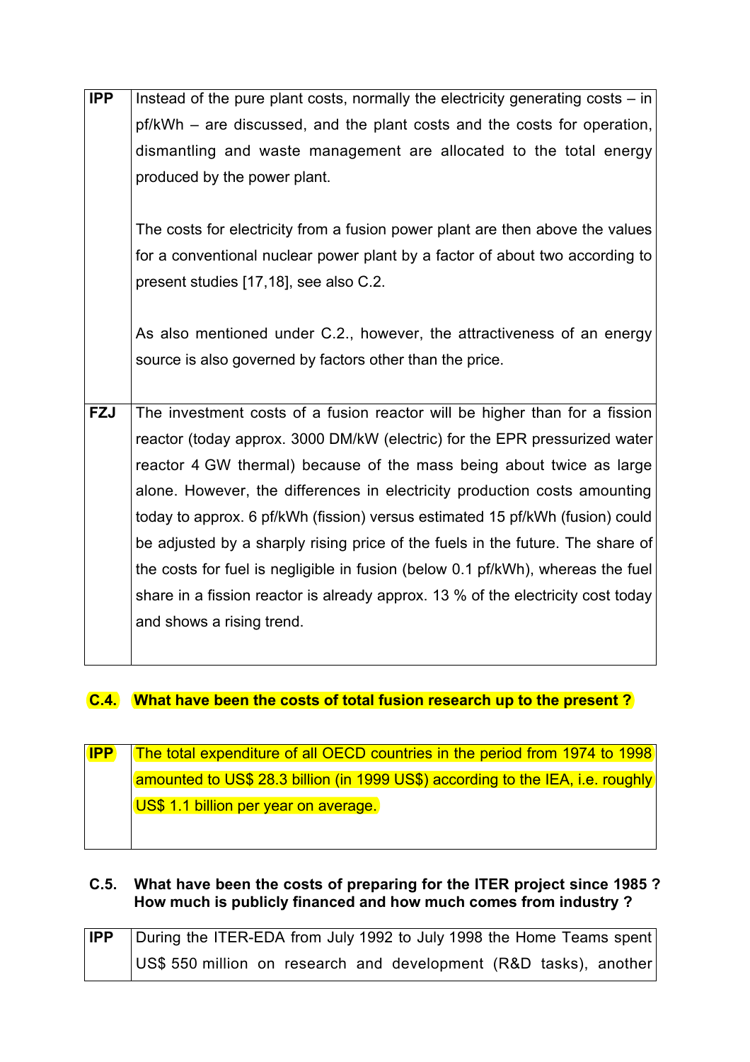| | |
|---|---|
| **IPP** | Instead of the pure plant costs, normally the electricity generating costs – in pf/kWh – are discussed, and the plant costs and the costs for operation, dismantling and waste management are allocated to the total energy produced by the power plant.<br><br>The costs for electricity from a fusion power plant are then above the values for a conventional nuclear power plant by a factor of about two according to present studies [17,18], see also C.2.<br><br>As also mentioned under C.2., however, the attractiveness of an energy source is also governed by factors other than the price. |
| **FZJ** | The investment costs of a fusion reactor will be higher than for a fission reactor (today approx. 3000 DM/kW (electric) for the EPR pressurized water reactor 4 GW thermal) because of the mass being about twice as large alone. However, the differences in electricity production costs amounting today to approx. 6 pf/kWh (fission) versus estimated 15 pf/kWh (fusion) could be adjusted by a sharply rising price of the fuels in the future. The share of the costs for fuel is negligible in fusion (below 0.1 pf/kWh), whereas the fuel share in a fission reactor is already approx. 13 % of the electricity cost today and shows a rising trend. |

**C.4. What have been the costs of total fusion research up to the present ?**

| | |
|---|---|
| **IPP** | The total expenditure of all OECD countries in the period from 1974 to 1998 amounted to US$ 28.3 billion (in 1999 US$) according to the IEA, i.e. roughly US$ 1.1 billion per year on average. |

**C.5. What have been the costs of preparing for the ITER project since 1985 ? How much is publicly financed and how much comes from industry ?**

| | |
|---|---|
| **IPP** | During the ITER-EDA from July 1992 to July 1998 the Home Teams spent US$ 550 million on research and development (R&D tasks), another |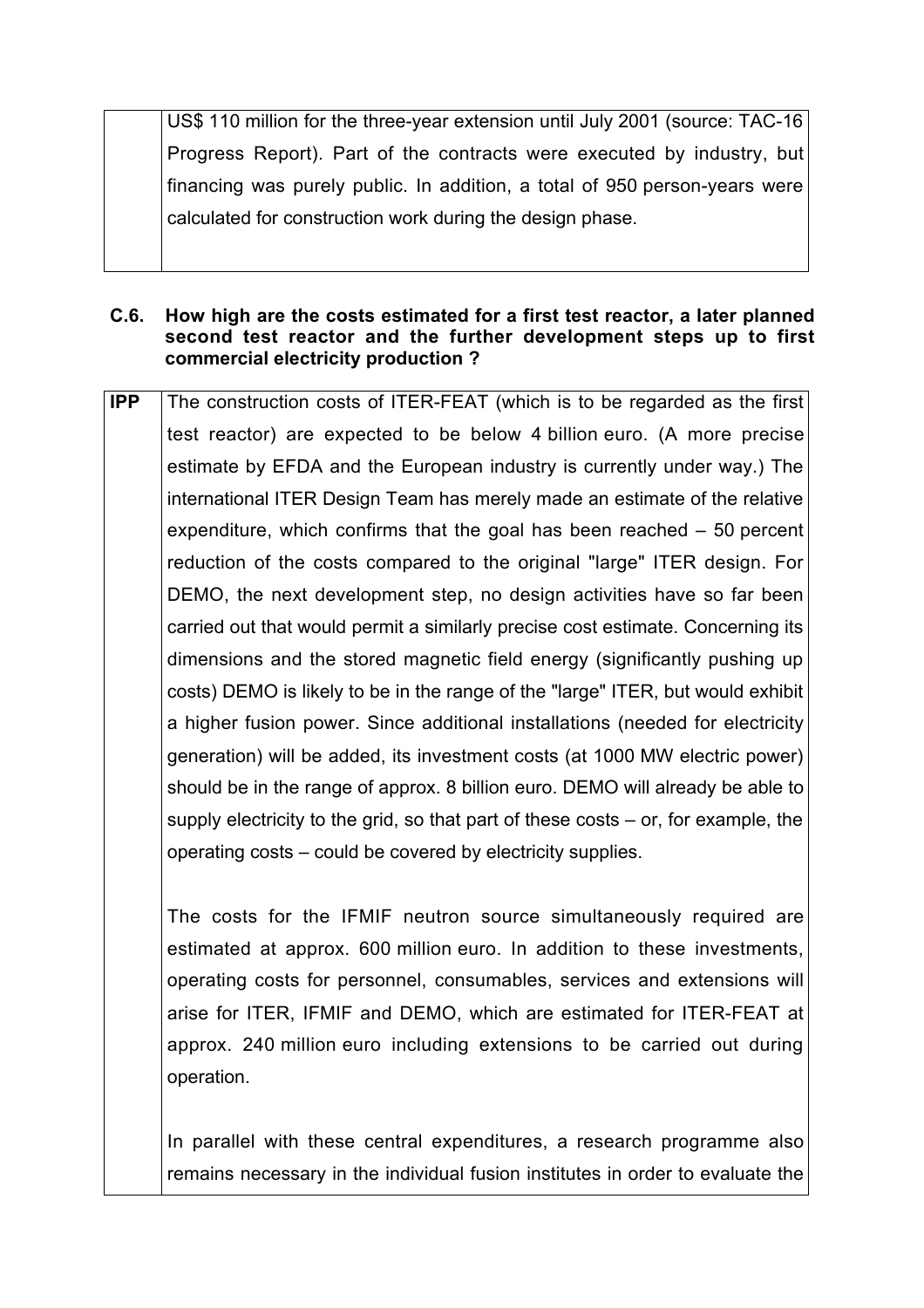| | |
|---|---|
| | US$ 110 million for the three-year extension until July 2001 (source: TAC-16 Progress Report). Part of the contracts were executed by industry, but financing was purely public. In addition, a total of 950 person-years were calculated for construction work during the design phase. |

**C.6. How high are the costs estimated for a first test reactor, a later planned second test reactor and the further development steps up to first commercial electricity production ?**

| | |
|---|---|
| **IPP** | The construction costs of ITER-FEAT (which is to be regarded as the first test reactor) are expected to be below 4 billion euro. (A more precise estimate by EFDA and the European industry is currently under way.) The international ITER Design Team has merely made an estimate of the relative expenditure, which confirms that the goal has been reached – 50 percent reduction of the costs compared to the original "large" ITER design. For DEMO, the next development step, no design activities have so far been carried out that would permit a similarly precise cost estimate. Concerning its dimensions and the stored magnetic field energy (significantly pushing up costs) DEMO is likely to be in the range of the "large" ITER, but would exhibit a higher fusion power. Since additional installations (needed for electricity generation) will be added, its investment costs (at 1000 MW electric power) should be in the range of approx. 8 billion euro. DEMO will already be able to supply electricity to the grid, so that part of these costs – or, for example, the operating costs – could be covered by electricity supplies.<br><br>The costs for the IFMIF neutron source simultaneously required are estimated at approx. 600 million euro. In addition to these investments, operating costs for personnel, consumables, services and extensions will arise for ITER, IFMIF and DEMO, which are estimated for ITER-FEAT at approx. 240 million euro including extensions to be carried out during operation.<br><br>In parallel with these central expenditures, a research programme also remains necessary in the individual fusion institutes in order to evaluate the |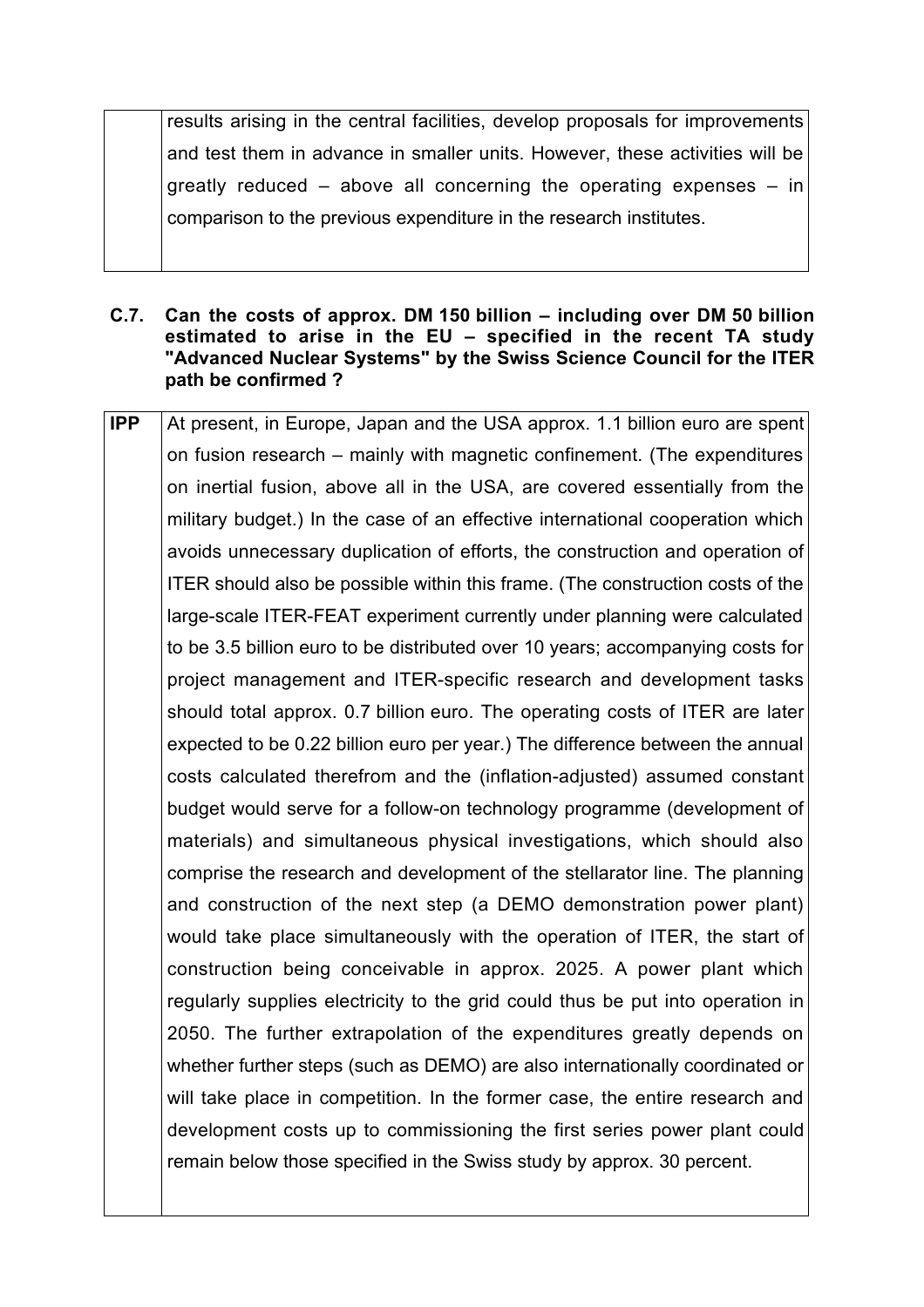| | |
|---|---|
| | results arising in the central facilities, develop proposals for improvements and test them in advance in smaller units. However, these activities will be greatly reduced – above all concerning the operating expenses – in comparison to the previous expenditure in the research institutes. |

**C.7. Can the costs of approx. DM 150 billion – including over DM 50 billion estimated to arise in the EU – specified in the recent TA study "Advanced Nuclear Systems" by the Swiss Science Council for the ITER path be confirmed ?**

| | |
|---|---|
| **IPP** | At present, in Europe, Japan and the USA approx. 1.1 billion euro are spent on fusion research – mainly with magnetic confinement. (The expenditures on inertial fusion, above all in the USA, are covered essentially from the military budget.) In the case of an effective international cooperation which avoids unnecessary duplication of efforts, the construction and operation of ITER should also be possible within this frame. (The construction costs of the large-scale ITER-FEAT experiment currently under planning were calculated to be 3.5 billion euro to be distributed over 10 years; accompanying costs for project management and ITER-specific research and development tasks should total approx. 0.7 billion euro. The operating costs of ITER are later expected to be 0.22 billion euro per year.) The difference between the annual costs calculated therefrom and the (inflation-adjusted) assumed constant budget would serve for a follow-on technology programme (development of materials) and simultaneous physical investigations, which should also comprise the research and development of the stellarator line. The planning and construction of the next step (a DEMO demonstration power plant) would take place simultaneously with the operation of ITER, the start of construction being conceivable in approx. 2025. A power plant which regularly supplies electricity to the grid could thus be put into operation in 2050. The further extrapolation of the expenditures greatly depends on whether further steps (such as DEMO) are also internationally coordinated or will take place in competition. In the former case, the entire research and development costs up to commissioning the first series power plant could remain below those specified in the Swiss study by approx. 30 percent. |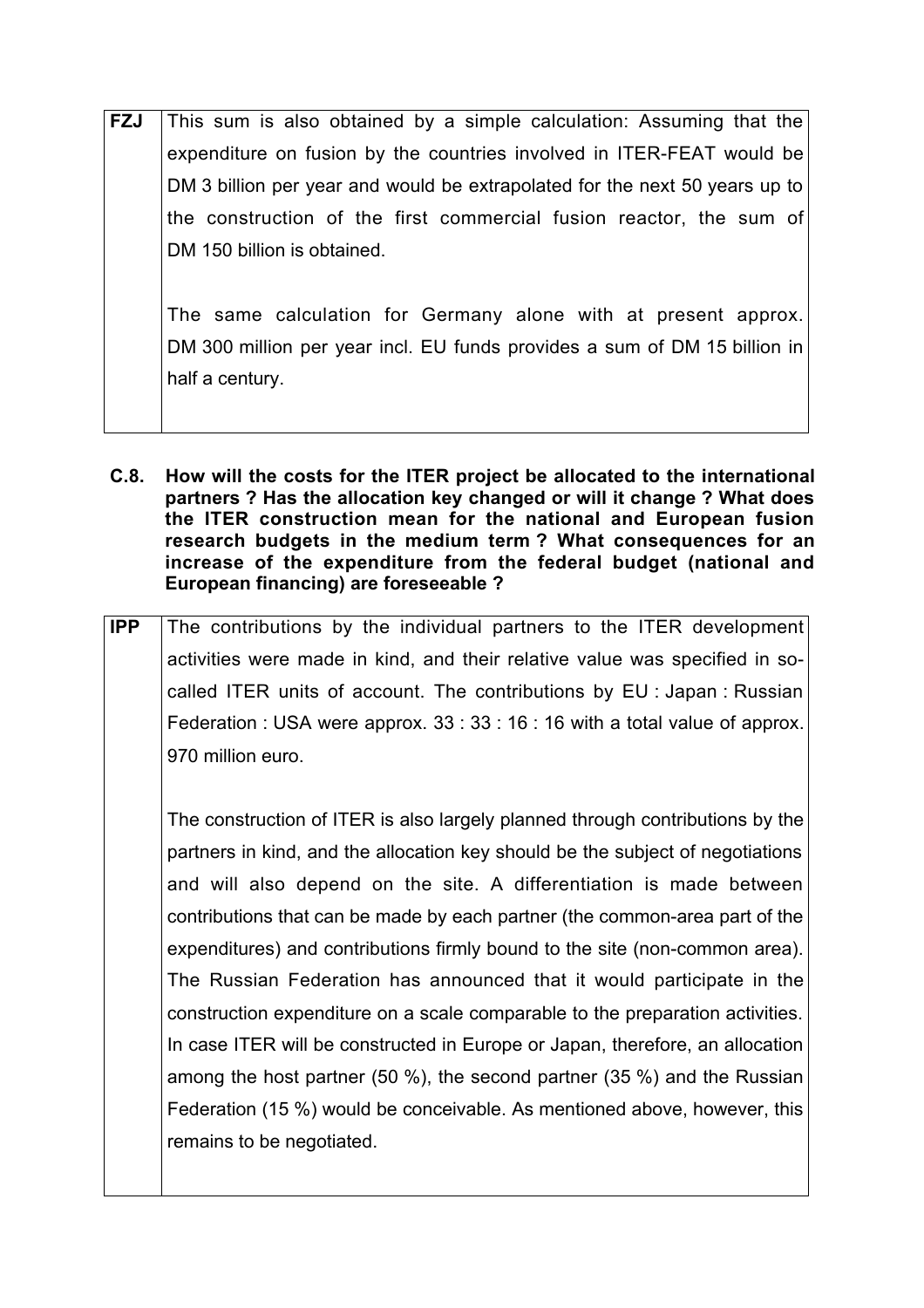| | |
|---|---|
| **FZJ** | This sum is also obtained by a simple calculation: Assuming that the expenditure on fusion by the countries involved in ITER-FEAT would be DM 3 billion per year and would be extrapolated for the next 50 years up to the construction of the first commercial fusion reactor, the sum of DM 150 billion is obtained.<br><br>The same calculation for Germany alone with at present approx. DM 300 million per year incl. EU funds provides a sum of DM 15 billion in half a century. |

**C.8. How will the costs for the ITER project be allocated to the international partners ? Has the allocation key changed or will it change ? What does the ITER construction mean for the national and European fusion research budgets in the medium term ? What consequences for an increase of the expenditure from the federal budget (national and European financing) are foreseeable ?**

| | |
|---|---|
| **IPP** | The contributions by the individual partners to the ITER development activities were made in kind, and their relative value was specified in so-called ITER units of account. The contributions by EU : Japan : Russian Federation : USA were approx. 33 : 33 : 16 : 16 with a total value of approx. 970 million euro.<br><br>The construction of ITER is also largely planned through contributions by the partners in kind, and the allocation key should be the subject of negotiations and will also depend on the site. A differentiation is made between contributions that can be made by each partner (the common-area part of the expenditures) and contributions firmly bound to the site (non-common area). The Russian Federation has announced that it would participate in the construction expenditure on a scale comparable to the preparation activities. In case ITER will be constructed in Europe or Japan, therefore, an allocation among the host partner (50 %), the second partner (35 %) and the Russian Federation (15 %) would be conceivable. As mentioned above, however, this remains to be negotiated. |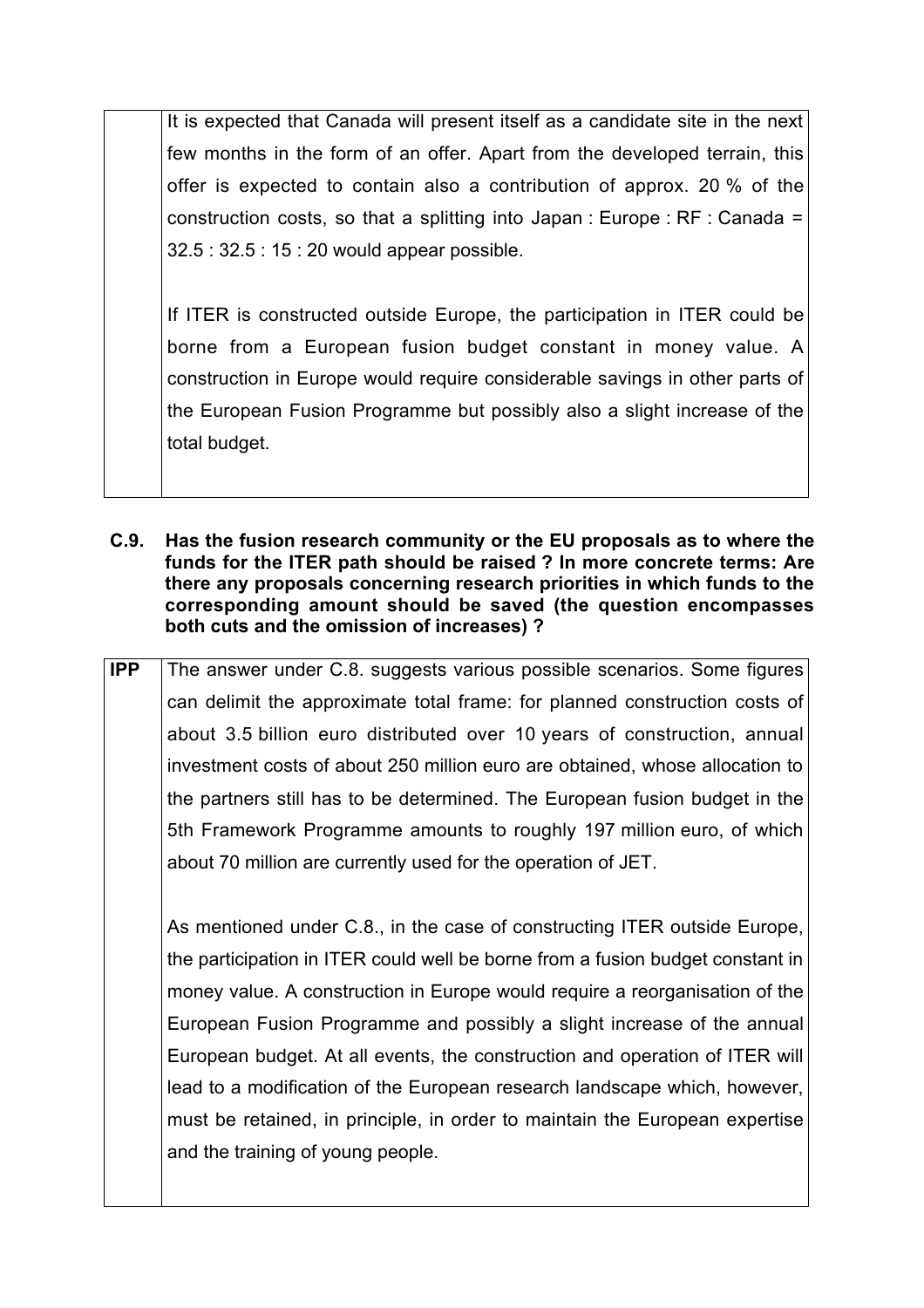| | |
|---|---|
| | It is expected that Canada will present itself as a candidate site in the next few months in the form of an offer. Apart from the developed terrain, this offer is expected to contain also a contribution of approx. 20 % of the construction costs, so that a splitting into Japan : Europe : RF : Canada = 32.5 : 32.5 : 15 : 20 would appear possible.<br><br>If ITER is constructed outside Europe, the participation in ITER could be borne from a European fusion budget constant in money value. A construction in Europe would require considerable savings in other parts of the European Fusion Programme but possibly also a slight increase of the total budget. |

**C.9. Has the fusion research community or the EU proposals as to where the funds for the ITER path should be raised ? In more concrete terms: Are there any proposals concerning research priorities in which funds to the corresponding amount should be saved (the question encompasses both cuts and the omission of increases) ?**

| | |
|---|---|
| **IPP** | The answer under C.8. suggests various possible scenarios. Some figures can delimit the approximate total frame: for planned construction costs of about 3.5 billion euro distributed over 10 years of construction, annual investment costs of about 250 million euro are obtained, whose allocation to the partners still has to be determined. The European fusion budget in the 5th Framework Programme amounts to roughly 197 million euro, of which about 70 million are currently used for the operation of JET.<br><br>As mentioned under C.8., in the case of constructing ITER outside Europe, the participation in ITER could well be borne from a fusion budget constant in money value. A construction in Europe would require a reorganisation of the European Fusion Programme and possibly a slight increase of the annual European budget. At all events, the construction and operation of ITER will lead to a modification of the European research landscape which, however, must be retained, in principle, in order to maintain the European expertise and the training of young people. |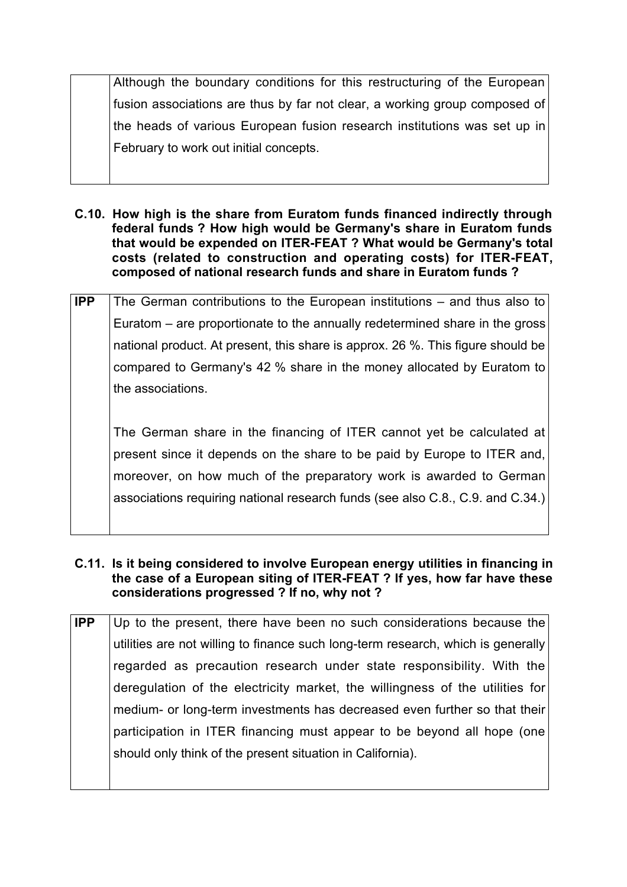| | |
|---|---|
| | Although the boundary conditions for this restructuring of the European fusion associations are thus by far not clear, a working group composed of the heads of various European fusion research institutions was set up in February to work out initial concepts. |

**C.10. How high is the share from Euratom funds financed indirectly through federal funds ? How high would be Germany's share in Euratom funds that would be expended on ITER-FEAT ? What would be Germany's total costs (related to construction and operating costs) for ITER-FEAT, composed of national research funds and share in Euratom funds ?**

| | |
|---|---|
| **IPP** | The German contributions to the European institutions – and thus also to Euratom – are proportionate to the annually redetermined share in the gross national product. At present, this share is approx. 26 %. This figure should be compared to Germany's 42 % share in the money allocated by Euratom to the associations.<br><br>The German share in the financing of ITER cannot yet be calculated at present since it depends on the share to be paid by Europe to ITER and, moreover, on how much of the preparatory work is awarded to German associations requiring national research funds (see also C.8., C.9. and C.34.) |

**C.11. Is it being considered to involve European energy utilities in financing in the case of a European siting of ITER-FEAT ? If yes, how far have these considerations progressed ? If no, why not ?**

| | |
|---|---|
| **IPP** | Up to the present, there have been no such considerations because the utilities are not willing to finance such long-term research, which is generally regarded as precaution research under state responsibility. With the deregulation of the electricity market, the willingness of the utilities for medium- or long-term investments has decreased even further so that their participation in ITER financing must appear to be beyond all hope (one should only think of the present situation in California). |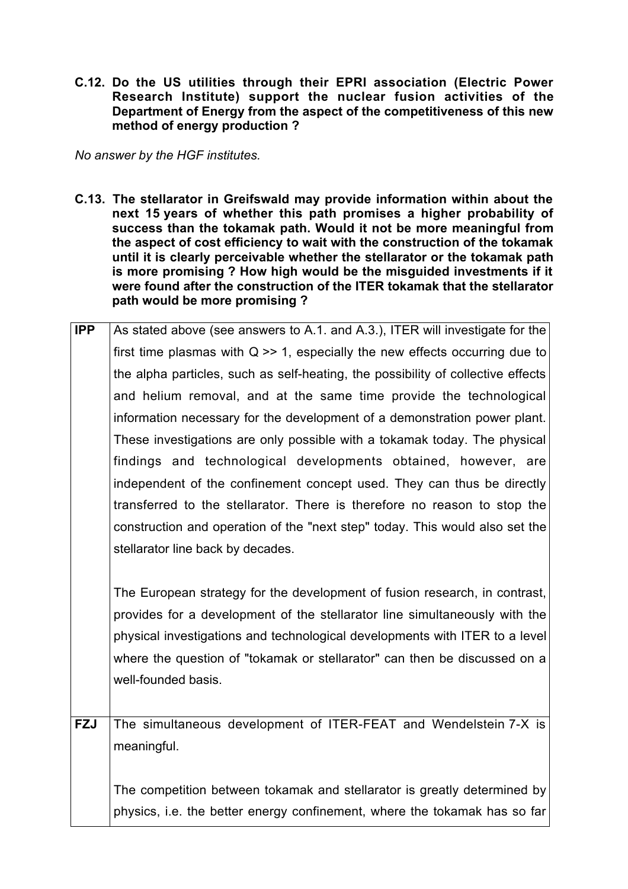**C.12. Do the US utilities through their EPRI association (Electric Power Research Institute) support the nuclear fusion activities of the Department of Energy from the aspect of the competitiveness of this new method of energy production ?**

*No answer by the HGF institutes.*

**C.13. The stellarator in Greifswald may provide information within about the next 15 years of whether this path promises a higher probability of success than the tokamak path. Would it not be more meaningful from the aspect of cost efficiency to wait with the construction of the tokamak until it is clearly perceivable whether the stellarator or the tokamak path is more promising ? How high would be the misguided investments if it were found after the construction of the ITER tokamak that the stellarator path would be more promising ?**

| | |
|---|---|
| **IPP** | As stated above (see answers to A.1. and A.3.), ITER will investigate for the first time plasmas with $Q >> 1$, especially the new effects occurring due to the alpha particles, such as self-heating, the possibility of collective effects and helium removal, and at the same time provide the technological information necessary for the development of a demonstration power plant. These investigations are only possible with a tokamak today. The physical findings and technological developments obtained, however, are independent of the confinement concept used. They can thus be directly transferred to the stellarator. There is therefore no reason to stop the construction and operation of the "next step" today. This would also set the stellarator line back by decades.<br><br>The European strategy for the development of fusion research, in contrast, provides for a development of the stellarator line simultaneously with the physical investigations and technological developments with ITER to a level where the question of "tokamak or stellarator" can then be discussed on a well-founded basis. |
| **FZJ** | The simultaneous development of ITER-FEAT and Wendelstein 7-X is meaningful.<br><br>The competition between tokamak and stellarator is greatly determined by physics, i.e. the better energy confinement, where the tokamak has so far |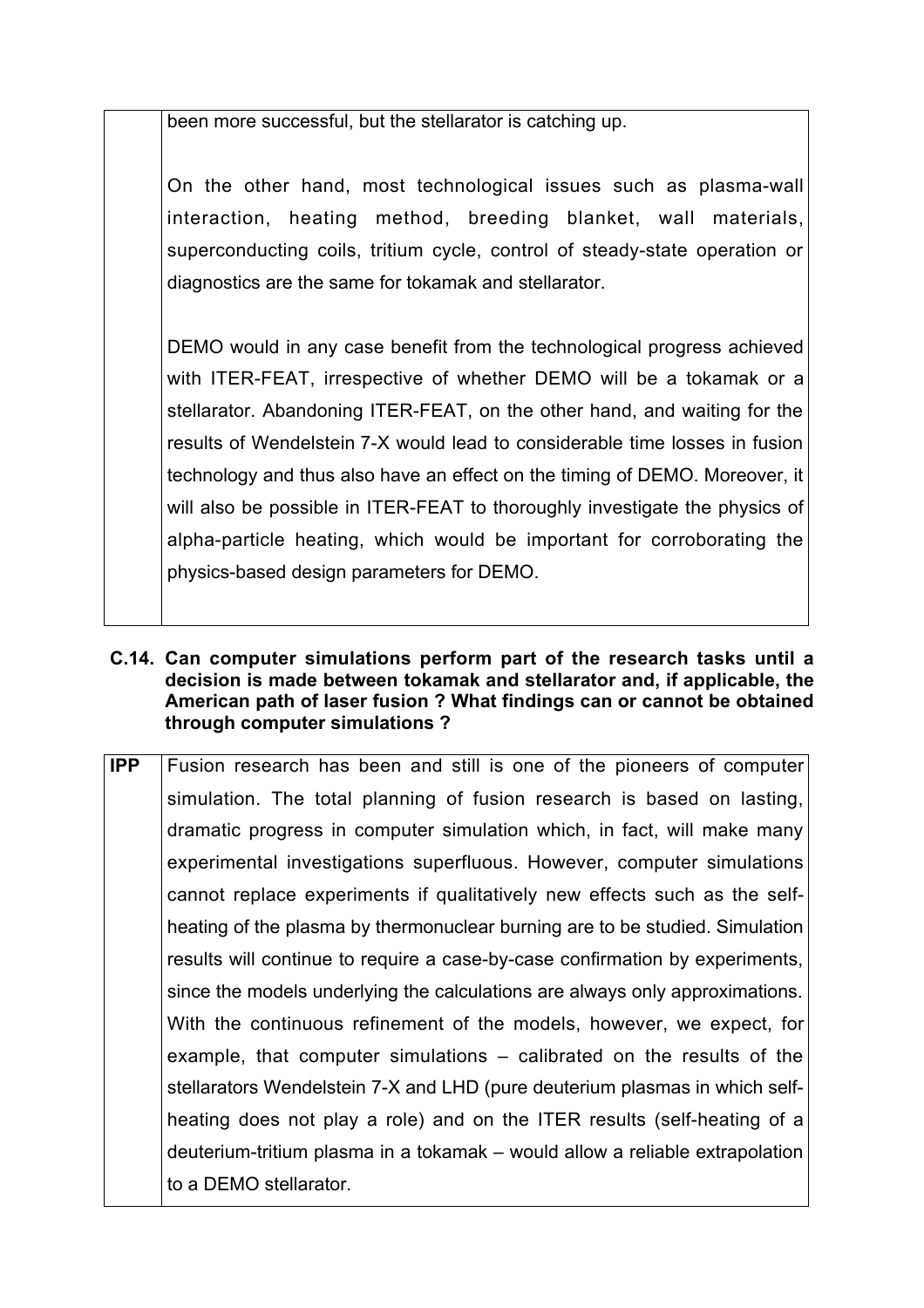| | |
|---|---|
| | been more successful, but the stellarator is catching up.<br><br>On the other hand, most technological issues such as plasma-wall interaction, heating method, breeding blanket, wall materials, superconducting coils, tritium cycle, control of steady-state operation or diagnostics are the same for tokamak and stellarator.<br><br>DEMO would in any case benefit from the technological progress achieved with ITER-FEAT, irrespective of whether DEMO will be a tokamak or a stellarator. Abandoning ITER-FEAT, on the other hand, and waiting for the results of Wendelstein 7-X would lead to considerable time losses in fusion technology and thus also have an effect on the timing of DEMO. Moreover, it will also be possible in ITER-FEAT to thoroughly investigate the physics of alpha-particle heating, which would be important for corroborating the physics-based design parameters for DEMO. |

**C.14. Can computer simulations perform part of the research tasks until a decision is made between tokamak and stellarator and, if applicable, the American path of laser fusion ? What findings can or cannot be obtained through computer simulations ?**

| | |
|---|---|
| **IPP** | Fusion research has been and still is one of the pioneers of computer simulation. The total planning of fusion research is based on lasting, dramatic progress in computer simulation which, in fact, will make many experimental investigations superfluous. However, computer simulations cannot replace experiments if qualitatively new effects such as the self-heating of the plasma by thermonuclear burning are to be studied. Simulation results will continue to require a case-by-case confirmation by experiments, since the models underlying the calculations are always only approximations. With the continuous refinement of the models, however, we expect, for example, that computer simulations – calibrated on the results of the stellarators Wendelstein 7-X and LHD (pure deuterium plasmas in which self-heating does not play a role) and on the ITER results (self-heating of a deuterium-tritium plasma in a tokamak – would allow a reliable extrapolation to a DEMO stellarator. |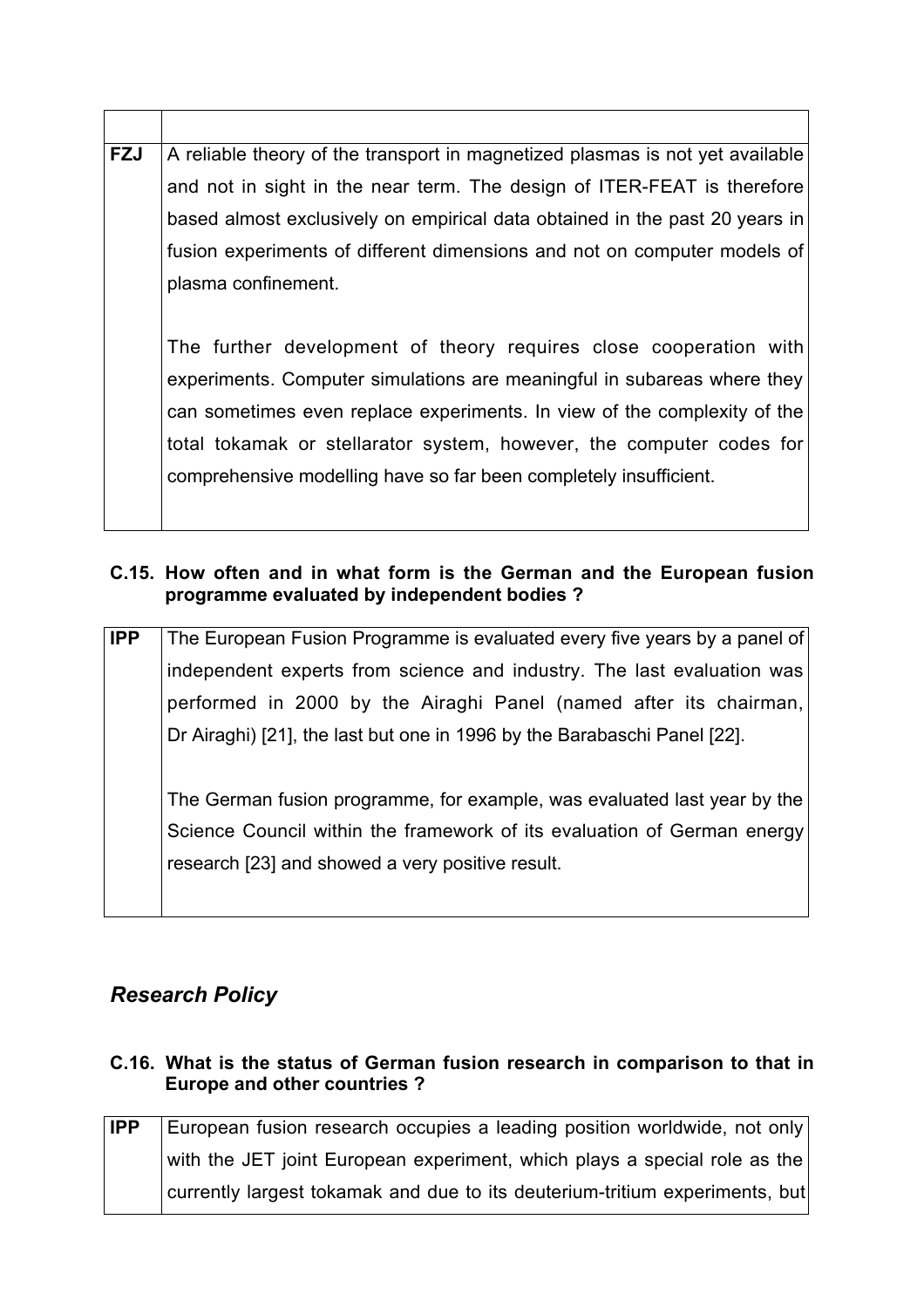| | |
|---|---|
| **FZJ** | A reliable theory of the transport in magnetized plasmas is not yet available and not in sight in the near term. The design of ITER-FEAT is therefore based almost exclusively on empirical data obtained in the past 20 years in fusion experiments of different dimensions and not on computer models of plasma confinement.<br><br>The further development of theory requires close cooperation with experiments. Computer simulations are meaningful in subareas where they can sometimes even replace experiments. In view of the complexity of the total tokamak or stellarator system, however, the computer codes for comprehensive modelling have so far been completely insufficient. |

#### C.15. How often and in what form is the German and the European fusion programme evaluated by independent bodies ?

| | |
|---|---|
| **IPP** | The European Fusion Programme is evaluated every five years by a panel of independent experts from science and industry. The last evaluation was performed in 2000 by the Airaghi Panel (named after its chairman, Dr Airaghi) [21], the last but one in 1996 by the Barabaschi Panel [22].<br><br>The German fusion programme, for example, was evaluated last year by the Science Council within the framework of its evaluation of German energy research [23] and showed a very positive result. |

## *Research Policy*

#### C.16. What is the status of German fusion research in comparison to that in Europe and other countries ?

| | |
|---|---|
| **IPP** | European fusion research occupies a leading position worldwide, not only with the JET joint European experiment, which plays a special role as the currently largest tokamak and due to its deuterium-tritium experiments, but |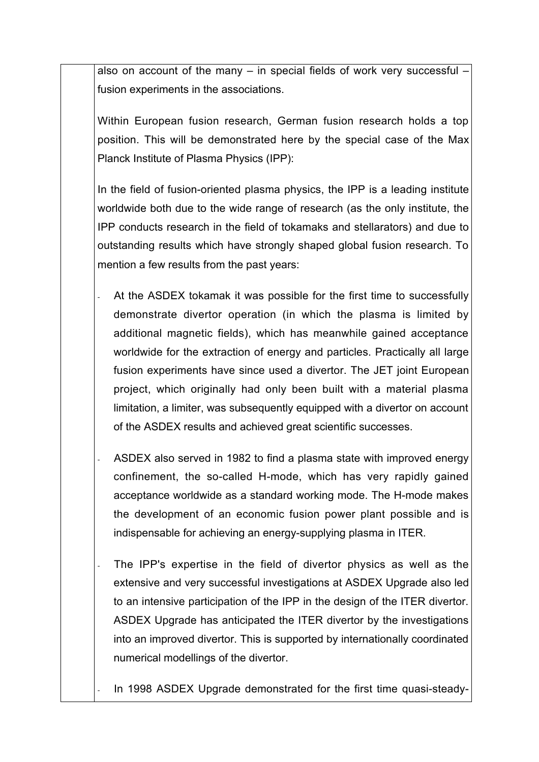also on account of the many – in special fields of work very successful – fusion experiments in the associations.

Within European fusion research, German fusion research holds a top position. This will be demonstrated here by the special case of the Max Planck Institute of Plasma Physics (IPP):

In the field of fusion-oriented plasma physics, the IPP is a leading institute worldwide both due to the wide range of research (as the only institute, the IPP conducts research in the field of tokamaks and stellarators) and due to outstanding results which have strongly shaped global fusion research. To mention a few results from the past years:

- At the ASDEX tokamak it was possible for the first time to successfully demonstrate divertor operation (in which the plasma is limited by additional magnetic fields), which has meanwhile gained acceptance worldwide for the extraction of energy and particles. Practically all large fusion experiments have since used a divertor. The JET joint European project, which originally had only been built with a material plasma limitation, a limiter, was subsequently equipped with a divertor on account of the ASDEX results and achieved great scientific successes.

- ASDEX also served in 1982 to find a plasma state with improved energy confinement, the so-called H-mode, which has very rapidly gained acceptance worldwide as a standard working mode. The H-mode makes the development of an economic fusion power plant possible and is indispensable for achieving an energy-supplying plasma in ITER.

- The IPP's expertise in the field of divertor physics as well as the extensive and very successful investigations at ASDEX Upgrade also led to an intensive participation of the IPP in the design of the ITER divertor. ASDEX Upgrade has anticipated the ITER divertor by the investigations into an improved divertor. This is supported by internationally coordinated numerical modellings of the divertor.

- In 1998 ASDEX Upgrade demonstrated for the first time quasi-steady-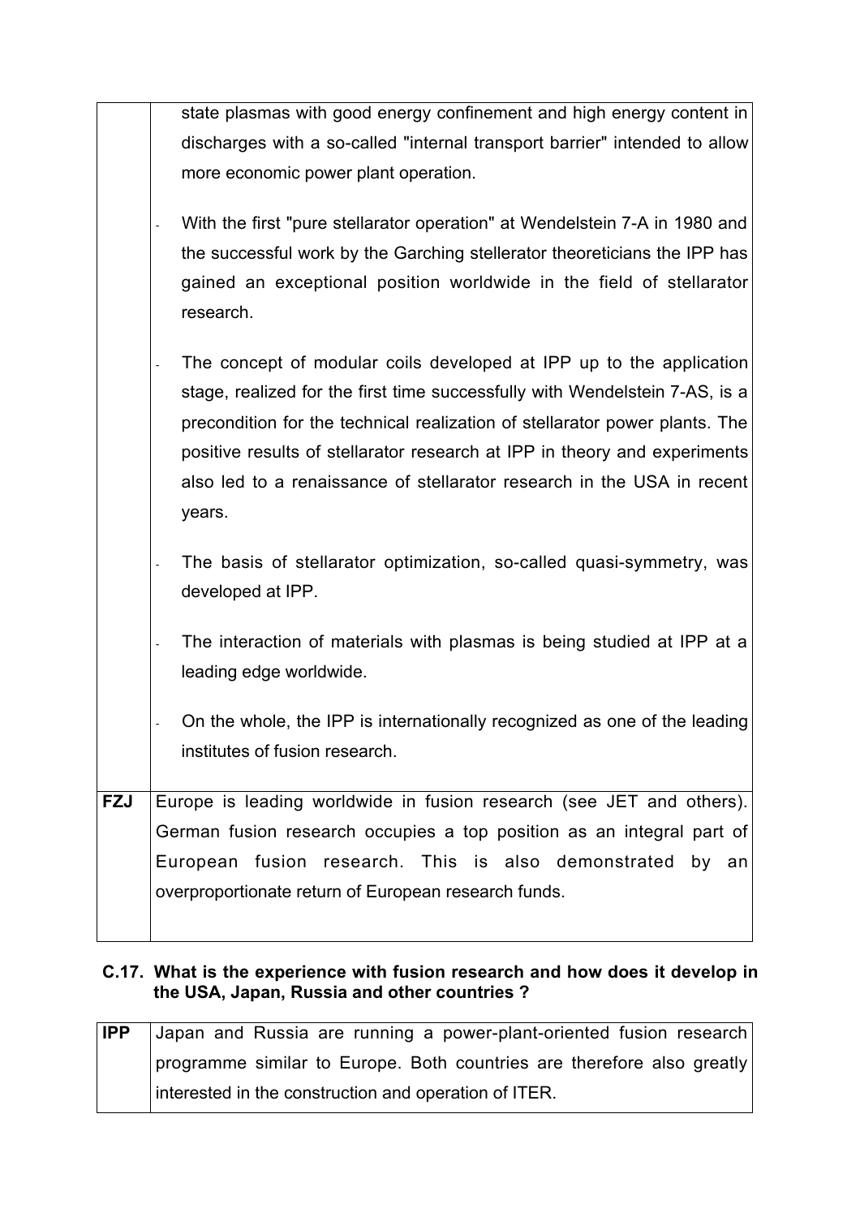|  |  |
| --- | --- |
|  | state plasmas with good energy confinement and high energy content in discharges with a so-called "internal transport barrier" intended to allow more economic power plant operation.<br><br>- With the first "pure stellarator operation" at Wendelstein 7-A in 1980 and the successful work by the Garching stellerator theoreticians the IPP has gained an exceptional position worldwide in the field of stellarator research.<br><br>- The concept of modular coils developed at IPP up to the application stage, realized for the first time successfully with Wendelstein 7-AS, is a precondition for the technical realization of stellarator power plants. The positive results of stellarator research at IPP in theory and experiments also led to a renaissance of stellarator research in the USA in recent years.<br><br>- The basis of stellarator optimization, so-called quasi-symmetry, was developed at IPP.<br><br>- The interaction of materials with plasmas is being studied at IPP at a leading edge worldwide.<br><br>- On the whole, the IPP is internationally recognized as one of the leading institutes of fusion research. |
| **FZJ** | Europe is leading worldwide in fusion research (see JET and others). German fusion research occupies a top position as an integral part of European fusion research. This is also demonstrated by an overproportionate return of European research funds. |

### C.17. What is the experience with fusion research and how does it develop in the USA, Japan, Russia and other countries ?

|  |  |
| --- | --- |
| **IPP** | Japan and Russia are running a power-plant-oriented fusion research programme similar to Europe. Both countries are therefore also greatly interested in the construction and operation of ITER. |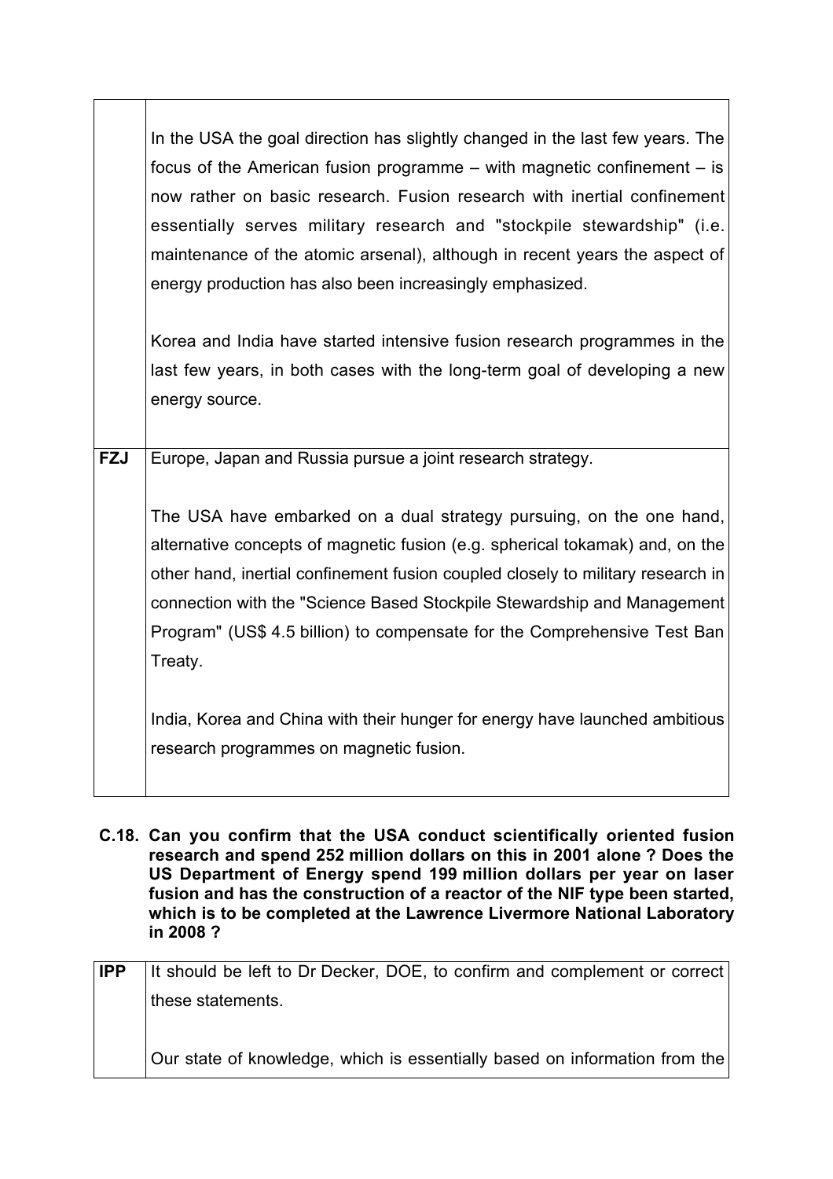| | |
|---|---|
| | In the USA the goal direction has slightly changed in the last few years. The focus of the American fusion programme – with magnetic confinement – is now rather on basic research. Fusion research with inertial confinement essentially serves military research and "stockpile stewardship" (i.e. maintenance of the atomic arsenal), although in recent years the aspect of energy production has also been increasingly emphasized.<br><br>Korea and India have started intensive fusion research programmes in the last few years, in both cases with the long-term goal of developing a new energy source. |
| **FZJ** | Europe, Japan and Russia pursue a joint research strategy.<br><br>The USA have embarked on a dual strategy pursuing, on the one hand, alternative concepts of magnetic fusion (e.g. spherical tokamak) and, on the other hand, inertial confinement fusion coupled closely to military research in connection with the "Science Based Stockpile Stewardship and Management Program" (US$ 4.5 billion) to compensate for the Comprehensive Test Ban Treaty.<br><br>India, Korea and China with their hunger for energy have launched ambitious research programmes on magnetic fusion. |

**C.18. Can you confirm that the USA conduct scientifically oriented fusion research and spend 252 million dollars on this in 2001 alone ? Does the US Department of Energy spend 199 million dollars per year on laser fusion and has the construction of a reactor of the NIF type been started, which is to be completed at the Lawrence Livermore National Laboratory in 2008 ?**

| | |
|---|---|
| **IPP** | It should be left to Dr Decker, DOE, to confirm and complement or correct these statements.<br><br>Our state of knowledge, which is essentially based on information from the |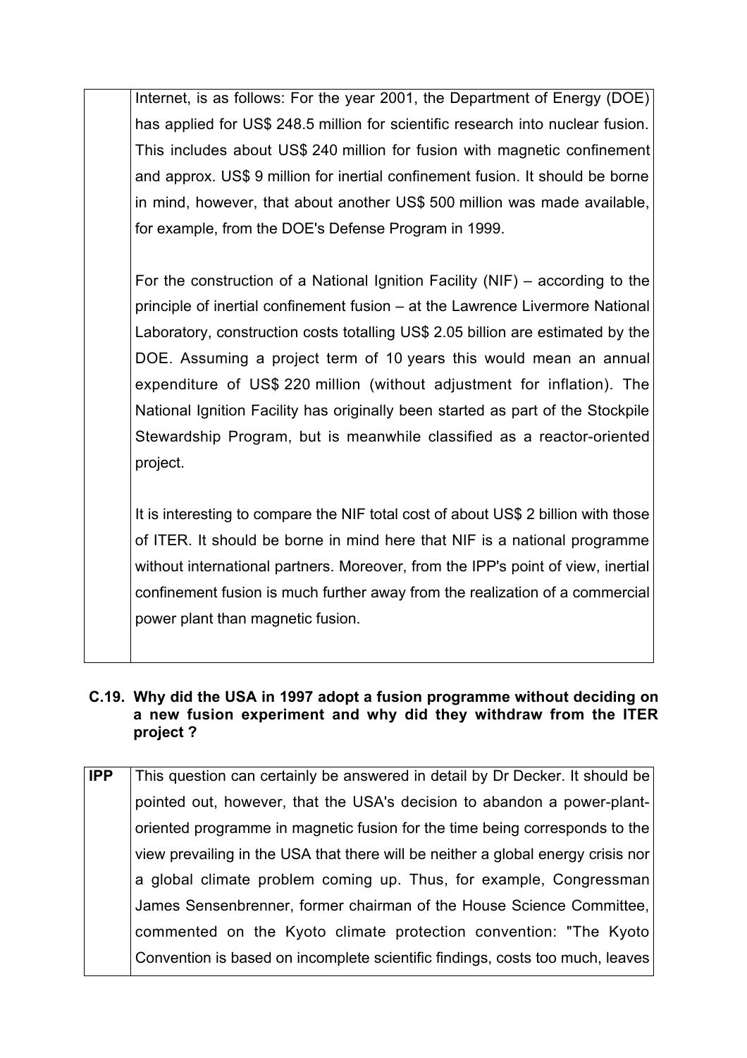| | |
|---|---|
| | Internet, is as follows: For the year 2001, the Department of Energy (DOE) has applied for US$ 248.5 million for scientific research into nuclear fusion. This includes about US$ 240 million for fusion with magnetic confinement and approx. US$ 9 million for inertial confinement fusion. It should be borne in mind, however, that about another US$ 500 million was made available, for example, from the DOE's Defense Program in 1999. <br><br> For the construction of a National Ignition Facility (NIF) – according to the principle of inertial confinement fusion – at the Lawrence Livermore National Laboratory, construction costs totalling US$ 2.05 billion are estimated by the DOE. Assuming a project term of 10 years this would mean an annual expenditure of US$ 220 million (without adjustment for inflation). The National Ignition Facility has originally been started as part of the Stockpile Stewardship Program, but is meanwhile classified as a reactor-oriented project. <br><br> It is interesting to compare the NIF total cost of about US$ 2 billion with those of ITER. It should be borne in mind here that NIF is a national programme without international partners. Moreover, from the IPP's point of view, inertial confinement fusion is much further away from the realization of a commercial power plant than magnetic fusion. |

**C.19. Why did the USA in 1997 adopt a fusion programme without deciding on a new fusion experiment and why did they withdraw from the ITER project ?**

| | |
|---|---|
| **IPP** | This question can certainly be answered in detail by Dr Decker. It should be pointed out, however, that the USA's decision to abandon a power-plant-oriented programme in magnetic fusion for the time being corresponds to the view prevailing in the USA that there will be neither a global energy crisis nor a global climate problem coming up. Thus, for example, Congressman James Sensenbrenner, former chairman of the House Science Committee, commented on the Kyoto climate protection convention: "The Kyoto Convention is based on incomplete scientific findings, costs too much, leaves |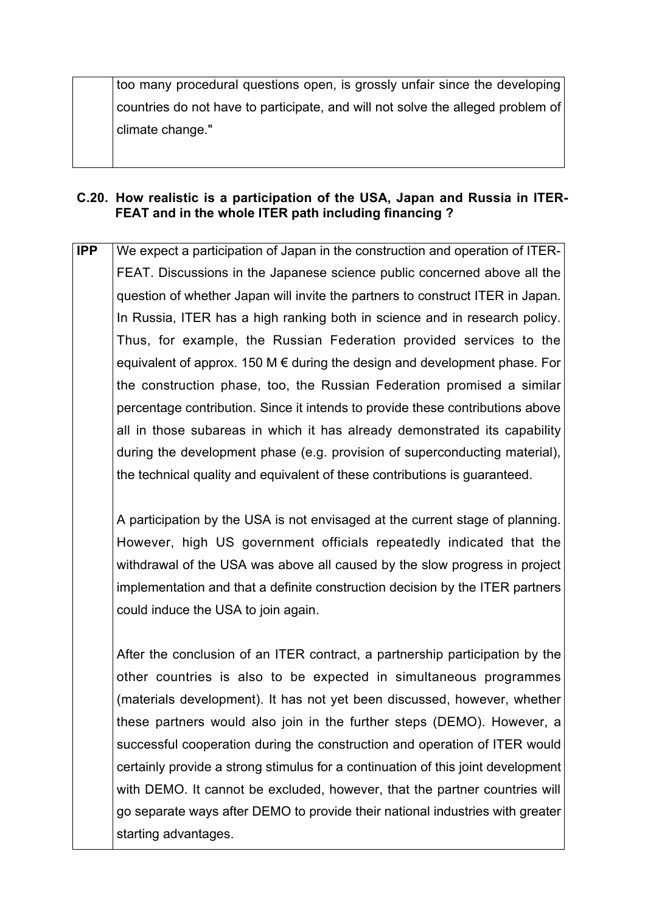| | |
|---|---|
| | too many procedural questions open, is grossly unfair since the developing countries do not have to participate, and will not solve the alleged problem of climate change." |

### C.20. How realistic is a participation of the USA, Japan and Russia in ITER-FEAT and in the whole ITER path including financing ?

| | |
|---|---|
| **IPP** | We expect a participation of Japan in the construction and operation of ITER-FEAT. Discussions in the Japanese science public concerned above all the question of whether Japan will invite the partners to construct ITER in Japan. In Russia, ITER has a high ranking both in science and in research policy. Thus, for example, the Russian Federation provided services to the equivalent of approx. 150 M € during the design and development phase. For the construction phase, too, the Russian Federation promised a similar percentage contribution. Since it intends to provide these contributions above all in those subareas in which it has already demonstrated its capability during the development phase (e.g. provision of superconducting material), the technical quality and equivalent of these contributions is guaranteed.<br><br>A participation by the USA is not envisaged at the current stage of planning. However, high US government officials repeatedly indicated that the withdrawal of the USA was above all caused by the slow progress in project implementation and that a definite construction decision by the ITER partners could induce the USA to join again.<br><br>After the conclusion of an ITER contract, a partnership participation by the other countries is also to be expected in simultaneous programmes (materials development). It has not yet been discussed, however, whether these partners would also join in the further steps (DEMO). However, a successful cooperation during the construction and operation of ITER would certainly provide a strong stimulus for a continuation of this joint development with DEMO. It cannot be excluded, however, that the partner countries will go separate ways after DEMO to provide their national industries with greater starting advantages. |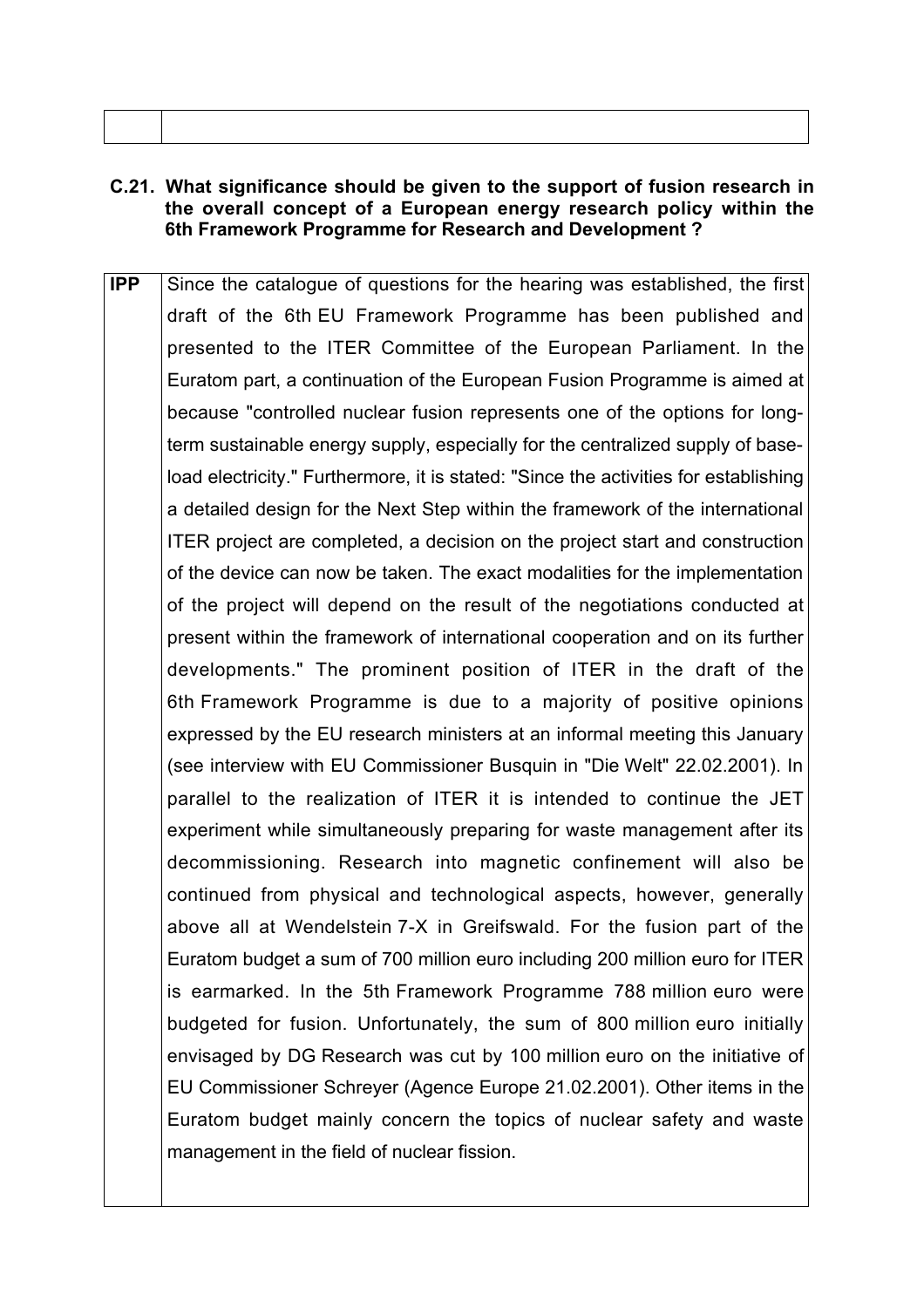| | |
|---|---|
| | |

**C.21. What significance should be given to the support of fusion research in the overall concept of a European energy research policy within the 6th Framework Programme for Research and Development ?**

| | |
|---|---|
| **IPP** | Since the catalogue of questions for the hearing was established, the first draft of the 6th EU Framework Programme has been published and presented to the ITER Committee of the European Parliament. In the Euratom part, a continuation of the European Fusion Programme is aimed at because "controlled nuclear fusion represents one of the options for long-term sustainable energy supply, especially for the centralized supply of base-load electricity." Furthermore, it is stated: "Since the activities for establishing a detailed design for the Next Step within the framework of the international ITER project are completed, a decision on the project start and construction of the device can now be taken. The exact modalities for the implementation of the project will depend on the result of the negotiations conducted at present within the framework of international cooperation and on its further developments." The prominent position of ITER in the draft of the 6th Framework Programme is due to a majority of positive opinions expressed by the EU research ministers at an informal meeting this January (see interview with EU Commissioner Busquin in "Die Welt" 22.02.2001). In parallel to the realization of ITER it is intended to continue the JET experiment while simultaneously preparing for waste management after its decommissioning. Research into magnetic confinement will also be continued from physical and technological aspects, however, generally above all at Wendelstein 7-X in Greifswald. For the fusion part of the Euratom budget a sum of 700 million euro including 200 million euro for ITER is earmarked. In the 5th Framework Programme 788 million euro were budgeted for fusion. Unfortunately, the sum of 800 million euro initially envisaged by DG Research was cut by 100 million euro on the initiative of EU Commissioner Schreyer (Agence Europe 21.02.2001). Other items in the Euratom budget mainly concern the topics of nuclear safety and waste management in the field of nuclear fission. |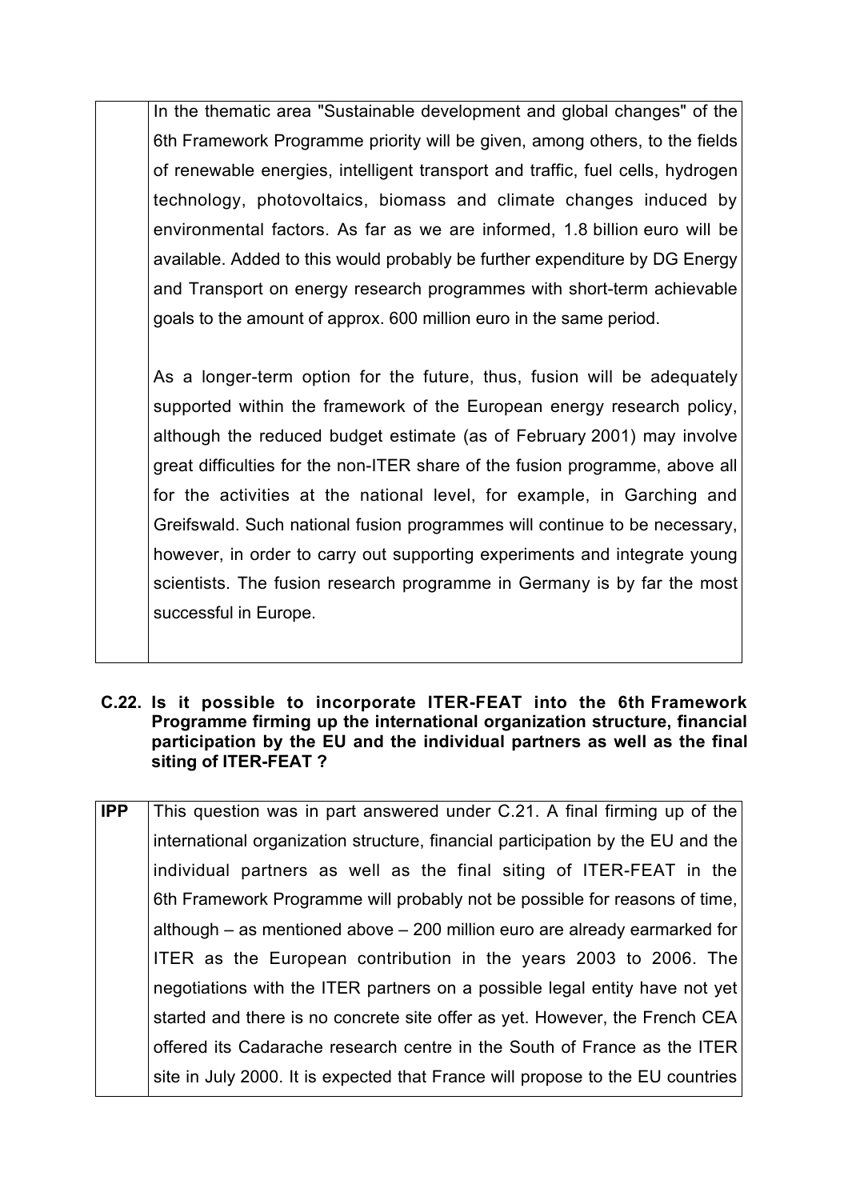| | |
|---|---|
| | In the thematic area "Sustainable development and global changes" of the 6th Framework Programme priority will be given, among others, to the fields of renewable energies, intelligent transport and traffic, fuel cells, hydrogen technology, photovoltaics, biomass and climate changes induced by environmental factors. As far as we are informed, 1.8 billion euro will be available. Added to this would probably be further expenditure by DG Energy and Transport on energy research programmes with short-term achievable goals to the amount of approx. 600 million euro in the same period.<br><br>As a longer-term option for the future, thus, fusion will be adequately supported within the framework of the European energy research policy, although the reduced budget estimate (as of February 2001) may involve great difficulties for the non-ITER share of the fusion programme, above all for the activities at the national level, for example, in Garching and Greifswald. Such national fusion programmes will continue to be necessary, however, in order to carry out supporting experiments and integrate young scientists. The fusion research programme in Germany is by far the most successful in Europe. |

**C.22. Is it possible to incorporate ITER-FEAT into the 6th Framework Programme firming up the international organization structure, financial participation by the EU and the individual partners as well as the final siting of ITER-FEAT ?**

| | |
|---|---|
| **IPP** | This question was in part answered under C.21. A final firming up of the international organization structure, financial participation by the EU and the individual partners as well as the final siting of ITER-FEAT in the 6th Framework Programme will probably not be possible for reasons of time, although – as mentioned above – 200 million euro are already earmarked for ITER as the European contribution in the years 2003 to 2006. The negotiations with the ITER partners on a possible legal entity have not yet started and there is no concrete site offer as yet. However, the French CEA offered its Cadarache research centre in the South of France as the ITER site in July 2000. It is expected that France will propose to the EU countries |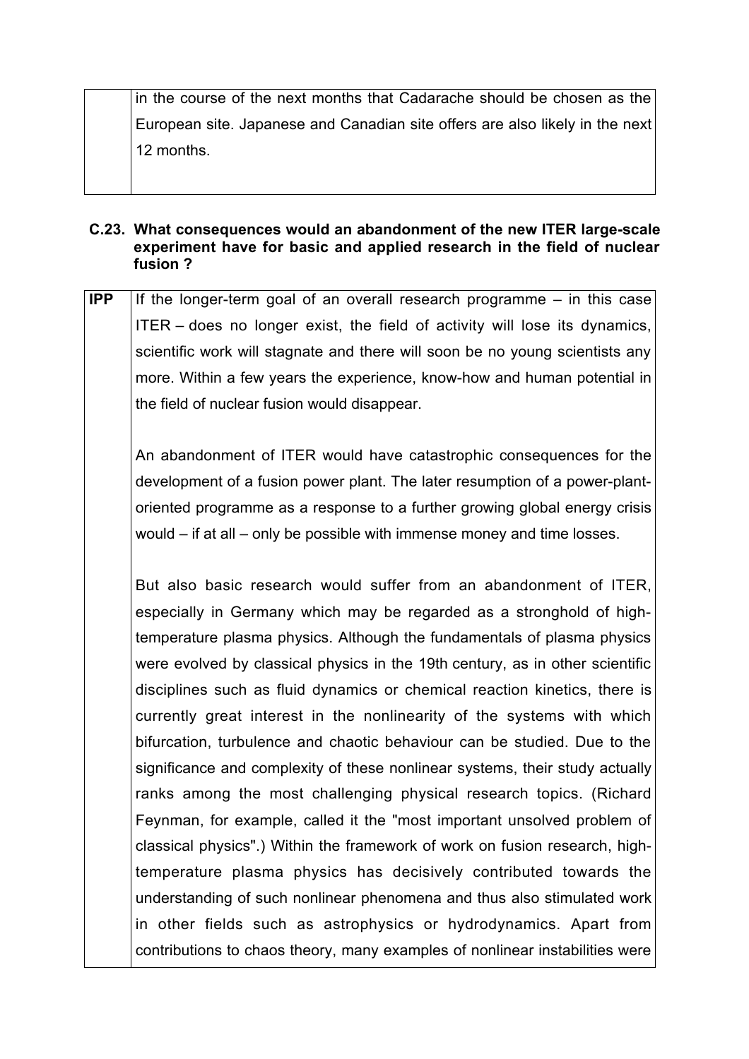| | in the course of the next months that Cadarache should be chosen as the European site. Japanese and Canadian site offers are also likely in the next 12 months. |
|---|---|

**C.23. What consequences would an abandonment of the new ITER large-scale experiment have for basic and applied research in the field of nuclear fusion ?**

| **IPP** | If the longer-term goal of an overall research programme – in this case ITER – does no longer exist, the field of activity will lose its dynamics, scientific work will stagnate and there will soon be no young scientists any more. Within a few years the experience, know-how and human potential in the field of nuclear fusion would disappear.<br><br>An abandonment of ITER would have catastrophic consequences for the development of a fusion power plant. The later resumption of a power-plant-oriented programme as a response to a further growing global energy crisis would – if at all – only be possible with immense money and time losses.<br><br>But also basic research would suffer from an abandonment of ITER, especially in Germany which may be regarded as a stronghold of high-temperature plasma physics. Although the fundamentals of plasma physics were evolved by classical physics in the 19th century, as in other scientific disciplines such as fluid dynamics or chemical reaction kinetics, there is currently great interest in the nonlinearity of the systems with which bifurcation, turbulence and chaotic behaviour can be studied. Due to the significance and complexity of these nonlinear systems, their study actually ranks among the most challenging physical research topics. (Richard Feynman, for example, called it the "most important unsolved problem of classical physics".) Within the framework of work on fusion research, high-temperature plasma physics has decisively contributed towards the understanding of such nonlinear phenomena and thus also stimulated work in other fields such as astrophysics or hydrodynamics. Apart from contributions to chaos theory, many examples of nonlinear instabilities were |
|---|---|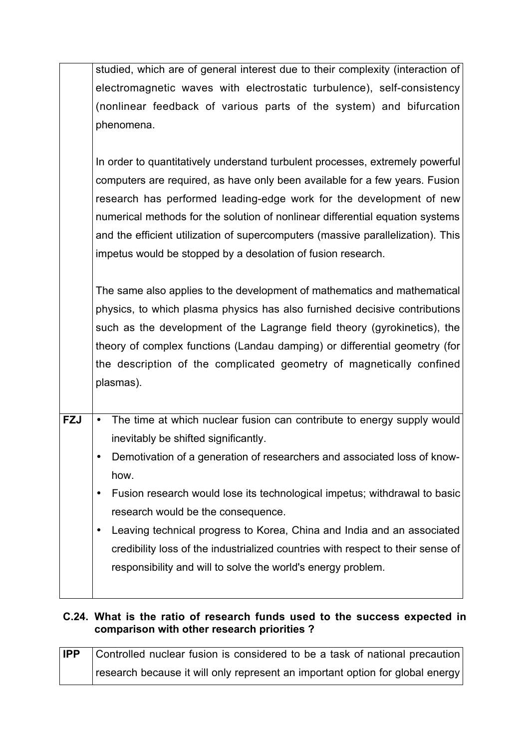| | |
|---|---|
| | studied, which are of general interest due to their complexity (interaction of electromagnetic waves with electrostatic turbulence), self-consistency (nonlinear feedback of various parts of the system) and bifurcation phenomena.<br><br>In order to quantitatively understand turbulent processes, extremely powerful computers are required, as have only been available for a few years. Fusion research has performed leading-edge work for the development of new numerical methods for the solution of nonlinear differential equation systems and the efficient utilization of supercomputers (massive parallelization). This impetus would be stopped by a desolation of fusion research.<br><br>The same also applies to the development of mathematics and mathematical physics, to which plasma physics has also furnished decisive contributions such as the development of the Lagrange field theory (gyrokinetics), the theory of complex functions (Landau damping) or differential geometry (for the description of the complicated geometry of magnetically confined plasmas). |
| **FZJ** | • The time at which nuclear fusion can contribute to energy supply would inevitably be shifted significantly.<br>• Demotivation of a generation of researchers and associated loss of know-how.<br>• Fusion research would lose its technological impetus; withdrawal to basic research would be the consequence.<br>• Leaving technical progress to Korea, China and India and an associated credibility loss of the industrialized countries with respect to their sense of responsibility and will to solve the world's energy problem. |

### C.24. What is the ratio of research funds used to the success expected in comparison with other research priorities ?

| | |
|---|---|
| **IPP** | Controlled nuclear fusion is considered to be a task of national precaution research because it will only represent an important option for global energy |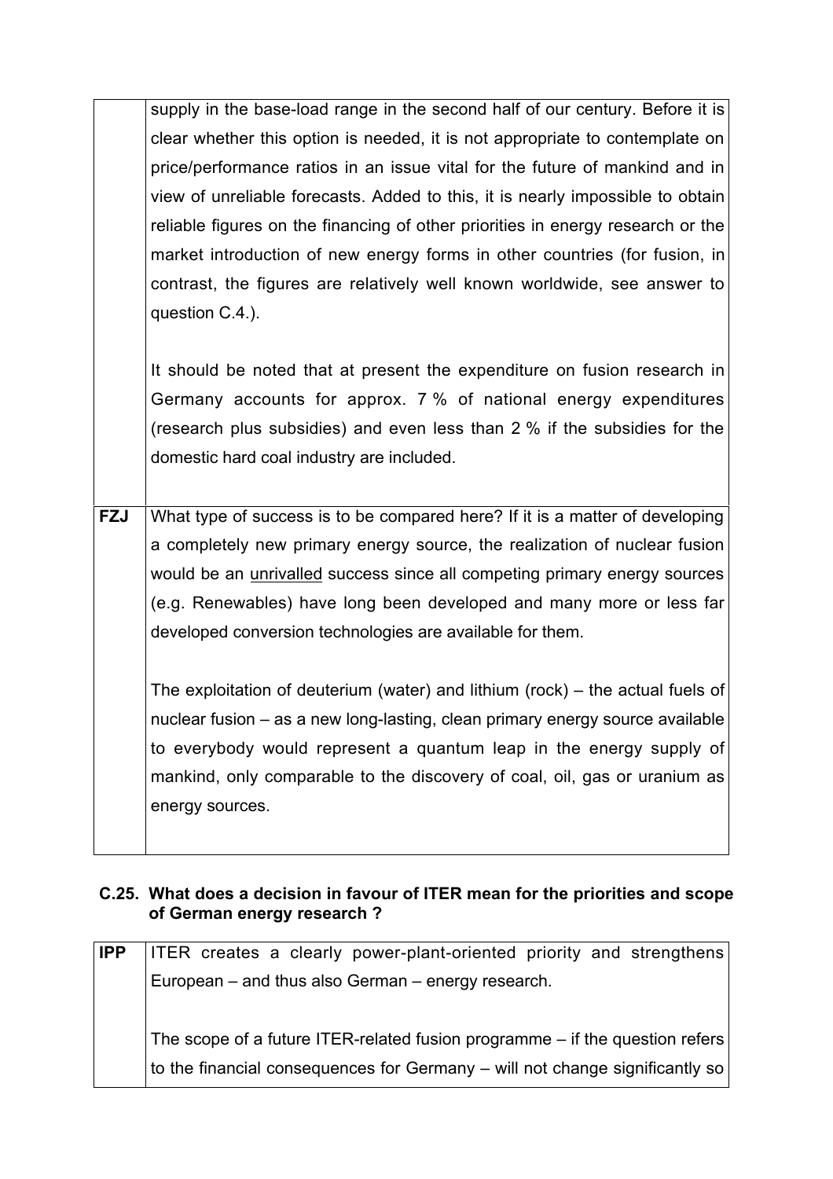| | |
|---|---|
| | supply in the base-load range in the second half of our century. Before it is clear whether this option is needed, it is not appropriate to contemplate on price/performance ratios in an issue vital for the future of mankind and in view of unreliable forecasts. Added to this, it is nearly impossible to obtain reliable figures on the financing of other priorities in energy research or the market introduction of new energy forms in other countries (for fusion, in contrast, the figures are relatively well known worldwide, see answer to question C.4.).<br><br>It should be noted that at present the expenditure on fusion research in Germany accounts for approx. 7 % of national energy expenditures (research plus subsidies) and even less than 2 % if the subsidies for the domestic hard coal industry are included. |
| **FZJ** | What type of success is to be compared here? If it is a matter of developing a completely new primary energy source, the realization of nuclear fusion would be an <u>unrivalled</u> success since all competing primary energy sources (e.g. Renewables) have long been developed and many more or less far developed conversion technologies are available for them.<br><br>The exploitation of deuterium (water) and lithium (rock) – the actual fuels of nuclear fusion – as a new long-lasting, clean primary energy source available to everybody would represent a quantum leap in the energy supply of mankind, only comparable to the discovery of coal, oil, gas or uranium as energy sources. |

### C.25. What does a decision in favour of ITER mean for the priorities and scope of German energy research ?

| | |
|---|---|
| **IPP** | ITER creates a clearly power-plant-oriented priority and strengthens European – and thus also German – energy research.<br><br>The scope of a future ITER-related fusion programme – if the question refers to the financial consequences for Germany – will not change significantly so |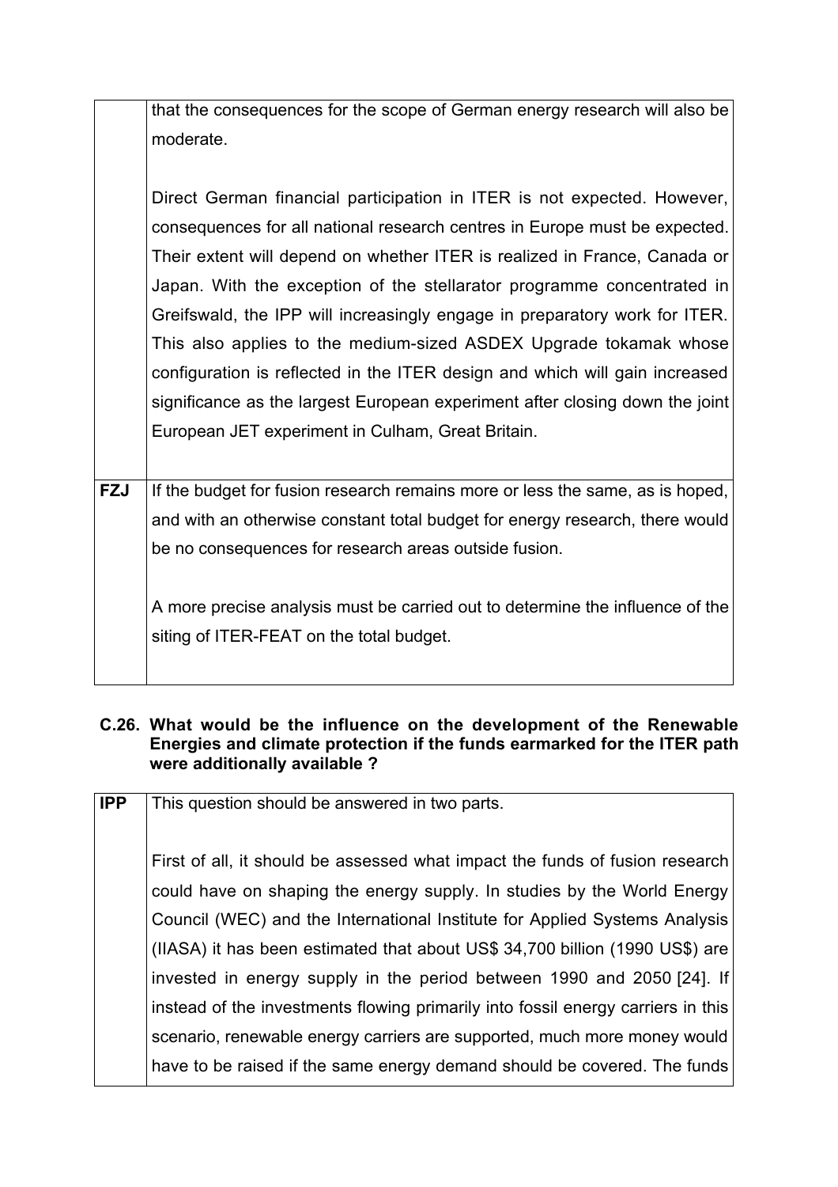| | |
|---|---|
| | that the consequences for the scope of German energy research will also be moderate.<br><br>Direct German financial participation in ITER is not expected. However, consequences for all national research centres in Europe must be expected. Their extent will depend on whether ITER is realized in France, Canada or Japan. With the exception of the stellarator programme concentrated in Greifswald, the IPP will increasingly engage in preparatory work for ITER. This also applies to the medium-sized ASDEX Upgrade tokamak whose configuration is reflected in the ITER design and which will gain increased significance as the largest European experiment after closing down the joint European JET experiment in Culham, Great Britain. |
| **FZJ** | If the budget for fusion research remains more or less the same, as is hoped, and with an otherwise constant total budget for energy research, there would be no consequences for research areas outside fusion.<br><br>A more precise analysis must be carried out to determine the influence of the siting of ITER-FEAT on the total budget. |

**C.26. What would be the influence on the development of the Renewable Energies and climate protection if the funds earmarked for the ITER path were additionally available ?**

| | |
|---|---|
| **IPP** | This question should be answered in two parts.<br><br>First of all, it should be assessed what impact the funds of fusion research could have on shaping the energy supply. In studies by the World Energy Council (WEC) and the International Institute for Applied Systems Analysis (IIASA) it has been estimated that about US$ 34,700 billion (1990 US$) are invested in energy supply in the period between 1990 and 2050 [24]. If instead of the investments flowing primarily into fossil energy carriers in this scenario, renewable energy carriers are supported, much more money would have to be raised if the same energy demand should be covered. The funds |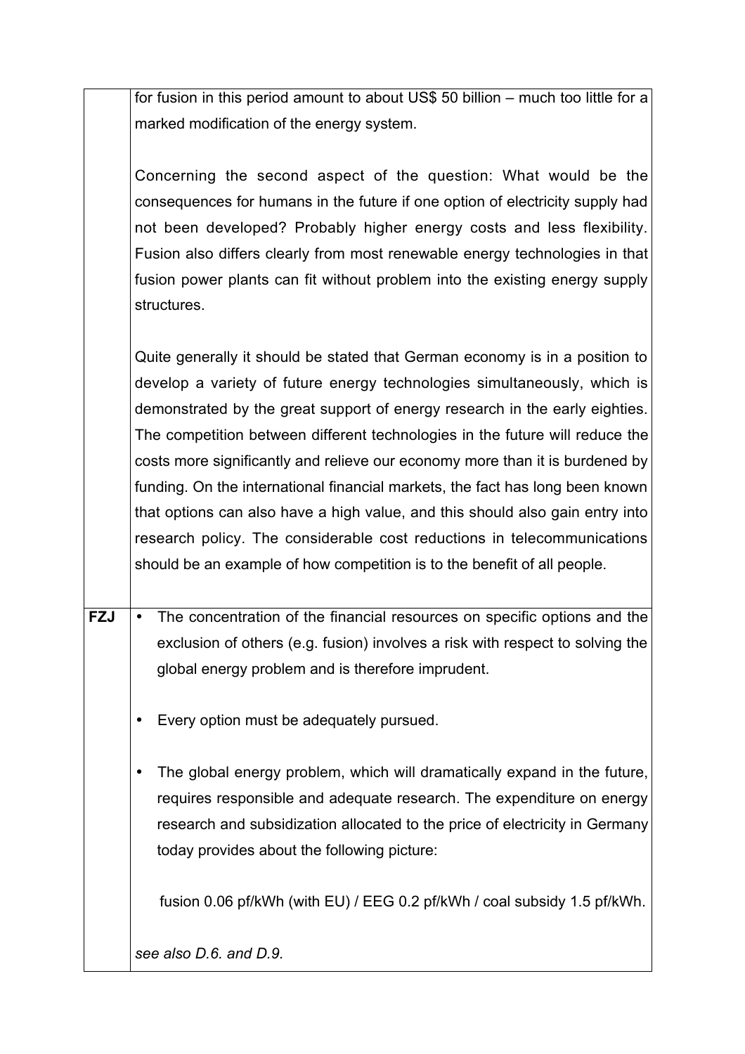| | |
|---|---|
| | for fusion in this period amount to about US$ 50 billion – much too little for a marked modification of the energy system.<br><br>Concerning the second aspect of the question: What would be the consequences for humans in the future if one option of electricity supply had not been developed? Probably higher energy costs and less flexibility. Fusion also differs clearly from most renewable energy technologies in that fusion power plants can fit without problem into the existing energy supply structures.<br><br>Quite generally it should be stated that German economy is in a position to develop a variety of future energy technologies simultaneously, which is demonstrated by the great support of energy research in the early eighties. The competition between different technologies in the future will reduce the costs more significantly and relieve our economy more than it is burdened by funding. On the international financial markets, the fact has long been known that options can also have a high value, and this should also gain entry into research policy. The considerable cost reductions in telecommunications should be an example of how competition is to the benefit of all people. |
| **FZJ** | • The concentration of the financial resources on specific options and the exclusion of others (e.g. fusion) involves a risk with respect to solving the global energy problem and is therefore imprudent.<br><br>• Every option must be adequately pursued.<br><br>• The global energy problem, which will dramatically expand in the future, requires responsible and adequate research. The expenditure on energy research and subsidization allocated to the price of electricity in Germany today provides about the following picture:<br><br>fusion 0.06 pf/kWh (with EU) / EEG 0.2 pf/kWh / coal subsidy 1.5 pf/kWh.<br><br>*see also D.6. and D.9.* |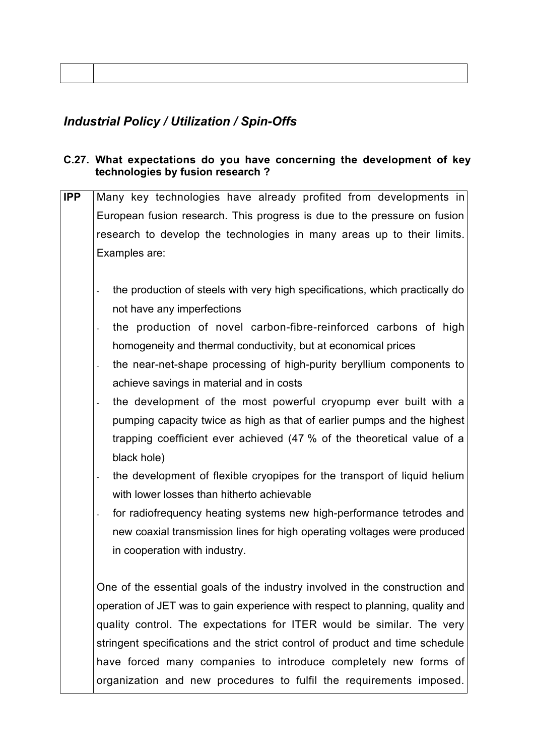| | |
|---|---|
| | |

## *Industrial Policy / Utilization / Spin-Offs*

### C.27. What expectations do you have concerning the development of key technologies by fusion research ?

| | |
|---|---|
| **IPP** | Many key technologies have already profited from developments in European fusion research. This progress is due to the pressure on fusion research to develop the technologies in many areas up to their limits. Examples are:<br><br>- the production of steels with very high specifications, which practically do not have any imperfections<br>- the production of novel carbon-fibre-reinforced carbons of high homogeneity and thermal conductivity, but at economical prices<br>- the near-net-shape processing of high-purity beryllium components to achieve savings in material and in costs<br>- the development of the most powerful cryopump ever built with a pumping capacity twice as high as that of earlier pumps and the highest trapping coefficient ever achieved (47 % of the theoretical value of a black hole)<br>- the development of flexible cryopipes for the transport of liquid helium with lower losses than hitherto achievable<br>- for radiofrequency heating systems new high-performance tetrodes and new coaxial transmission lines for high operating voltages were produced in cooperation with industry.<br><br>One of the essential goals of the industry involved in the construction and operation of JET was to gain experience with respect to planning, quality and quality control. The expectations for ITER would be similar. The very stringent specifications and the strict control of product and time schedule have forced many companies to introduce completely new forms of organization and new procedures to fulfil the requirements imposed. |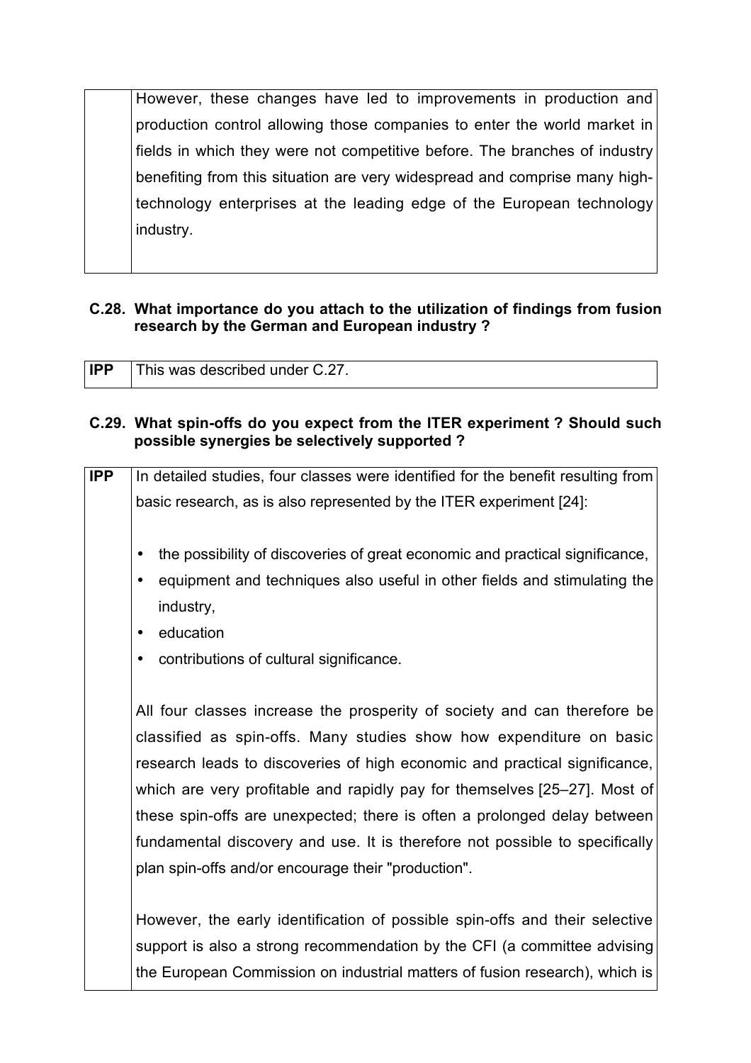| | |
|---|---|
| | However, these changes have led to improvements in production and production control allowing those companies to enter the world market in fields in which they were not competitive before. The branches of industry benefiting from this situation are very widespread and comprise many high-technology enterprises at the leading edge of the European technology industry. |

**C.28. What importance do you attach to the utilization of findings from fusion research by the German and European industry ?**

| | |
|---|---|
| **IPP** | This was described under C.27. |

**C.29. What spin-offs do you expect from the ITER experiment ? Should such possible synergies be selectively supported ?**

| | |
|---|---|
| **IPP** | In detailed studies, four classes were identified for the benefit resulting from basic research, as is also represented by the ITER experiment [24]:<br><br>• the possibility of discoveries of great economic and practical significance,<br>• equipment and techniques also useful in other fields and stimulating the industry,<br>• education<br>• contributions of cultural significance.<br><br>All four classes increase the prosperity of society and can therefore be classified as spin-offs. Many studies show how expenditure on basic research leads to discoveries of high economic and practical significance, which are very profitable and rapidly pay for themselves [25–27]. Most of these spin-offs are unexpected; there is often a prolonged delay between fundamental discovery and use. It is therefore not possible to specifically plan spin-offs and/or encourage their "production".<br><br>However, the early identification of possible spin-offs and their selective support is also a strong recommendation by the CFI (a committee advising the European Commission on industrial matters of fusion research), which is |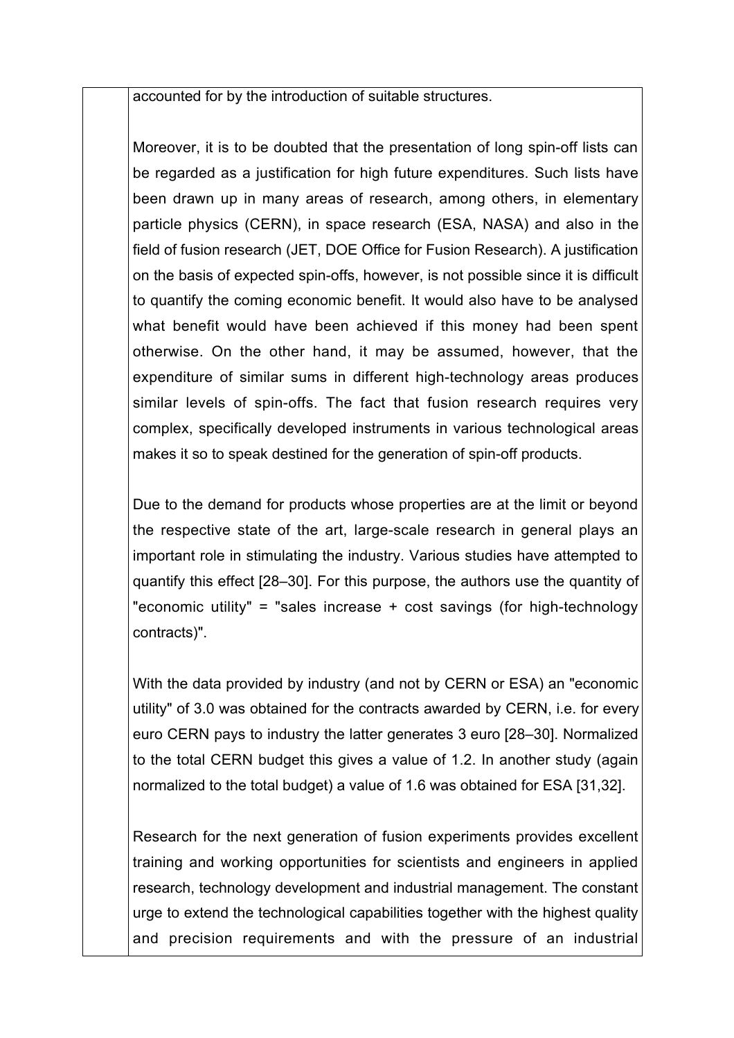accounted for by the introduction of suitable structures.

Moreover, it is to be doubted that the presentation of long spin-off lists can be regarded as a justification for high future expenditures. Such lists have been drawn up in many areas of research, among others, in elementary particle physics (CERN), in space research (ESA, NASA) and also in the field of fusion research (JET, DOE Office for Fusion Research). A justification on the basis of expected spin-offs, however, is not possible since it is difficult to quantify the coming economic benefit. It would also have to be analysed what benefit would have been achieved if this money had been spent otherwise. On the other hand, it may be assumed, however, that the expenditure of similar sums in different high-technology areas produces similar levels of spin-offs. The fact that fusion research requires very complex, specifically developed instruments in various technological areas makes it so to speak destined for the generation of spin-off products.

Due to the demand for products whose properties are at the limit or beyond the respective state of the art, large-scale research in general plays an important role in stimulating the industry. Various studies have attempted to quantify this effect [28–30]. For this purpose, the authors use the quantity of "economic utility" = "sales increase + cost savings (for high-technology contracts)".

With the data provided by industry (and not by CERN or ESA) an "economic utility" of 3.0 was obtained for the contracts awarded by CERN, i.e. for every euro CERN pays to industry the latter generates 3 euro [28–30]. Normalized to the total CERN budget this gives a value of 1.2. In another study (again normalized to the total budget) a value of 1.6 was obtained for ESA [31,32].

Research for the next generation of fusion experiments provides excellent training and working opportunities for scientists and engineers in applied research, technology development and industrial management. The constant urge to extend the technological capabilities together with the highest quality and precision requirements and with the pressure of an industrial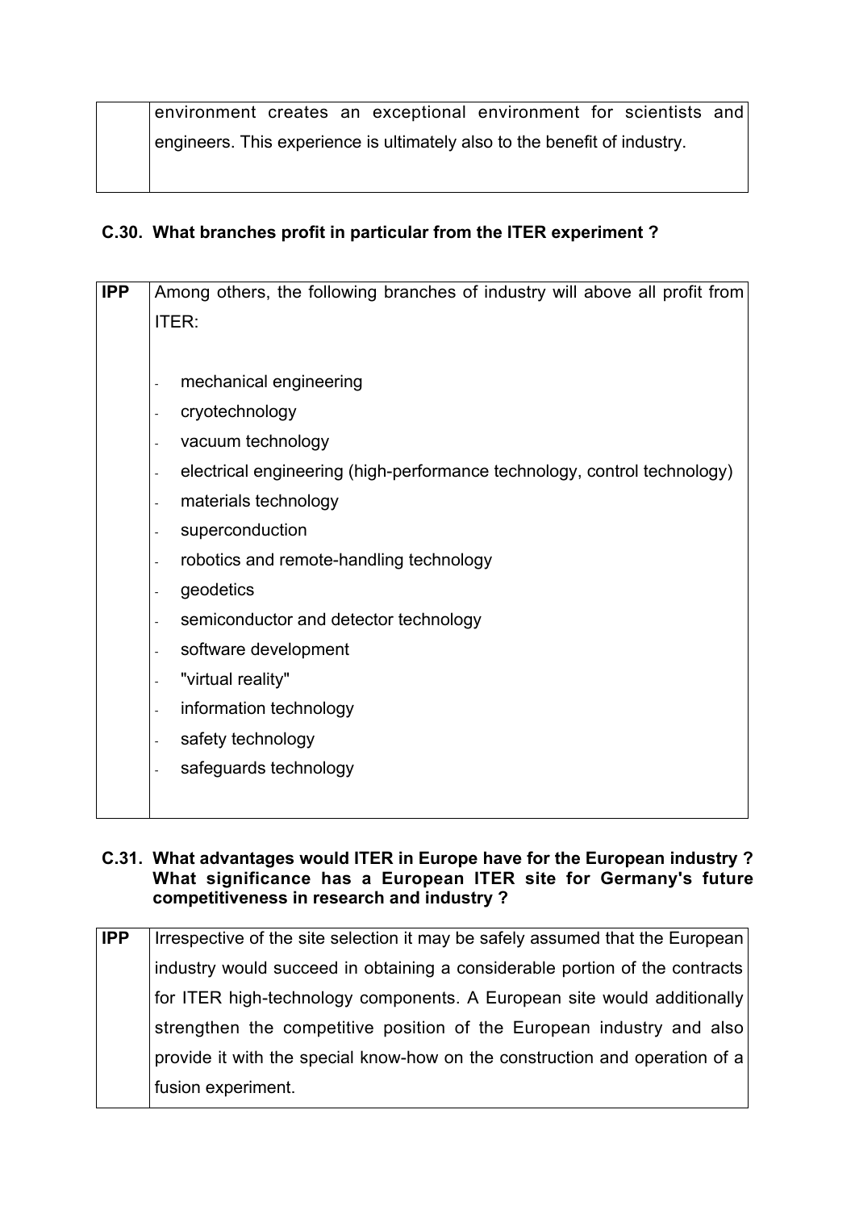| | |
|---|---|
| | environment creates an exceptional environment for scientists and engineers. This experience is ultimately also to the benefit of industry. |

**C.30. What branches profit in particular from the ITER experiment ?**

| | |
|---|---|
| **IPP** | Among others, the following branches of industry will above all profit from ITER:<br><br>- mechanical engineering<br>- cryotechnology<br>- vacuum technology<br>- electrical engineering (high-performance technology, control technology)<br>- materials technology<br>- superconduction<br>- robotics and remote-handling technology<br>- geodetics<br>- semiconductor and detector technology<br>- software development<br>- "virtual reality"<br>- information technology<br>- safety technology<br>- safeguards technology |

**C.31. What advantages would ITER in Europe have for the European industry ? What significance has a European ITER site for Germany's future competitiveness in research and industry ?**

| | |
|---|---|
| **IPP** | Irrespective of the site selection it may be safely assumed that the European industry would succeed in obtaining a considerable portion of the contracts for ITER high-technology components. A European site would additionally strengthen the competitive position of the European industry and also provide it with the special know-how on the construction and operation of a fusion experiment. |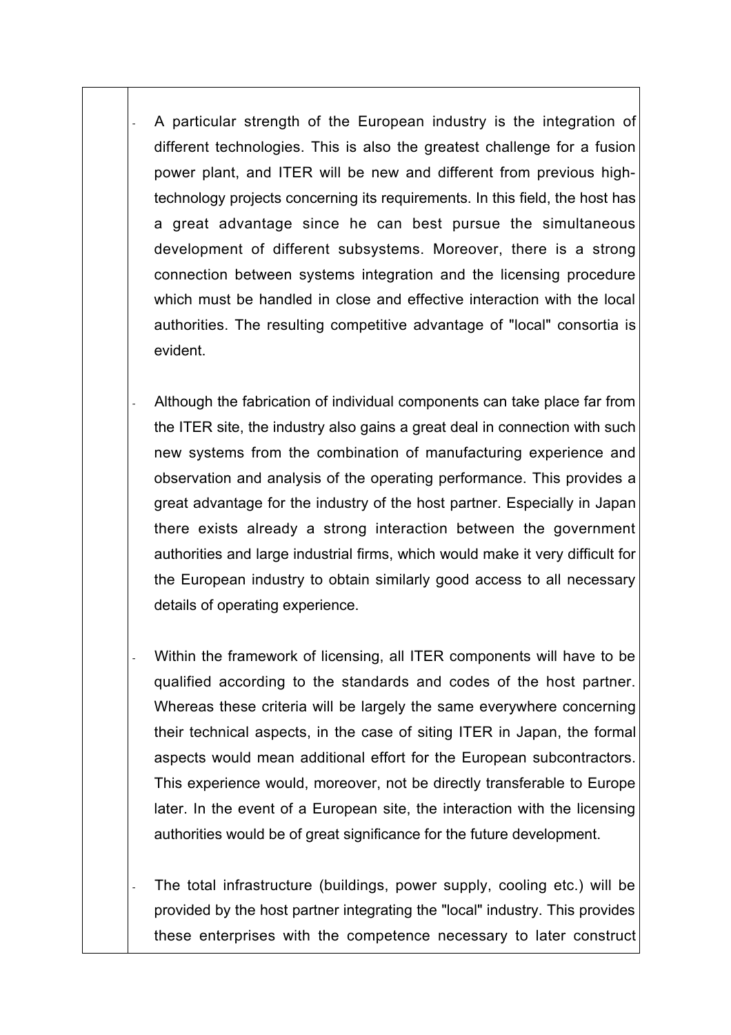- A particular strength of the European industry is the integration of different technologies. This is also the greatest challenge for a fusion power plant, and ITER will be new and different from previous high-technology projects concerning its requirements. In this field, the host has a great advantage since he can best pursue the simultaneous development of different subsystems. Moreover, there is a strong connection between systems integration and the licensing procedure which must be handled in close and effective interaction with the local authorities. The resulting competitive advantage of "local" consortia is evident.

- Although the fabrication of individual components can take place far from the ITER site, the industry also gains a great deal in connection with such new systems from the combination of manufacturing experience and observation and analysis of the operating performance. This provides a great advantage for the industry of the host partner. Especially in Japan there exists already a strong interaction between the government authorities and large industrial firms, which would make it very difficult for the European industry to obtain similarly good access to all necessary details of operating experience.

- Within the framework of licensing, all ITER components will have to be qualified according to the standards and codes of the host partner. Whereas these criteria will be largely the same everywhere concerning their technical aspects, in the case of siting ITER in Japan, the formal aspects would mean additional effort for the European subcontractors. This experience would, moreover, not be directly transferable to Europe later. In the event of a European site, the interaction with the licensing authorities would be of great significance for the future development.

- The total infrastructure (buildings, power supply, cooling etc.) will be provided by the host partner integrating the "local" industry. This provides these enterprises with the competence necessary to later construct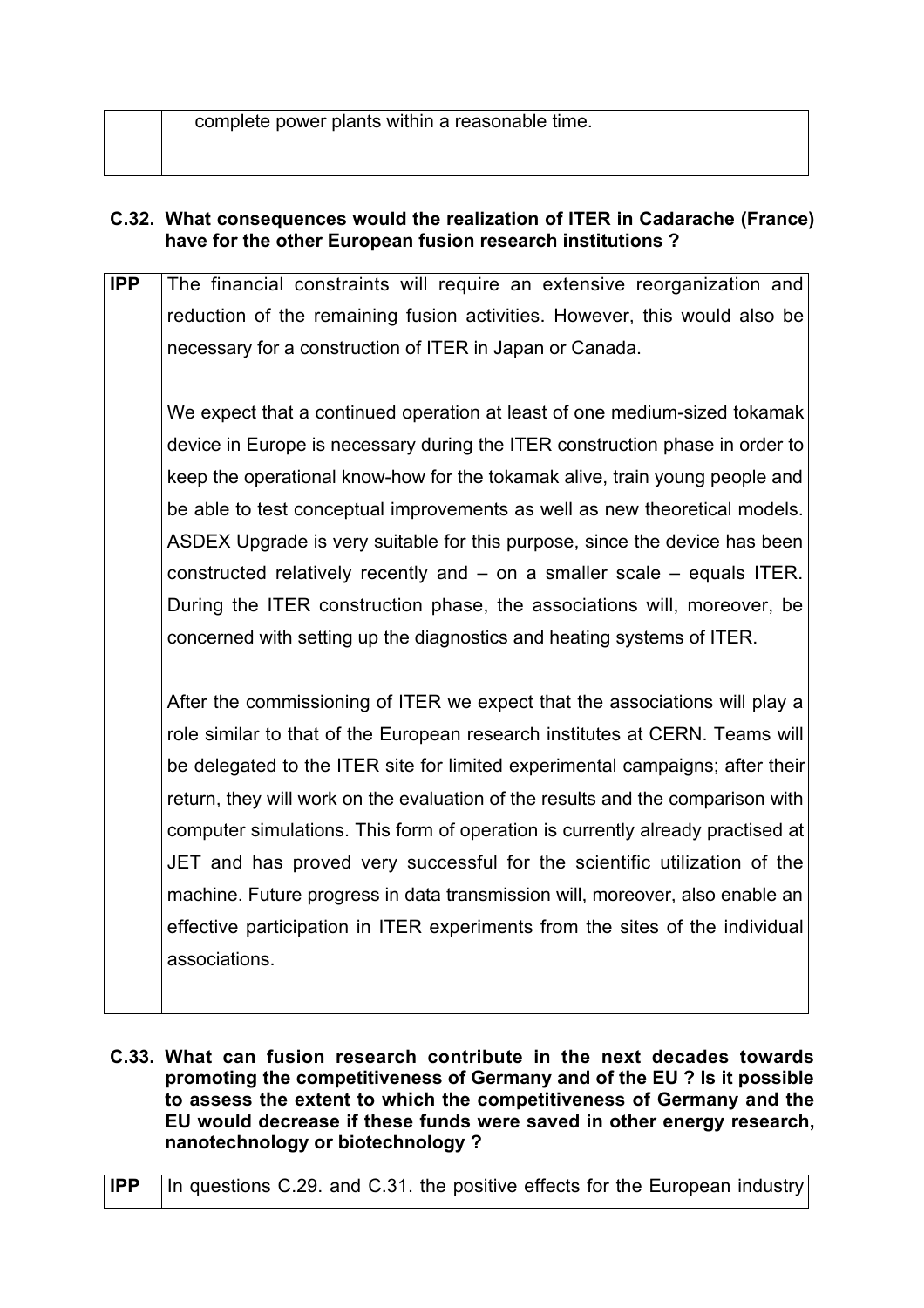| | |
|---|---|
| | complete power plants within a reasonable time. |

**C.32. What consequences would the realization of ITER in Cadarache (France) have for the other European fusion research institutions ?**

| | |
|---|---|
| **IPP** | The financial constraints will require an extensive reorganization and reduction of the remaining fusion activities. However, this would also be necessary for a construction of ITER in Japan or Canada.<br><br>We expect that a continued operation at least of one medium-sized tokamak device in Europe is necessary during the ITER construction phase in order to keep the operational know-how for the tokamak alive, train young people and be able to test conceptual improvements as well as new theoretical models. ASDEX Upgrade is very suitable for this purpose, since the device has been constructed relatively recently and – on a smaller scale – equals ITER. During the ITER construction phase, the associations will, moreover, be concerned with setting up the diagnostics and heating systems of ITER.<br><br>After the commissioning of ITER we expect that the associations will play a role similar to that of the European research institutes at CERN. Teams will be delegated to the ITER site for limited experimental campaigns; after their return, they will work on the evaluation of the results and the comparison with computer simulations. This form of operation is currently already practised at JET and has proved very successful for the scientific utilization of the machine. Future progress in data transmission will, moreover, also enable an effective participation in ITER experiments from the sites of the individual associations. |

**C.33. What can fusion research contribute in the next decades towards promoting the competitiveness of Germany and of the EU ? Is it possible to assess the extent to which the competitiveness of Germany and the EU would decrease if these funds were saved in other energy research, nanotechnology or biotechnology ?**

| | |
|---|---|
| **IPP** | In questions C.29. and C.31. the positive effects for the European industry |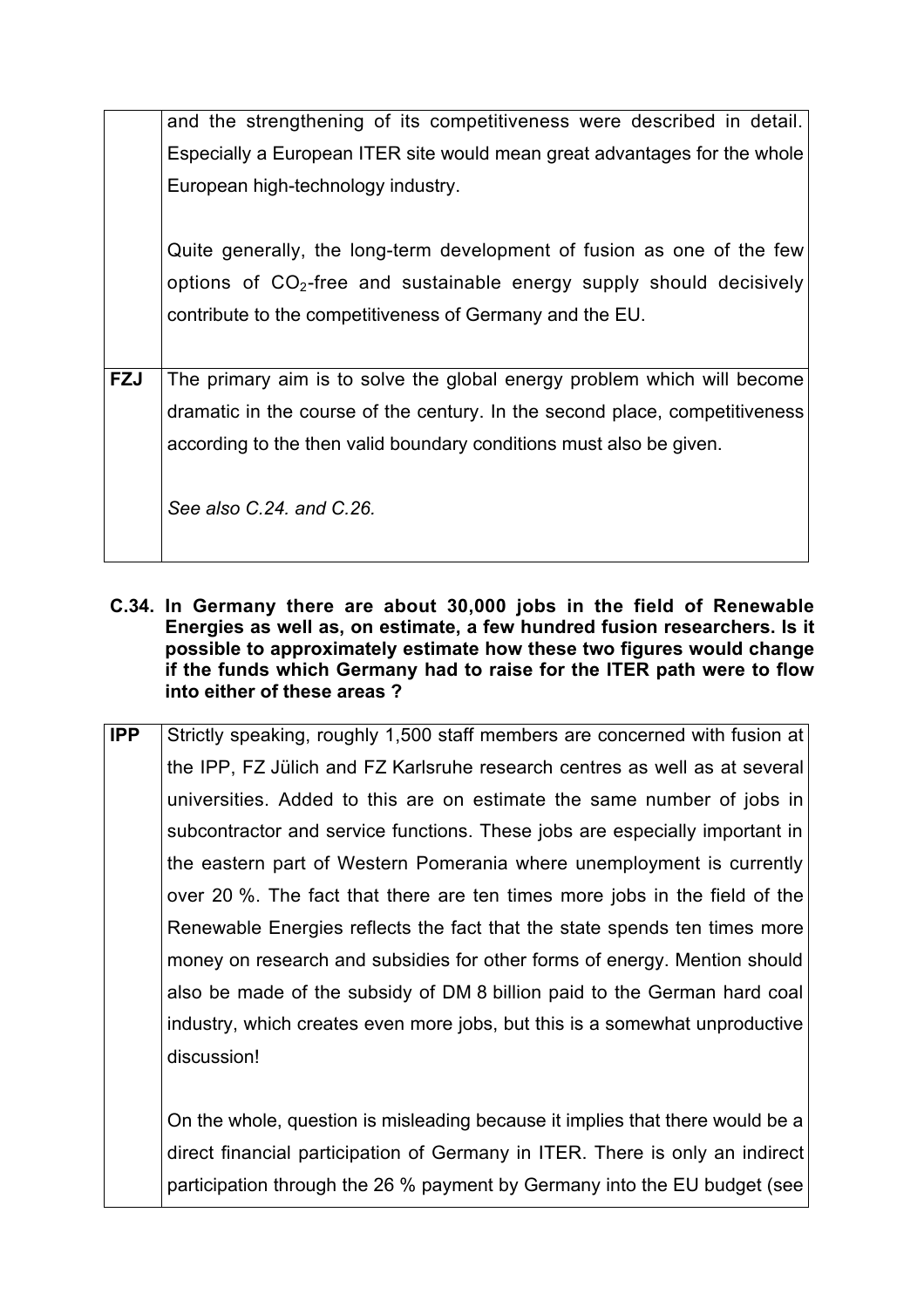| | |
|---|---|
| | and the strengthening of its competitiveness were described in detail. Especially a European ITER site would mean great advantages for the whole European high-technology industry.<br><br>Quite generally, the long-term development of fusion as one of the few options of $CO_2$-free and sustainable energy supply should decisively contribute to the competitiveness of Germany and the EU. |
| **FZJ** | The primary aim is to solve the global energy problem which will become dramatic in the course of the century. In the second place, competitiveness according to the then valid boundary conditions must also be given.<br><br>*See also C.24. and C.26.* |

**C.34. In Germany there are about 30,000 jobs in the field of Renewable Energies as well as, on estimate, a few hundred fusion researchers. Is it possible to approximately estimate how these two figures would change if the funds which Germany had to raise for the ITER path were to flow into either of these areas ?**

| | |
|---|---|
| **IPP** | Strictly speaking, roughly 1,500 staff members are concerned with fusion at the IPP, FZ Jülich and FZ Karlsruhe research centres as well as at several universities. Added to this are on estimate the same number of jobs in subcontractor and service functions. These jobs are especially important in the eastern part of Western Pomerania where unemployment is currently over 20 %. The fact that there are ten times more jobs in the field of the Renewable Energies reflects the fact that the state spends ten times more money on research and subsidies for other forms of energy. Mention should also be made of the subsidy of DM 8 billion paid to the German hard coal industry, which creates even more jobs, but this is a somewhat unproductive discussion!<br><br>On the whole, question is misleading because it implies that there would be a direct financial participation of Germany in ITER. There is only an indirect participation through the 26 % payment by Germany into the EU budget (see |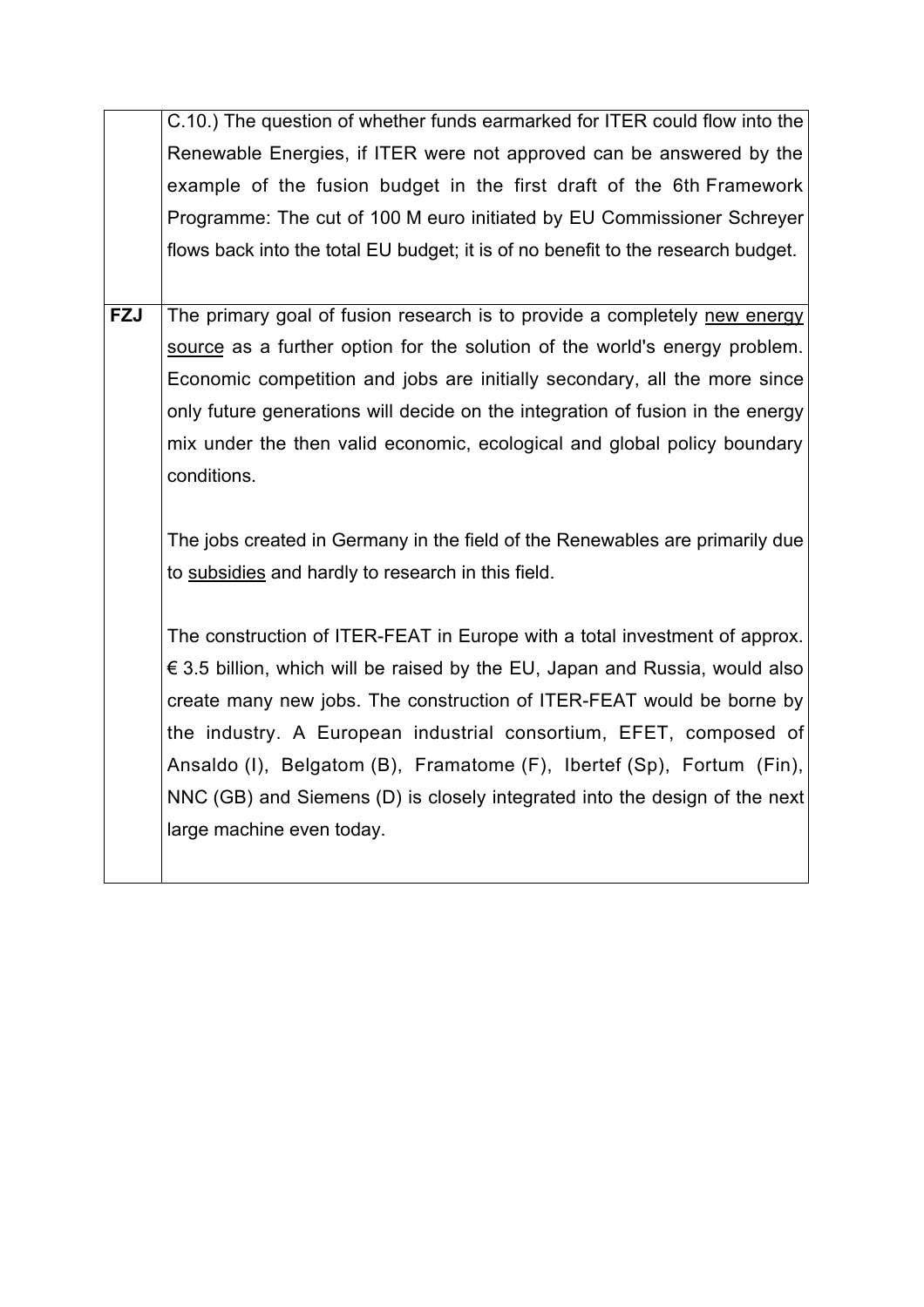|  |  |
| --- | --- |
|  | C.10.) The question of whether funds earmarked for ITER could flow into the Renewable Energies, if ITER were not approved can be answered by the example of the fusion budget in the first draft of the 6th Framework Programme: The cut of 100 M euro initiated by EU Commissioner Schreyer flows back into the total EU budget; it is of no benefit to the research budget. |
| **FZJ** | The primary goal of fusion research is to provide a completely new energy source as a further option for the solution of the world's energy problem. Economic competition and jobs are initially secondary, all the more since only future generations will decide on the integration of fusion in the energy mix under the then valid economic, ecological and global policy boundary conditions.<br><br>The jobs created in Germany in the field of the Renewables are primarily due to subsidies and hardly to research in this field.<br><br>The construction of ITER-FEAT in Europe with a total investment of approx. € 3.5 billion, which will be raised by the EU, Japan and Russia, would also create many new jobs. The construction of ITER-FEAT would be borne by the industry. A European industrial consortium, EFET, composed of Ansaldo (I), Belgatom (B), Framatome (F), Ibertef (Sp), Fortum (Fin), NNC (GB) and Siemens (D) is closely integrated into the design of the next large machine even today. |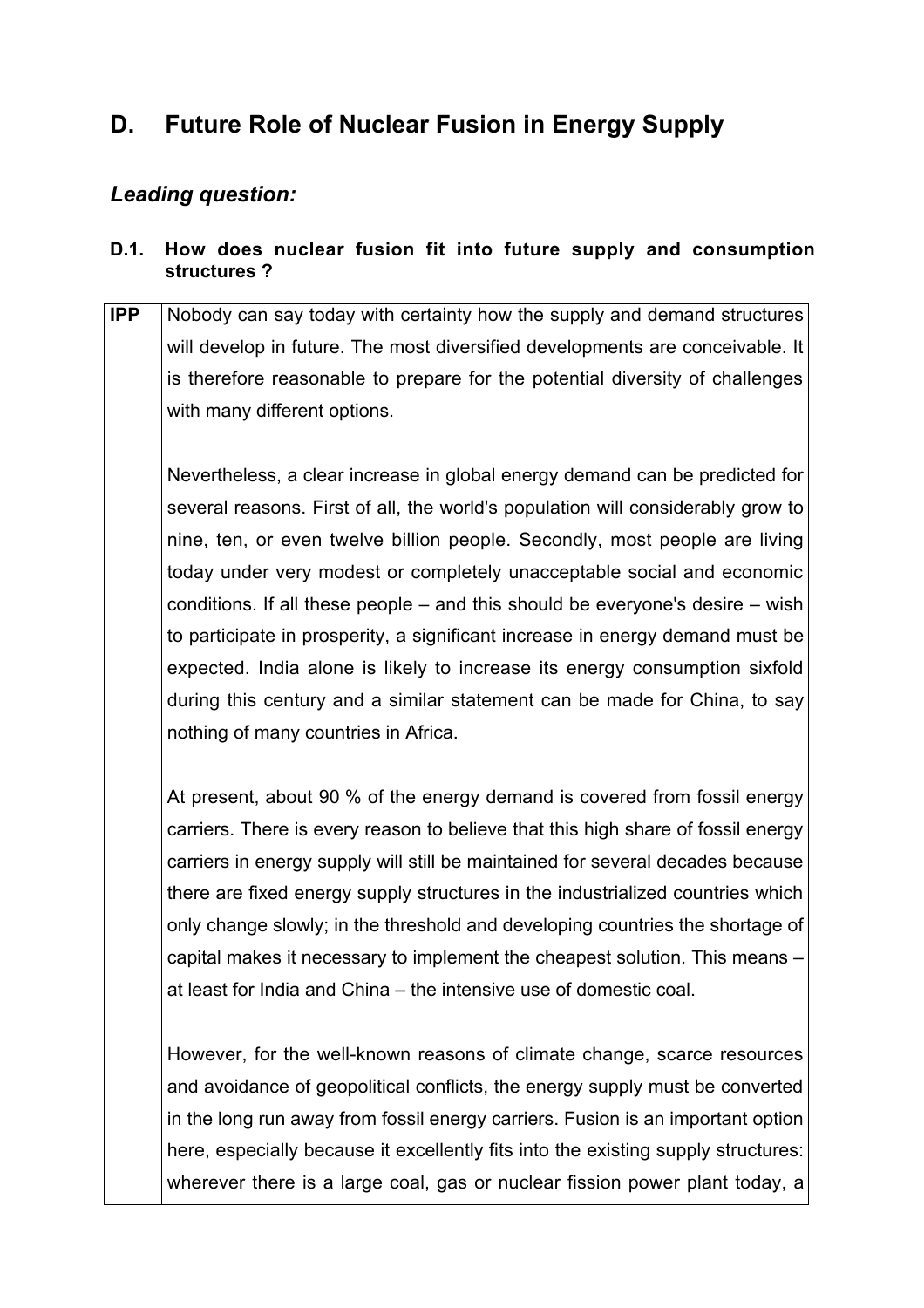# D. Future Role of Nuclear Fusion in Energy Supply

## *Leading question:*

### D.1. How does nuclear fusion fit into future supply and consumption structures ?

| | |
|---|---|
| **IPP** | Nobody can say today with certainty how the supply and demand structures will develop in future. The most diversified developments are conceivable. It is therefore reasonable to prepare for the potential diversity of challenges with many different options.<br><br>Nevertheless, a clear increase in global energy demand can be predicted for several reasons. First of all, the world's population will considerably grow to nine, ten, or even twelve billion people. Secondly, most people are living today under very modest or completely unacceptable social and economic conditions. If all these people – and this should be everyone's desire – wish to participate in prosperity, a significant increase in energy demand must be expected. India alone is likely to increase its energy consumption sixfold during this century and a similar statement can be made for China, to say nothing of many countries in Africa.<br><br>At present, about 90 % of the energy demand is covered from fossil energy carriers. There is every reason to believe that this high share of fossil energy carriers in energy supply will still be maintained for several decades because there are fixed energy supply structures in the industrialized countries which only change slowly; in the threshold and developing countries the shortage of capital makes it necessary to implement the cheapest solution. This means – at least for India and China – the intensive use of domestic coal.<br><br>However, for the well-known reasons of climate change, scarce resources and avoidance of geopolitical conflicts, the energy supply must be converted in the long run away from fossil energy carriers. Fusion is an important option here, especially because it excellently fits into the existing supply structures: wherever there is a large coal, gas or nuclear fission power plant today, a |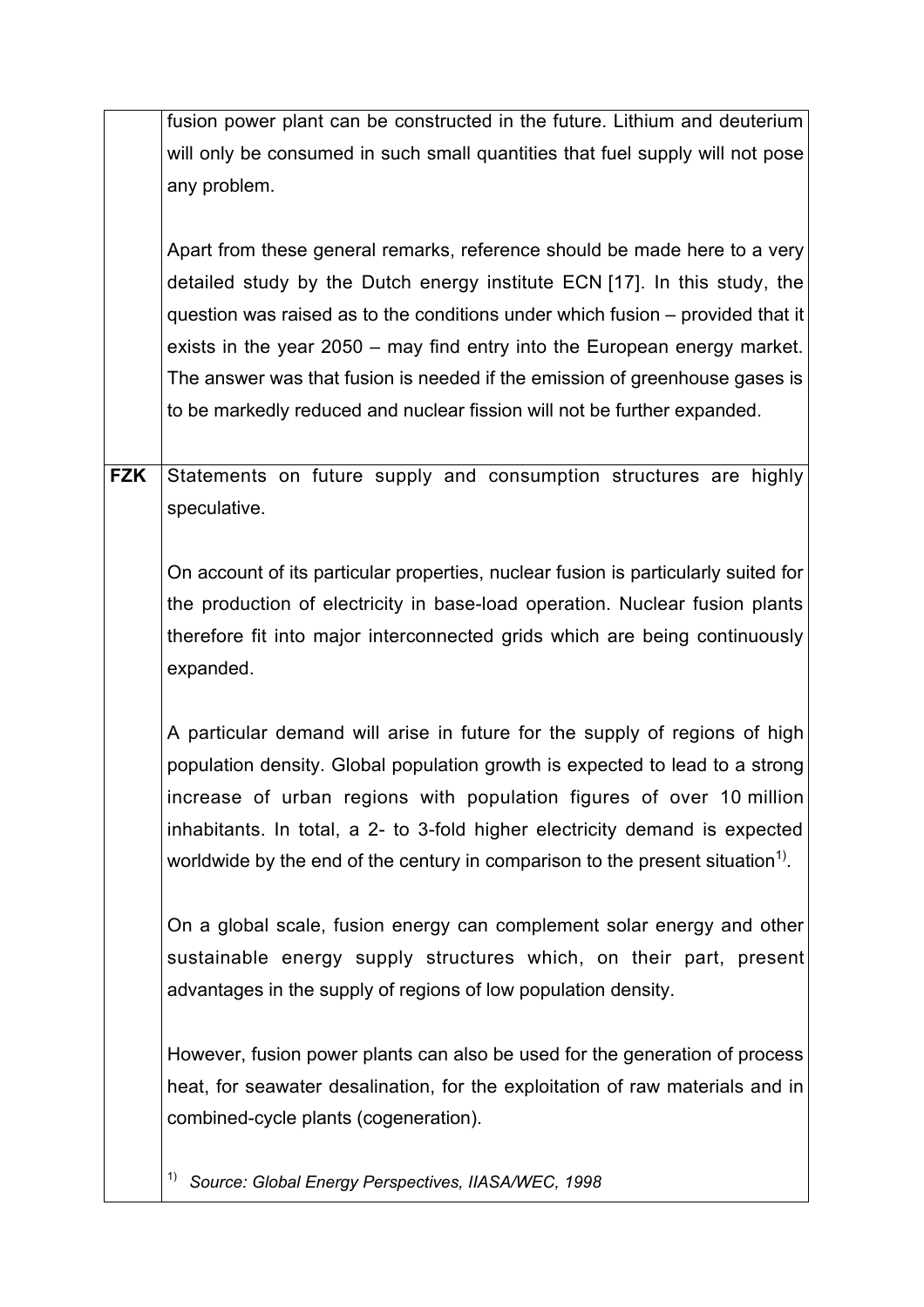| | |
|---|---|
| | fusion power plant can be constructed in the future. Lithium and deuterium will only be consumed in such small quantities that fuel supply will not pose any problem.<br><br>Apart from these general remarks, reference should be made here to a very detailed study by the Dutch energy institute ECN [17]. In this study, the question was raised as to the conditions under which fusion – provided that it exists in the year 2050 – may find entry into the European energy market. The answer was that fusion is needed if the emission of greenhouse gases is to be markedly reduced and nuclear fission will not be further expanded. |
| **FZK** | Statements on future supply and consumption structures are highly speculative.<br><br>On account of its particular properties, nuclear fusion is particularly suited for the production of electricity in base-load operation. Nuclear fusion plants therefore fit into major interconnected grids which are being continuously expanded.<br><br>A particular demand will arise in future for the supply of regions of high population density. Global population growth is expected to lead to a strong increase of urban regions with population figures of over 10 million inhabitants. In total, a 2- to 3-fold higher electricity demand is expected worldwide by the end of the century in comparison to the present situation[1)].<br><br>On a global scale, fusion energy can complement solar energy and other sustainable energy supply structures which, on their part, present advantages in the supply of regions of low population density.<br><br>However, fusion power plants can also be used for the generation of process heat, for seawater desalination, for the exploitation of raw materials and in combined-cycle plants (cogeneration).<br><br>[1)] *Source: Global Energy Perspectives, IIASA/WEC, 1998* |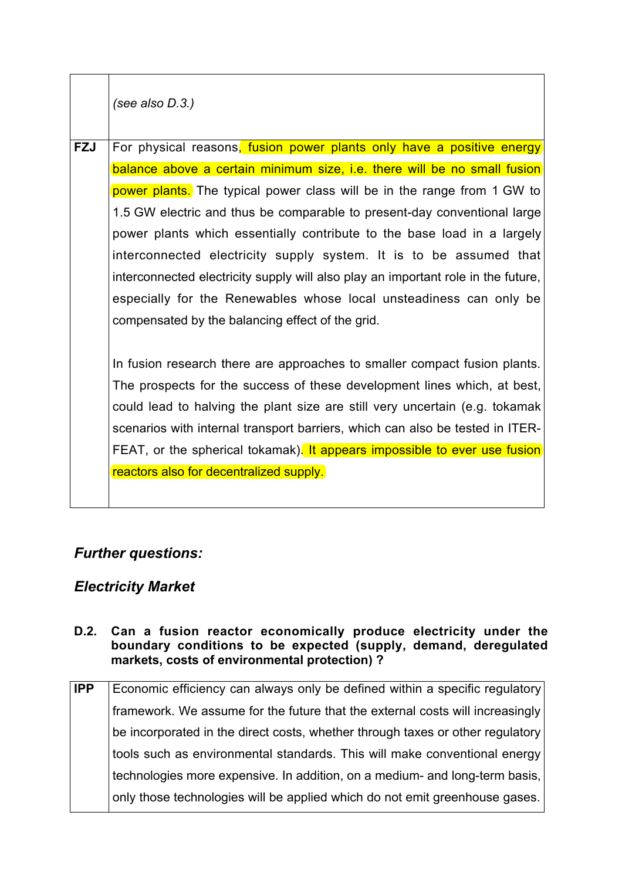| | |
|---|---|
| | *(see also D.3.)* |
| **FZJ** | For physical reasons, fusion power plants only have a positive energy balance above a certain minimum size, i.e. there will be no small fusion power plants. The typical power class will be in the range from 1 GW to 1.5 GW electric and thus be comparable to present-day conventional large power plants which essentially contribute to the base load in a largely interconnected electricity supply system. It is to be assumed that interconnected electricity supply will also play an important role in the future, especially for the Renewables whose local unsteadiness can only be compensated by the balancing effect of the grid.<br><br>In fusion research there are approaches to smaller compact fusion plants. The prospects for the success of these development lines which, at best, could lead to halving the plant size are still very uncertain (e.g. tokamak scenarios with internal transport barriers, which can also be tested in ITER-FEAT, or the spherical tokamak). It appears impossible to ever use fusion reactors also for decentralized supply. |

## *Further questions:*

## *Electricity Market*

**D.2. Can a fusion reactor economically produce electricity under the boundary conditions to be expected (supply, demand, deregulated markets, costs of environmental protection) ?**

| | |
|---|---|
| **IPP** | Economic efficiency can always only be defined within a specific regulatory framework. We assume for the future that the external costs will increasingly be incorporated in the direct costs, whether through taxes or other regulatory tools such as environmental standards. This will make conventional energy technologies more expensive. In addition, on a medium- and long-term basis, only those technologies will be applied which do not emit greenhouse gases. |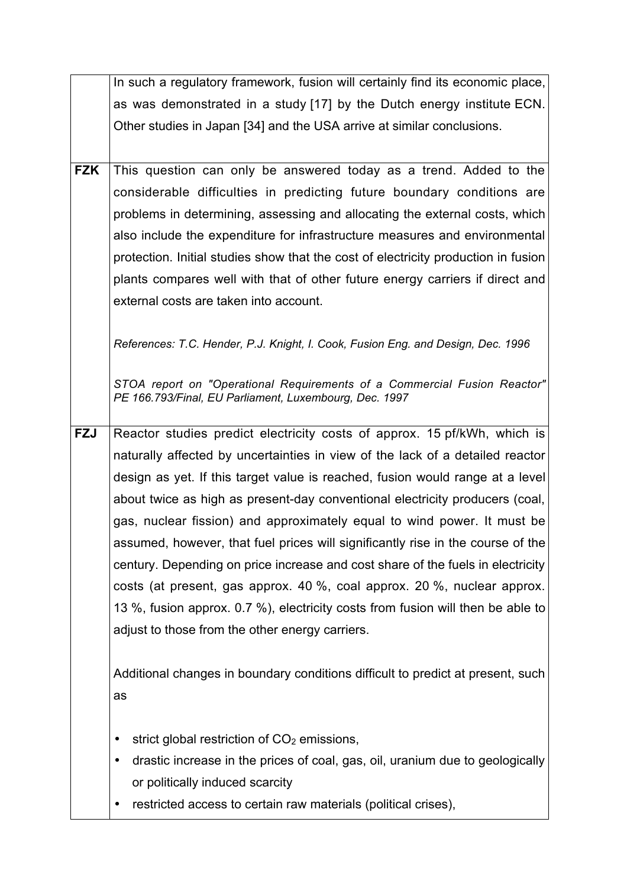| | |
|---|---|
| | In such a regulatory framework, fusion will certainly find its economic place, as was demonstrated in a study [17] by the Dutch energy institute ECN. Other studies in Japan [34] and the USA arrive at similar conclusions. |
| **FZK** | This question can only be answered today as a trend. Added to the considerable difficulties in predicting future boundary conditions are problems in determining, assessing and allocating the external costs, which also include the expenditure for infrastructure measures and environmental protection. Initial studies show that the cost of electricity production in fusion plants compares well with that of other future energy carriers if direct and external costs are taken into account.<br><br>*References: T.C. Hender, P.J. Knight, I. Cook, Fusion Eng. and Design, Dec. 1996*<br><br>*STOA report on "Operational Requirements of a Commercial Fusion Reactor" PE 166.793/Final, EU Parliament, Luxembourg, Dec. 1997* |
| **FZJ** | Reactor studies predict electricity costs of approx. 15 pf/kWh, which is naturally affected by uncertainties in view of the lack of a detailed reactor design as yet. If this target value is reached, fusion would range at a level about twice as high as present-day conventional electricity producers (coal, gas, nuclear fission) and approximately equal to wind power. It must be assumed, however, that fuel prices will significantly rise in the course of the century. Depending on price increase and cost share of the fuels in electricity costs (at present, gas approx. 40 %, coal approx. 20 %, nuclear approx. 13 %, fusion approx. 0.7 %), electricity costs from fusion will then be able to adjust to those from the other energy carriers.<br><br>Additional changes in boundary conditions difficult to predict at present, such as<br><br>• strict global restriction of $CO_2$ emissions,<br>• drastic increase in the prices of coal, gas, oil, uranium due to geologically or politically induced scarcity<br>• restricted access to certain raw materials (political crises), |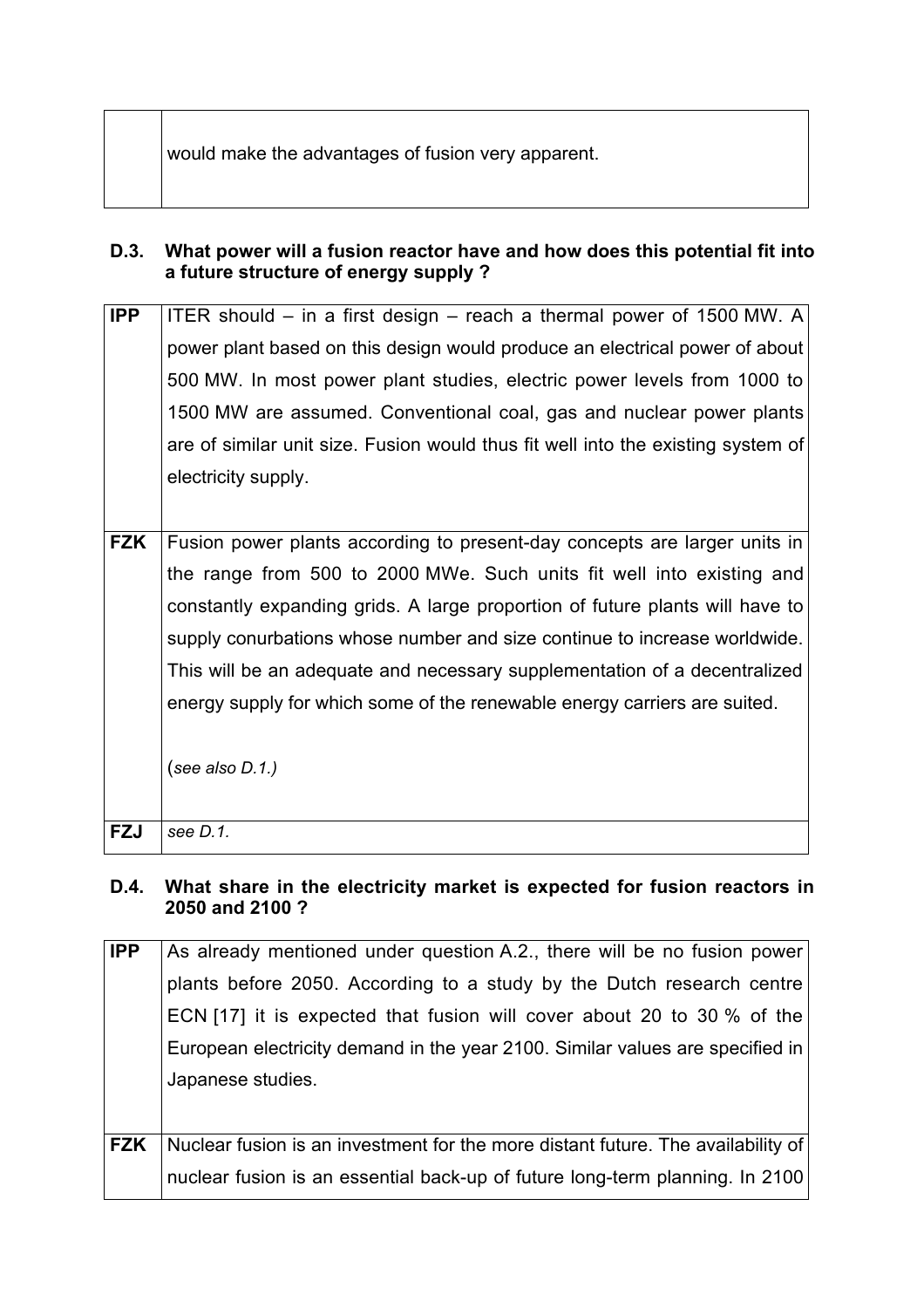| | |
|---|---|
| | would make the advantages of fusion very apparent. |

**D.3. What power will a fusion reactor have and how does this potential fit into a future structure of energy supply ?**

| | |
|---|---|
| **IPP** | ITER should – in a first design – reach a thermal power of 1500 MW. A power plant based on this design would produce an electrical power of about 500 MW. In most power plant studies, electric power levels from 1000 to 1500 MW are assumed. Conventional coal, gas and nuclear power plants are of similar unit size. Fusion would thus fit well into the existing system of electricity supply. |
| **FZK** | Fusion power plants according to present-day concepts are larger units in the range from 500 to 2000 MWe. Such units fit well into existing and constantly expanding grids. A large proportion of future plants will have to supply conurbations whose number and size continue to increase worldwide. This will be an adequate and necessary supplementation of a decentralized energy supply for which some of the renewable energy carriers are suited.<br><br>(*see also D.1.)* |
| **FZJ** | *see D.1.* |

**D.4. What share in the electricity market is expected for fusion reactors in 2050 and 2100 ?**

| | |
|---|---|
| **IPP** | As already mentioned under question A.2., there will be no fusion power plants before 2050. According to a study by the Dutch research centre ECN [17] it is expected that fusion will cover about 20 to 30 % of the European electricity demand in the year 2100. Similar values are specified in Japanese studies. |
| **FZK** | Nuclear fusion is an investment for the more distant future. The availability of nuclear fusion is an essential back-up of future long-term planning. In 2100 |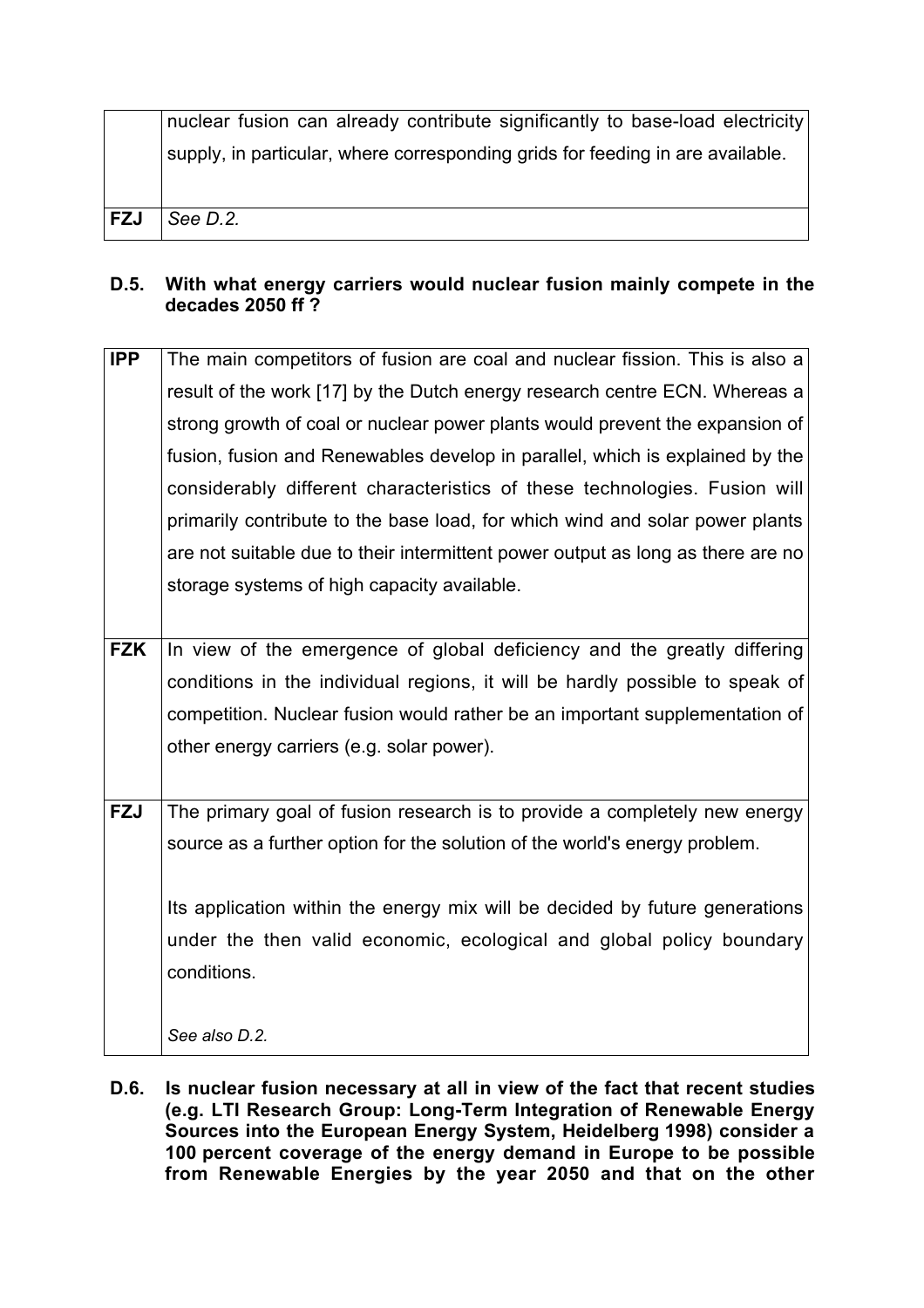|  |  |
|---|---|
|  | nuclear fusion can already contribute significantly to base-load electricity supply, in particular, where corresponding grids for feeding in are available. |
| **FZJ** | *See D.2.* |

**D.5. With what energy carriers would nuclear fusion mainly compete in the decades 2050 ff ?**

|  |  |
|---|---|
| **IPP** | The main competitors of fusion are coal and nuclear fission. This is also a result of the work [17] by the Dutch energy research centre ECN. Whereas a strong growth of coal or nuclear power plants would prevent the expansion of fusion, fusion and Renewables develop in parallel, which is explained by the considerably different characteristics of these technologies. Fusion will primarily contribute to the base load, for which wind and solar power plants are not suitable due to their intermittent power output as long as there are no storage systems of high capacity available. |
| **FZK** | In view of the emergence of global deficiency and the greatly differing conditions in the individual regions, it will be hardly possible to speak of competition. Nuclear fusion would rather be an important supplementation of other energy carriers (e.g. solar power). |
| **FZJ** | The primary goal of fusion research is to provide a completely new energy source as a further option for the solution of the world's energy problem.<br><br>Its application within the energy mix will be decided by future generations under the then valid economic, ecological and global policy boundary conditions.<br><br>*See also D.2.* |

**D.6. Is nuclear fusion necessary at all in view of the fact that recent studies (e.g. LTI Research Group: Long-Term Integration of Renewable Energy Sources into the European Energy System, Heidelberg 1998) consider a 100 percent coverage of the energy demand in Europe to be possible from Renewable Energies by the year 2050 and that on the other**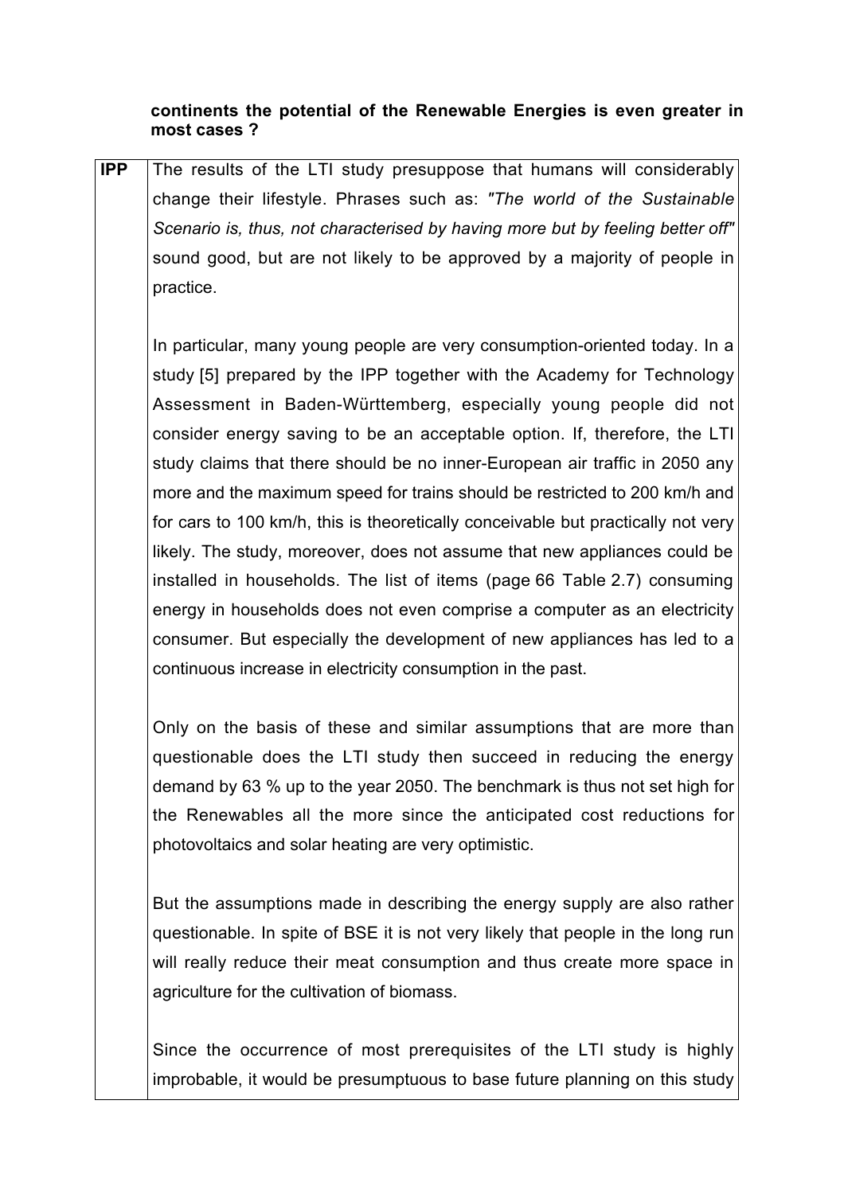**continents the potential of the Renewable Energies is even greater in most cases ?**

| | |
|---|---|
| **IPP** | The results of the LTI study presuppose that humans will considerably change their lifestyle. Phrases such as: *"The world of the Sustainable Scenario is, thus, not characterised by having more but by feeling better off"* sound good, but are not likely to be approved by a majority of people in practice.<br><br>In particular, many young people are very consumption-oriented today. In a study [5] prepared by the IPP together with the Academy for Technology Assessment in Baden-Württemberg, especially young people did not consider energy saving to be an acceptable option. If, therefore, the LTI study claims that there should be no inner-European air traffic in 2050 any more and the maximum speed for trains should be restricted to 200 km/h and for cars to 100 km/h, this is theoretically conceivable but practically not very likely. The study, moreover, does not assume that new appliances could be installed in households. The list of items (page 66 Table 2.7) consuming energy in households does not even comprise a computer as an electricity consumer. But especially the development of new appliances has led to a continuous increase in electricity consumption in the past.<br><br>Only on the basis of these and similar assumptions that are more than questionable does the LTI study then succeed in reducing the energy demand by 63 % up to the year 2050. The benchmark is thus not set high for the Renewables all the more since the anticipated cost reductions for photovoltaics and solar heating are very optimistic.<br><br>But the assumptions made in describing the energy supply are also rather questionable. In spite of BSE it is not very likely that people in the long run will really reduce their meat consumption and thus create more space in agriculture for the cultivation of biomass.<br><br>Since the occurrence of most prerequisites of the LTI study is highly improbable, it would be presumptuous to base future planning on this study |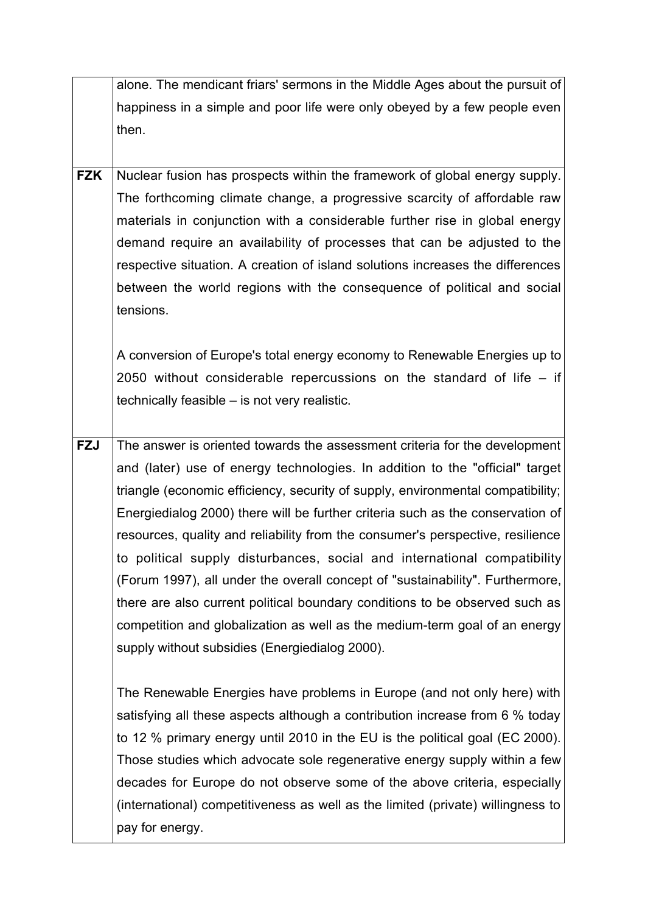| | |
|---|---|
| | alone. The mendicant friars' sermons in the Middle Ages about the pursuit of happiness in a simple and poor life were only obeyed by a few people even then. |
| **FZK** | Nuclear fusion has prospects within the framework of global energy supply. The forthcoming climate change, a progressive scarcity of affordable raw materials in conjunction with a considerable further rise in global energy demand require an availability of processes that can be adjusted to the respective situation. A creation of island solutions increases the differences between the world regions with the consequence of political and social tensions.<br><br>A conversion of Europe's total energy economy to Renewable Energies up to 2050 without considerable repercussions on the standard of life – if technically feasible – is not very realistic. |
| **FZJ** | The answer is oriented towards the assessment criteria for the development and (later) use of energy technologies. In addition to the "official" target triangle (economic efficiency, security of supply, environmental compatibility; Energiedialog 2000) there will be further criteria such as the conservation of resources, quality and reliability from the consumer's perspective, resilience to political supply disturbances, social and international compatibility (Forum 1997), all under the overall concept of "sustainability". Furthermore, there are also current political boundary conditions to be observed such as competition and globalization as well as the medium-term goal of an energy supply without subsidies (Energiedialog 2000).<br><br>The Renewable Energies have problems in Europe (and not only here) with satisfying all these aspects although a contribution increase from 6 % today to 12 % primary energy until 2010 in the EU is the political goal (EC 2000). Those studies which advocate sole regenerative energy supply within a few decades for Europe do not observe some of the above criteria, especially (international) competitiveness as well as the limited (private) willingness to pay for energy. |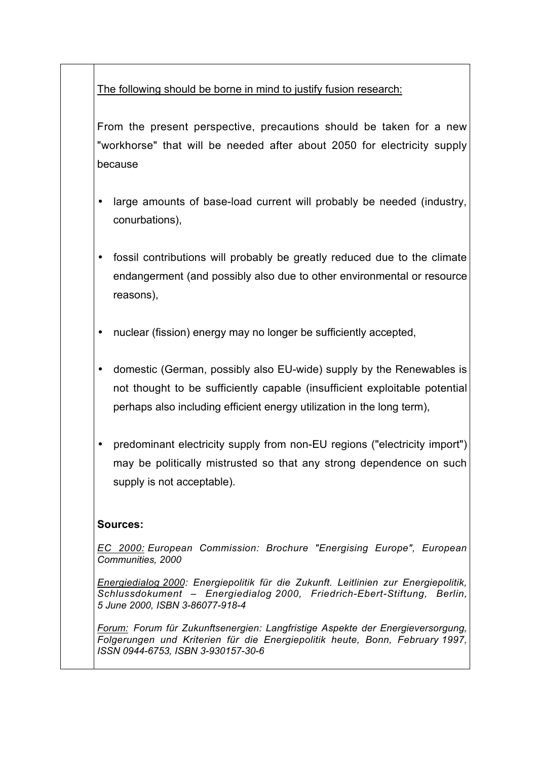<u>The following should be borne in mind to justify fusion research:</u>

From the present perspective, precautions should be taken for a new "workhorse" that will be needed after about 2050 for electricity supply because

- large amounts of base-load current will probably be needed (industry, conurbations),
- fossil contributions will probably be greatly reduced due to the climate endangerment (and possibly also due to other environmental or resource reasons),
- nuclear (fission) energy may no longer be sufficiently accepted,
- domestic (German, possibly also EU-wide) supply by the Renewables is not thought to be sufficiently capable (insufficient exploitable potential perhaps also including efficient energy utilization in the long term),
- predominant electricity supply from non-EU regions ("electricity import") may be politically mistrusted so that any strong dependence on such supply is not acceptable).

**Sources:**

*<u>EC 2000:</u> European Commission: Brochure "Energising Europe", European Communities, 2000*

*<u>Energiedialog 2000</u>: Energiepolitik für die Zukunft. Leitlinien zur Energiepolitik, Schlussdokument – Energiedialog 2000, Friedrich-Ebert-Stiftung, Berlin, 5 June 2000, ISBN 3-86077-918-4*

*<u>Forum:</u> Forum für Zukunftsenergien: Langfristige Aspekte der Energieversorgung, Folgerungen und Kriterien für die Energiepolitik heute, Bonn, February 1997, ISSN 0944-6753, ISBN 3-930157-30-6*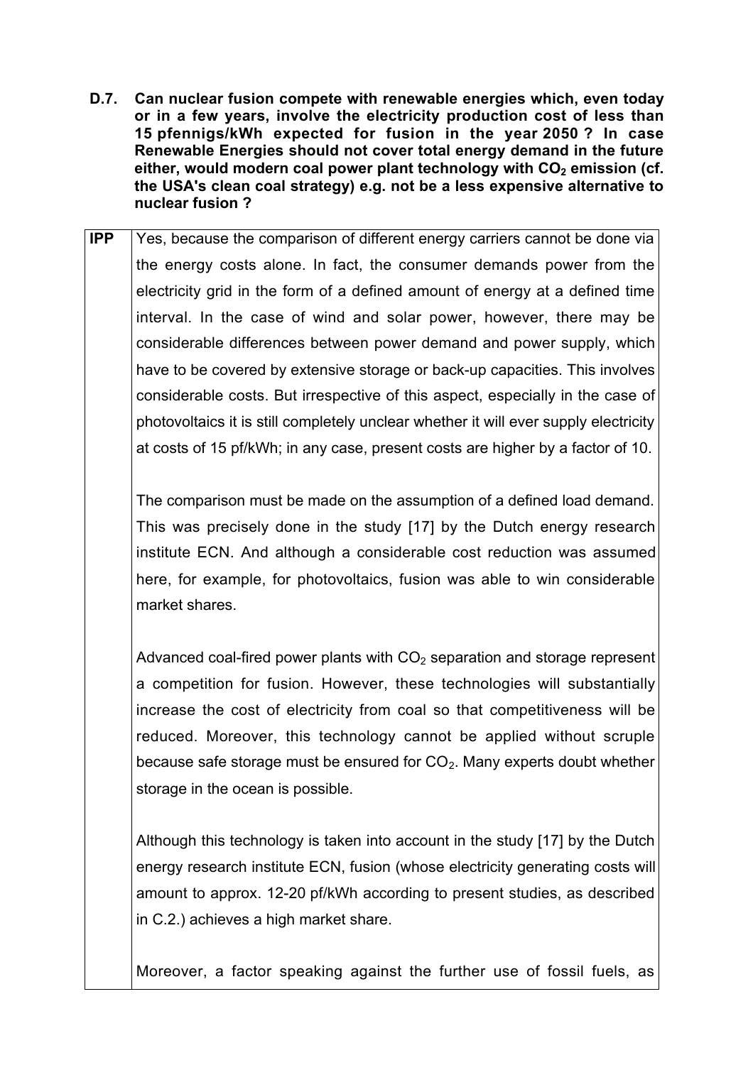**D.7. Can nuclear fusion compete with renewable energies which, even today or in a few years, involve the electricity production cost of less than 15 pfennigs/kWh expected for fusion in the year 2050 ? In case Renewable Energies should not cover total energy demand in the future either, would modern coal power plant technology with $CO_2$ emission (cf. the USA's clean coal strategy) e.g. not be a less expensive alternative to nuclear fusion ?**

**IPP**

Yes, because the comparison of different energy carriers cannot be done via the energy costs alone. In fact, the consumer demands power from the electricity grid in the form of a defined amount of energy at a defined time interval. In the case of wind and solar power, however, there may be considerable differences between power demand and power supply, which have to be covered by extensive storage or back-up capacities. This involves considerable costs. But irrespective of this aspect, especially in the case of photovoltaics it is still completely unclear whether it will ever supply electricity at costs of 15 pf/kWh; in any case, present costs are higher by a factor of 10.

The comparison must be made on the assumption of a defined load demand. This was precisely done in the study [17] by the Dutch energy research institute ECN. And although a considerable cost reduction was assumed here, for example, for photovoltaics, fusion was able to win considerable market shares.

Advanced coal-fired power plants with $CO_2$ separation and storage represent a competition for fusion. However, these technologies will substantially increase the cost of electricity from coal so that competitiveness will be reduced. Moreover, this technology cannot be applied without scruple because safe storage must be ensured for $CO_2$. Many experts doubt whether storage in the ocean is possible.

Although this technology is taken into account in the study [17] by the Dutch energy research institute ECN, fusion (whose electricity generating costs will amount to approx. 12-20 pf/kWh according to present studies, as described in C.2.) achieves a high market share.

Moreover, a factor speaking against the further use of fossil fuels, as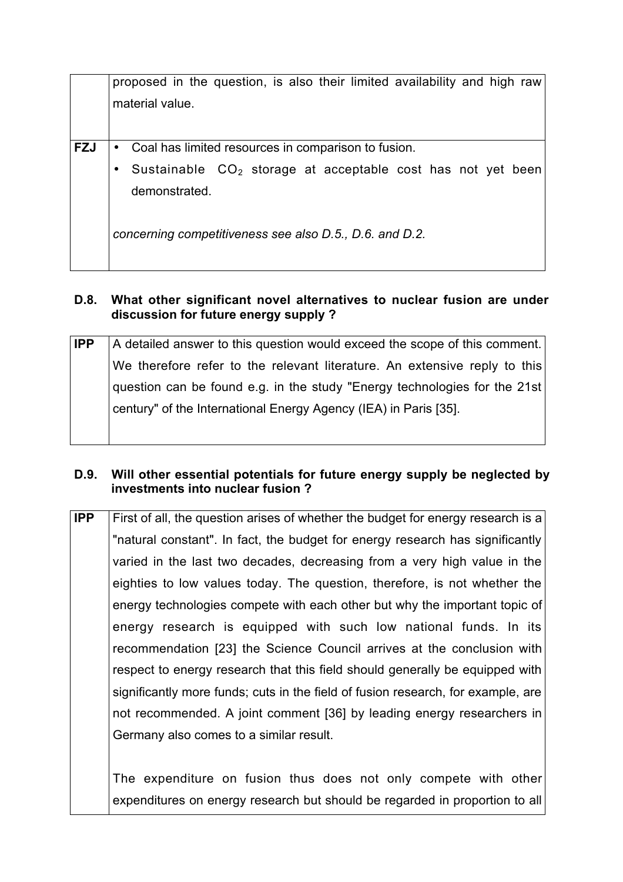| | |
|---|---|
| | proposed in the question, is also their limited availability and high raw material value. |
| **FZJ** | • Coal has limited resources in comparison to fusion.<br>• Sustainable $CO_2$ storage at acceptable cost has not yet been demonstrated.<br><br>*concerning competitiveness see also D.5., D.6. and D.2.* |

**D.8. What other significant novel alternatives to nuclear fusion are under discussion for future energy supply ?**

| | |
|---|---|
| **IPP** | A detailed answer to this question would exceed the scope of this comment. We therefore refer to the relevant literature. An extensive reply to this question can be found e.g. in the study "Energy technologies for the 21st century" of the International Energy Agency (IEA) in Paris [35]. |

**D.9. Will other essential potentials for future energy supply be neglected by investments into nuclear fusion ?**

| | |
|---|---|
| **IPP** | First of all, the question arises of whether the budget for energy research is a "natural constant". In fact, the budget for energy research has significantly varied in the last two decades, decreasing from a very high value in the eighties to low values today. The question, therefore, is not whether the energy technologies compete with each other but why the important topic of energy research is equipped with such low national funds. In its recommendation [23] the Science Council arrives at the conclusion with respect to energy research that this field should generally be equipped with significantly more funds; cuts in the field of fusion research, for example, are not recommended. A joint comment [36] by leading energy researchers in Germany also comes to a similar result.<br><br>The expenditure on fusion thus does not only compete with other expenditures on energy research but should be regarded in proportion to all |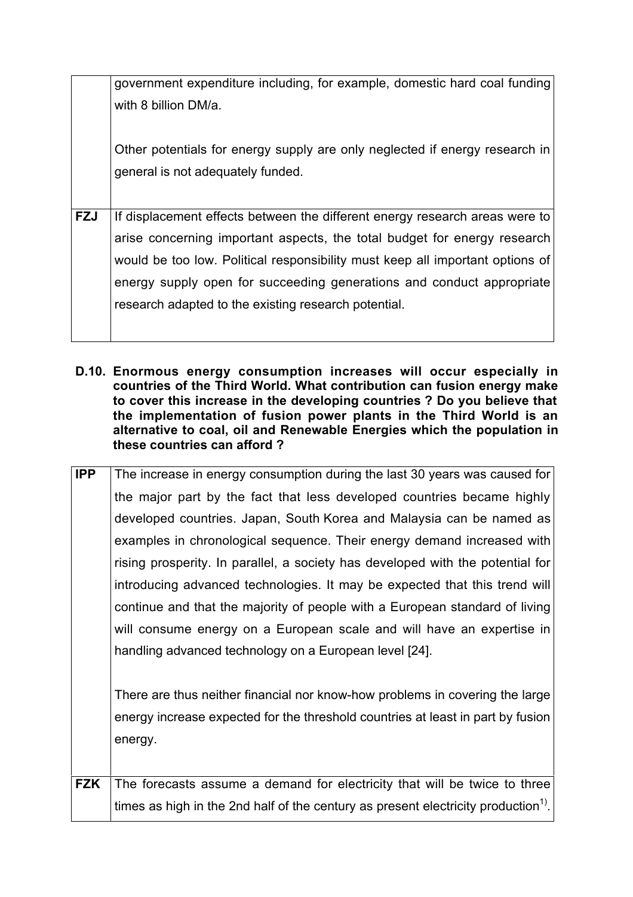| | |
|---|---|
| | government expenditure including, for example, domestic hard coal funding with 8 billion DM/a.<br><br>Other potentials for energy supply are only neglected if energy research in general is not adequately funded. |
| **FZJ** | If displacement effects between the different energy research areas were to arise concerning important aspects, the total budget for energy research would be too low. Political responsibility must keep all important options of energy supply open for succeeding generations and conduct appropriate research adapted to the existing research potential. |

**D.10. Enormous energy consumption increases will occur especially in countries of the Third World. What contribution can fusion energy make to cover this increase in the developing countries ? Do you believe that the implementation of fusion power plants in the Third World is an alternative to coal, oil and Renewable Energies which the population in these countries can afford ?**

| | |
|---|---|
| **IPP** | The increase in energy consumption during the last 30 years was caused for the major part by the fact that less developed countries became highly developed countries. Japan, South Korea and Malaysia can be named as examples in chronological sequence. Their energy demand increased with rising prosperity. In parallel, a society has developed with the potential for introducing advanced technologies. It may be expected that this trend will continue and that the majority of people with a European standard of living will consume energy on a European scale and will have an expertise in handling advanced technology on a European level [24].<br><br>There are thus neither financial nor know-how problems in covering the large energy increase expected for the threshold countries at least in part by fusion energy. |
| **FZK** | The forecasts assume a demand for electricity that will be twice to three times as high in the 2nd half of the century as present electricity production[1]. |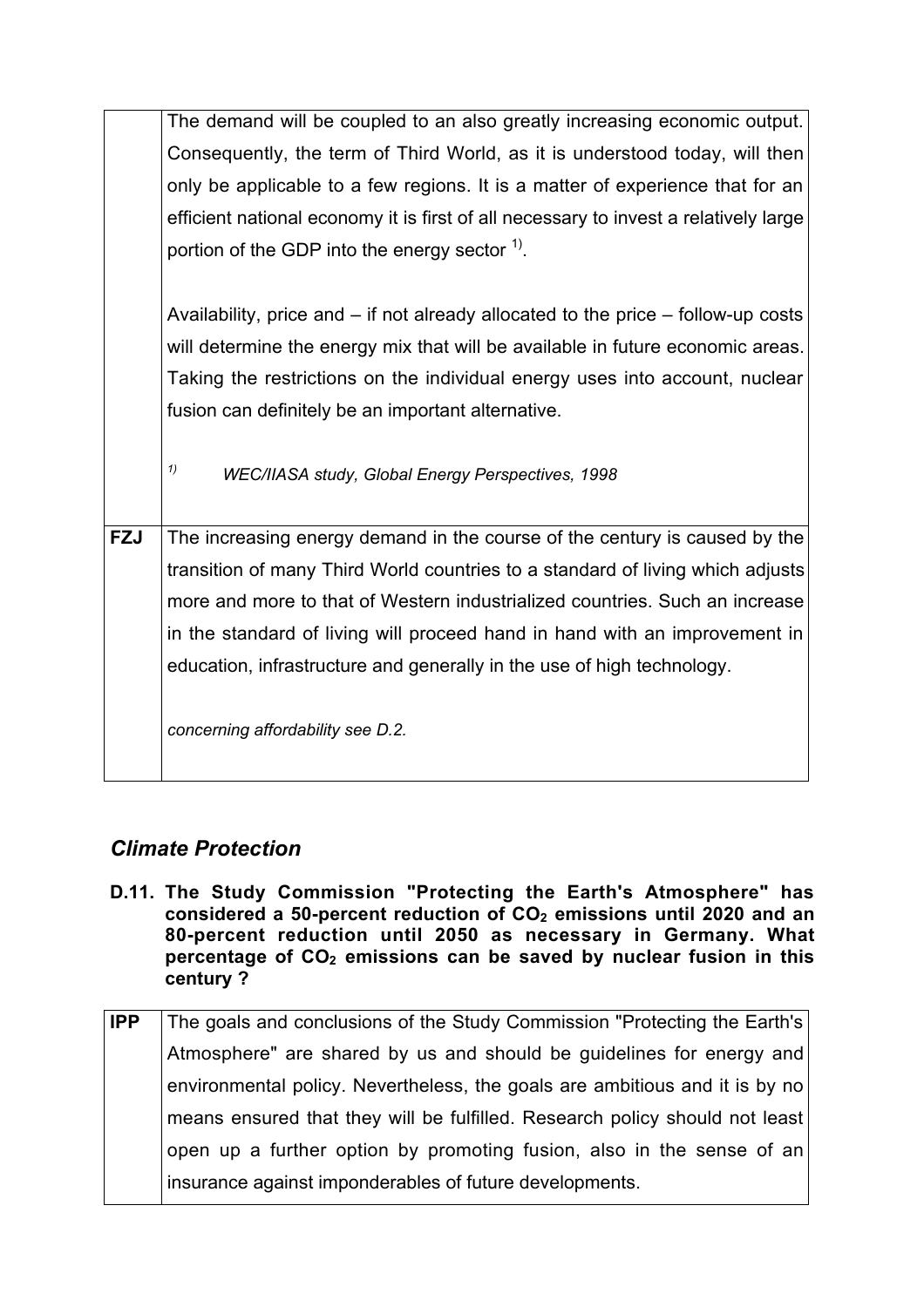| | |
|---|---|
| | The demand will be coupled to an also greatly increasing economic output. Consequently, the term of Third World, as it is understood today, will then only be applicable to a few regions. It is a matter of experience that for an efficient national economy it is first of all necessary to invest a relatively large portion of the GDP into the energy sector [1)].<br><br>Availability, price and – if not already allocated to the price – follow-up costs will determine the energy mix that will be available in future economic areas. Taking the restrictions on the individual energy uses into account, nuclear fusion can definitely be an important alternative.<br><br>*[1)] WEC/IIASA study, Global Energy Perspectives, 1998* |
| **FZJ** | The increasing energy demand in the course of the century is caused by the transition of many Third World countries to a standard of living which adjusts more and more to that of Western industrialized countries. Such an increase in the standard of living will proceed hand in hand with an improvement in education, infrastructure and generally in the use of high technology.<br><br>*concerning affordability see D.2.* |

## *Climate Protection*

**D.11. The Study Commission "Protecting the Earth's Atmosphere" has considered a 50-percent reduction of $CO_2$ emissions until 2020 and an 80-percent reduction until 2050 as necessary in Germany. What percentage of $CO_2$ emissions can be saved by nuclear fusion in this century ?**

| | |
|---|---|
| **IPP** | The goals and conclusions of the Study Commission "Protecting the Earth's Atmosphere" are shared by us and should be guidelines for energy and environmental policy. Nevertheless, the goals are ambitious and it is by no means ensured that they will be fulfilled. Research policy should not least open up a further option by promoting fusion, also in the sense of an insurance against imponderables of future developments. |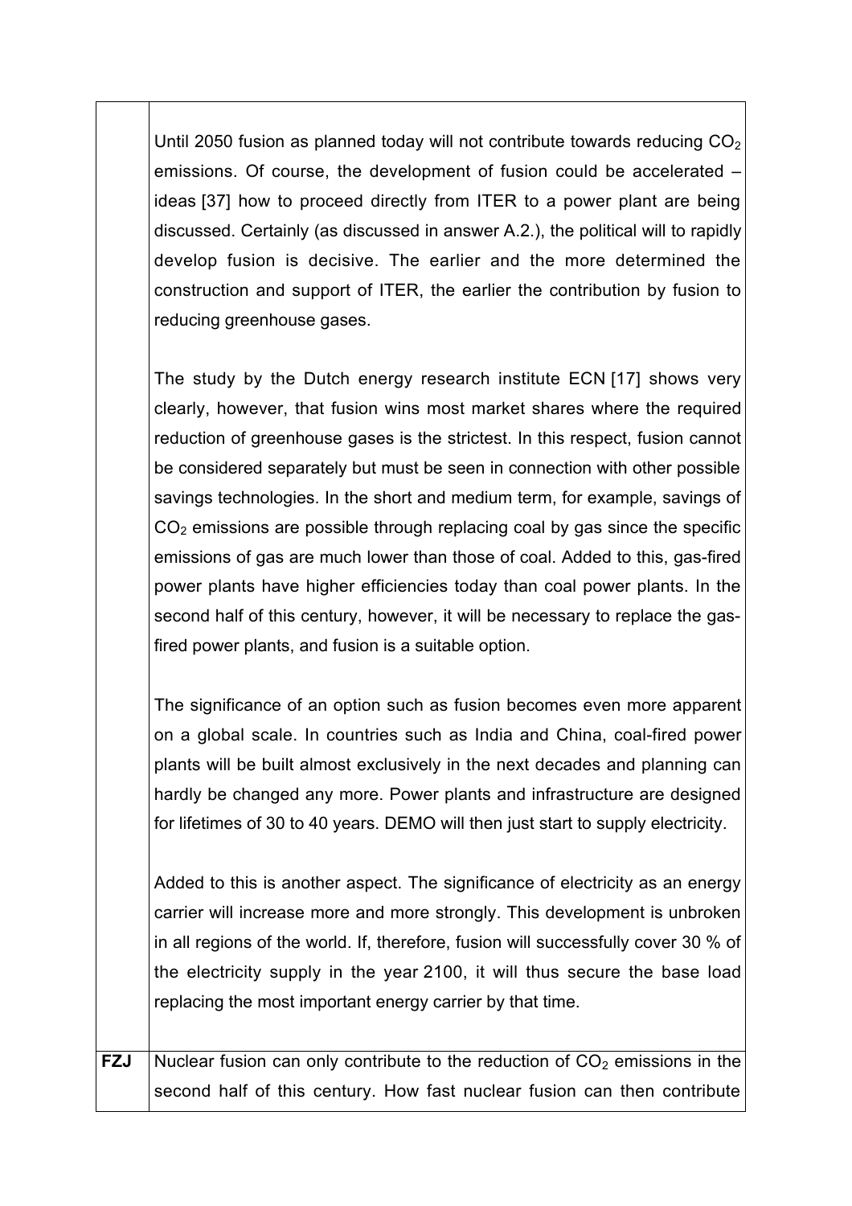| | |
|---|---|
| | Until 2050 fusion as planned today will not contribute towards reducing $CO_2$ emissions. Of course, the development of fusion could be accelerated – ideas [37] how to proceed directly from ITER to a power plant are being discussed. Certainly (as discussed in answer A.2.), the political will to rapidly develop fusion is decisive. The earlier and the more determined the construction and support of ITER, the earlier the contribution by fusion to reducing greenhouse gases.<br><br>The study by the Dutch energy research institute ECN [17] shows very clearly, however, that fusion wins most market shares where the required reduction of greenhouse gases is the strictest. In this respect, fusion cannot be considered separately but must be seen in connection with other possible savings technologies. In the short and medium term, for example, savings of $CO_2$ emissions are possible through replacing coal by gas since the specific emissions of gas are much lower than those of coal. Added to this, gas-fired power plants have higher efficiencies today than coal power plants. In the second half of this century, however, it will be necessary to replace the gas-fired power plants, and fusion is a suitable option.<br><br>The significance of an option such as fusion becomes even more apparent on a global scale. In countries such as India and China, coal-fired power plants will be built almost exclusively in the next decades and planning can hardly be changed any more. Power plants and infrastructure are designed for lifetimes of 30 to 40 years. DEMO will then just start to supply electricity.<br><br>Added to this is another aspect. The significance of electricity as an energy carrier will increase more and more strongly. This development is unbroken in all regions of the world. If, therefore, fusion will successfully cover 30 % of the electricity supply in the year 2100, it will thus secure the base load replacing the most important energy carrier by that time. |
| **FZJ** | Nuclear fusion can only contribute to the reduction of $CO_2$ emissions in the second half of this century. How fast nuclear fusion can then contribute |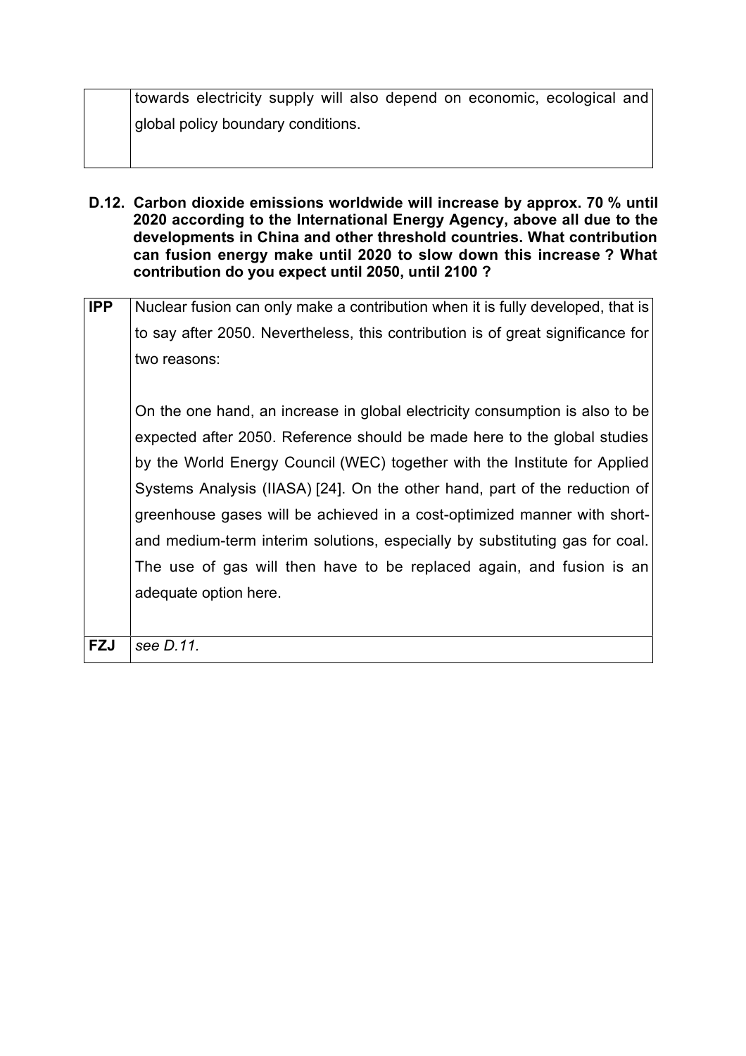| | |
|---|---|
| | towards electricity supply will also depend on economic, ecological and global policy boundary conditions. |

**D.12. Carbon dioxide emissions worldwide will increase by approx. 70 % until 2020 according to the International Energy Agency, above all due to the developments in China and other threshold countries. What contribution can fusion energy make until 2020 to slow down this increase ? What contribution do you expect until 2050, until 2100 ?**

| | |
|---|---|
| **IPP** | Nuclear fusion can only make a contribution when it is fully developed, that is to say after 2050. Nevertheless, this contribution is of great significance for two reasons:<br><br>On the one hand, an increase in global electricity consumption is also to be expected after 2050. Reference should be made here to the global studies by the World Energy Council (WEC) together with the Institute for Applied Systems Analysis (IIASA) [24]. On the other hand, part of the reduction of greenhouse gases will be achieved in a cost-optimized manner with short- and medium-term interim solutions, especially by substituting gas for coal. The use of gas will then have to be replaced again, and fusion is an adequate option here. |
| **FZJ** | *see D.11.* |